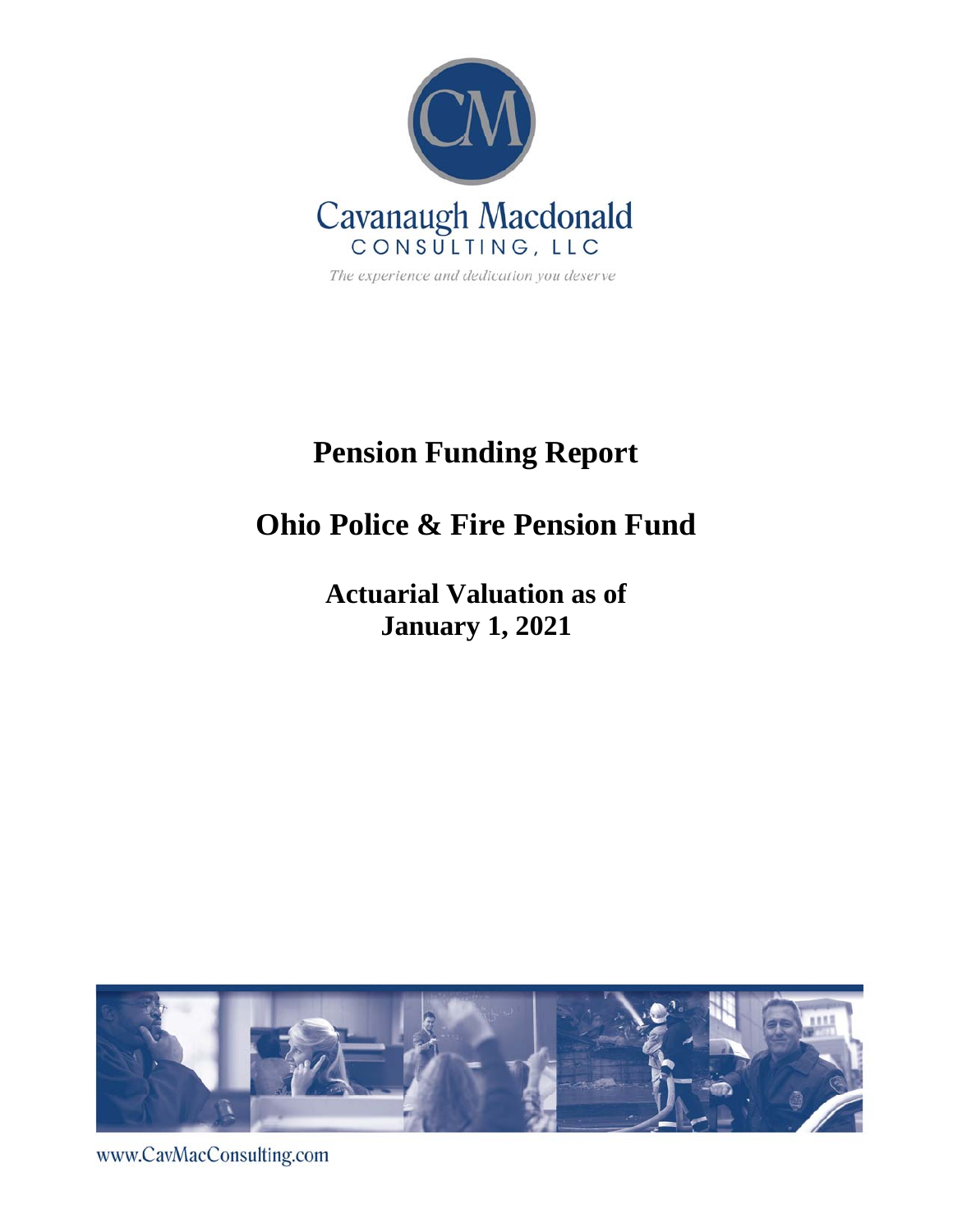Cavanaugh Macdonald
CONSULTING, LLC

*The experience and dedication you deserve*

# Pension Funding Report

# Ohio Police & Fire Pension Fund

## Actuarial Valuation as of January 1, 2021

www.CavMacConsulting.com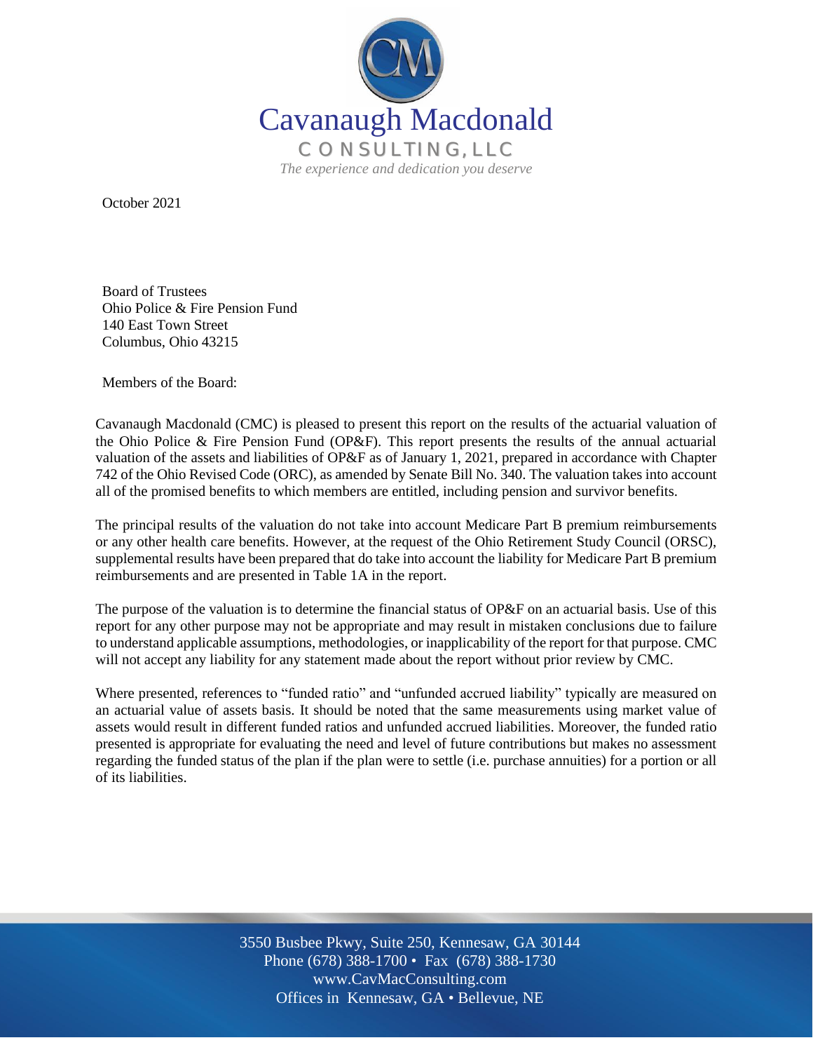Cavanaugh Macdonald

CONSULTING, LLC

*The experience and dedication you deserve*

October 2021

Board of Trustees
Ohio Police & Fire Pension Fund
140 East Town Street
Columbus, Ohio 43215

Members of the Board:

Cavanaugh Macdonald (CMC) is pleased to present this report on the results of the actuarial valuation of the Ohio Police & Fire Pension Fund (OP&F). This report presents the results of the annual actuarial valuation of the assets and liabilities of OP&F as of January 1, 2021, prepared in accordance with Chapter 742 of the Ohio Revised Code (ORC), as amended by Senate Bill No. 340. The valuation takes into account all of the promised benefits to which members are entitled, including pension and survivor benefits.

The principal results of the valuation do not take into account Medicare Part B premium reimbursements or any other health care benefits. However, at the request of the Ohio Retirement Study Council (ORSC), supplemental results have been prepared that do take into account the liability for Medicare Part B premium reimbursements and are presented in Table 1A in the report.

The purpose of the valuation is to determine the financial status of OP&F on an actuarial basis. Use of this report for any other purpose may not be appropriate and may result in mistaken conclusions due to failure to understand applicable assumptions, methodologies, or inapplicability of the report for that purpose. CMC will not accept any liability for any statement made about the report without prior review by CMC.

Where presented, references to "funded ratio" and "unfunded accrued liability" typically are measured on an actuarial value of assets basis. It should be noted that the same measurements using market value of assets would result in different funded ratios and unfunded accrued liabilities. Moreover, the funded ratio presented is appropriate for evaluating the need and level of future contributions but makes no assessment regarding the funded status of the plan if the plan were to settle (i.e. purchase annuities) for a portion or all of its liabilities.

3550 Busbee Pkwy, Suite 250, Kennesaw, GA 30144
Phone (678) 388-1700 • Fax (678) 388-1730
www.CavMacConsulting.com
Offices in Kennesaw, GA • Bellevue, NE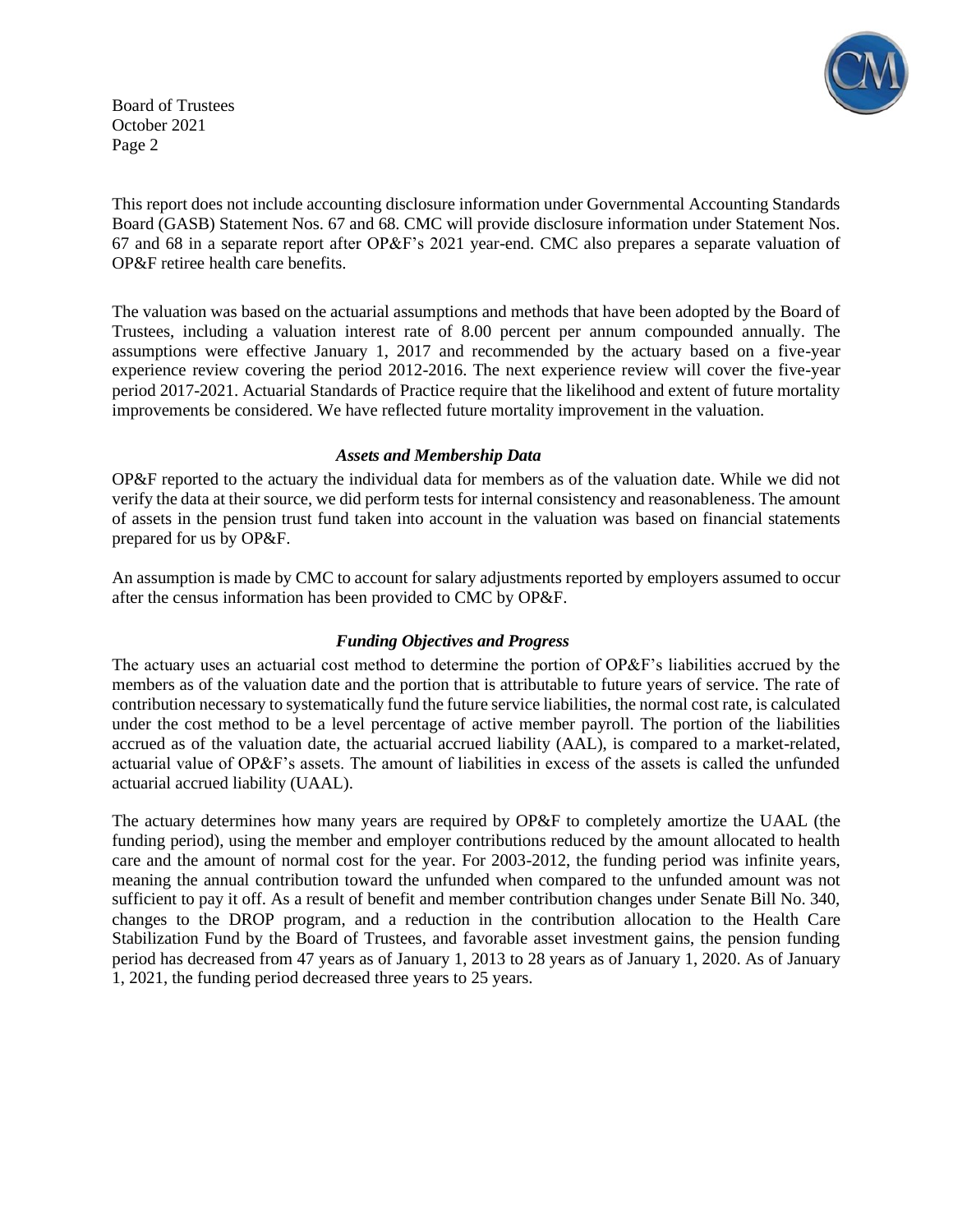This report does not include accounting disclosure information under Governmental Accounting Standards Board (GASB) Statement Nos. 67 and 68. CMC will provide disclosure information under Statement Nos. 67 and 68 in a separate report after OP&F's 2021 year-end. CMC also prepares a separate valuation of OP&F retiree health care benefits.

The valuation was based on the actuarial assumptions and methods that have been adopted by the Board of Trustees, including a valuation interest rate of 8.00 percent per annum compounded annually. The assumptions were effective January 1, 2017 and recommended by the actuary based on a five-year experience review covering the period 2012-2016. The next experience review will cover the five-year period 2017-2021. Actuarial Standards of Practice require that the likelihood and extent of future mortality improvements be considered. We have reflected future mortality improvement in the valuation.

### *Assets and Membership Data*

OP&F reported to the actuary the individual data for members as of the valuation date. While we did not verify the data at their source, we did perform tests for internal consistency and reasonableness. The amount of assets in the pension trust fund taken into account in the valuation was based on financial statements prepared for us by OP&F.

An assumption is made by CMC to account for salary adjustments reported by employers assumed to occur after the census information has been provided to CMC by OP&F.

### *Funding Objectives and Progress*

The actuary uses an actuarial cost method to determine the portion of OP&F's liabilities accrued by the members as of the valuation date and the portion that is attributable to future years of service. The rate of contribution necessary to systematically fund the future service liabilities, the normal cost rate, is calculated under the cost method to be a level percentage of active member payroll. The portion of the liabilities accrued as of the valuation date, the actuarial accrued liability (AAL), is compared to a market-related, actuarial value of OP&F's assets. The amount of liabilities in excess of the assets is called the unfunded actuarial accrued liability (UAAL).

The actuary determines how many years are required by OP&F to completely amortize the UAAL (the funding period), using the member and employer contributions reduced by the amount allocated to health care and the amount of normal cost for the year. For 2003-2012, the funding period was infinite years, meaning the annual contribution toward the unfunded when compared to the unfunded amount was not sufficient to pay it off. As a result of benefit and member contribution changes under Senate Bill No. 340, changes to the DROP program, and a reduction in the contribution allocation to the Health Care Stabilization Fund by the Board of Trustees, and favorable asset investment gains, the pension funding period has decreased from 47 years as of January 1, 2013 to 28 years as of January 1, 2020. As of January 1, 2021, the funding period decreased three years to 25 years.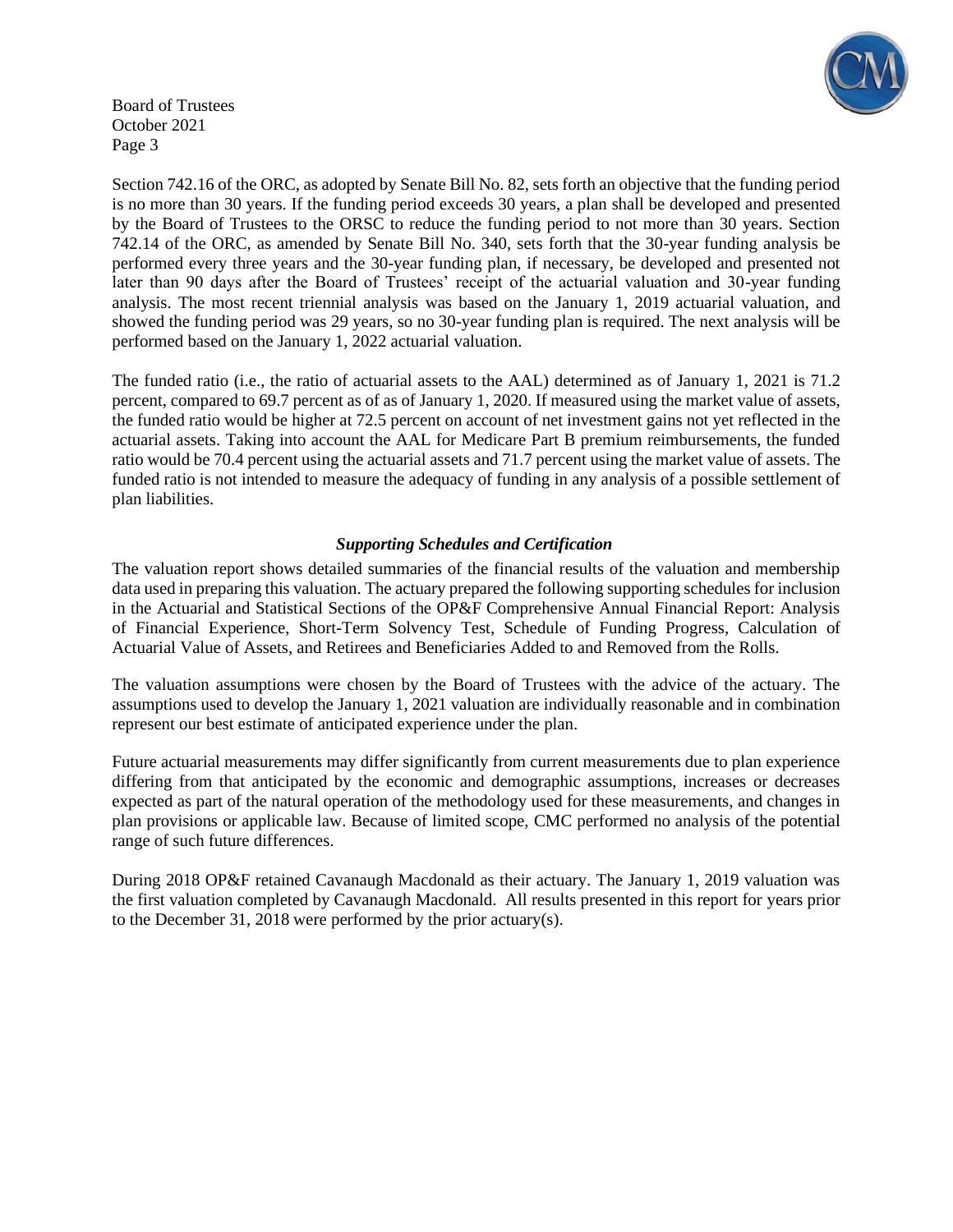Section 742.16 of the ORC, as adopted by Senate Bill No. 82, sets forth an objective that the funding period is no more than 30 years. If the funding period exceeds 30 years, a plan shall be developed and presented by the Board of Trustees to the ORSC to reduce the funding period to not more than 30 years. Section 742.14 of the ORC, as amended by Senate Bill No. 340, sets forth that the 30-year funding analysis be performed every three years and the 30-year funding plan, if necessary, be developed and presented not later than 90 days after the Board of Trustees' receipt of the actuarial valuation and 30-year funding analysis. The most recent triennial analysis was based on the January 1, 2019 actuarial valuation, and showed the funding period was 29 years, so no 30-year funding plan is required. The next analysis will be performed based on the January 1, 2022 actuarial valuation.

The funded ratio (i.e., the ratio of actuarial assets to the AAL) determined as of January 1, 2021 is 71.2 percent, compared to 69.7 percent as of as of January 1, 2020. If measured using the market value of assets, the funded ratio would be higher at 72.5 percent on account of net investment gains not yet reflected in the actuarial assets. Taking into account the AAL for Medicare Part B premium reimbursements, the funded ratio would be 70.4 percent using the actuarial assets and 71.7 percent using the market value of assets. The funded ratio is not intended to measure the adequacy of funding in any analysis of a possible settlement of plan liabilities.

### *Supporting Schedules and Certification*

The valuation report shows detailed summaries of the financial results of the valuation and membership data used in preparing this valuation. The actuary prepared the following supporting schedules for inclusion in the Actuarial and Statistical Sections of the OP&F Comprehensive Annual Financial Report: Analysis of Financial Experience, Short-Term Solvency Test, Schedule of Funding Progress, Calculation of Actuarial Value of Assets, and Retirees and Beneficiaries Added to and Removed from the Rolls.

The valuation assumptions were chosen by the Board of Trustees with the advice of the actuary. The assumptions used to develop the January 1, 2021 valuation are individually reasonable and in combination represent our best estimate of anticipated experience under the plan.

Future actuarial measurements may differ significantly from current measurements due to plan experience differing from that anticipated by the economic and demographic assumptions, increases or decreases expected as part of the natural operation of the methodology used for these measurements, and changes in plan provisions or applicable law. Because of limited scope, CMC performed no analysis of the potential range of such future differences.

During 2018 OP&F retained Cavanaugh Macdonald as their actuary. The January 1, 2019 valuation was the first valuation completed by Cavanaugh Macdonald. All results presented in this report for years prior to the December 31, 2018 were performed by the prior actuary(s).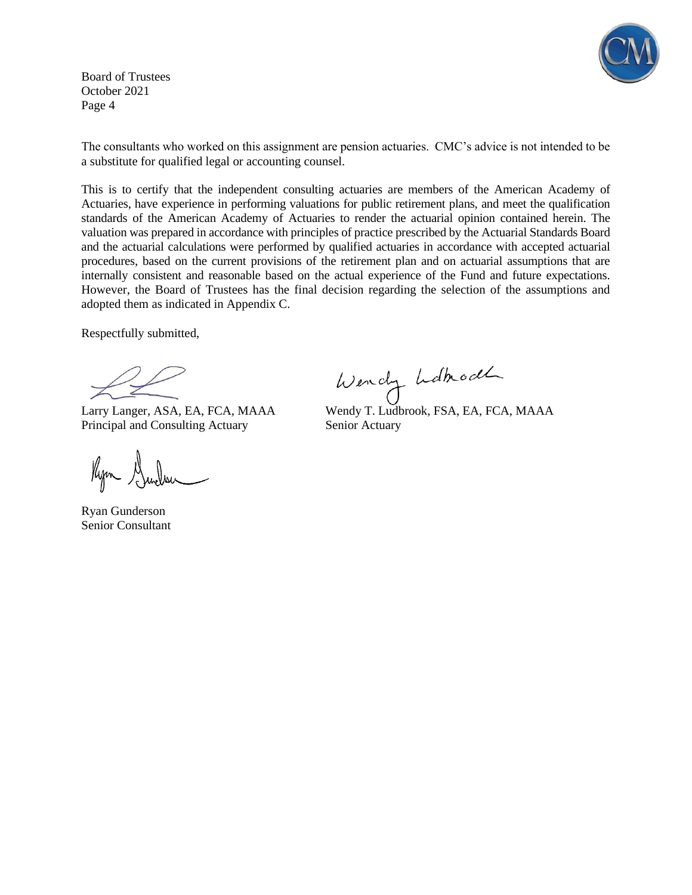The consultants who worked on this assignment are pension actuaries. CMC's advice is not intended to be a substitute for qualified legal or accounting counsel.

This is to certify that the independent consulting actuaries are members of the American Academy of Actuaries, have experience in performing valuations for public retirement plans, and meet the qualification standards of the American Academy of Actuaries to render the actuarial opinion contained herein. The valuation was prepared in accordance with principles of practice prescribed by the Actuarial Standards Board and the actuarial calculations were performed by qualified actuaries in accordance with accepted actuarial procedures, based on the current provisions of the retirement plan and on actuarial assumptions that are internally consistent and reasonable based on the actual experience of the Fund and future expectations. However, the Board of Trustees has the final decision regarding the selection of the assumptions and adopted them as indicated in Appendix C.

Respectfully submitted,

Larry Langer, ASA, EA, FCA, MAAA
Principal and Consulting Actuary

Wendy T. Ludbrook, FSA, EA, FCA, MAAA
Senior Actuary

Ryan Gunderson
Senior Consultant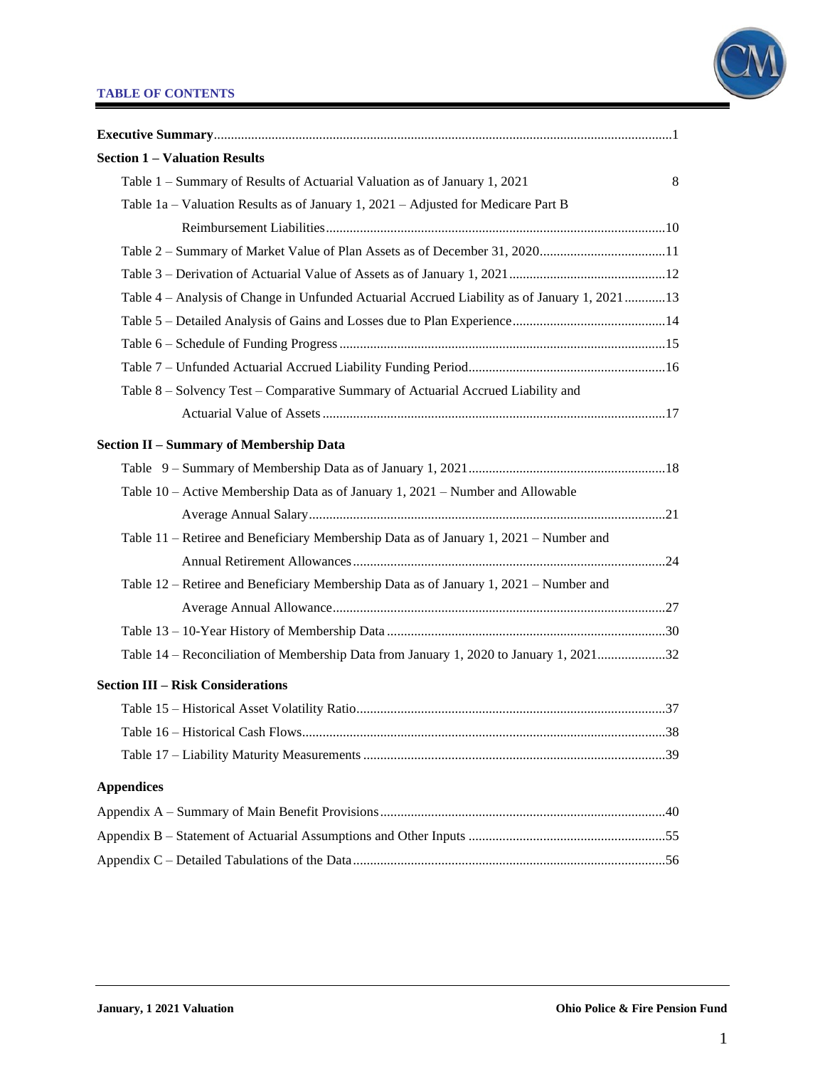## TABLE OF CONTENTS

**Executive Summary**......................................................................................................................................1

**Section 1 – Valuation Results**

Table 1 – Summary of Results of Actuarial Valuation as of January 1, 2021 8

Table 1a – Valuation Results as of January 1, 2021 – Adjusted for Medicare Part B Reimbursement Liabilities...................................................................................................10

Table 2 – Summary of Market Value of Plan Assets as of December 31, 2020.....................................11

Table 3 – Derivation of Actuarial Value of Assets as of January 1, 2021..............................................12

Table 4 – Analysis of Change in Unfunded Actuarial Accrued Liability as of January 1, 2021............13

Table 5 – Detailed Analysis of Gains and Losses due to Plan Experience.............................................14

Table 6 – Schedule of Funding Progress ................................................................................................15

Table 7 – Unfunded Actuarial Accrued Liability Funding Period..........................................................16

Table 8 – Solvency Test – Comparative Summary of Actuarial Accrued Liability and Actuarial Value of Assets ....................................................................................................17

**Section II – Summary of Membership Data**

Table 9 – Summary of Membership Data as of January 1, 2021..........................................................18

Table 10 – Active Membership Data as of January 1, 2021 – Number and Allowable Average Annual Salary........................................................................................................21

Table 11 – Retiree and Beneficiary Membership Data as of January 1, 2021 – Number and Annual Retirement Allowances...........................................................................................24

Table 12 – Retiree and Beneficiary Membership Data as of January 1, 2021 – Number and Average Annual Allowance.................................................................................................27

Table 13 – 10-Year History of Membership Data .................................................................................30

Table 14 – Reconciliation of Membership Data from January 1, 2020 to January 1, 2021....................32

**Section III – Risk Considerations**

Table 15 – Historical Asset Volatility Ratio..........................................................................................37

Table 16 – Historical Cash Flows..........................................................................................................38

Table 17 – Liability Maturity Measurements ........................................................................................39

**Appendices**

Appendix A – Summary of Main Benefit Provisions...................................................................................40

Appendix B – Statement of Actuarial Assumptions and Other Inputs ..........................................................55

Appendix C – Detailed Tabulations of the Data...........................................................................................56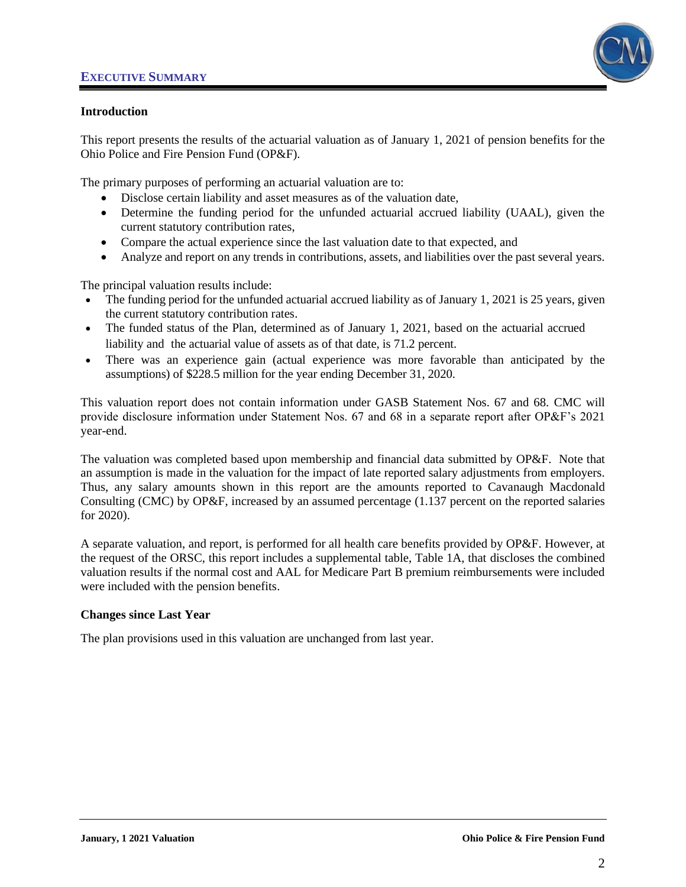## EXECUTIVE SUMMARY

### Introduction

This report presents the results of the actuarial valuation as of January 1, 2021 of pension benefits for the Ohio Police and Fire Pension Fund (OP&F).

The primary purposes of performing an actuarial valuation are to:

- Disclose certain liability and asset measures as of the valuation date,
- Determine the funding period for the unfunded actuarial accrued liability (UAAL), given the current statutory contribution rates,
- Compare the actual experience since the last valuation date to that expected, and
- Analyze and report on any trends in contributions, assets, and liabilities over the past several years.

The principal valuation results include:

- The funding period for the unfunded actuarial accrued liability as of January 1, 2021 is 25 years, given the current statutory contribution rates.
- The funded status of the Plan, determined as of January 1, 2021, based on the actuarial accrued liability and the actuarial value of assets as of that date, is 71.2 percent.
- There was an experience gain (actual experience was more favorable than anticipated by the assumptions) of $228.5 million for the year ending December 31, 2020.

This valuation report does not contain information under GASB Statement Nos. 67 and 68. CMC will provide disclosure information under Statement Nos. 67 and 68 in a separate report after OP&F's 2021 year-end.

The valuation was completed based upon membership and financial data submitted by OP&F. Note that an assumption is made in the valuation for the impact of late reported salary adjustments from employers. Thus, any salary amounts shown in this report are the amounts reported to Cavanaugh Macdonald Consulting (CMC) by OP&F, increased by an assumed percentage (1.137 percent on the reported salaries for 2020).

A separate valuation, and report, is performed for all health care benefits provided by OP&F. However, at the request of the ORSC, this report includes a supplemental table, Table 1A, that discloses the combined valuation results if the normal cost and AAL for Medicare Part B premium reimbursements were included were included with the pension benefits.

### Changes since Last Year

The plan provisions used in this valuation are unchanged from last year.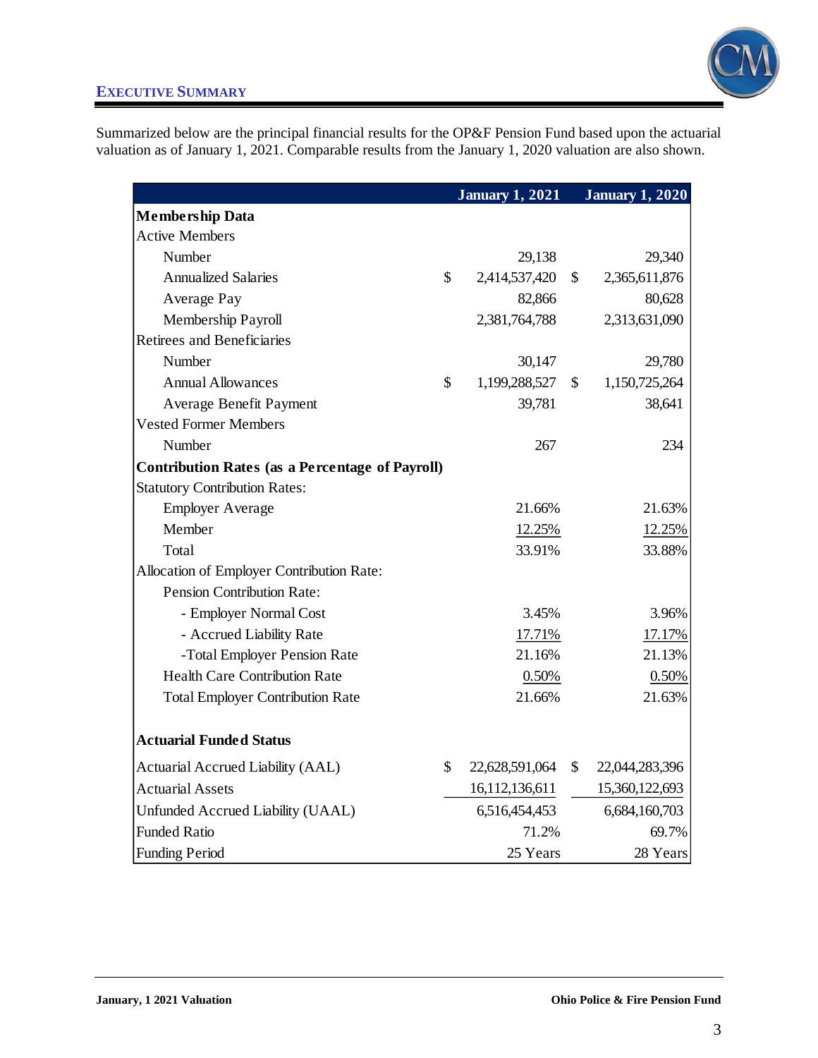## EXECUTIVE SUMMARY

Summarized below are the principal financial results for the OP&F Pension Fund based upon the actuarial valuation as of January 1, 2021. Comparable results from the January 1, 2020 valuation are also shown.

| | January 1, 2021 | January 1, 2020 |
|---|---|---|
| **Membership Data** | | |
| Active Members | | |
| Number | 29,138 | 29,340 |
| Annualized Salaries | $ 2,414,537,420 | $ 2,365,611,876 |
| Average Pay | 82,866 | 80,628 |
| Membership Payroll | 2,381,764,788 | 2,313,631,090 |
| Retirees and Beneficiaries | | |
| Number | 30,147 | 29,780 |
| Annual Allowances | $ 1,199,288,527 | $ 1,150,725,264 |
| Average Benefit Payment | 39,781 | 38,641 |
| Vested Former Members | | |
| Number | 267 | 234 |
| **Contribution Rates (as a Percentage of Payroll)** | | |
| Statutory Contribution Rates: | | |
| Employer Average | 21.66% | 21.63% |
| Member | 12.25% | 12.25% |
| Total | 33.91% | 33.88% |
| Allocation of Employer Contribution Rate: | | |
| Pension Contribution Rate: | | |
| - Employer Normal Cost | 3.45% | 3.96% |
| - Accrued Liability Rate | 17.71% | 17.17% |
| -Total Employer Pension Rate | 21.16% | 21.13% |
| Health Care Contribution Rate | 0.50% | 0.50% |
| Total Employer Contribution Rate | 21.66% | 21.63% |
| **Actuarial Funded Status** | | |
| Actuarial Accrued Liability (AAL) | $ 22,628,591,064 | $ 22,044,283,396 |
| Actuarial Assets | 16,112,136,611 | 15,360,122,693 |
| Unfunded Accrued Liability (UAAL) | 6,516,454,453 | 6,684,160,703 |
| Funded Ratio | 71.2% | 69.7% |
| Funding Period | 25 Years | 28 Years |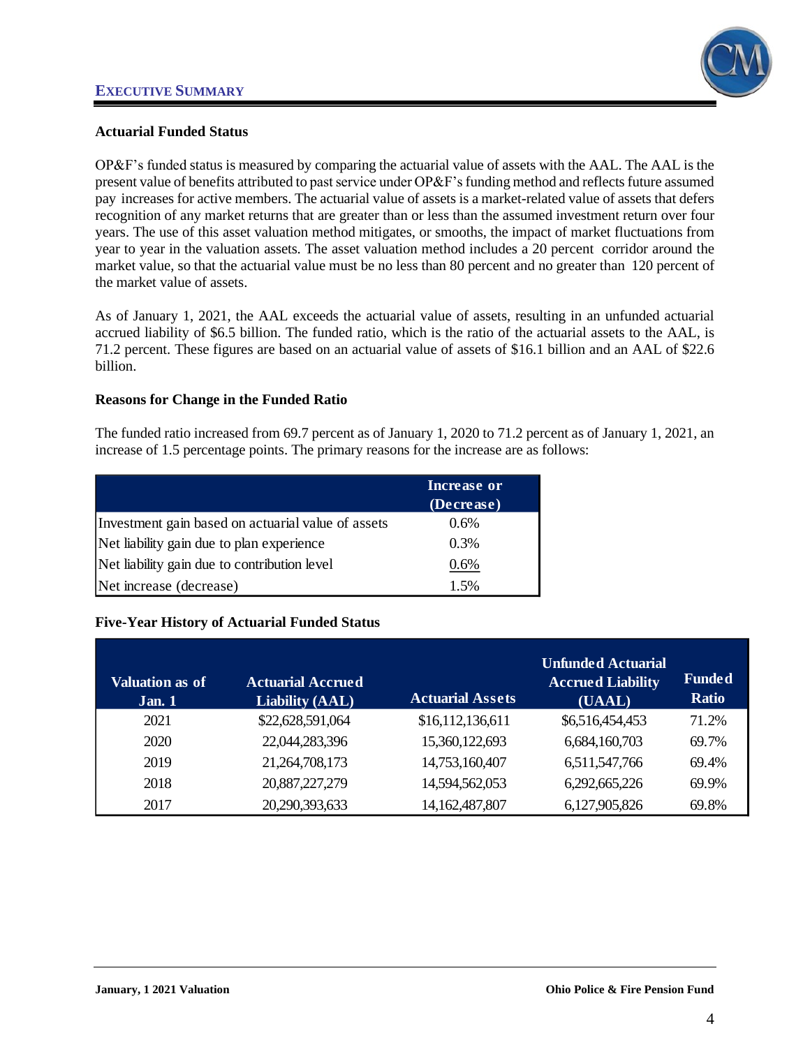## Actuarial Funded Status

OP&F's funded status is measured by comparing the actuarial value of assets with the AAL. The AAL is the present value of benefits attributed to past service under OP&F's funding method and reflects future assumed pay increases for active members. The actuarial value of assets is a market-related value of assets that defers recognition of any market returns that are greater than or less than the assumed investment return over four years. The use of this asset valuation method mitigates, or smooths, the impact of market fluctuations from year to year in the valuation assets. The asset valuation method includes a 20 percent corridor around the market value, so that the actuarial value must be no less than 80 percent and no greater than 120 percent of the market value of assets.

As of January 1, 2021, the AAL exceeds the actuarial value of assets, resulting in an unfunded actuarial accrued liability of $6.5 billion. The funded ratio, which is the ratio of the actuarial assets to the AAL, is 71.2 percent. These figures are based on an actuarial value of assets of $16.1 billion and an AAL of $22.6 billion.

## Reasons for Change in the Funded Ratio

The funded ratio increased from 69.7 percent as of January 1, 2020 to 71.2 percent as of January 1, 2021, an increase of 1.5 percentage points. The primary reasons for the increase are as follows:

| | Increase or (Decrease) |
|---|---|
| Investment gain based on actuarial value of assets | 0.6% |
| Net liability gain due to plan experience | 0.3% |
| Net liability gain due to contribution level | 0.6% |
| Net increase (decrease) | 1.5% |

## Five-Year History of Actuarial Funded Status

| Valuation as of Jan. 1 | Actuarial Accrued Liability (AAL) | Actuarial Assets | Unfunded Actuarial Accrued Liability (UAAL) | Funded Ratio |
|---|---|---|---|---|
| 2021 | $22,628,591,064 | $16,112,136,611 | $6,516,454,453 | 71.2% |
| 2020 | 22,044,283,396 | 15,360,122,693 | 6,684,160,703 | 69.7% |
| 2019 | 21,264,708,173 | 14,753,160,407 | 6,511,547,766 | 69.4% |
| 2018 | 20,887,227,279 | 14,594,562,053 | 6,292,665,226 | 69.9% |
| 2017 | 20,290,393,633 | 14,162,487,807 | 6,127,905,826 | 69.8% |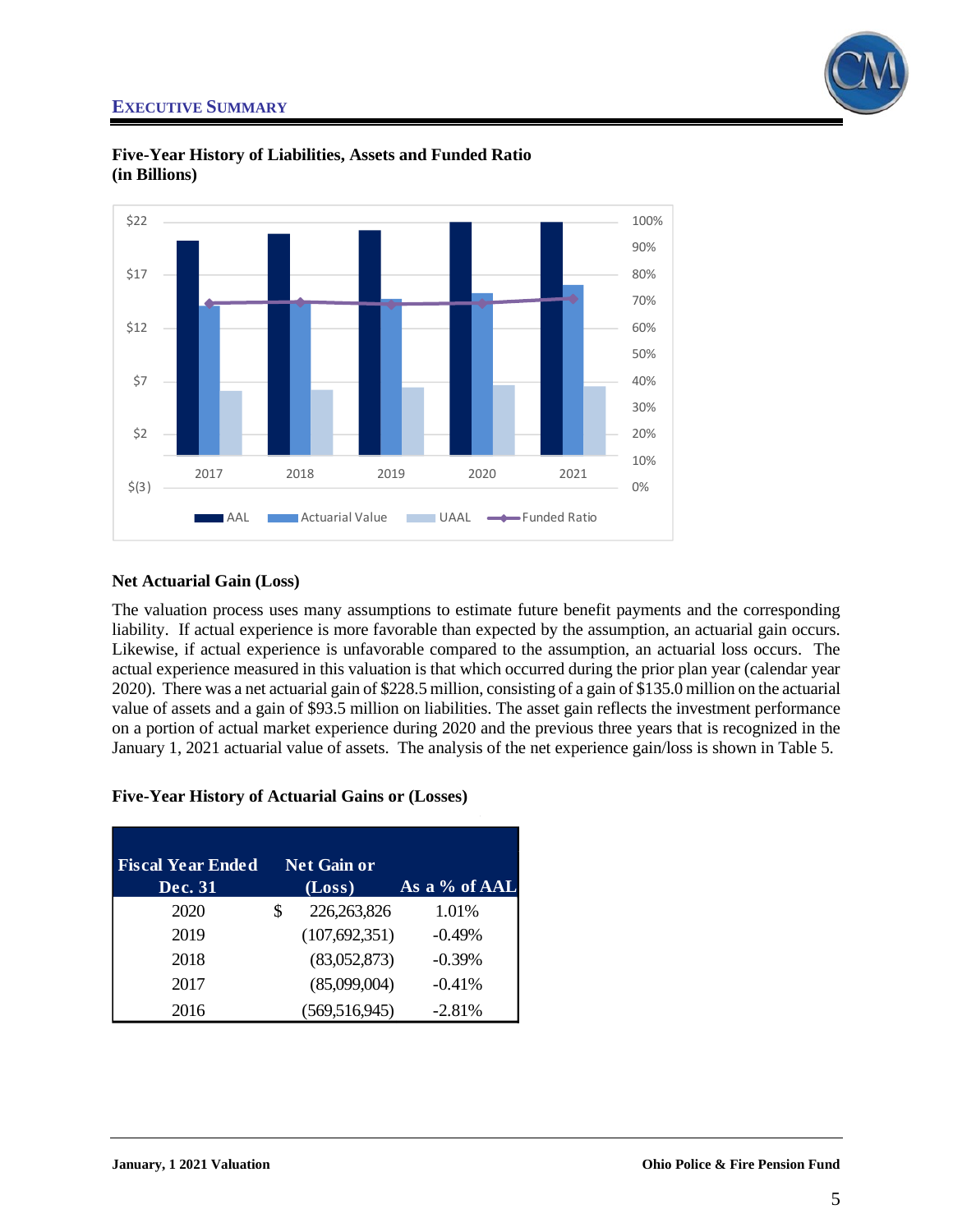## Five-Year History of Liabilities, Assets and Funded Ratio (in Billions)

## Net Actuarial Gain (Loss)

The valuation process uses many assumptions to estimate future benefit payments and the corresponding liability. If actual experience is more favorable than expected by the assumption, an actuarial gain occurs. Likewise, if actual experience is unfavorable compared to the assumption, an actuarial loss occurs. The actual experience measured in this valuation is that which occurred during the prior plan year (calendar year 2020). There was a net actuarial gain of $228.5 million, consisting of a gain of $135.0 million on the actuarial value of assets and a gain of $93.5 million on liabilities. The asset gain reflects the investment performance on a portion of actual market experience during 2020 and the previous three years that is recognized in the January 1, 2021 actuarial value of assets. The analysis of the net experience gain/loss is shown in Table 5.

## Five-Year History of Actuarial Gains or (Losses)

| Fiscal Year Ended Dec. 31 | Net Gain or (Loss) | As a % of AAL |
|---|---|---|
| 2020 | $ 226,263,826 | 1.01% |
| 2019 | (107,692,351) | -0.49% |
| 2018 | (83,052,873) | -0.39% |
| 2017 | (85,099,004) | -0.41% |
| 2016 | (569,516,945) | -2.81% |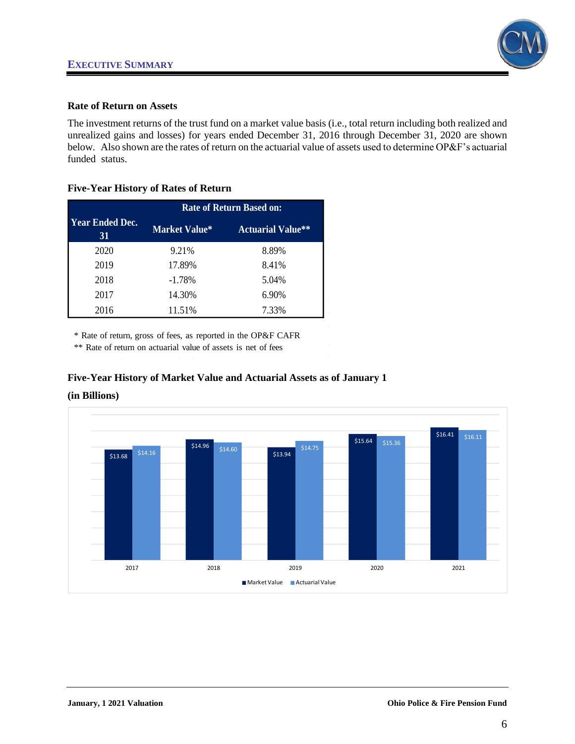## Rate of Return on Assets

The investment returns of the trust fund on a market value basis (i.e., total return including both realized and unrealized gains and losses) for years ended December 31, 2016 through December 31, 2020 are shown below. Also shown are the rates of return on the actuarial value of assets used to determine OP&F's actuarial funded status.

### Five-Year History of Rates of Return

| Year Ended Dec. 31 | Rate of Return Based on: Market Value* | Actuarial Value** |
|---|---|---|
| 2020 | 9.21% | 8.89% |
| 2019 | 17.89% | 8.41% |
| 2018 | -1.78% | 5.04% |
| 2017 | 14.30% | 6.90% |
| 2016 | 11.51% | 7.33% |

\* Rate of return, gross of fees, as reported in the OP&F CAFR

\*\* Rate of return on actuarial value of assets is net of fees

### Five-Year History of Market Value and Actuarial Assets as of January 1

**(in Billions)**

| Year | Market Value | Actuarial Value |
|---|---|---|
| 2017 | $13.68 | $14.16 |
| 2018 | $14.96 | $14.60 |
| 2019 | $13.94 | $14.75 |
| 2020 | $15.64 | $15.36 |
| 2021 | $16.41 | $16.11 |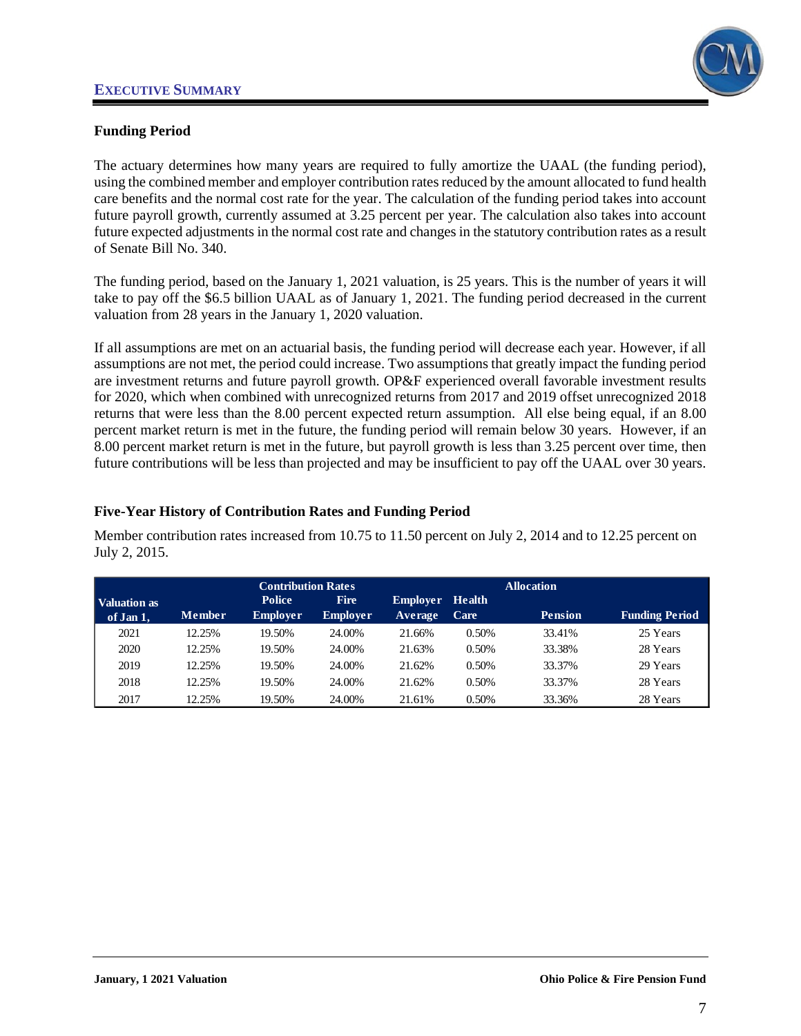## Funding Period

The actuary determines how many years are required to fully amortize the UAAL (the funding period), using the combined member and employer contribution rates reduced by the amount allocated to fund health care benefits and the normal cost rate for the year. The calculation of the funding period takes into account future payroll growth, currently assumed at 3.25 percent per year. The calculation also takes into account future expected adjustments in the normal cost rate and changes in the statutory contribution rates as a result of Senate Bill No. 340.

The funding period, based on the January 1, 2021 valuation, is 25 years. This is the number of years it will take to pay off the $6.5 billion UAAL as of January 1, 2021. The funding period decreased in the current valuation from 28 years in the January 1, 2020 valuation.

If all assumptions are met on an actuarial basis, the funding period will decrease each year. However, if all assumptions are not met, the period could increase. Two assumptions that greatly impact the funding period are investment returns and future payroll growth. OP&F experienced overall favorable investment results for 2020, which when combined with unrecognized returns from 2017 and 2019 offset unrecognized 2018 returns that were less than the 8.00 percent expected return assumption. All else being equal, if an 8.00 percent market return is met in the future, the funding period will remain below 30 years. However, if an 8.00 percent market return is met in the future, but payroll growth is less than 3.25 percent over time, then future contributions will be less than projected and may be insufficient to pay off the UAAL over 30 years.

## Five-Year History of Contribution Rates and Funding Period

Member contribution rates increased from 10.75 to 11.50 percent on July 2, 2014 and to 12.25 percent on July 2, 2015.

| Valuation as of Jan 1, | Contribution Rates | | | | Allocation | | |
|---|---|---|---|---|---|---|---|
| | Member | Police Employer | Fire Employer | Employer Average | Health Care | Pension | Funding Period |
| 2021 | 12.25% | 19.50% | 24.00% | 21.66% | 0.50% | 33.41% | 25 Years |
| 2020 | 12.25% | 19.50% | 24.00% | 21.63% | 0.50% | 33.38% | 28 Years |
| 2019 | 12.25% | 19.50% | 24.00% | 21.62% | 0.50% | 33.37% | 29 Years |
| 2018 | 12.25% | 19.50% | 24.00% | 21.62% | 0.50% | 33.37% | 28 Years |
| 2017 | 12.25% | 19.50% | 24.00% | 21.61% | 0.50% | 33.36% | 28 Years |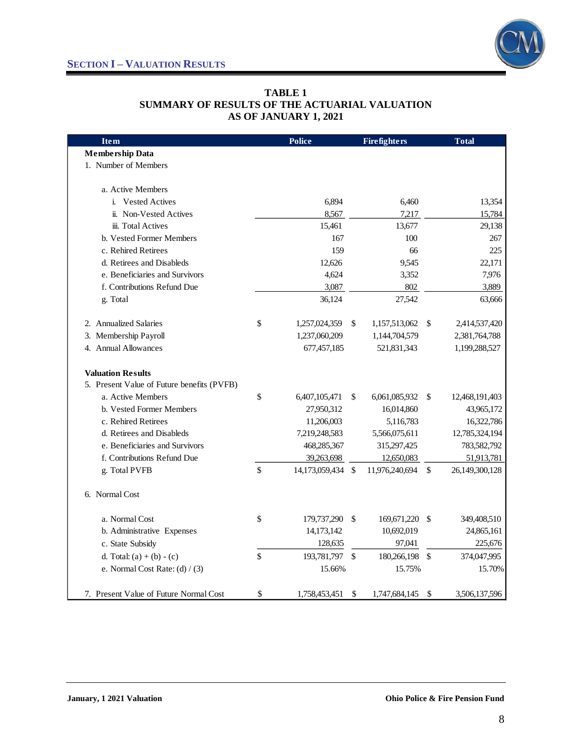## SECTION I – VALUATION RESULTS

**TABLE 1**
**SUMMARY OF RESULTS OF THE ACTUARIAL VALUATION**
**AS OF JANUARY 1, 2021**

| Item | Police | Firefighters | Total |
|---|---|---|---|
| **Membership Data** | | | |
| 1. Number of Members | | | |
| a. Active Members | | | |
| i. Vested Actives | 6,894 | 6,460 | 13,354 |
| ii. Non-Vested Actives | 8,567 | 7,217 | 15,784 |
| iii. Total Actives | 15,461 | 13,677 | 29,138 |
| b. Vested Former Members | 167 | 100 | 267 |
| c. Rehired Retirees | 159 | 66 | 225 |
| d. Retirees and Disableds | 12,626 | 9,545 | 22,171 |
| e. Beneficiaries and Survivors | 4,624 | 3,352 | 7,976 |
| f. Contributions Refund Due | 3,087 | 802 | 3,889 |
| g. Total | 36,124 | 27,542 | 63,666 |
| 2. Annualized Salaries | $ 1,257,024,359 | $ 1,157,513,062 | $ 2,414,537,420 |
| 3. Membership Payroll | 1,237,060,209 | 1,144,704,579 | 2,381,764,788 |
| 4. Annual Allowances | 677,457,185 | 521,831,343 | 1,199,288,527 |
| **Valuation Results** | | | |
| 5. Present Value of Future benefits (PVFB) | | | |
| a. Active Members | $ 6,407,105,471 | $ 6,061,085,932 | $ 12,468,191,403 |
| b. Vested Former Members | 27,950,312 | 16,014,860 | 43,965,172 |
| c. Rehired Retirees | 11,206,003 | 5,116,783 | 16,322,786 |
| d. Retirees and Disableds | 7,219,248,583 | 5,566,075,611 | 12,785,324,194 |
| e. Beneficiaries and Survivors | 468,285,367 | 315,297,425 | 783,582,792 |
| f. Contributions Refund Due | 39,263,698 | 12,650,083 | 51,913,781 |
| g. Total PVFB | $ 14,173,059,434 | $ 11,976,240,694 | $ 26,149,300,128 |
| 6. Normal Cost | | | |
| a. Normal Cost | $ 179,737,290 | $ 169,671,220 | $ 349,408,510 |
| b. Administrative Expenses | 14,173,142 | 10,692,019 | 24,865,161 |
| c. State Subsidy | 128,635 | 97,041 | 225,676 |
| d. Total: (a) + (b) - (c) | $ 193,781,797 | $ 180,266,198 | $ 374,047,995 |
| e. Normal Cost Rate: (d) / (3) | 15.66% | 15.75% | 15.70% |
| 7. Present Value of Future Normal Cost | $ 1,758,453,451 | $ 1,747,684,145 | $ 3,506,137,596 |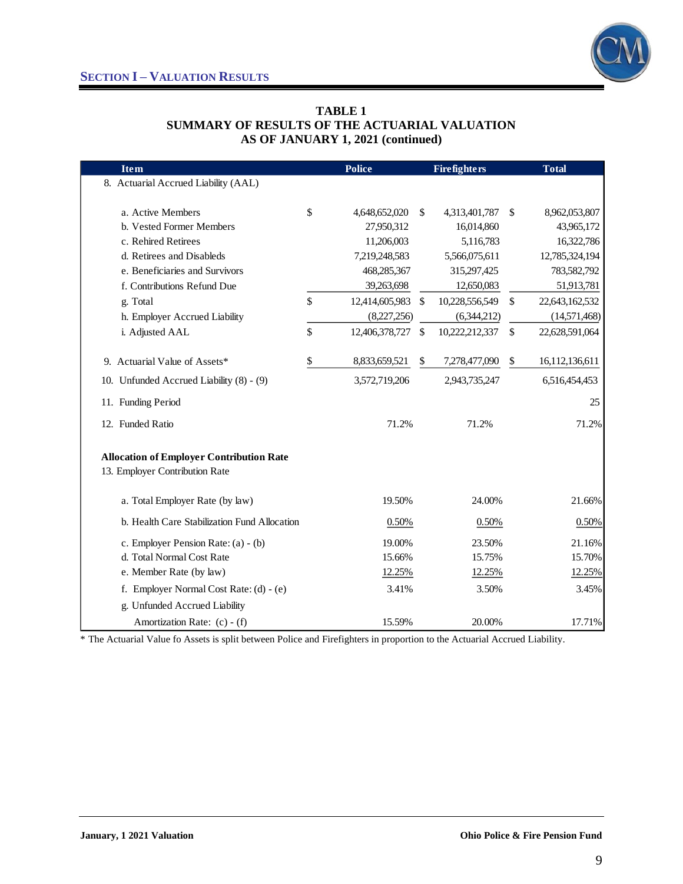## SECTION I – VALUATION RESULTS

### TABLE 1
### SUMMARY OF RESULTS OF THE ACTUARIAL VALUATION
### AS OF JANUARY 1, 2021 (continued)

| Item | Police | Firefighters | Total |
|---|---|---|---|
| 8. Actuarial Accrued Liability (AAL) | | | |
| a. Active Members | $ 4,648,652,020 | $ 4,313,401,787 | $ 8,962,053,807 |
| b. Vested Former Members | 27,950,312 | 16,014,860 | 43,965,172 |
| c. Rehired Retirees | 11,206,003 | 5,116,783 | 16,322,786 |
| d. Retirees and Disableds | 7,219,248,583 | 5,566,075,611 | 12,785,324,194 |
| e. Beneficiaries and Survivors | 468,285,367 | 315,297,425 | 783,582,792 |
| f. Contributions Refund Due | 39,263,698 | 12,650,083 | 51,913,781 |
| g. Total | $ 12,414,605,983 | $ 10,228,556,549 | $ 22,643,162,532 |
| h. Employer Accrued Liability | (8,227,256) | (6,344,212) | (14,571,468) |
| i. Adjusted AAL | $ 12,406,378,727 | $ 10,222,212,337 | $ 22,628,591,064 |
| 9. Actuarial Value of Assets* | $ 8,833,659,521 | $ 7,278,477,090 | $ 16,112,136,611 |
| 10. Unfunded Accrued Liability (8) - (9) | 3,572,719,206 | 2,943,735,247 | 6,516,454,453 |
| 11. Funding Period | | | 25 |
| 12. Funded Ratio | 71.2% | 71.2% | 71.2% |
| **Allocation of Employer Contribution Rate** | | | |
| 13. Employer Contribution Rate | | | |
| a. Total Employer Rate (by law) | 19.50% | 24.00% | 21.66% |
| b. Health Care Stabilization Fund Allocation | 0.50% | 0.50% | 0.50% |
| c. Employer Pension Rate: (a) - (b) | 19.00% | 23.50% | 21.16% |
| d. Total Normal Cost Rate | 15.66% | 15.75% | 15.70% |
| e. Member Rate (by law) | 12.25% | 12.25% | 12.25% |
| f. Employer Normal Cost Rate: (d) - (e) | 3.41% | 3.50% | 3.45% |
| g. Unfunded Accrued Liability Amortization Rate: (c) - (f) | 15.59% | 20.00% | 17.71% |

* The Actuarial Value fo Assets is split between Police and Firefighters in proportion to the Actuarial Accrued Liability.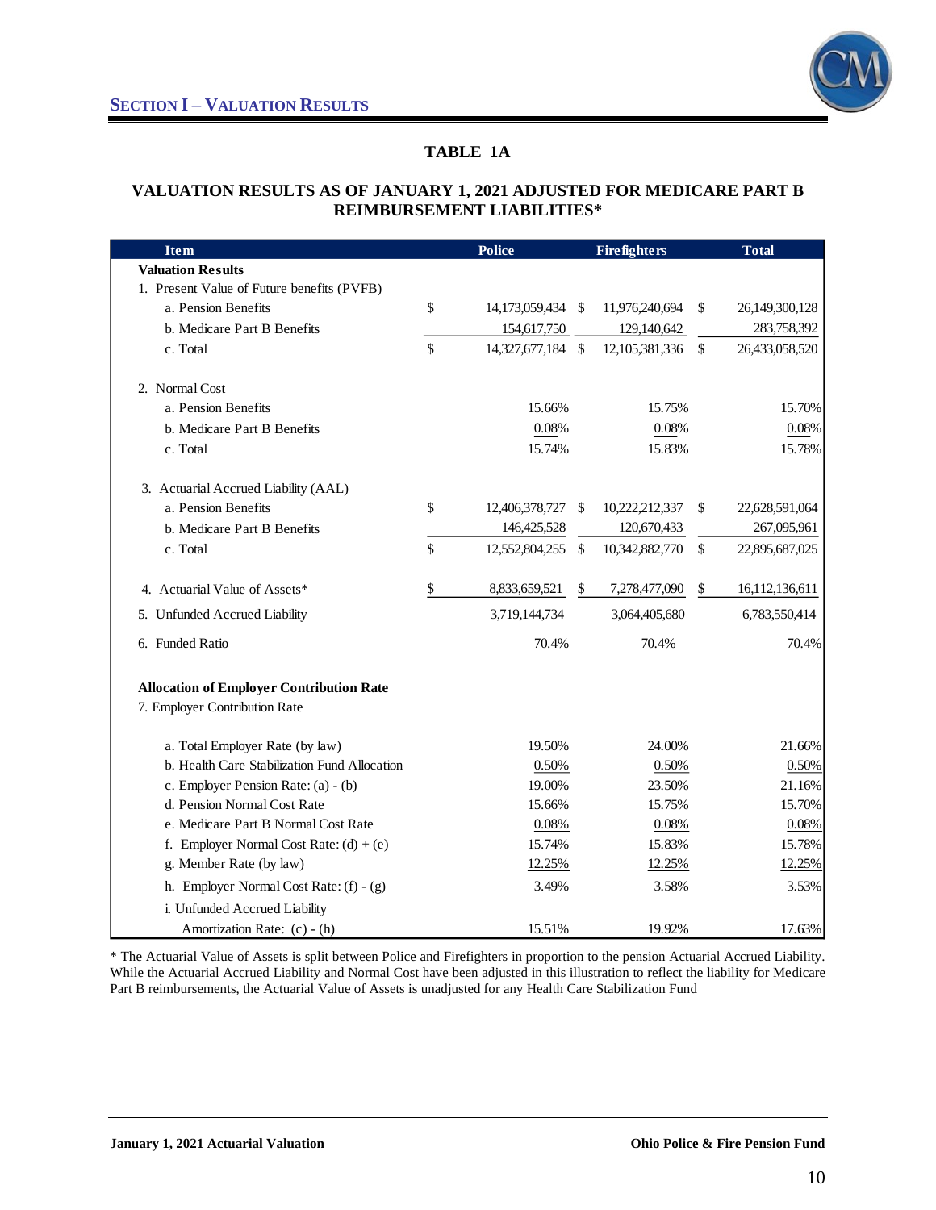## Section I – Valuation Results

### TABLE 1A

### VALUATION RESULTS AS OF JANUARY 1, 2021 ADJUSTED FOR MEDICARE PART B REIMBURSEMENT LIABILITIES*

| Item | Police | Firefighters | Total |
|---|---|---|---|
| **Valuation Results** | | | |
| 1. Present Value of Future benefits (PVFB) | | | |
| a. Pension Benefits | $ 14,173,059,434 | $ 11,976,240,694 | $ 26,149,300,128 |
| b. Medicare Part B Benefits | 154,617,750 | 129,140,642 | 283,758,392 |
| c. Total | $ 14,327,677,184 | $ 12,105,381,336 | $ 26,433,058,520 |
| 2. Normal Cost | | | |
| a. Pension Benefits | 15.66% | 15.75% | 15.70% |
| b. Medicare Part B Benefits | 0.08% | 0.08% | 0.08% |
| c. Total | 15.74% | 15.83% | 15.78% |
| 3. Actuarial Accrued Liability (AAL) | | | |
| a. Pension Benefits | $ 12,406,378,727 | $ 10,222,212,337 | $ 22,628,591,064 |
| b. Medicare Part B Benefits | 146,425,528 | 120,670,433 | 267,095,961 |
| c. Total | $ 12,552,804,255 | $ 10,342,882,770 | $ 22,895,687,025 |
| 4. Actuarial Value of Assets* | $ 8,833,659,521 | $ 7,278,477,090 | $ 16,112,136,611 |
| 5. Unfunded Accrued Liability | 3,719,144,734 | 3,064,405,680 | 6,783,550,414 |
| 6. Funded Ratio | 70.4% | 70.4% | 70.4% |
| **Allocation of Employer Contribution Rate** | | | |
| 7. Employer Contribution Rate | | | |
| a. Total Employer Rate (by law) | 19.50% | 24.00% | 21.66% |
| b. Health Care Stabilization Fund Allocation | 0.50% | 0.50% | 0.50% |
| c. Employer Pension Rate: (a) - (b) | 19.00% | 23.50% | 21.16% |
| d. Pension Normal Cost Rate | 15.66% | 15.75% | 15.70% |
| e. Medicare Part B Normal Cost Rate | 0.08% | 0.08% | 0.08% |
| f. Employer Normal Cost Rate: (d) + (e) | 15.74% | 15.83% | 15.78% |
| g. Member Rate (by law) | 12.25% | 12.25% | 12.25% |
| h. Employer Normal Cost Rate: (f) - (g) | 3.49% | 3.58% | 3.53% |
| i. Unfunded Accrued Liability Amortization Rate: (c) - (h) | 15.51% | 19.92% | 17.63% |

* The Actuarial Value of Assets is split between Police and Firefighters in proportion to the pension Actuarial Accrued Liability. While the Actuarial Accrued Liability and Normal Cost have been adjusted in this illustration to reflect the liability for Medicare Part B reimbursements, the Actuarial Value of Assets is unadjusted for any Health Care Stabilization Fund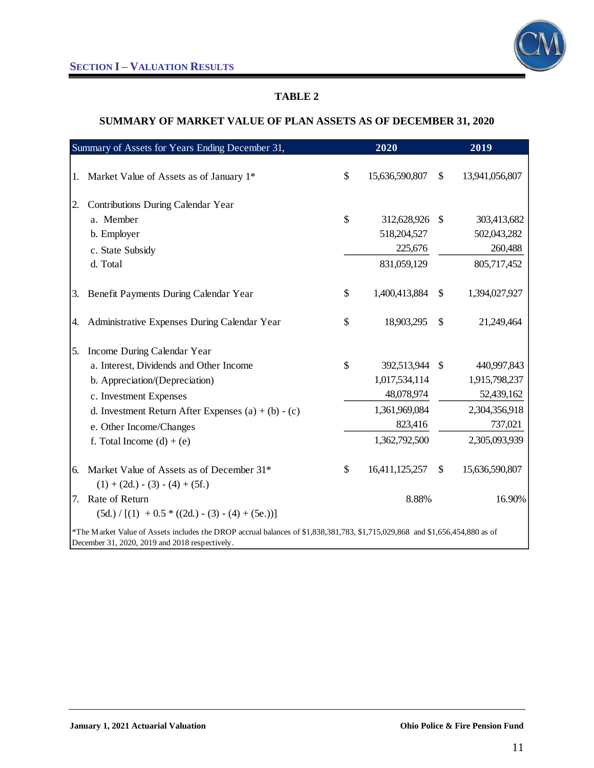## TABLE 2

### SUMMARY OF MARKET VALUE OF PLAN ASSETS AS OF DECEMBER 31, 2020

| Summary of Assets for Years Ending December 31, | 2020 | 2019 |
|---|---|---|
| 1. Market Value of Assets as of January 1* | $ 15,636,590,807 | $ 13,941,056,807 |
| 2. Contributions During Calendar Year | | |
| a. Member | $ 312,628,926 | $ 303,413,682 |
| b. Employer | 518,204,527 | 502,043,282 |
| c. State Subsidy | 225,676 | 260,488 |
| d. Total | 831,059,129 | 805,717,452 |
| 3. Benefit Payments During Calendar Year | $ 1,400,413,884 | $ 1,394,027,927 |
| 4. Administrative Expenses During Calendar Year | $ 18,903,295 | $ 21,249,464 |
| 5. Income During Calendar Year | | |
| a. Interest, Dividends and Other Income | $ 392,513,944 | $ 440,997,843 |
| b. Appreciation/(Depreciation) | 1,017,534,114 | 1,915,798,237 |
| c. Investment Expenses | 48,078,974 | 52,439,162 |
| d. Investment Return After Expenses (a) + (b) - (c) | 1,361,969,084 | 2,304,356,918 |
| e. Other Income/Changes | 823,416 | 737,021 |
| f. Total Income (d) + (e) | 1,362,792,500 | 2,305,093,939 |
| 6. Market Value of Assets as of December 31*<br>(1) + (2d.) - (3) - (4) + (5f.) | $ 16,411,125,257 | $ 15,636,590,807 |
| 7. Rate of Return<br>(5d.) / [(1) + 0.5 * ((2d.) - (3) - (4) + (5e.))] | 8.88% | 16.90% |

*The Market Value of Assets includes the DROP accrual balances of $1,838,381,783, $1,715,029,868 and $1,656,454,880 as of December 31, 2020, 2019 and 2018 respectively.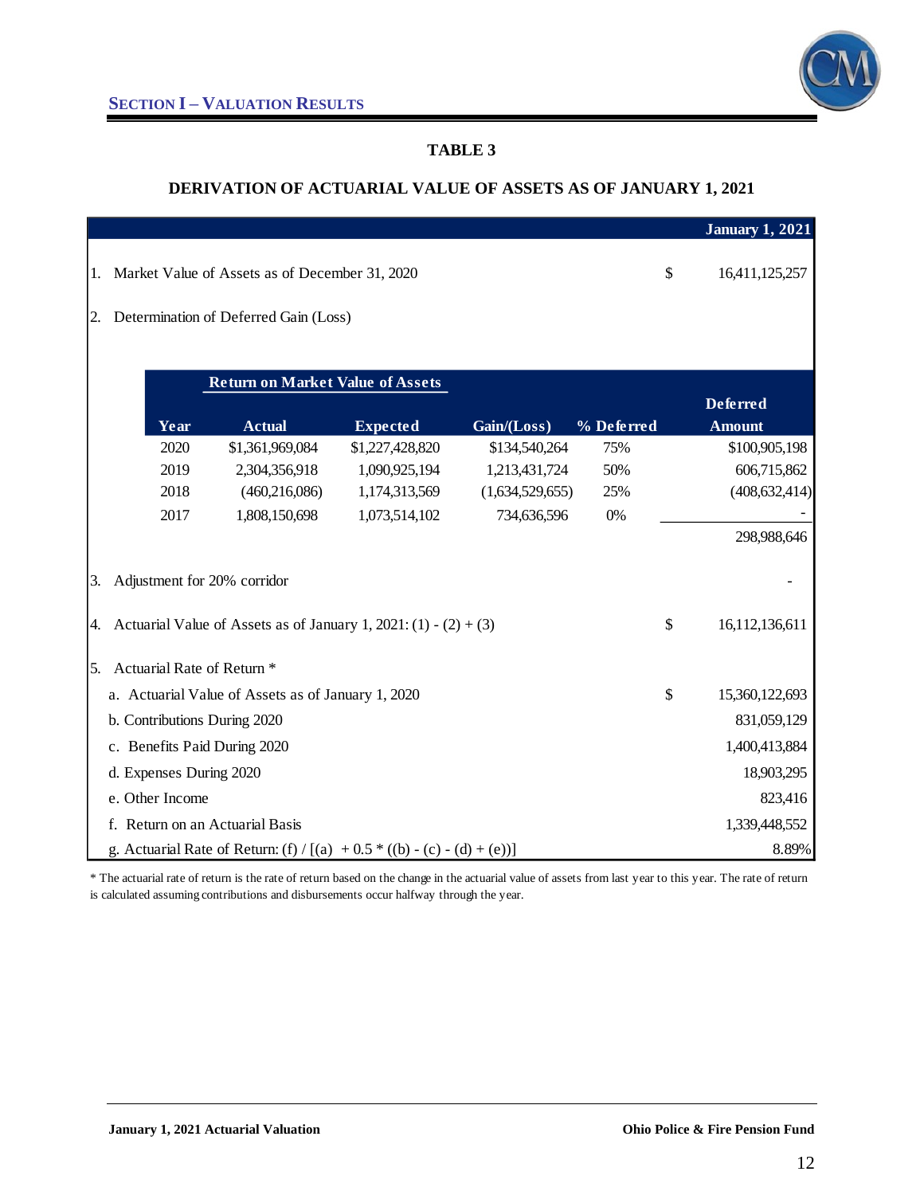## SECTION I – VALUATION RESULTS

### TABLE 3

### DERIVATION OF ACTUARIAL VALUE OF ASSETS AS OF JANUARY 1, 2021

| | | January 1, 2021 |
|---|---|---|
| 1. | Market Value of Assets as of December 31, 2020 | $ 16,411,125,257 |
| 2. | Determination of Deferred Gain (Loss) | |

| Year | Return on Market Value of Assets: Actual | Return on Market Value of Assets: Expected | Gain/(Loss) | % Deferred | Deferred Amount |
|---|---|---|---|---|---|
| 2020 | $1,361,969,084 | $1,227,428,820 | $134,540,264 | 75% | $100,905,198 |
| 2019 | 2,304,356,918 | 1,090,925,194 | 1,213,431,724 | 50% | 606,715,862 |
| 2018 | (460,216,086) | 1,174,313,569 | (1,634,529,655) | 25% | (408,632,414) |
| 2017 | 1,808,150,698 | 1,073,514,102 | 734,636,596 | 0% | - |
| | | | | | 298,988,646 |

| | | |
|---|---|---|
| 3. | Adjustment for 20% corridor | - |
| 4. | Actuarial Value of Assets as of January 1, 2021: (1) - (2) + (3) | $ 16,112,136,611 |
| 5. | Actuarial Rate of Return * | |
| | a. Actuarial Value of Assets as of January 1, 2020 | $ 15,360,122,693 |
| | b. Contributions During 2020 | 831,059,129 |
| | c. Benefits Paid During 2020 | 1,400,413,884 |
| | d. Expenses During 2020 | 18,903,295 |
| | e. Other Income | 823,416 |
| | f. Return on an Actuarial Basis | 1,339,448,552 |
| | g. Actuarial Rate of Return: (f) / [(a) + 0.5 * ((b) - (c) - (d) + (e))] | 8.89% |

* The actuarial rate of return is the rate of return based on the change in the actuarial value of assets from last year to this year. The rate of return is calculated assuming contributions and disbursements occur halfway through the year.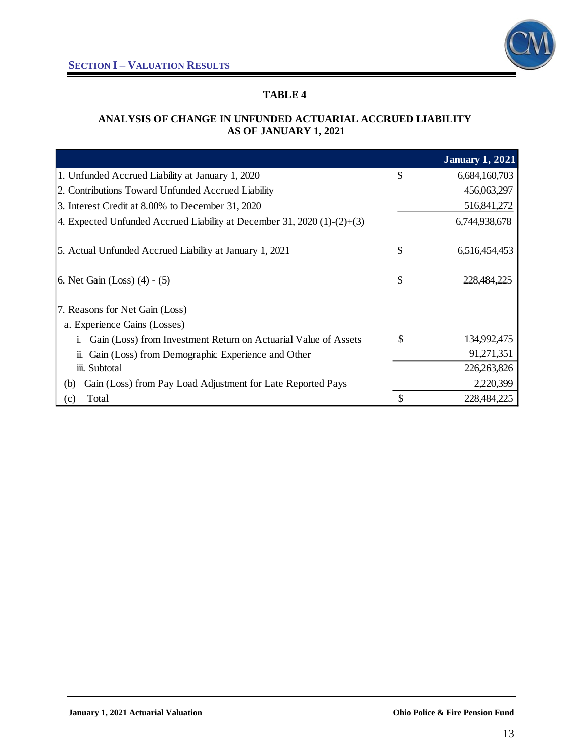## TABLE 4

### ANALYSIS OF CHANGE IN UNFUNDED ACTUARIAL ACCRUED LIABILITY AS OF JANUARY 1, 2021

| | | January 1, 2021 |
|---|---|---|
| 1. Unfunded Accrued Liability at January 1, 2020 | $ | 6,684,160,703 |
| 2. Contributions Toward Unfunded Accrued Liability | | 456,063,297 |
| 3. Interest Credit at 8.00% to December 31, 2020 | | 516,841,272 |
| 4. Expected Unfunded Accrued Liability at December 31, 2020 (1)-(2)+(3) | | 6,744,938,678 |
| 5. Actual Unfunded Accrued Liability at January 1, 2021 | $ | 6,516,454,453 |
| 6. Net Gain (Loss) (4) - (5) | $ | 228,484,225 |
| 7. Reasons for Net Gain (Loss) | | |
| a. Experience Gains (Losses) | | |
| i. Gain (Loss) from Investment Return on Actuarial Value of Assets | $ | 134,992,475 |
| ii. Gain (Loss) from Demographic Experience and Other | | 91,271,351 |
| iii. Subtotal | | 226,263,826 |
| (b) Gain (Loss) from Pay Load Adjustment for Late Reported Pays | | 2,220,399 |
| (c) Total | $ | 228,484,225 |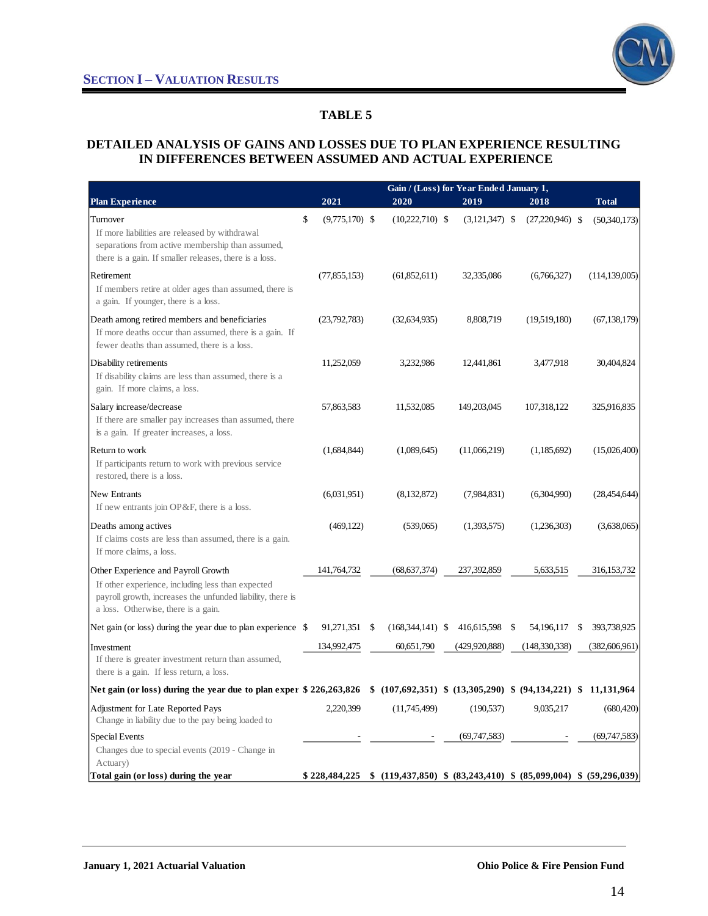## Section I – Valuation Results

### TABLE 5

### DETAILED ANALYSIS OF GAINS AND LOSSES DUE TO PLAN EXPERIENCE RESULTING IN DIFFERENCES BETWEEN ASSUMED AND ACTUAL EXPERIENCE

| | Gain / (Loss) for Year Ended January 1, | | | | |
|---|---|---|---|---|---|
| **Plan Experience** | **2021** | **2020** | **2019** | **2018** | **Total** |
| Turnover<br>If more liabilities are released by withdrawal separations from active membership than assumed, there is a gain. If smaller releases, there is a loss. | $ (9,775,170) | $ (10,222,710) | $ (3,121,347) | $ (27,220,946) | $ (50,340,173) |
| Retirement<br>If members retire at older ages than assumed, there is a gain. If younger, there is a loss. | (77,855,153) | (61,852,611) | 32,335,086 | (6,766,327) | (114,139,005) |
| Death among retired members and beneficiaries<br>If more deaths occur than assumed, there is a gain. If fewer deaths than assumed, there is a loss. | (23,792,783) | (32,634,935) | 8,808,719 | (19,519,180) | (67,138,179) |
| Disability retirements<br>If disability claims are less than assumed, there is a gain. If more claims, a loss. | 11,252,059 | 3,232,986 | 12,441,861 | 3,477,918 | 30,404,824 |
| Salary increase/decrease<br>If there are smaller pay increases than assumed, there is a gain. If greater increases, a loss. | 57,863,583 | 11,532,085 | 149,203,045 | 107,318,122 | 325,916,835 |
| Return to work<br>If participants return to work with previous service restored, there is a loss. | (1,684,844) | (1,089,645) | (11,066,219) | (1,185,692) | (15,026,400) |
| New Entrants<br>If new entrants join OP&F, there is a loss. | (6,031,951) | (8,132,872) | (7,984,831) | (6,304,990) | (28,454,644) |
| Deaths among actives<br>If claims costs are less than assumed, there is a gain. If more claims, a loss. | (469,122) | (539,065) | (1,393,575) | (1,236,303) | (3,638,065) |
| Other Experience and Payroll Growth<br>If other experience, including less than expected payroll growth, increases the unfunded liability, there is a loss. Otherwise, there is a gain. | 141,764,732 | (68,637,374) | 237,392,859 | 5,633,515 | 316,153,732 |
| Net gain (or loss) during the year due to plan experience | $ 91,271,351 | $ (168,344,141) | $ 416,615,598 | $ 54,196,117 | $ 393,738,925 |
| Investment<br>If there is greater investment return than assumed, there is a gain. If less return, a loss. | 134,992,475 | 60,651,790 | (429,920,888) | (148,330,338) | (382,606,961) |
| **Net gain (or loss) during the year due to plan exper** | **$ 226,263,826** | **$ (107,692,351)** | **$ (13,305,290)** | **$ (94,134,221)** | **$ 11,131,964** |
| Adjustment for Late Reported Pays<br>Change in liability due to the pay being loaded to | 2,220,399 | (11,745,499) | (190,537) | 9,035,217 | (680,420) |
| Special Events<br>Changes due to special events (2019 - Change in Actuary) | - | - | (69,747,583) | - | (69,747,583) |
| **Total gain (or loss) during the year** | **$ 228,484,225** | **$ (119,437,850)** | **$ (83,243,410)** | **$ (85,099,004)** | **$ (59,296,039)** |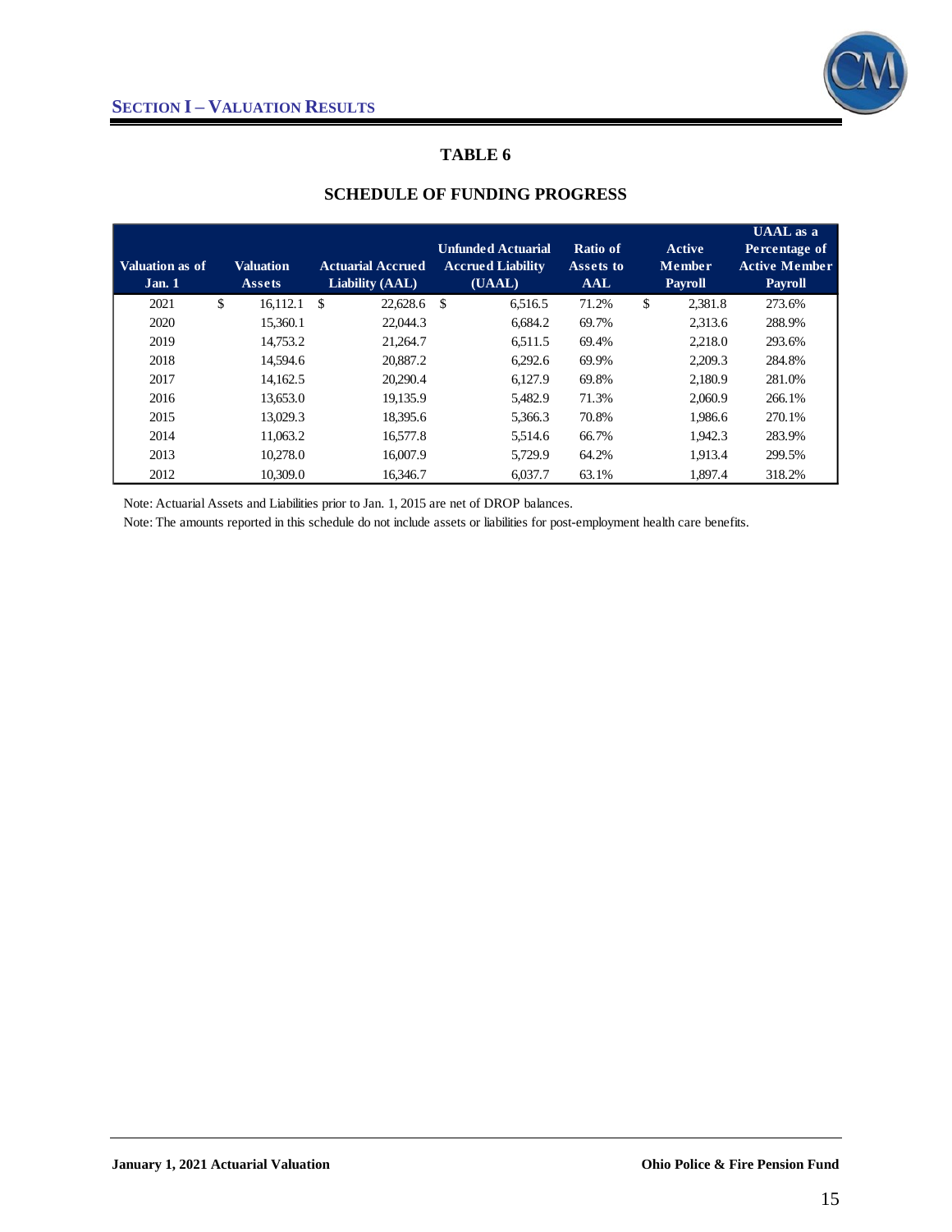## SECTION I – VALUATION RESULTS

### TABLE 6

### SCHEDULE OF FUNDING PROGRESS

| Valuation as of Jan. 1 | Valuation Assets | Actuarial Accrued Liability (AAL) | Unfunded Actuarial Accrued Liability (UAAL) | Ratio of Assets to AAL | Active Member Payroll | UAAL as a Percentage of Active Member Payroll |
|---|---|---|---|---|---|---|
| 2021 | $ 16,112.1 | $ 22,628.6 | $ 6,516.5 | 71.2% | $ 2,381.8 | 273.6% |
| 2020 | 15,360.1 | 22,044.3 | 6,684.2 | 69.7% | 2,313.6 | 288.9% |
| 2019 | 14,753.2 | 21,264.7 | 6,511.5 | 69.4% | 2,218.0 | 293.6% |
| 2018 | 14,594.6 | 20,887.2 | 6,292.6 | 69.9% | 2,209.3 | 284.8% |
| 2017 | 14,162.5 | 20,290.4 | 6,127.9 | 69.8% | 2,180.9 | 281.0% |
| 2016 | 13,653.0 | 19,135.9 | 5,482.9 | 71.3% | 2,060.9 | 266.1% |
| 2015 | 13,029.3 | 18,395.6 | 5,366.3 | 70.8% | 1,986.6 | 270.1% |
| 2014 | 11,063.2 | 16,577.8 | 5,514.6 | 66.7% | 1,942.3 | 283.9% |
| 2013 | 10,278.0 | 16,007.9 | 5,729.9 | 64.2% | 1,913.4 | 299.5% |
| 2012 | 10,309.0 | 16,346.7 | 6,037.7 | 63.1% | 1,897.4 | 318.2% |

Note: Actuarial Assets and Liabilities prior to Jan. 1, 2015 are net of DROP balances.

Note: The amounts reported in this schedule do not include assets or liabilities for post-employment health care benefits.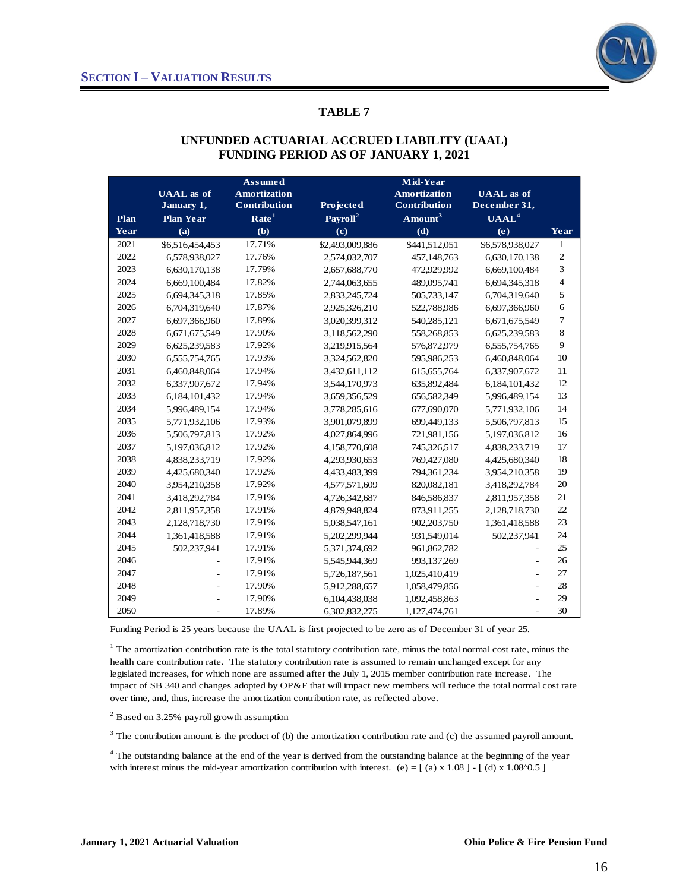## SECTION I – VALUATION RESULTS

### TABLE 7

### UNFUNDED ACTUARIAL ACCRUED LIABILITY (UAAL) FUNDING PERIOD AS OF JANUARY 1, 2021

| Plan Year | UAAL as of January 1, Plan Year (a) | Assumed Amortization Contribution Rate[1] (b) | Projected Payroll[2] (c) | Mid-Year Amortization Contribution Amount[3] (d) | UAAL as of December 31, UAAL[4] (e) | Year |
|---|---|---|---|---|---|---|
| 2021 | $6,516,454,453 | 17.71% | $2,493,009,886 | $441,512,051 | $6,578,938,027 | 1 |
| 2022 | 6,578,938,027 | 17.76% | 2,574,032,707 | 457,148,763 | 6,630,170,138 | 2 |
| 2023 | 6,630,170,138 | 17.79% | 2,657,688,770 | 472,929,992 | 6,669,100,484 | 3 |
| 2024 | 6,669,100,484 | 17.82% | 2,744,063,655 | 489,095,741 | 6,694,345,318 | 4 |
| 2025 | 6,694,345,318 | 17.85% | 2,833,245,724 | 505,733,147 | 6,704,319,640 | 5 |
| 2026 | 6,704,319,640 | 17.87% | 2,925,326,210 | 522,788,986 | 6,697,366,960 | 6 |
| 2027 | 6,697,366,960 | 17.89% | 3,020,399,312 | 540,285,121 | 6,671,675,549 | 7 |
| 2028 | 6,671,675,549 | 17.90% | 3,118,562,290 | 558,268,853 | 6,625,239,583 | 8 |
| 2029 | 6,625,239,583 | 17.92% | 3,219,915,564 | 576,872,979 | 6,555,754,765 | 9 |
| 2030 | 6,555,754,765 | 17.93% | 3,324,562,820 | 595,986,253 | 6,460,848,064 | 10 |
| 2031 | 6,460,848,064 | 17.94% | 3,432,611,112 | 615,655,764 | 6,337,907,672 | 11 |
| 2032 | 6,337,907,672 | 17.94% | 3,544,170,973 | 635,892,484 | 6,184,101,432 | 12 |
| 2033 | 6,184,101,432 | 17.94% | 3,659,356,529 | 656,582,349 | 5,996,489,154 | 13 |
| 2034 | 5,996,489,154 | 17.94% | 3,778,285,616 | 677,690,070 | 5,771,932,106 | 14 |
| 2035 | 5,771,932,106 | 17.93% | 3,901,079,899 | 699,449,133 | 5,506,797,813 | 15 |
| 2036 | 5,506,797,813 | 17.92% | 4,027,864,996 | 721,981,156 | 5,197,036,812 | 16 |
| 2037 | 5,197,036,812 | 17.92% | 4,158,770,608 | 745,326,517 | 4,838,233,719 | 17 |
| 2038 | 4,838,233,719 | 17.92% | 4,293,930,653 | 769,427,080 | 4,425,680,340 | 18 |
| 2039 | 4,425,680,340 | 17.92% | 4,433,483,399 | 794,361,234 | 3,954,210,358 | 19 |
| 2040 | 3,954,210,358 | 17.92% | 4,577,571,609 | 820,082,181 | 3,418,292,784 | 20 |
| 2041 | 3,418,292,784 | 17.91% | 4,726,342,687 | 846,586,837 | 2,811,957,358 | 21 |
| 2042 | 2,811,957,358 | 17.91% | 4,879,948,824 | 873,911,255 | 2,128,718,730 | 22 |
| 2043 | 2,128,718,730 | 17.91% | 5,038,547,161 | 902,203,750 | 1,361,418,588 | 23 |
| 2044 | 1,361,418,588 | 17.91% | 5,202,299,944 | 931,549,014 | 502,237,941 | 24 |
| 2045 | 502,237,941 | 17.91% | 5,371,374,692 | 961,862,782 | - | 25 |
| 2046 | - | 17.91% | 5,545,944,369 | 993,137,269 | - | 26 |
| 2047 | - | 17.91% | 5,726,187,561 | 1,025,410,419 | - | 27 |
| 2048 | - | 17.90% | 5,912,288,657 | 1,058,479,856 | - | 28 |
| 2049 | - | 17.90% | 6,104,438,038 | 1,092,458,863 | - | 29 |
| 2050 | - | 17.89% | 6,302,832,275 | 1,127,474,761 | - | 30 |

Funding Period is 25 years because the UAAL is first projected to be zero as of December 31 of year 25.

[1] The amortization contribution rate is the total statutory contribution rate, minus the total normal cost rate, minus the health care contribution rate. The statutory contribution rate is assumed to remain unchanged except for any legislated increases, for which none are assumed after the July 1, 2015 member contribution rate increase. The impact of SB 340 and changes adopted by OP&F that will impact new members will reduce the total normal cost rate over time, and, thus, increase the amortization contribution rate, as reflected above.

[2] Based on 3.25% payroll growth assumption

[3] The contribution amount is the product of (b) the amortization contribution rate and (c) the assumed payroll amount.

[4] The outstanding balance at the end of the year is derived from the outstanding balance at the beginning of the year with interest minus the mid-year amortization contribution with interest. $(e) = [ (a) \times 1.08 ] - [ (d) \times 1.08^{0.5} ]$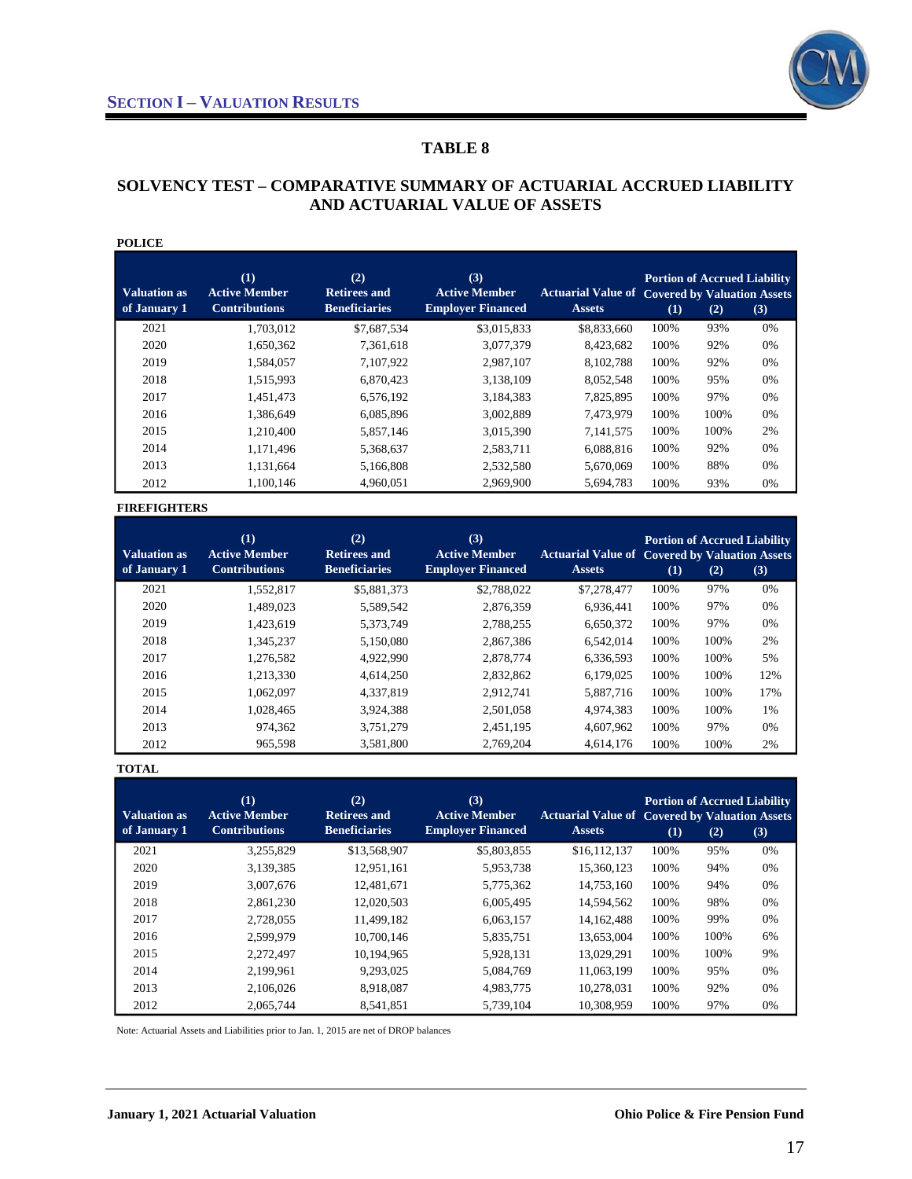## SECTION I – VALUATION RESULTS

### TABLE 8

### SOLVENCY TEST – COMPARATIVE SUMMARY OF ACTUARIAL ACCRUED LIABILITY AND ACTUARIAL VALUE OF ASSETS

**POLICE**

| Valuation as of January 1 | (1) Active Member Contributions | (2) Retirees and Beneficiaries | (3) Active Member Employer Financed | Actuarial Value of Assets | Portion of Accrued Liability Covered by Valuation Assets | | |
|---|---|---|---|---|---|---|---|
| | | | | | (1) | (2) | (3) |
| 2021 | 1,703,012 | $7,687,534 | $3,015,833 | $8,833,660 | 100% | 93% | 0% |
| 2020 | 1,650,362 | 7,361,618 | 3,077,379 | 8,423,682 | 100% | 92% | 0% |
| 2019 | 1,584,057 | 7,107,922 | 2,987,107 | 8,102,788 | 100% | 92% | 0% |
| 2018 | 1,515,993 | 6,870,423 | 3,138,109 | 8,052,548 | 100% | 95% | 0% |
| 2017 | 1,451,473 | 6,576,192 | 3,184,383 | 7,825,895 | 100% | 97% | 0% |
| 2016 | 1,386,649 | 6,085,896 | 3,002,889 | 7,473,979 | 100% | 100% | 0% |
| 2015 | 1,210,400 | 5,857,146 | 3,015,390 | 7,141,575 | 100% | 100% | 2% |
| 2014 | 1,171,496 | 5,368,637 | 2,583,711 | 6,088,816 | 100% | 92% | 0% |
| 2013 | 1,131,664 | 5,166,808 | 2,532,580 | 5,670,069 | 100% | 88% | 0% |
| 2012 | 1,100,146 | 4,960,051 | 2,969,900 | 5,694,783 | 100% | 93% | 0% |

**FIREFIGHTERS**

| Valuation as of January 1 | (1) Active Member Contributions | (2) Retirees and Beneficiaries | (3) Active Member Employer Financed | Actuarial Value of Assets | Portion of Accrued Liability Covered by Valuation Assets | | |
|---|---|---|---|---|---|---|---|
| | | | | | (1) | (2) | (3) |
| 2021 | 1,552,817 | $5,881,373 | $2,788,022 | $7,278,477 | 100% | 97% | 0% |
| 2020 | 1,489,023 | 5,589,542 | 2,876,359 | 6,936,441 | 100% | 97% | 0% |
| 2019 | 1,423,619 | 5,373,749 | 2,788,255 | 6,650,372 | 100% | 97% | 0% |
| 2018 | 1,345,237 | 5,150,080 | 2,867,386 | 6,542,014 | 100% | 100% | 2% |
| 2017 | 1,276,582 | 4,922,990 | 2,878,774 | 6,336,593 | 100% | 100% | 5% |
| 2016 | 1,213,330 | 4,614,250 | 2,832,862 | 6,179,025 | 100% | 100% | 12% |
| 2015 | 1,062,097 | 4,337,819 | 2,912,741 | 5,887,716 | 100% | 100% | 17% |
| 2014 | 1,028,465 | 3,924,388 | 2,501,058 | 4,974,383 | 100% | 100% | 1% |
| 2013 | 974,362 | 3,751,279 | 2,451,195 | 4,607,962 | 100% | 97% | 0% |
| 2012 | 965,598 | 3,581,800 | 2,769,204 | 4,614,176 | 100% | 100% | 2% |

**TOTAL**

| Valuation as of January 1 | (1) Active Member Contributions | (2) Retirees and Beneficiaries | (3) Active Member Employer Financed | Actuarial Value of Assets | Portion of Accrued Liability Covered by Valuation Assets | | |
|---|---|---|---|---|---|---|---|
| | | | | | (1) | (2) | (3) |
| 2021 | 3,255,829 | $13,568,907 | $5,803,855 | $16,112,137 | 100% | 95% | 0% |
| 2020 | 3,139,385 | 12,951,161 | 5,953,738 | 15,360,123 | 100% | 94% | 0% |
| 2019 | 3,007,676 | 12,481,671 | 5,775,362 | 14,753,160 | 100% | 94% | 0% |
| 2018 | 2,861,230 | 12,020,503 | 6,005,495 | 14,594,562 | 100% | 98% | 0% |
| 2017 | 2,728,055 | 11,499,182 | 6,063,157 | 14,162,488 | 100% | 99% | 0% |
| 2016 | 2,599,979 | 10,700,146 | 5,835,751 | 13,653,004 | 100% | 100% | 6% |
| 2015 | 2,272,497 | 10,194,965 | 5,928,131 | 13,029,291 | 100% | 100% | 9% |
| 2014 | 2,199,961 | 9,293,025 | 5,084,769 | 11,063,199 | 100% | 95% | 0% |
| 2013 | 2,106,026 | 8,918,087 | 4,983,775 | 10,278,031 | 100% | 92% | 0% |
| 2012 | 2,065,744 | 8,541,851 | 5,739,104 | 10,308,959 | 100% | 97% | 0% |

Note: Actuarial Assets and Liabilities prior to Jan. 1, 2015 are net of DROP balances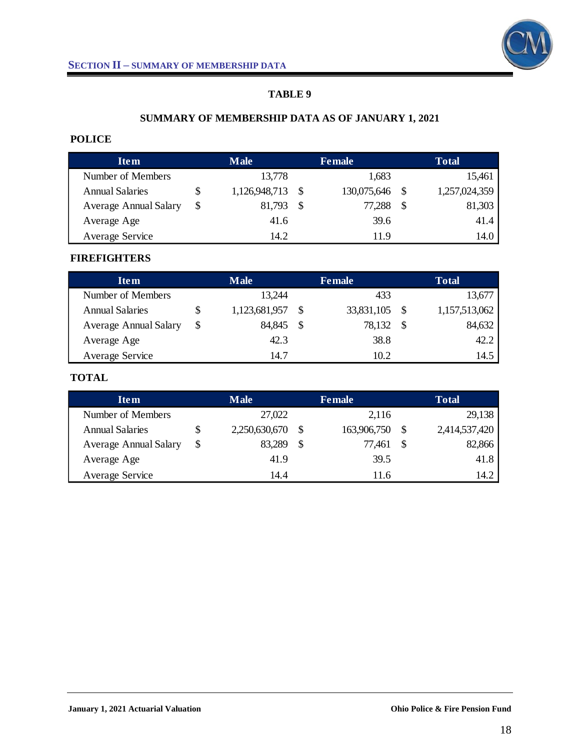## TABLE 9

### SUMMARY OF MEMBERSHIP DATA AS OF JANUARY 1, 2021

**POLICE**

| Item | Male | Female | Total |
|---|---|---|---|
| Number of Members | 13,778 | 1,683 | 15,461 |
| Annual Salaries | $ 1,126,948,713 | $ 130,075,646 | $ 1,257,024,359 |
| Average Annual Salary | $ 81,793 | $ 77,288 | $ 81,303 |
| Average Age | 41.6 | 39.6 | 41.4 |
| Average Service | 14.2 | 11.9 | 14.0 |

**FIREFIGHTERS**

| Item | Male | Female | Total |
|---|---|---|---|
| Number of Members | 13,244 | 433 | 13,677 |
| Annual Salaries | $ 1,123,681,957 | $ 33,831,105 | $ 1,157,513,062 |
| Average Annual Salary | $ 84,845 | $ 78,132 | $ 84,632 |
| Average Age | 42.3 | 38.8 | 42.2 |
| Average Service | 14.7 | 10.2 | 14.5 |

**TOTAL**

| Item | Male | Female | Total |
|---|---|---|---|
| Number of Members | 27,022 | 2,116 | 29,138 |
| Annual Salaries | $ 2,250,630,670 | $ 163,906,750 | $ 2,414,537,420 |
| Average Annual Salary | $ 83,289 | $ 77,461 | $ 82,866 |
| Average Age | 41.9 | 39.5 | 41.8 |
| Average Service | 14.4 | 11.6 | 14.2 |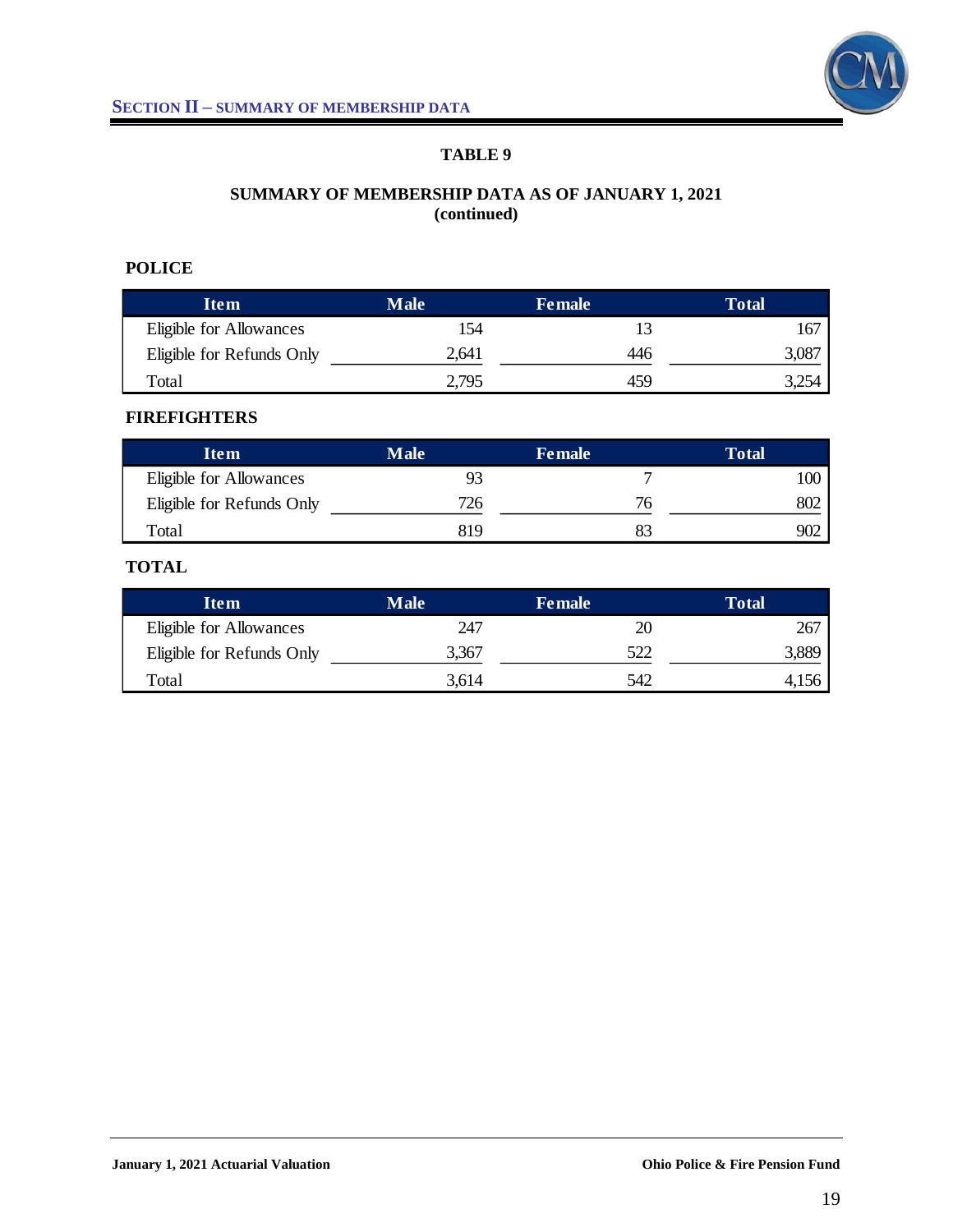## TABLE 9

### SUMMARY OF MEMBERSHIP DATA AS OF JANUARY 1, 2021
### (continued)

**POLICE**

| Item | Male | Female | Total |
|---|---|---|---|
| Eligible for Allowances | 154 | 13 | 167 |
| Eligible for Refunds Only | 2,641 | 446 | 3,087 |
| Total | 2,795 | 459 | 3,254 |

**FIREFIGHTERS**

| Item | Male | Female | Total |
|---|---|---|---|
| Eligible for Allowances | 93 | 7 | 100 |
| Eligible for Refunds Only | 726 | 76 | 802 |
| Total | 819 | 83 | 902 |

**TOTAL**

| Item | Male | Female | Total |
|---|---|---|---|
| Eligible for Allowances | 247 | 20 | 267 |
| Eligible for Refunds Only | 3,367 | 522 | 3,889 |
| Total | 3,614 | 542 | 4,156 |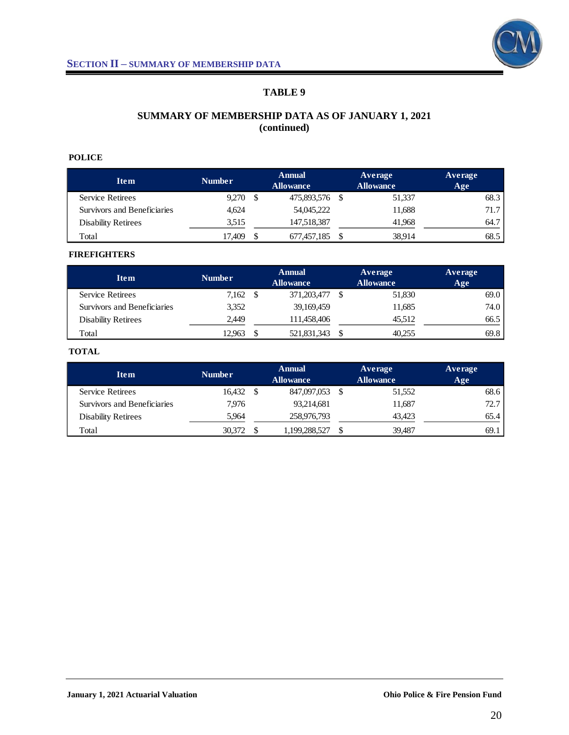## SECTION II – SUMMARY OF MEMBERSHIP DATA

### TABLE 9

### SUMMARY OF MEMBERSHIP DATA AS OF JANUARY 1, 2021 (continued)

**POLICE**

| Item | Number | Annual Allowance | Average Allowance | Average Age |
|---|---|---|---|---|
| Service Retirees | 9,270 | $ 475,893,576 | $ 51,337 | 68.3 |
| Survivors and Beneficiaries | 4,624 | 54,045,222 | 11,688 | 71.7 |
| Disability Retirees | 3,515 | 147,518,387 | 41,968 | 64.7 |
| Total | 17,409 | $ 677,457,185 | $ 38,914 | 68.5 |

**FIREFIGHTERS**

| Item | Number | Annual Allowance | Average Allowance | Average Age |
|---|---|---|---|---|
| Service Retirees | 7,162 | $ 371,203,477 | $ 51,830 | 69.0 |
| Survivors and Beneficiaries | 3,352 | 39,169,459 | 11,685 | 74.0 |
| Disability Retirees | 2,449 | 111,458,406 | 45,512 | 66.5 |
| Total | 12,963 | $ 521,831,343 | $ 40,255 | 69.8 |

**TOTAL**

| Item | Number | Annual Allowance | Average Allowance | Average Age |
|---|---|---|---|---|
| Service Retirees | 16,432 | $ 847,097,053 | $ 51,552 | 68.6 |
| Survivors and Beneficiaries | 7,976 | 93,214,681 | 11,687 | 72.7 |
| Disability Retirees | 5,964 | 258,976,793 | 43,423 | 65.4 |
| Total | 30,372 | $ 1,199,288,527 | $ 39,487 | 69.1 |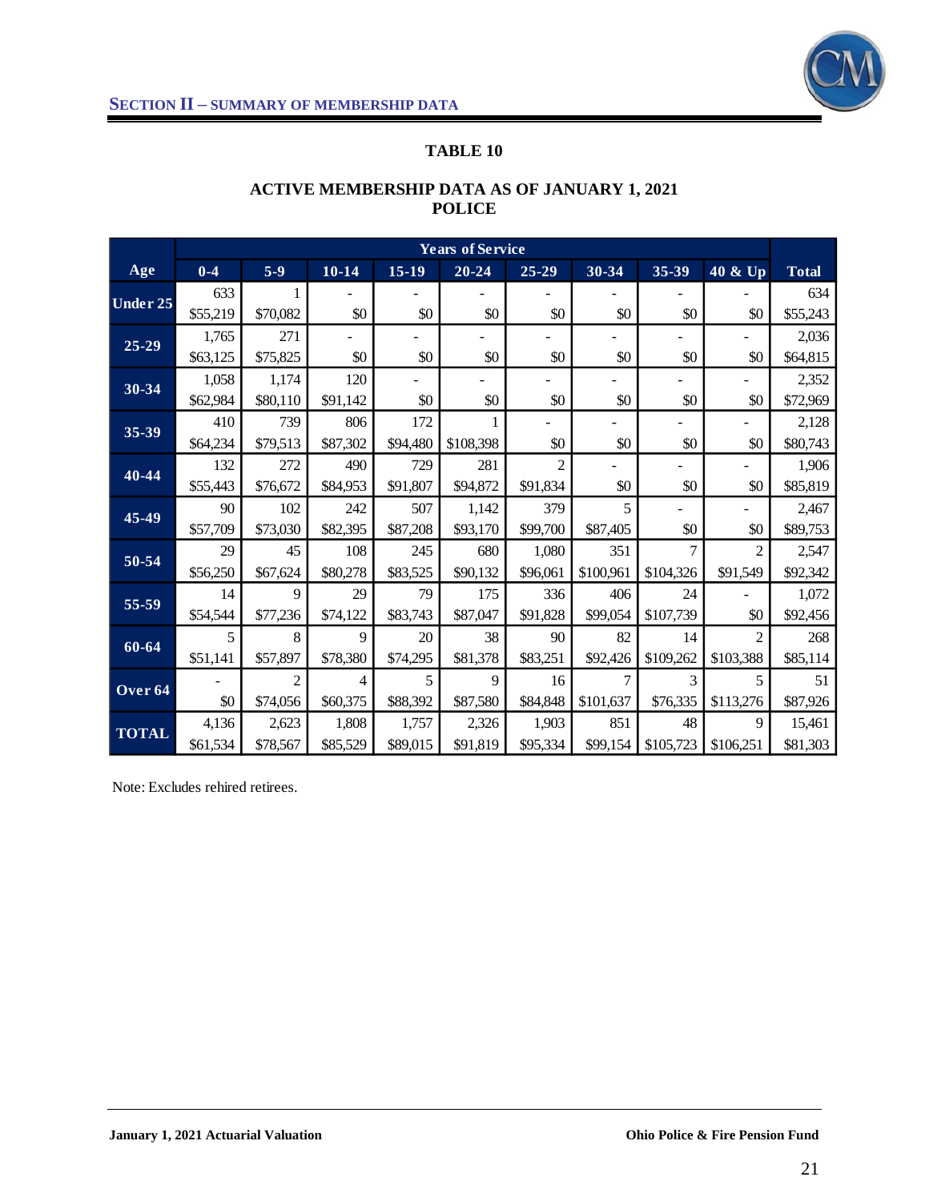## SECTION II – SUMMARY OF MEMBERSHIP DATA

### TABLE 10

### ACTIVE MEMBERSHIP DATA AS OF JANUARY 1, 2021
### POLICE

| | Years of Service | | | | | | | | | |
|---|---|---|---|---|---|---|---|---|---|---|
| Age | 0-4 | 5-9 | 10-14 | 15-19 | 20-24 | 25-29 | 30-34 | 35-39 | 40 & Up | Total |
| Under 25 | 633 | 1 | - | - | - | - | - | - | - | 634 |
| | $55,219 | $70,082 | $0 | $0 | $0 | $0 | $0 | $0 | $0 | $55,243 |
| 25-29 | 1,765 | 271 | - | - | - | - | - | - | - | 2,036 |
| | $63,125 | $75,825 | $0 | $0 | $0 | $0 | $0 | $0 | $0 | $64,815 |
| 30-34 | 1,058 | 1,174 | 120 | - | - | - | - | - | - | 2,352 |
| | $62,984 | $80,110 | $91,142 | $0 | $0 | $0 | $0 | $0 | $0 | $72,969 |
| 35-39 | 410 | 739 | 806 | 172 | 1 | - | - | - | - | 2,128 |
| | $64,234 | $79,513 | $87,302 | $94,480 | $108,398 | $0 | $0 | $0 | $0 | $80,743 |
| 40-44 | 132 | 272 | 490 | 729 | 281 | 2 | - | - | - | 1,906 |
| | $55,443 | $76,672 | $84,953 | $91,807 | $94,872 | $91,834 | $0 | $0 | $0 | $85,819 |
| 45-49 | 90 | 102 | 242 | 507 | 1,142 | 379 | 5 | - | - | 2,467 |
| | $57,709 | $73,030 | $82,395 | $87,208 | $93,170 | $99,700 | $87,405 | $0 | $0 | $89,753 |
| 50-54 | 29 | 45 | 108 | 245 | 680 | 1,080 | 351 | 7 | 2 | 2,547 |
| | $56,250 | $67,624 | $80,278 | $83,525 | $90,132 | $96,061 | $100,961 | $104,326 | $91,549 | $92,342 |
| 55-59 | 14 | 9 | 29 | 79 | 175 | 336 | 406 | 24 | - | 1,072 |
| | $54,544 | $77,236 | $74,122 | $83,743 | $87,047 | $91,828 | $99,054 | $107,739 | $0 | $92,456 |
| 60-64 | 5 | 8 | 9 | 20 | 38 | 90 | 82 | 14 | 2 | 268 |
| | $51,141 | $57,897 | $78,380 | $74,295 | $81,378 | $83,251 | $92,426 | $109,262 | $103,388 | $85,114 |
| Over 64 | - | 2 | 4 | 5 | 9 | 16 | 7 | 3 | 5 | 51 |
| | $0 | $74,056 | $60,375 | $88,392 | $87,580 | $84,848 | $101,637 | $76,335 | $113,276 | $87,926 |
| TOTAL | 4,136 | 2,623 | 1,808 | 1,757 | 2,326 | 1,903 | 851 | 48 | 9 | 15,461 |
| | $61,534 | $78,567 | $85,529 | $89,015 | $91,819 | $95,334 | $99,154 | $105,723 | $106,251 | $81,303 |

Note: Excludes rehired retirees.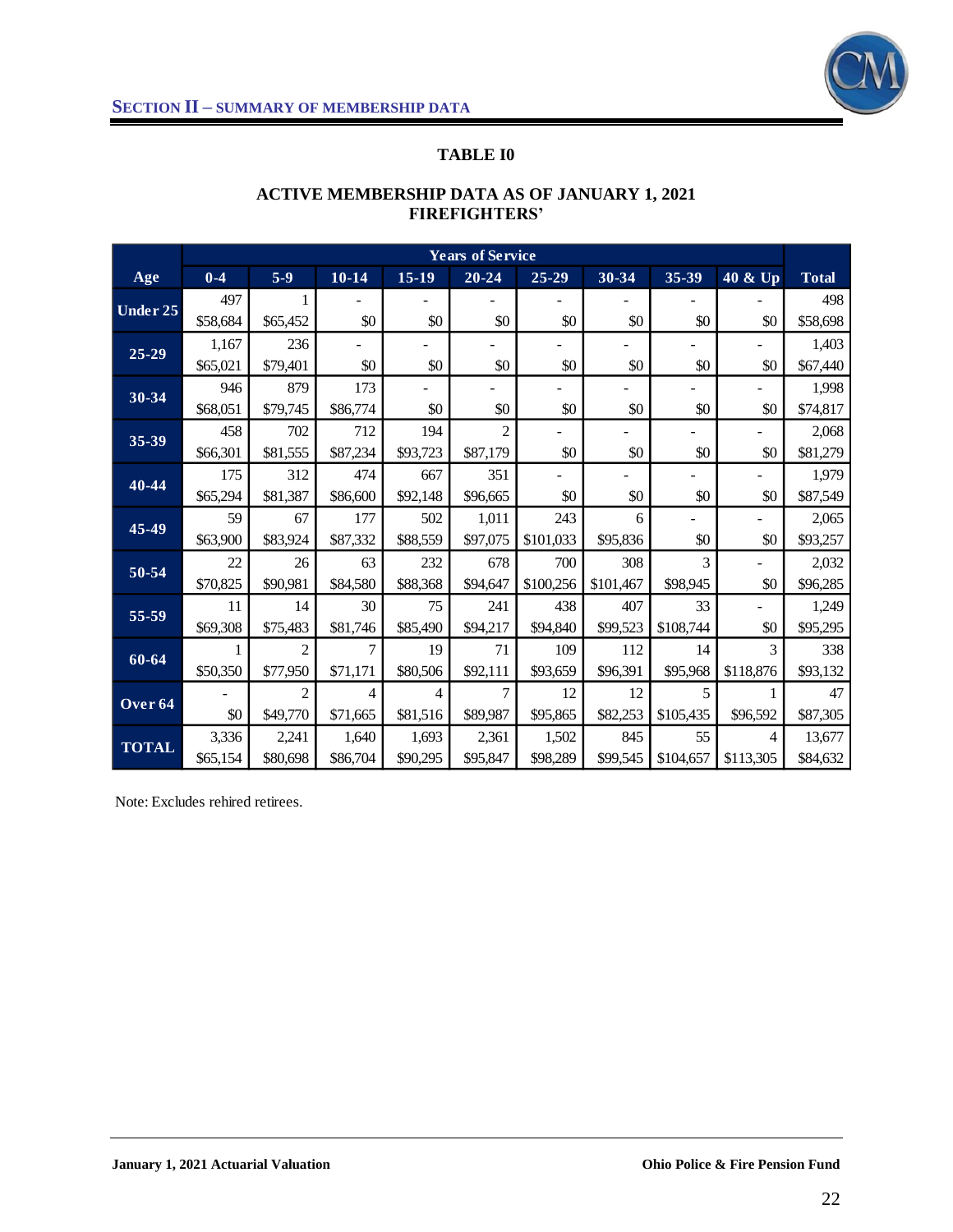## SECTION II – SUMMARY OF MEMBERSHIP DATA

### TABLE I0

### ACTIVE MEMBERSHIP DATA AS OF JANUARY 1, 2021 FIREFIGHTERS'

| | Years of Service | | | | | | | | | |
|---|---|---|---|---|---|---|---|---|---|---|
| Age | 0-4 | 5-9 | 10-14 | 15-19 | 20-24 | 25-29 | 30-34 | 35-39 | 40 & Up | Total |
| Under 25 | 497 | 1 | - | - | - | - | - | - | - | 498 |
| | $58,684 | $65,452 | $0 | $0 | $0 | $0 | $0 | $0 | $0 | $58,698 |
| 25-29 | 1,167 | 236 | - | - | - | - | - | - | - | 1,403 |
| | $65,021 | $79,401 | $0 | $0 | $0 | $0 | $0 | $0 | $0 | $67,440 |
| 30-34 | 946 | 879 | 173 | - | - | - | - | - | - | 1,998 |
| | $68,051 | $79,745 | $86,774 | $0 | $0 | $0 | $0 | $0 | $0 | $74,817 |
| 35-39 | 458 | 702 | 712 | 194 | 2 | - | - | - | - | 2,068 |
| | $66,301 | $81,555 | $87,234 | $93,723 | $87,179 | $0 | $0 | $0 | $0 | $81,279 |
| 40-44 | 175 | 312 | 474 | 667 | 351 | - | - | - | - | 1,979 |
| | $65,294 | $81,387 | $86,600 | $92,148 | $96,665 | $0 | $0 | $0 | $0 | $87,549 |
| 45-49 | 59 | 67 | 177 | 502 | 1,011 | 243 | 6 | - | - | 2,065 |
| | $63,900 | $83,924 | $87,332 | $88,559 | $97,075 | $101,033 | $95,836 | $0 | $0 | $93,257 |
| 50-54 | 22 | 26 | 63 | 232 | 678 | 700 | 308 | 3 | - | 2,032 |
| | $70,825 | $90,981 | $84,580 | $88,368 | $94,647 | $100,256 | $101,467 | $98,945 | $0 | $96,285 |
| 55-59 | 11 | 14 | 30 | 75 | 241 | 438 | 407 | 33 | - | 1,249 |
| | $69,308 | $75,483 | $81,746 | $85,490 | $94,217 | $94,840 | $99,523 | $108,744 | $0 | $95,295 |
| 60-64 | 1 | 2 | 7 | 19 | 71 | 109 | 112 | 14 | 3 | 338 |
| | $50,350 | $77,950 | $71,171 | $80,506 | $92,111 | $93,659 | $96,391 | $95,968 | $118,876 | $93,132 |
| Over 64 | - | 2 | 4 | 4 | 7 | 12 | 12 | 5 | 1 | 47 |
| | $0 | $49,770 | $71,665 | $81,516 | $89,987 | $95,865 | $82,253 | $105,435 | $96,592 | $87,305 |
| TOTAL | 3,336 | 2,241 | 1,640 | 1,693 | 2,361 | 1,502 | 845 | 55 | 4 | 13,677 |
| | $65,154 | $80,698 | $86,704 | $90,295 | $95,847 | $98,289 | $99,545 | $104,657 | $113,305 | $84,632 |

Note: Excludes rehired retirees.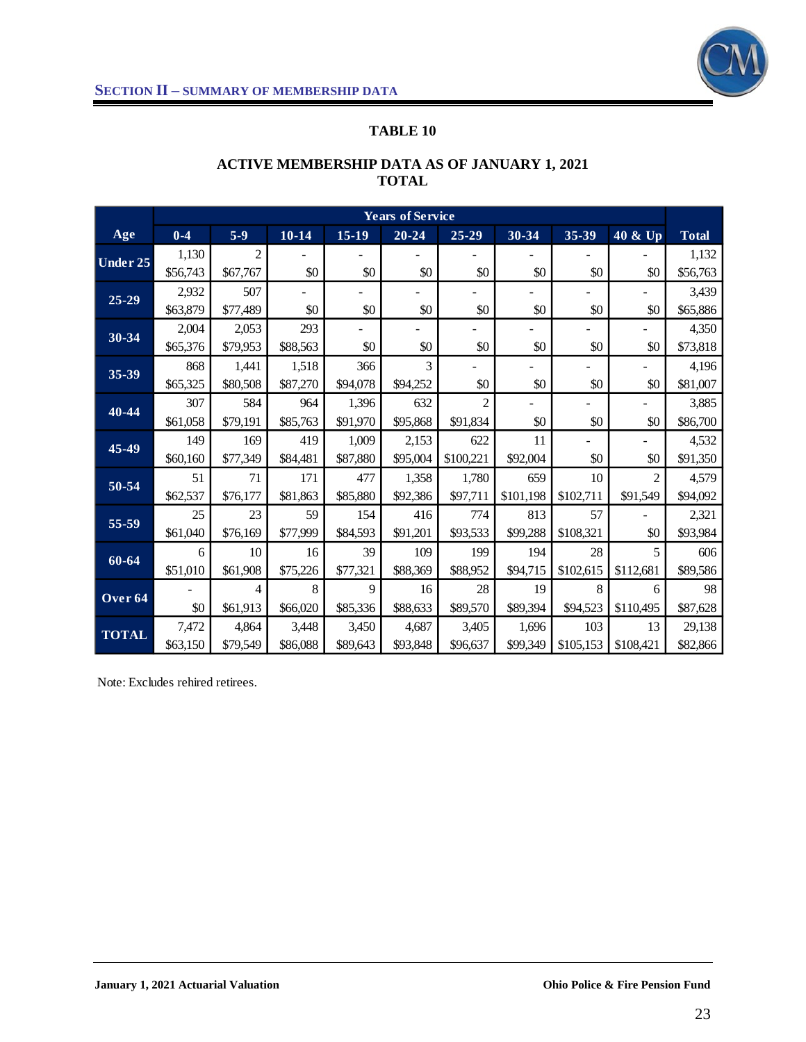**SECTION II – SUMMARY OF MEMBERSHIP DATA**

## TABLE 10

### ACTIVE MEMBERSHIP DATA AS OF JANUARY 1, 2021
### TOTAL

| Age | Years of Service | | | | | | | | | Total |
|---|---|---|---|---|---|---|---|---|---|---|
| | 0-4 | 5-9 | 10-14 | 15-19 | 20-24 | 25-29 | 30-34 | 35-39 | 40 & Up | |
| Under 25 | 1,130 | 2 | - | - | - | - | - | - | - | 1,132 |
| | $56,743 | $67,767 | $0 | $0 | $0 | $0 | $0 | $0 | $0 | $56,763 |
| 25-29 | 2,932 | 507 | - | - | - | - | - | - | - | 3,439 |
| | $63,879 | $77,489 | $0 | $0 | $0 | $0 | $0 | $0 | $0 | $65,886 |
| 30-34 | 2,004 | 2,053 | 293 | - | - | - | - | - | - | 4,350 |
| | $65,376 | $79,953 | $88,563 | $0 | $0 | $0 | $0 | $0 | $0 | $73,818 |
| 35-39 | 868 | 1,441 | 1,518 | 366 | 3 | - | - | - | - | 4,196 |
| | $65,325 | $80,508 | $87,270 | $94,078 | $94,252 | $0 | $0 | $0 | $0 | $81,007 |
| 40-44 | 307 | 584 | 964 | 1,396 | 632 | 2 | - | - | - | 3,885 |
| | $61,058 | $79,191 | $85,763 | $91,970 | $95,868 | $91,834 | $0 | $0 | $0 | $86,700 |
| 45-49 | 149 | 169 | 419 | 1,009 | 2,153 | 622 | 11 | - | - | 4,532 |
| | $60,160 | $77,349 | $84,481 | $87,880 | $95,004 | $100,221 | $92,004 | $0 | $0 | $91,350 |
| 50-54 | 51 | 71 | 171 | 477 | 1,358 | 1,780 | 659 | 10 | 2 | 4,579 |
| | $62,537 | $76,177 | $81,863 | $85,880 | $92,386 | $97,711 | $101,198 | $102,711 | $91,549 | $94,092 |
| 55-59 | 25 | 23 | 59 | 154 | 416 | 774 | 813 | 57 | - | 2,321 |
| | $61,040 | $76,169 | $77,999 | $84,593 | $91,201 | $93,533 | $99,288 | $108,321 | $0 | $93,984 |
| 60-64 | 6 | 10 | 16 | 39 | 109 | 199 | 194 | 28 | 5 | 606 |
| | $51,010 | $61,908 | $75,226 | $77,321 | $88,369 | $88,952 | $94,715 | $102,615 | $112,681 | $89,586 |
| Over 64 | - | 4 | 8 | 9 | 16 | 28 | 19 | 8 | 6 | 98 |
| | $0 | $61,913 | $66,020 | $85,336 | $88,633 | $89,570 | $89,394 | $94,523 | $110,495 | $87,628 |
| TOTAL | 7,472 | 4,864 | 3,448 | 3,450 | 4,687 | 3,405 | 1,696 | 103 | 13 | 29,138 |
| | $63,150 | $79,549 | $86,088 | $89,643 | $93,848 | $96,637 | $99,349 | $105,153 | $108,421 | $82,866 |

Note: Excludes rehired retirees.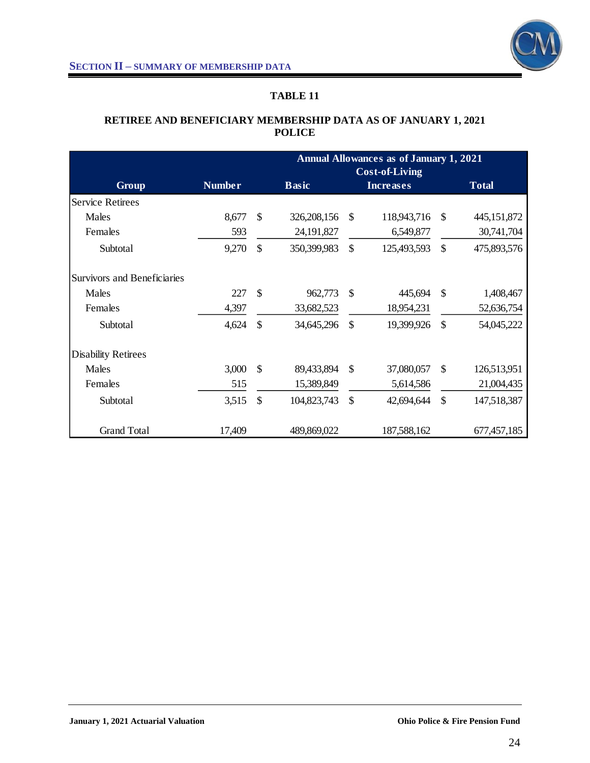## TABLE 11

### RETIREE AND BENEFICIARY MEMBERSHIP DATA AS OF JANUARY 1, 2021 POLICE

| Group | Number | Annual Allowances as of January 1, 2021 Basic | Cost-of-Living Increases | Total |
|---|---|---|---|---|
| Service Retirees | | | | |
| Males | 8,677 | $ 326,208,156 | $ 118,943,716 | $ 445,151,872 |
| Females | 593 | 24,191,827 | 6,549,877 | 30,741,704 |
| Subtotal | 9,270 | $ 350,399,983 | $ 125,493,593 | $ 475,893,576 |
| Survivors and Beneficiaries | | | | |
| Males | 227 | $ 962,773 | $ 445,694 | $ 1,408,467 |
| Females | 4,397 | 33,682,523 | 18,954,231 | 52,636,754 |
| Subtotal | 4,624 | $ 34,645,296 | $ 19,399,926 | $ 54,045,222 |
| Disability Retirees | | | | |
| Males | 3,000 | $ 89,433,894 | $ 37,080,057 | $ 126,513,951 |
| Females | 515 | 15,389,849 | 5,614,586 | 21,004,435 |
| Subtotal | 3,515 | $ 104,823,743 | $ 42,694,644 | $ 147,518,387 |
| Grand Total | 17,409 | 489,869,022 | 187,588,162 | 677,457,185 |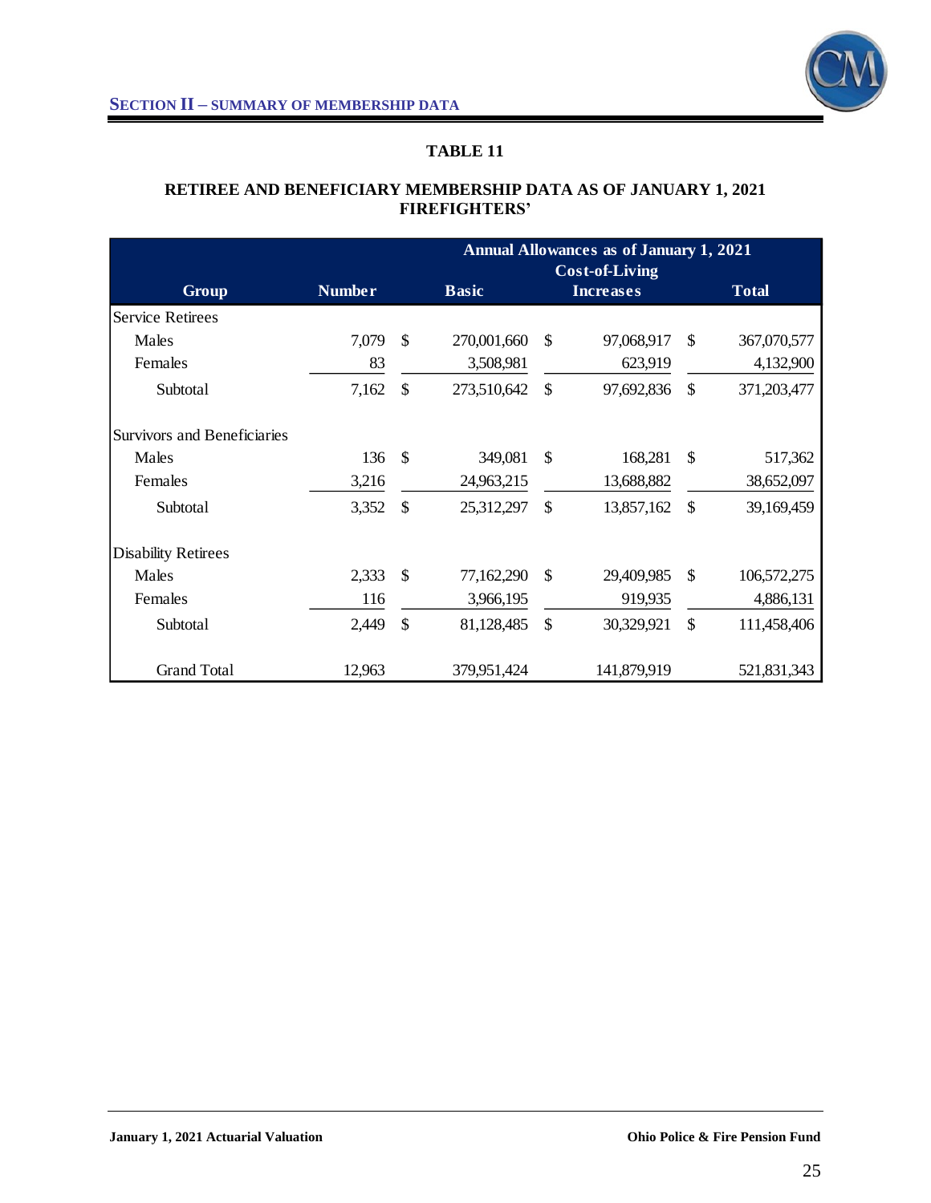## SECTION II – SUMMARY OF MEMBERSHIP DATA

### TABLE 11

**RETIREE AND BENEFICIARY MEMBERSHIP DATA AS OF JANUARY 1, 2021**
**FIREFIGHTERS'**

| Group | Number | Annual Allowances as of January 1, 2021 Basic | Cost-of-Living Increases | Total |
|---|---|---|---|---|
| Service Retirees | | | | |
| Males | 7,079 | $ 270,001,660 | $ 97,068,917 | $ 367,070,577 |
| Females | 83 | 3,508,981 | 623,919 | 4,132,900 |
| Subtotal | 7,162 | $ 273,510,642 | $ 97,692,836 | $ 371,203,477 |
| Survivors and Beneficiaries | | | | |
| Males | 136 | $ 349,081 | $ 168,281 | $ 517,362 |
| Females | 3,216 | 24,963,215 | 13,688,882 | 38,652,097 |
| Subtotal | 3,352 | $ 25,312,297 | $ 13,857,162 | $ 39,169,459 |
| Disability Retirees | | | | |
| Males | 2,333 | $ 77,162,290 | $ 29,409,985 | $ 106,572,275 |
| Females | 116 | 3,966,195 | 919,935 | 4,886,131 |
| Subtotal | 2,449 | $ 81,128,485 | $ 30,329,921 | $ 111,458,406 |
| Grand Total | 12,963 | 379,951,424 | 141,879,919 | 521,831,343 |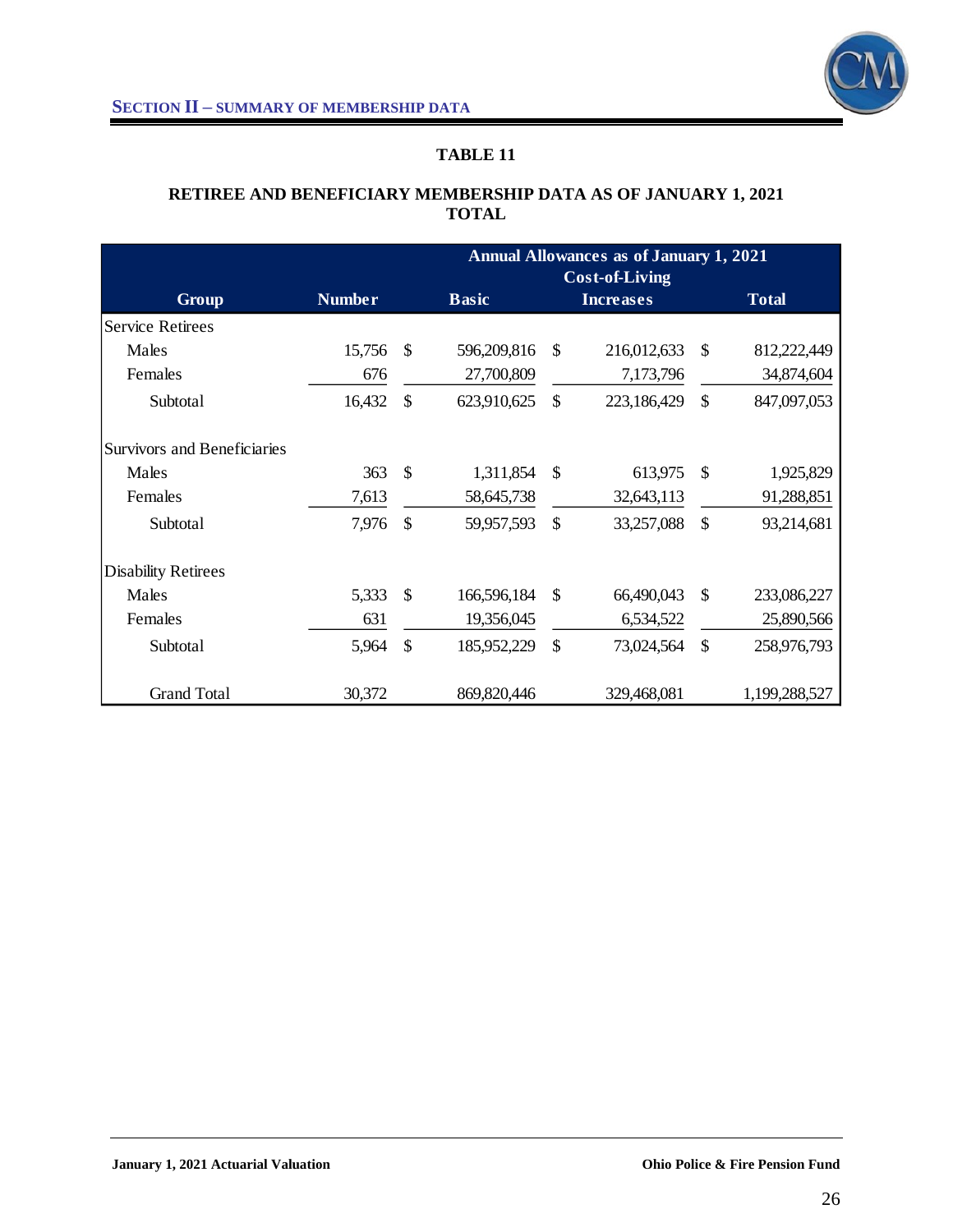## SECTION II – SUMMARY OF MEMBERSHIP DATA

### TABLE 11

### RETIREE AND BENEFICIARY MEMBERSHIP DATA AS OF JANUARY 1, 2021 TOTAL

| Group | Number | Annual Allowances as of January 1, 2021 | | |
|---|---|---|---|---|
| | | Basic | Cost-of-Living Increases | Total |
| Service Retirees | | | | |
| Males | 15,756 | $ 596,209,816 | $ 216,012,633 | $ 812,222,449 |
| Females | 676 | 27,700,809 | 7,173,796 | 34,874,604 |
| Subtotal | 16,432 | $ 623,910,625 | $ 223,186,429 | $ 847,097,053 |
| Survivors and Beneficiaries | | | | |
| Males | 363 | $ 1,311,854 | $ 613,975 | $ 1,925,829 |
| Females | 7,613 | 58,645,738 | 32,643,113 | 91,288,851 |
| Subtotal | 7,976 | $ 59,957,593 | $ 33,257,088 | $ 93,214,681 |
| Disability Retirees | | | | |
| Males | 5,333 | $ 166,596,184 | $ 66,490,043 | $ 233,086,227 |
| Females | 631 | 19,356,045 | 6,534,522 | 25,890,566 |
| Subtotal | 5,964 | $ 185,952,229 | $ 73,024,564 | $ 258,976,793 |
| Grand Total | 30,372 | 869,820,446 | 329,468,081 | 1,199,288,527 |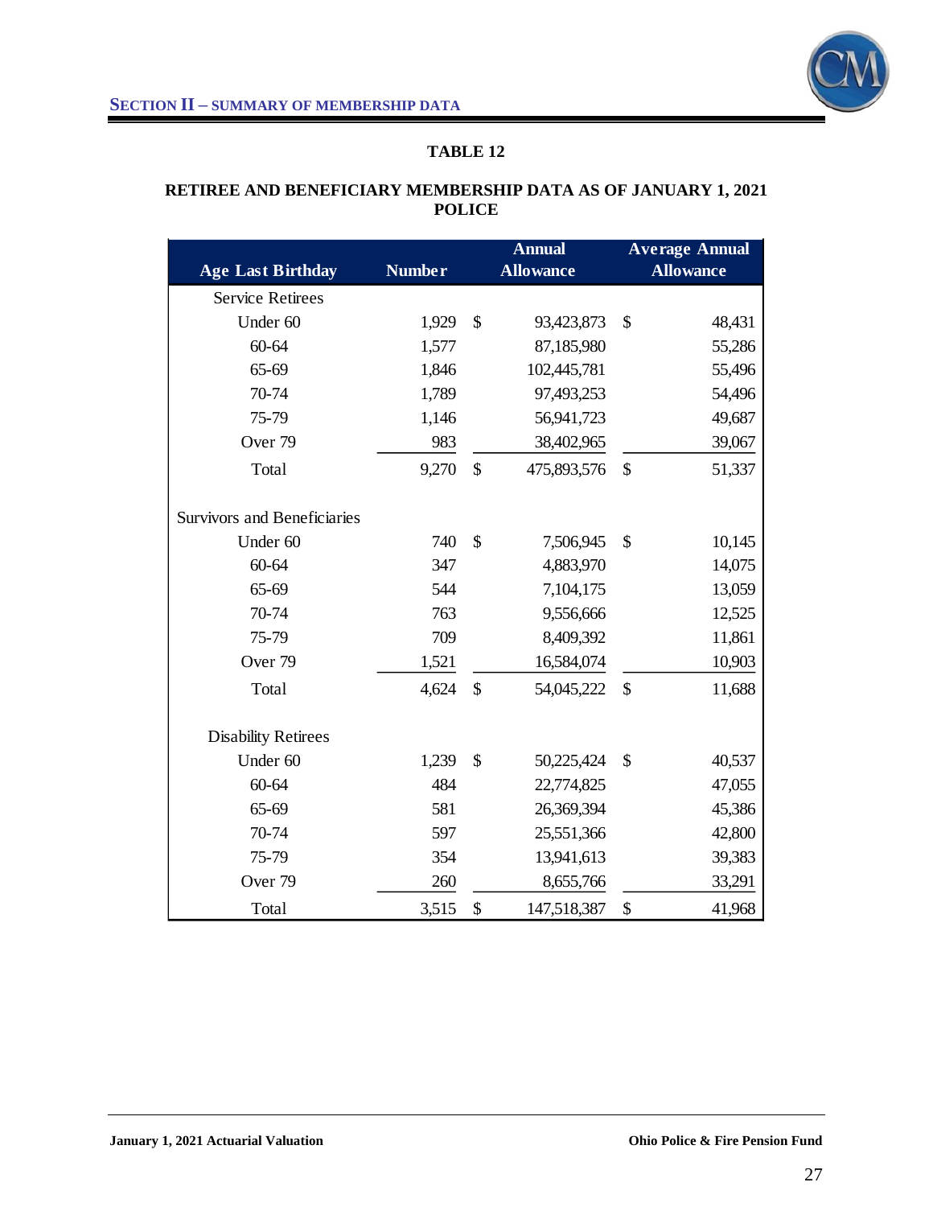## Section II – Summary of Membership Data

### TABLE 12

**RETIREE AND BENEFICIARY MEMBERSHIP DATA AS OF JANUARY 1, 2021**
**POLICE**

| Age Last Birthday | Number | Annual Allowance | Average Annual Allowance |
|---|---|---|---|
| Service Retirees | | | |
| Under 60 | 1,929 | $ 93,423,873 | $ 48,431 |
| 60-64 | 1,577 | 87,185,980 | 55,286 |
| 65-69 | 1,846 | 102,445,781 | 55,496 |
| 70-74 | 1,789 | 97,493,253 | 54,496 |
| 75-79 | 1,146 | 56,941,723 | 49,687 |
| Over 79 | 983 | 38,402,965 | 39,067 |
| Total | 9,270 | $ 475,893,576 | $ 51,337 |
| | | | |
| Survivors and Beneficiaries | | | |
| Under 60 | 740 | $ 7,506,945 | $ 10,145 |
| 60-64 | 347 | 4,883,970 | 14,075 |
| 65-69 | 544 | 7,104,175 | 13,059 |
| 70-74 | 763 | 9,556,666 | 12,525 |
| 75-79 | 709 | 8,409,392 | 11,861 |
| Over 79 | 1,521 | 16,584,074 | 10,903 |
| Total | 4,624 | $ 54,045,222 | $ 11,688 |
| | | | |
| Disability Retirees | | | |
| Under 60 | 1,239 | $ 50,225,424 | $ 40,537 |
| 60-64 | 484 | 22,774,825 | 47,055 |
| 65-69 | 581 | 26,369,394 | 45,386 |
| 70-74 | 597 | 25,551,366 | 42,800 |
| 75-79 | 354 | 13,941,613 | 39,383 |
| Over 79 | 260 | 8,655,766 | 33,291 |
| Total | 3,515 | $ 147,518,387 | $ 41,968 |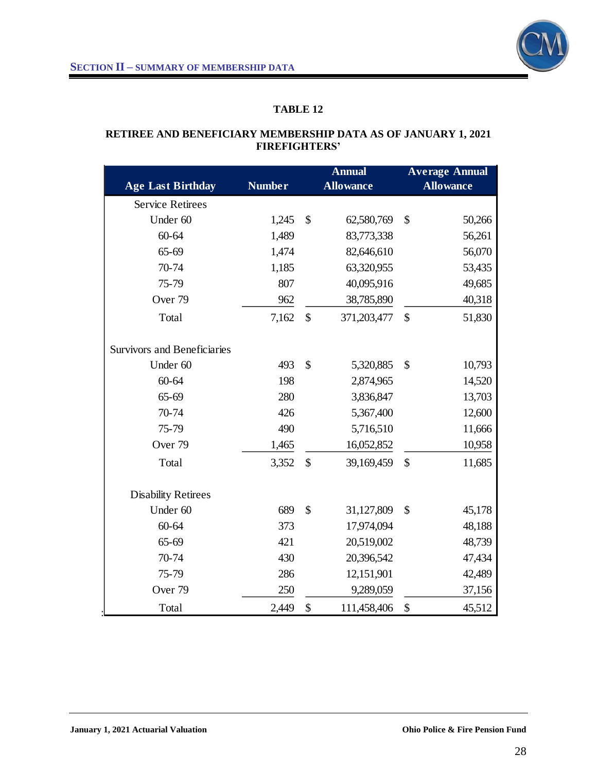**TABLE 12**

**RETIREE AND BENEFICIARY MEMBERSHIP DATA AS OF JANUARY 1, 2021**
**FIREFIGHTERS'**

| Age Last Birthday | Number | Annual Allowance | Average Annual Allowance |
|---|---|---|---|
| Service Retirees | | | |
| Under 60 | 1,245 | $ 62,580,769 | $ 50,266 |
| 60-64 | 1,489 | 83,773,338 | 56,261 |
| 65-69 | 1,474 | 82,646,610 | 56,070 |
| 70-74 | 1,185 | 63,320,955 | 53,435 |
| 75-79 | 807 | 40,095,916 | 49,685 |
| Over 79 | 962 | 38,785,890 | 40,318 |
| Total | 7,162 | $ 371,203,477 | $ 51,830 |
| | | | |
| Survivors and Beneficiaries | | | |
| Under 60 | 493 | $ 5,320,885 | $ 10,793 |
| 60-64 | 198 | 2,874,965 | 14,520 |
| 65-69 | 280 | 3,836,847 | 13,703 |
| 70-74 | 426 | 5,367,400 | 12,600 |
| 75-79 | 490 | 5,716,510 | 11,666 |
| Over 79 | 1,465 | 16,052,852 | 10,958 |
| Total | 3,352 | $ 39,169,459 | $ 11,685 |
| | | | |
| Disability Retirees | | | |
| Under 60 | 689 | $ 31,127,809 | $ 45,178 |
| 60-64 | 373 | 17,974,094 | 48,188 |
| 65-69 | 421 | 20,519,002 | 48,739 |
| 70-74 | 430 | 20,396,542 | 47,434 |
| 75-79 | 286 | 12,151,901 | 42,489 |
| Over 79 | 250 | 9,289,059 | 37,156 |
| Total | 2,449 | $ 111,458,406 | $ 45,512 |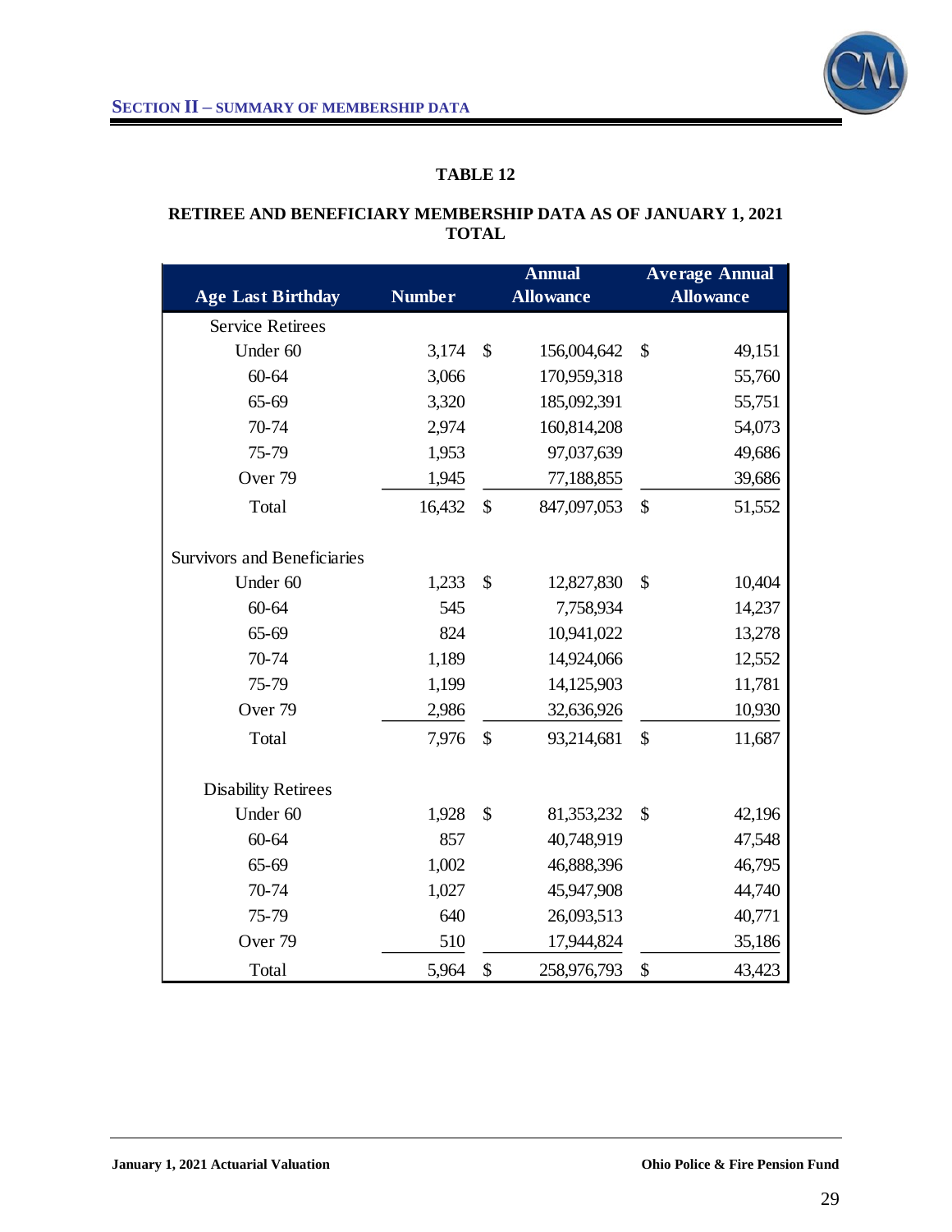## TABLE 12

### RETIREE AND BENEFICIARY MEMBERSHIP DATA AS OF JANUARY 1, 2021
### TOTAL

| Age Last Birthday | Number | Annual Allowance | Average Annual Allowance |
|---|---|---|---|
| **Service Retirees** | | | |
| Under 60 | 3,174 | $ 156,004,642 | $ 49,151 |
| 60-64 | 3,066 | 170,959,318 | 55,760 |
| 65-69 | 3,320 | 185,092,391 | 55,751 |
| 70-74 | 2,974 | 160,814,208 | 54,073 |
| 75-79 | 1,953 | 97,037,639 | 49,686 |
| Over 79 | 1,945 | 77,188,855 | 39,686 |
| Total | 16,432 | $ 847,097,053 | $ 51,552 |
| **Survivors and Beneficiaries** | | | |
| Under 60 | 1,233 | $ 12,827,830 | $ 10,404 |
| 60-64 | 545 | 7,758,934 | 14,237 |
| 65-69 | 824 | 10,941,022 | 13,278 |
| 70-74 | 1,189 | 14,924,066 | 12,552 |
| 75-79 | 1,199 | 14,125,903 | 11,781 |
| Over 79 | 2,986 | 32,636,926 | 10,930 |
| Total | 7,976 | $ 93,214,681 | $ 11,687 |
| **Disability Retirees** | | | |
| Under 60 | 1,928 | $ 81,353,232 | $ 42,196 |
| 60-64 | 857 | 40,748,919 | 47,548 |
| 65-69 | 1,002 | 46,888,396 | 46,795 |
| 70-74 | 1,027 | 45,947,908 | 44,740 |
| 75-79 | 640 | 26,093,513 | 40,771 |
| Over 79 | 510 | 17,944,824 | 35,186 |
| Total | 5,964 | $ 258,976,793 | $ 43,423 |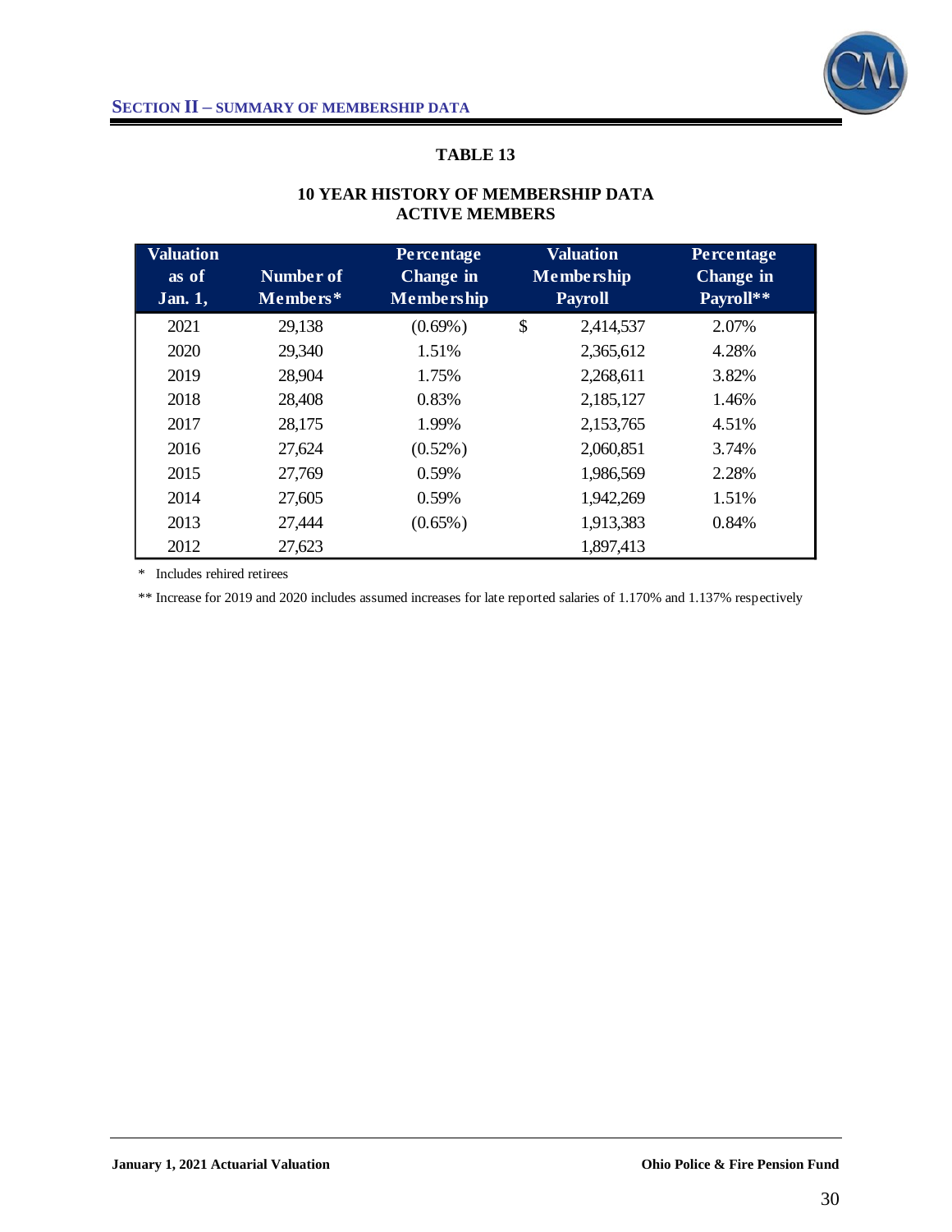## SECTION II – SUMMARY OF MEMBERSHIP DATA

### TABLE 13

### 10 YEAR HISTORY OF MEMBERSHIP DATA ACTIVE MEMBERS

| Valuation as of Jan. 1, | Number of Members* | Percentage Change in Membership | Valuation Membership Payroll | Percentage Change in Payroll** |
|---|---|---|---|---|
| 2021 | 29,138 | (0.69%) | $ 2,414,537 | 2.07% |
| 2020 | 29,340 | 1.51% | 2,365,612 | 4.28% |
| 2019 | 28,904 | 1.75% | 2,268,611 | 3.82% |
| 2018 | 28,408 | 0.83% | 2,185,127 | 1.46% |
| 2017 | 28,175 | 1.99% | 2,153,765 | 4.51% |
| 2016 | 27,624 | (0.52%) | 2,060,851 | 3.74% |
| 2015 | 27,769 | 0.59% | 1,986,569 | 2.28% |
| 2014 | 27,605 | 0.59% | 1,942,269 | 1.51% |
| 2013 | 27,444 | (0.65%) | 1,913,383 | 0.84% |
| 2012 | 27,623 | | 1,897,413 | |

\* Includes rehired retirees

\*\* Increase for 2019 and 2020 includes assumed increases for late reported salaries of 1.170% and 1.137% respectively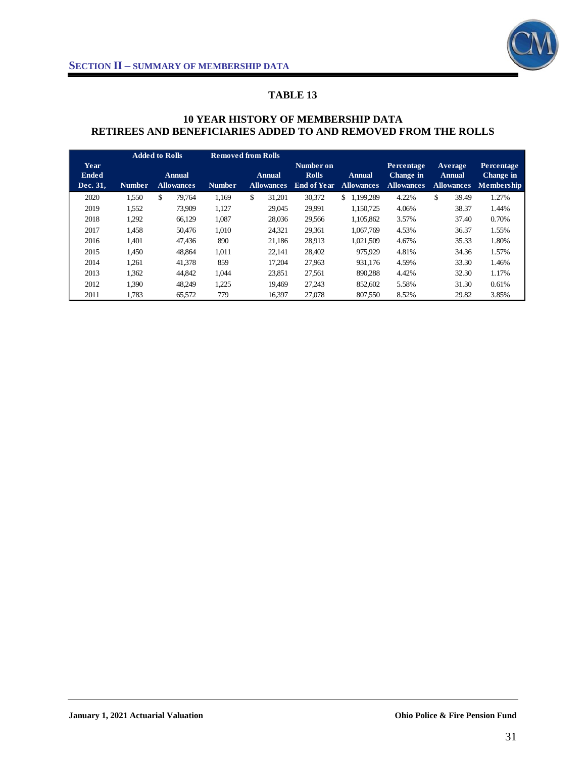## SECTION II – SUMMARY OF MEMBERSHIP DATA

### TABLE 13

### 10 YEAR HISTORY OF MEMBERSHIP DATA
### RETIREES AND BENEFICIARIES ADDED TO AND REMOVED FROM THE ROLLS

| Year Ended Dec. 31, | Added to Rolls Number | Added to Rolls Annual Allowances | Removed from Rolls Number | Removed from Rolls Annual Allowances | Number on Rolls End of Year | Annual Allowances | Percentage Change in Allowances | Average Annual Allowances | Percentage Change in Membership |
|---|---|---|---|---|---|---|---|---|---|
| 2020 | 1,550 | $ 79,764 | 1,169 | $ 31,201 | 30,372 | $ 1,199,289 | 4.22% | $ 39.49 | 1.27% |
| 2019 | 1,552 | 73,909 | 1,127 | 29,045 | 29,991 | 1,150,725 | 4.06% | 38.37 | 1.44% |
| 2018 | 1,292 | 66,129 | 1,087 | 28,036 | 29,566 | 1,105,862 | 3.57% | 37.40 | 0.70% |
| 2017 | 1,458 | 50,476 | 1,010 | 24,321 | 29,361 | 1,067,769 | 4.53% | 36.37 | 1.55% |
| 2016 | 1,401 | 47,436 | 890 | 21,186 | 28,913 | 1,021,509 | 4.67% | 35.33 | 1.80% |
| 2015 | 1,450 | 48,864 | 1,011 | 22,141 | 28,402 | 975,929 | 4.81% | 34.36 | 1.57% |
| 2014 | 1,261 | 41,378 | 859 | 17,204 | 27,963 | 931,176 | 4.59% | 33.30 | 1.46% |
| 2013 | 1,362 | 44,842 | 1,044 | 23,851 | 27,561 | 890,288 | 4.42% | 32.30 | 1.17% |
| 2012 | 1,390 | 48,249 | 1,225 | 19,469 | 27,243 | 852,602 | 5.58% | 31.30 | 0.61% |
| 2011 | 1,783 | 65,572 | 779 | 16,397 | 27,078 | 807,550 | 8.52% | 29.82 | 3.85% |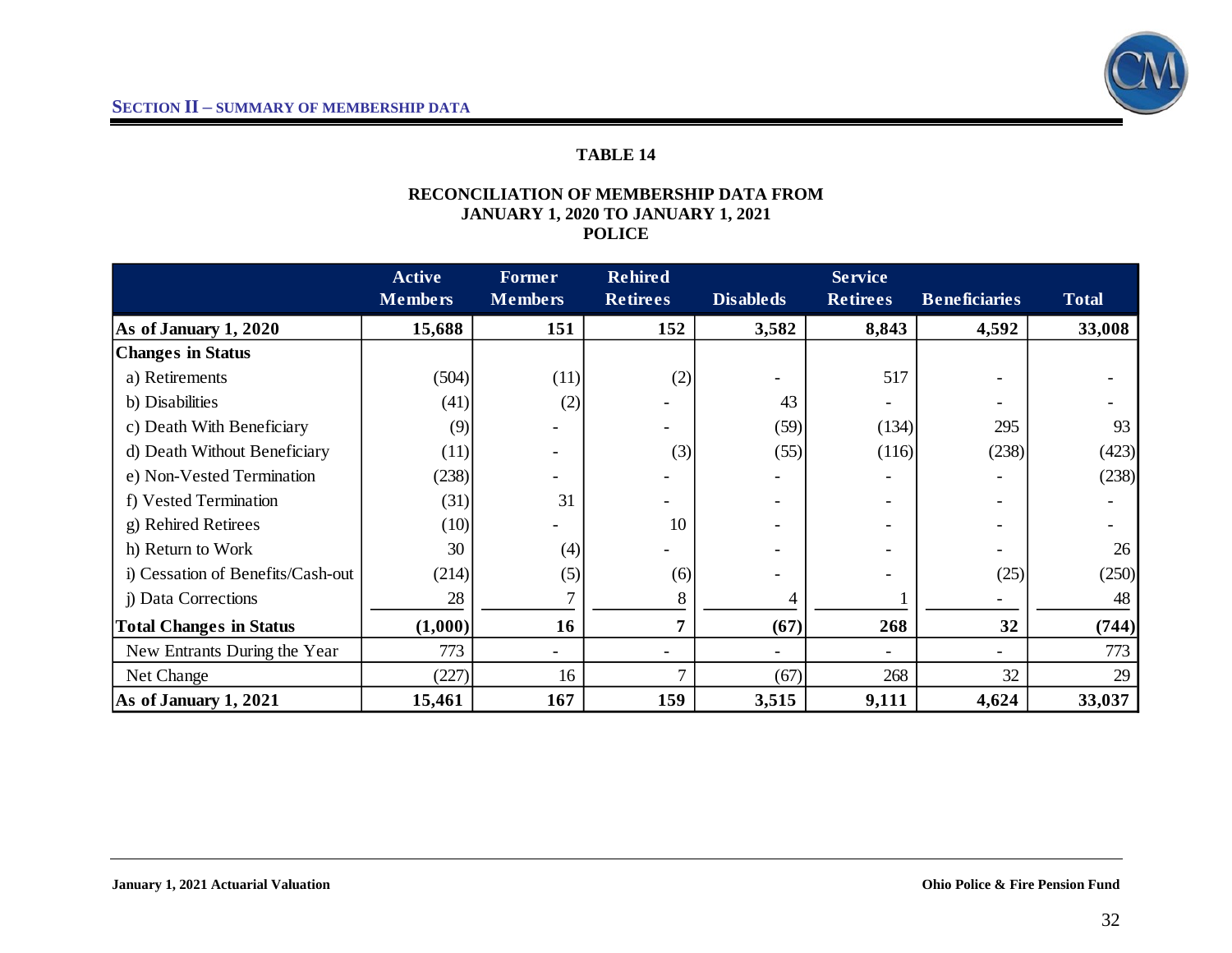## SECTION II – SUMMARY OF MEMBERSHIP DATA

### TABLE 14

### RECONCILIATION OF MEMBERSHIP DATA FROM JANUARY 1, 2020 TO JANUARY 1, 2021 POLICE

| | Active Members | Former Members | Rehired Retirees | Disableds | Service Retirees | Beneficiaries | Total |
|---|---|---|---|---|---|---|---|
| **As of January 1, 2020** | **15,688** | **151** | **152** | **3,582** | **8,843** | **4,592** | **33,008** |
| **Changes in Status** | | | | | | | |
| a) Retirements | (504) | (11) | (2) | - | 517 | - | - |
| b) Disabilities | (41) | (2) | - | 43 | - | - | - |
| c) Death With Beneficiary | (9) | - | - | (59) | (134) | 295 | 93 |
| d) Death Without Beneficiary | (11) | - | (3) | (55) | (116) | (238) | (423) |
| e) Non-Vested Termination | (238) | - | - | - | - | - | (238) |
| f) Vested Termination | (31) | 31 | - | - | - | - | - |
| g) Rehired Retirees | (10) | - | 10 | - | - | - | - |
| h) Return to Work | 30 | (4) | - | - | - | - | 26 |
| i) Cessation of Benefits/Cash-out | (214) | (5) | (6) | - | - | (25) | (250) |
| j) Data Corrections | 28 | 7 | 8 | 4 | 1 | - | 48 |
| **Total Changes in Status** | **(1,000)** | **16** | **7** | **(67)** | **268** | **32** | **(744)** |
| New Entrants During the Year | 773 | - | - | - | - | - | 773 |
| Net Change | (227) | 16 | 7 | (67) | 268 | 32 | 29 |
| **As of January 1, 2021** | **15,461** | **167** | **159** | **3,515** | **9,111** | **4,624** | **33,037** |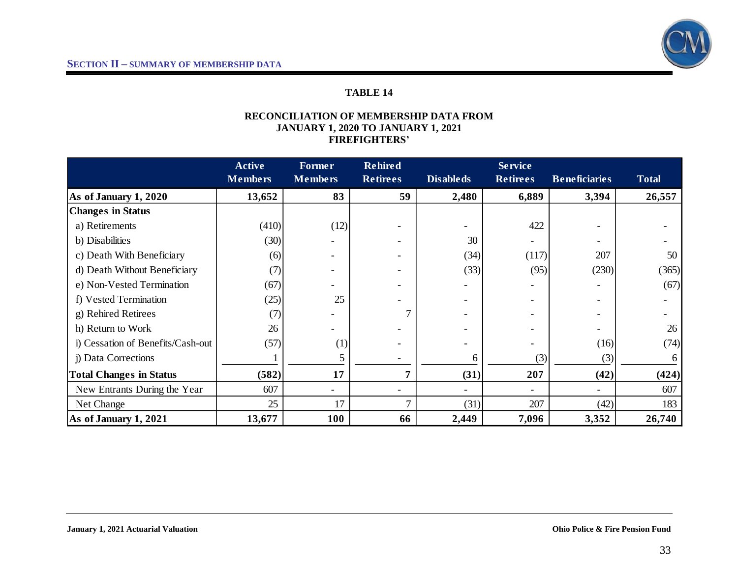## SECTION II – SUMMARY OF MEMBERSHIP DATA

### TABLE 14

**RECONCILIATION OF MEMBERSHIP DATA FROM JANUARY 1, 2020 TO JANUARY 1, 2021 FIREFIGHTERS'**

| | Active Members | Former Members | Rehired Retirees | Disableds | Service Retirees | Beneficiaries | Total |
|---|---|---|---|---|---|---|---|
| **As of January 1, 2020** | **13,652** | **83** | **59** | **2,480** | **6,889** | **3,394** | **26,557** |
| **Changes in Status** | | | | | | | |
| a) Retirements | (410) | (12) | - | - | 422 | - | - |
| b) Disabilities | (30) | - | - | 30 | - | - | - |
| c) Death With Beneficiary | (6) | - | - | (34) | (117) | 207 | 50 |
| d) Death Without Beneficiary | (7) | - | - | (33) | (95) | (230) | (365) |
| e) Non-Vested Termination | (67) | - | - | - | - | - | (67) |
| f) Vested Termination | (25) | 25 | - | - | - | - | - |
| g) Rehired Retirees | (7) | - | 7 | - | - | - | - |
| h) Return to Work | 26 | - | - | - | - | - | 26 |
| i) Cessation of Benefits/Cash-out | (57) | (1) | - | - | - | (16) | (74) |
| j) Data Corrections | 1 | 5 | - | 6 | (3) | (3) | 6 |
| **Total Changes in Status** | **(582)** | **17** | **7** | **(31)** | **207** | **(42)** | **(424)** |
| New Entrants During the Year | 607 | - | - | - | - | - | 607 |
| Net Change | 25 | 17 | 7 | (31) | 207 | (42) | 183 |
| **As of January 1, 2021** | **13,677** | **100** | **66** | **2,449** | **7,096** | **3,352** | **26,740** |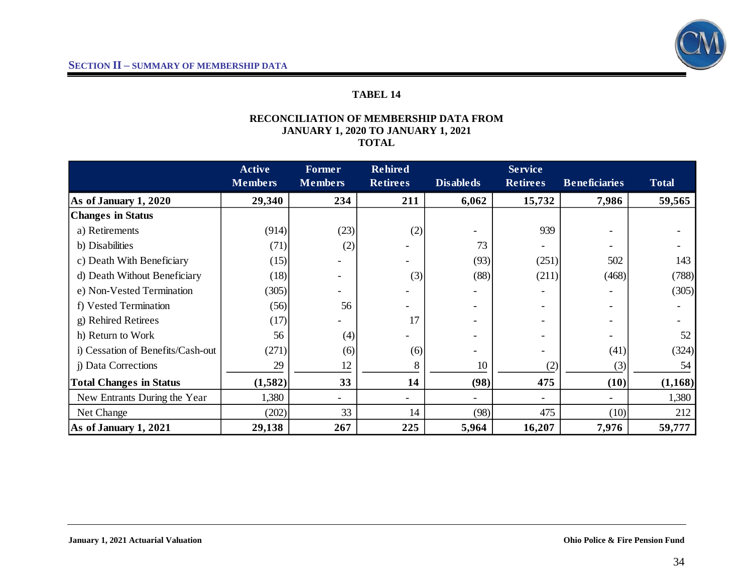## SECTION II – SUMMARY OF MEMBERSHIP DATA

### TABEL 14

### RECONCILIATION OF MEMBERSHIP DATA FROM JANUARY 1, 2020 TO JANUARY 1, 2021 TOTAL

| | Active Members | Former Members | Rehired Retirees | Disableds | Service Retirees | Beneficiaries | Total |
|---|---|---|---|---|---|---|---|
| **As of January 1, 2020** | **29,340** | **234** | **211** | **6,062** | **15,732** | **7,986** | **59,565** |
| **Changes in Status** | | | | | | | |
| a) Retirements | (914) | (23) | (2) | - | 939 | - | - |
| b) Disabilities | (71) | (2) | - | 73 | - | - | - |
| c) Death With Beneficiary | (15) | - | - | (93) | (251) | 502 | 143 |
| d) Death Without Beneficiary | (18) | - | (3) | (88) | (211) | (468) | (788) |
| e) Non-Vested Termination | (305) | - | - | - | - | - | (305) |
| f) Vested Termination | (56) | 56 | - | - | - | - | - |
| g) Rehired Retirees | (17) | - | 17 | - | - | - | - |
| h) Return to Work | 56 | (4) | - | - | - | - | 52 |
| i) Cessation of Benefits/Cash-out | (271) | (6) | (6) | - | - | (41) | (324) |
| j) Data Corrections | 29 | 12 | 8 | 10 | (2) | (3) | 54 |
| **Total Changes in Status** | **(1,582)** | **33** | **14** | **(98)** | **475** | **(10)** | **(1,168)** |
| New Entrants During the Year | 1,380 | - | - | - | - | - | 1,380 |
| Net Change | (202) | 33 | 14 | (98) | 475 | (10) | 212 |
| **As of January 1, 2021** | **29,138** | **267** | **225** | **5,964** | **16,207** | **7,976** | **59,777** |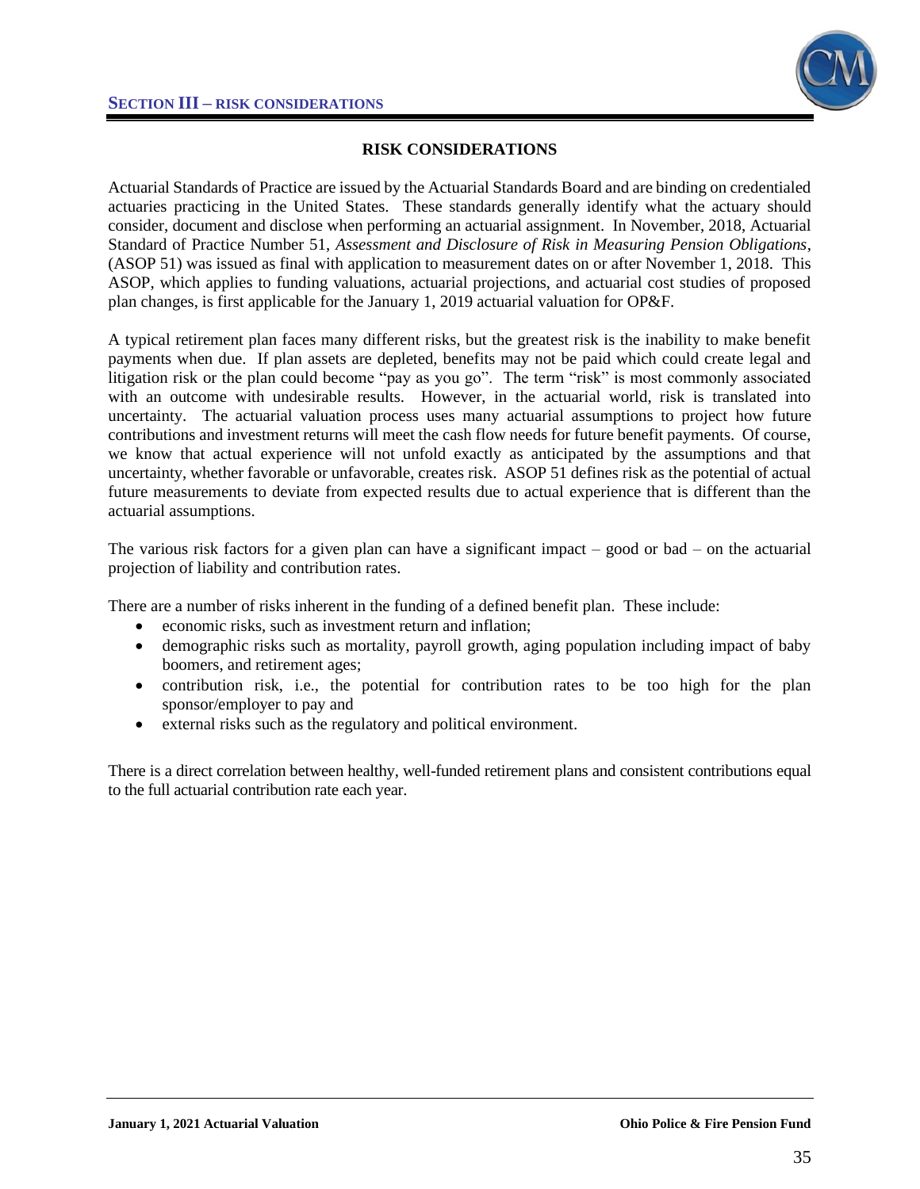# RISK CONSIDERATIONS

Actuarial Standards of Practice are issued by the Actuarial Standards Board and are binding on credentialed actuaries practicing in the United States. These standards generally identify what the actuary should consider, document and disclose when performing an actuarial assignment. In November, 2018, Actuarial Standard of Practice Number 51, *Assessment and Disclosure of Risk in Measuring Pension Obligations*, (ASOP 51) was issued as final with application to measurement dates on or after November 1, 2018. This ASOP, which applies to funding valuations, actuarial projections, and actuarial cost studies of proposed plan changes, is first applicable for the January 1, 2019 actuarial valuation for OP&F.

A typical retirement plan faces many different risks, but the greatest risk is the inability to make benefit payments when due. If plan assets are depleted, benefits may not be paid which could create legal and litigation risk or the plan could become "pay as you go". The term "risk" is most commonly associated with an outcome with undesirable results. However, in the actuarial world, risk is translated into uncertainty. The actuarial valuation process uses many actuarial assumptions to project how future contributions and investment returns will meet the cash flow needs for future benefit payments. Of course, we know that actual experience will not unfold exactly as anticipated by the assumptions and that uncertainty, whether favorable or unfavorable, creates risk. ASOP 51 defines risk as the potential of actual future measurements to deviate from expected results due to actual experience that is different than the actuarial assumptions.

The various risk factors for a given plan can have a significant impact – good or bad – on the actuarial projection of liability and contribution rates.

There are a number of risks inherent in the funding of a defined benefit plan. These include:

- economic risks, such as investment return and inflation;
- demographic risks such as mortality, payroll growth, aging population including impact of baby boomers, and retirement ages;
- contribution risk, i.e., the potential for contribution rates to be too high for the plan sponsor/employer to pay and
- external risks such as the regulatory and political environment.

There is a direct correlation between healthy, well-funded retirement plans and consistent contributions equal to the full actuarial contribution rate each year.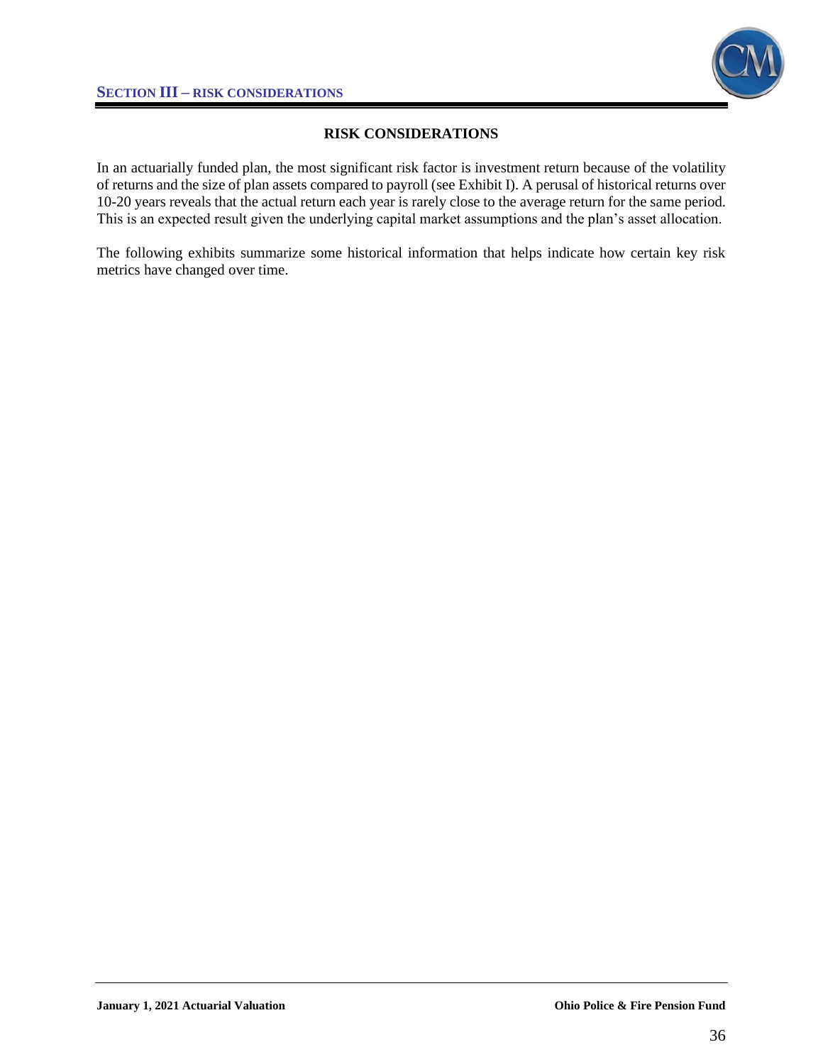## RISK CONSIDERATIONS

In an actuarially funded plan, the most significant risk factor is investment return because of the volatility of returns and the size of plan assets compared to payroll (see Exhibit I). A perusal of historical returns over 10-20 years reveals that the actual return each year is rarely close to the average return for the same period. This is an expected result given the underlying capital market assumptions and the plan's asset allocation.

The following exhibits summarize some historical information that helps indicate how certain key risk metrics have changed over time.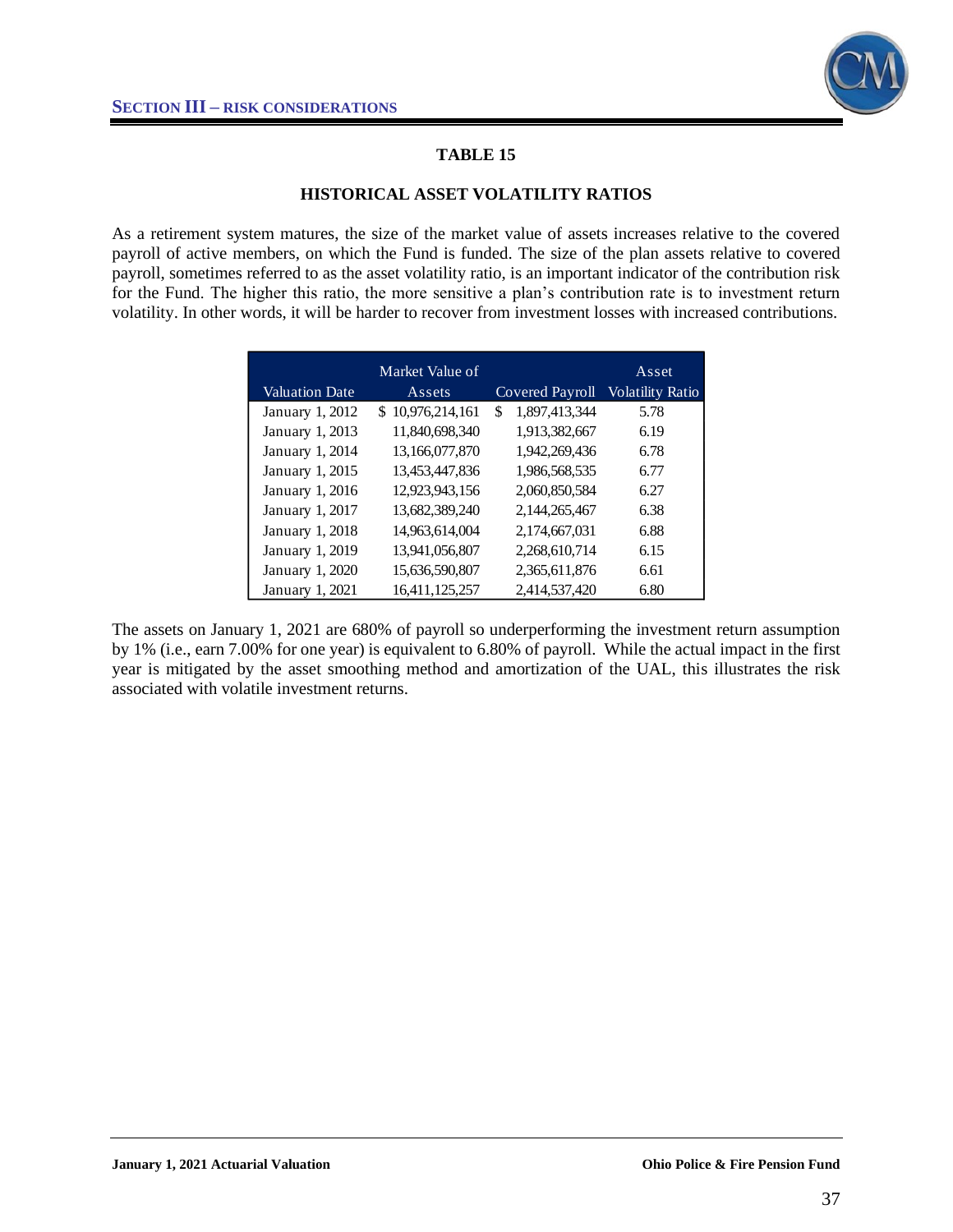## TABLE 15

### HISTORICAL ASSET VOLATILITY RATIOS

As a retirement system matures, the size of the market value of assets increases relative to the covered payroll of active members, on which the Fund is funded. The size of the plan assets relative to covered payroll, sometimes referred to as the asset volatility ratio, is an important indicator of the contribution risk for the Fund. The higher this ratio, the more sensitive a plan's contribution rate is to investment return volatility. In other words, it will be harder to recover from investment losses with increased contributions.

| Valuation Date | Market Value of Assets | Covered Payroll | Asset Volatility Ratio |
|---|---|---|---|
| January 1, 2012 | $ 10,976,214,161 | $ 1,897,413,344 | 5.78 |
| January 1, 2013 | 11,840,698,340 | 1,913,382,667 | 6.19 |
| January 1, 2014 | 13,166,077,870 | 1,942,269,436 | 6.78 |
| January 1, 2015 | 13,453,447,836 | 1,986,568,535 | 6.77 |
| January 1, 2016 | 12,923,943,156 | 2,060,850,584 | 6.27 |
| January 1, 2017 | 13,682,389,240 | 2,144,265,467 | 6.38 |
| January 1, 2018 | 14,963,614,004 | 2,174,667,031 | 6.88 |
| January 1, 2019 | 13,941,056,807 | 2,268,610,714 | 6.15 |
| January 1, 2020 | 15,636,590,807 | 2,365,611,876 | 6.61 |
| January 1, 2021 | 16,411,125,257 | 2,414,537,420 | 6.80 |

The assets on January 1, 2021 are 680% of payroll so underperforming the investment return assumption by 1% (i.e., earn 7.00% for one year) is equivalent to 6.80% of payroll. While the actual impact in the first year is mitigated by the asset smoothing method and amortization of the UAL, this illustrates the risk associated with volatile investment returns.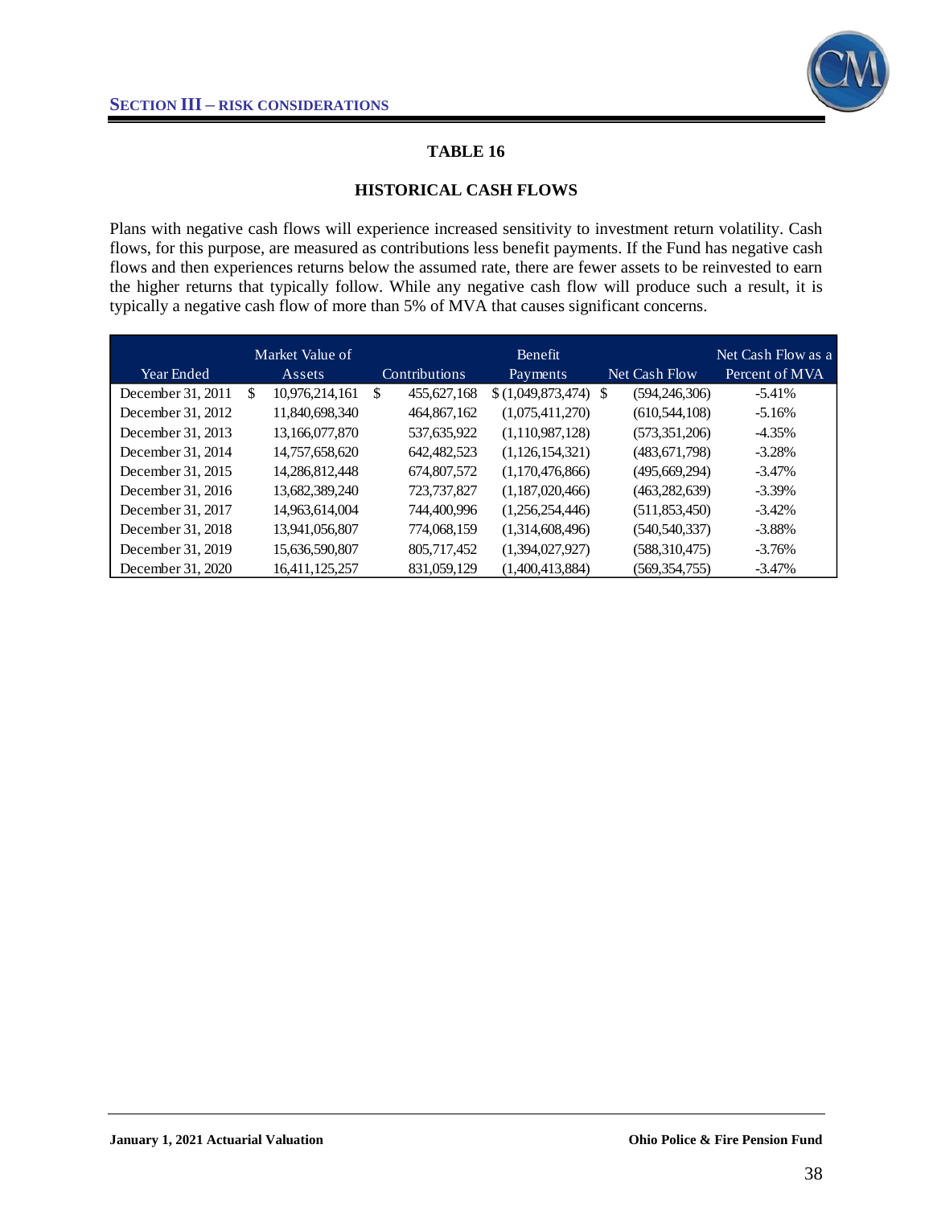# TABLE 16

## HISTORICAL CASH FLOWS

Plans with negative cash flows will experience increased sensitivity to investment return volatility. Cash flows, for this purpose, are measured as contributions less benefit payments. If the Fund has negative cash flows and then experiences returns below the assumed rate, there are fewer assets to be reinvested to earn the higher returns that typically follow. While any negative cash flow will produce such a result, it is typically a negative cash flow of more than 5% of MVA that causes significant concerns.

| Year Ended | Market Value of Assets | Contributions | Benefit Payments | Net Cash Flow | Net Cash Flow as a Percent of MVA |
|---|---|---|---|---|---|
| December 31, 2011 | $ 10,976,214,161 | $ 455,627,168 | $ (1,049,873,474) | $ (594,246,306) | -5.41% |
| December 31, 2012 | 11,840,698,340 | 464,867,162 | (1,075,411,270) | (610,544,108) | -5.16% |
| December 31, 2013 | 13,166,077,870 | 537,635,922 | (1,110,987,128) | (573,351,206) | -4.35% |
| December 31, 2014 | 14,757,658,620 | 642,482,523 | (1,126,154,321) | (483,671,798) | -3.28% |
| December 31, 2015 | 14,286,812,448 | 674,807,572 | (1,170,476,866) | (495,669,294) | -3.47% |
| December 31, 2016 | 13,682,389,240 | 723,737,827 | (1,187,020,466) | (463,282,639) | -3.39% |
| December 31, 2017 | 14,963,614,004 | 744,400,996 | (1,256,254,446) | (511,853,450) | -3.42% |
| December 31, 2018 | 13,941,056,807 | 774,068,159 | (1,314,608,496) | (540,540,337) | -3.88% |
| December 31, 2019 | 15,636,590,807 | 805,717,452 | (1,394,027,927) | (588,310,475) | -3.76% |
| December 31, 2020 | 16,411,125,257 | 831,059,129 | (1,400,413,884) | (569,354,755) | -3.47% |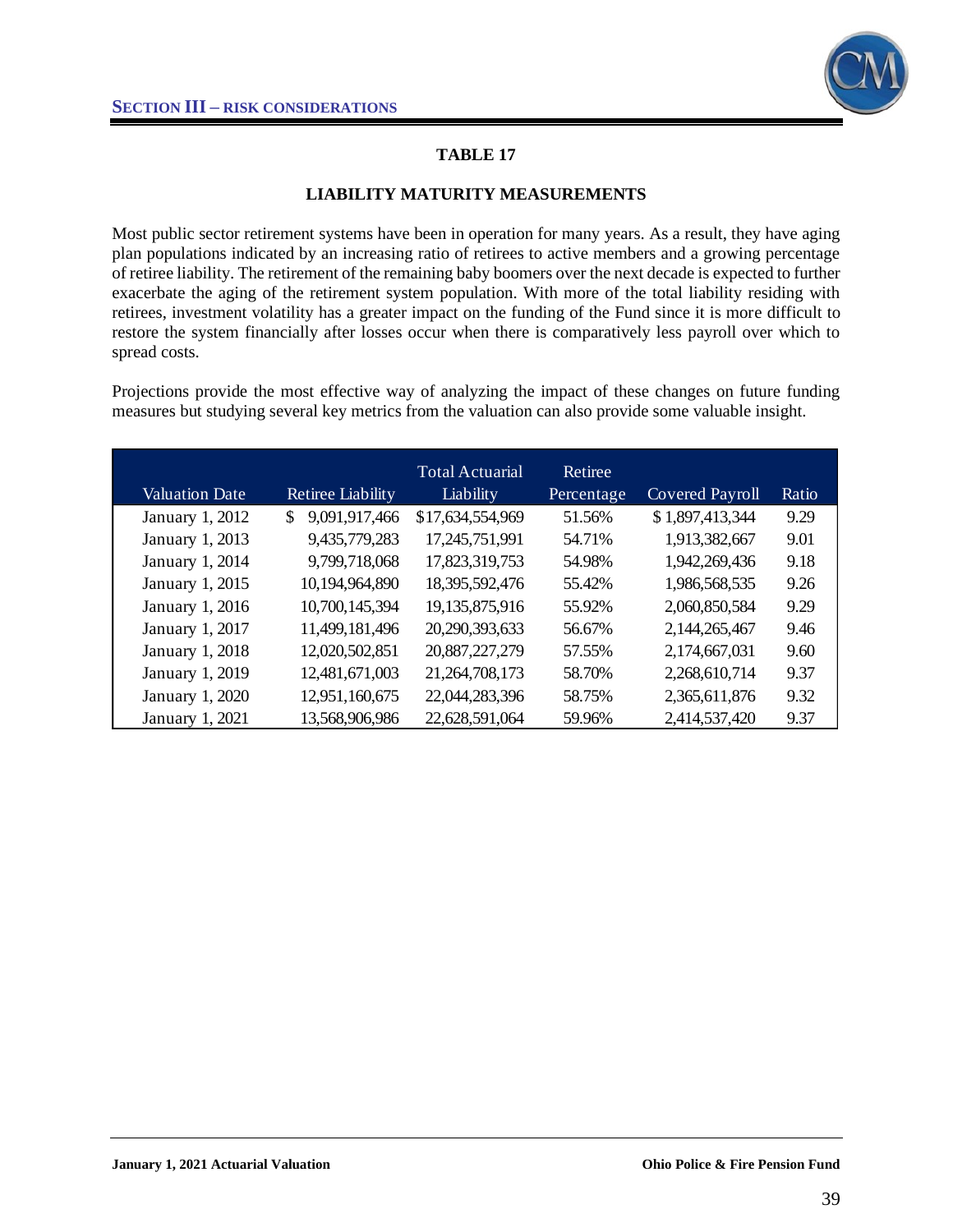# TABLE 17

## LIABILITY MATURITY MEASUREMENTS

Most public sector retirement systems have been in operation for many years. As a result, they have aging plan populations indicated by an increasing ratio of retirees to active members and a growing percentage of retiree liability. The retirement of the remaining baby boomers over the next decade is expected to further exacerbate the aging of the retirement system population. With more of the total liability residing with retirees, investment volatility has a greater impact on the funding of the Fund since it is more difficult to restore the system financially after losses occur when there is comparatively less payroll over which to spread costs.

Projections provide the most effective way of analyzing the impact of these changes on future funding measures but studying several key metrics from the valuation can also provide some valuable insight.

| Valuation Date | Retiree Liability | Total Actuarial Liability | Retiree Percentage | Covered Payroll | Ratio |
|---|---|---|---|---|---|
| January 1, 2012 | $ 9,091,917,466 | $17,634,554,969 | 51.56% | $ 1,897,413,344 | 9.29 |
| January 1, 2013 | 9,435,779,283 | 17,245,751,991 | 54.71% | 1,913,382,667 | 9.01 |
| January 1, 2014 | 9,799,718,068 | 17,823,319,753 | 54.98% | 1,942,269,436 | 9.18 |
| January 1, 2015 | 10,194,964,890 | 18,395,592,476 | 55.42% | 1,986,568,535 | 9.26 |
| January 1, 2016 | 10,700,145,394 | 19,135,875,916 | 55.92% | 2,060,850,584 | 9.29 |
| January 1, 2017 | 11,499,181,496 | 20,290,393,633 | 56.67% | 2,144,265,467 | 9.46 |
| January 1, 2018 | 12,020,502,851 | 20,887,227,279 | 57.55% | 2,174,667,031 | 9.60 |
| January 1, 2019 | 12,481,671,003 | 21,264,708,173 | 58.70% | 2,268,610,714 | 9.37 |
| January 1, 2020 | 12,951,160,675 | 22,044,283,396 | 58.75% | 2,365,611,876 | 9.32 |
| January 1, 2021 | 13,568,906,986 | 22,628,591,064 | 59.96% | 2,414,537,420 | 9.37 |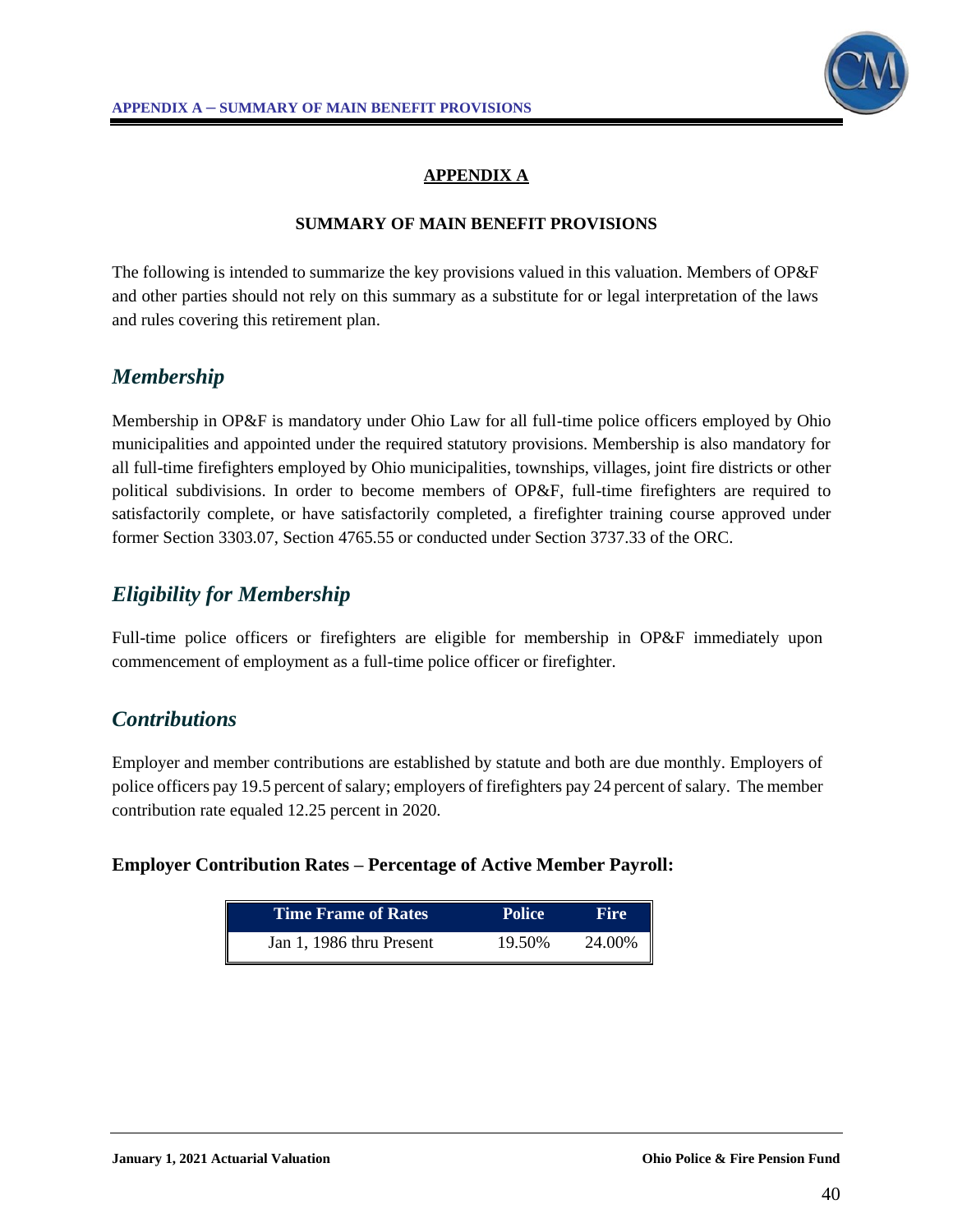# APPENDIX A

## SUMMARY OF MAIN BENEFIT PROVISIONS

The following is intended to summarize the key provisions valued in this valuation. Members of OP&F and other parties should not rely on this summary as a substitute for or legal interpretation of the laws and rules covering this retirement plan.

### *Membership*

Membership in OP&F is mandatory under Ohio Law for all full-time police officers employed by Ohio municipalities and appointed under the required statutory provisions. Membership is also mandatory for all full-time firefighters employed by Ohio municipalities, townships, villages, joint fire districts or other political subdivisions. In order to become members of OP&F, full-time firefighters are required to satisfactorily complete, or have satisfactorily completed, a firefighter training course approved under former Section 3303.07, Section 4765.55 or conducted under Section 3737.33 of the ORC.

### *Eligibility for Membership*

Full-time police officers or firefighters are eligible for membership in OP&F immediately upon commencement of employment as a full-time police officer or firefighter.

### *Contributions*

Employer and member contributions are established by statute and both are due monthly. Employers of police officers pay 19.5 percent of salary; employers of firefighters pay 24 percent of salary. The member contribution rate equaled 12.25 percent in 2020.

**Employer Contribution Rates – Percentage of Active Member Payroll:**

| Time Frame of Rates | Police | Fire |
|---|---|---|
| Jan 1, 1986 thru Present | 19.50% | 24.00% |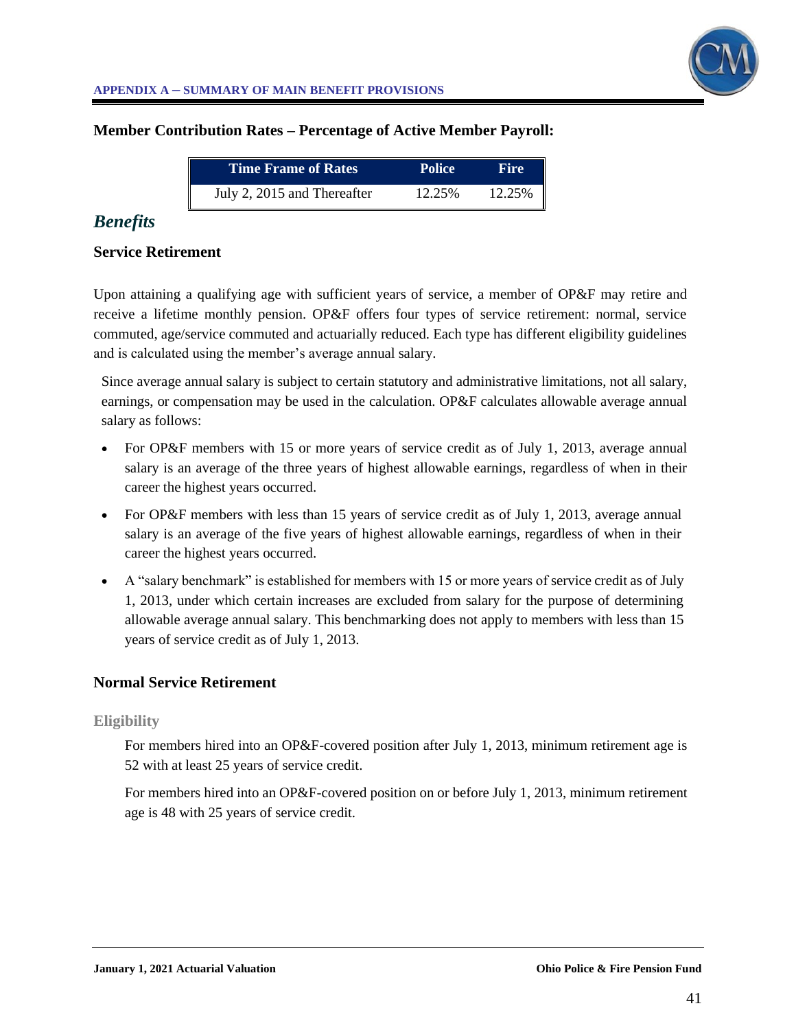**Member Contribution Rates – Percentage of Active Member Payroll:**

| Time Frame of Rates | Police | Fire |
| --- | --- | --- |
| July 2, 2015 and Thereafter | 12.25% | 12.25% |

## *Benefits*

### Service Retirement

Upon attaining a qualifying age with sufficient years of service, a member of OP&F may retire and receive a lifetime monthly pension. OP&F offers four types of service retirement: normal, service commuted, age/service commuted and actuarially reduced. Each type has different eligibility guidelines and is calculated using the member's average annual salary.

Since average annual salary is subject to certain statutory and administrative limitations, not all salary, earnings, or compensation may be used in the calculation. OP&F calculates allowable average annual salary as follows:

- For OP&F members with 15 or more years of service credit as of July 1, 2013, average annual salary is an average of the three years of highest allowable earnings, regardless of when in their career the highest years occurred.
- For OP&F members with less than 15 years of service credit as of July 1, 2013, average annual salary is an average of the five years of highest allowable earnings, regardless of when in their career the highest years occurred.
- A "salary benchmark" is established for members with 15 or more years of service credit as of July 1, 2013, under which certain increases are excluded from salary for the purpose of determining allowable average annual salary. This benchmarking does not apply to members with less than 15 years of service credit as of July 1, 2013.

### Normal Service Retirement

#### Eligibility

For members hired into an OP&F-covered position after July 1, 2013, minimum retirement age is 52 with at least 25 years of service credit.

For members hired into an OP&F-covered position on or before July 1, 2013, minimum retirement age is 48 with 25 years of service credit.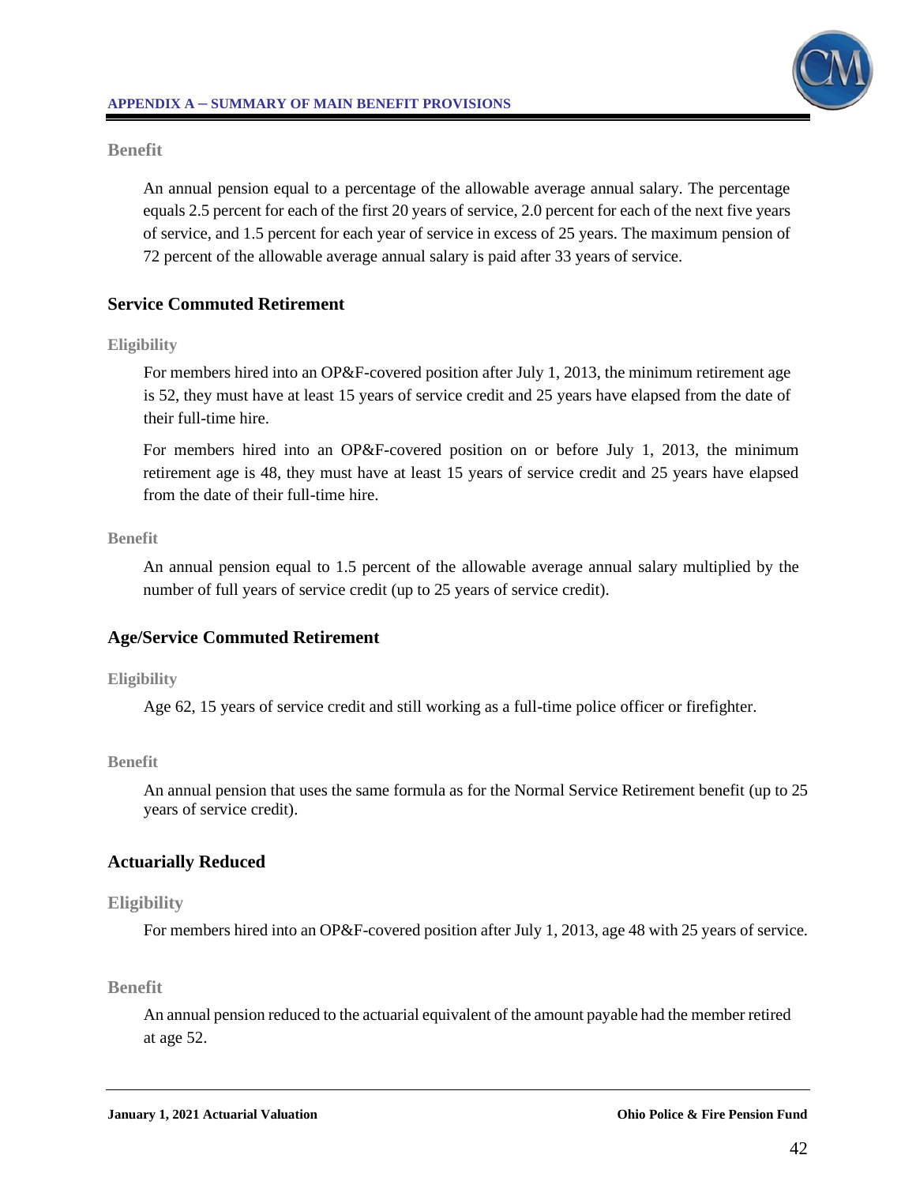#### Benefit

An annual pension equal to a percentage of the allowable average annual salary. The percentage equals 2.5 percent for each of the first 20 years of service, 2.0 percent for each of the next five years of service, and 1.5 percent for each year of service in excess of 25 years. The maximum pension of 72 percent of the allowable average annual salary is paid after 33 years of service.

### Service Commuted Retirement

#### Eligibility

For members hired into an OP&F-covered position after July 1, 2013, the minimum retirement age is 52, they must have at least 15 years of service credit and 25 years have elapsed from the date of their full-time hire.

For members hired into an OP&F-covered position on or before July 1, 2013, the minimum retirement age is 48, they must have at least 15 years of service credit and 25 years have elapsed from the date of their full-time hire.

#### Benefit

An annual pension equal to 1.5 percent of the allowable average annual salary multiplied by the number of full years of service credit (up to 25 years of service credit).

### Age/Service Commuted Retirement

#### Eligibility

Age 62, 15 years of service credit and still working as a full-time police officer or firefighter.

#### Benefit

An annual pension that uses the same formula as for the Normal Service Retirement benefit (up to 25 years of service credit).

### Actuarially Reduced

#### Eligibility

For members hired into an OP&F-covered position after July 1, 2013, age 48 with 25 years of service.

#### Benefit

An annual pension reduced to the actuarial equivalent of the amount payable had the member retired at age 52.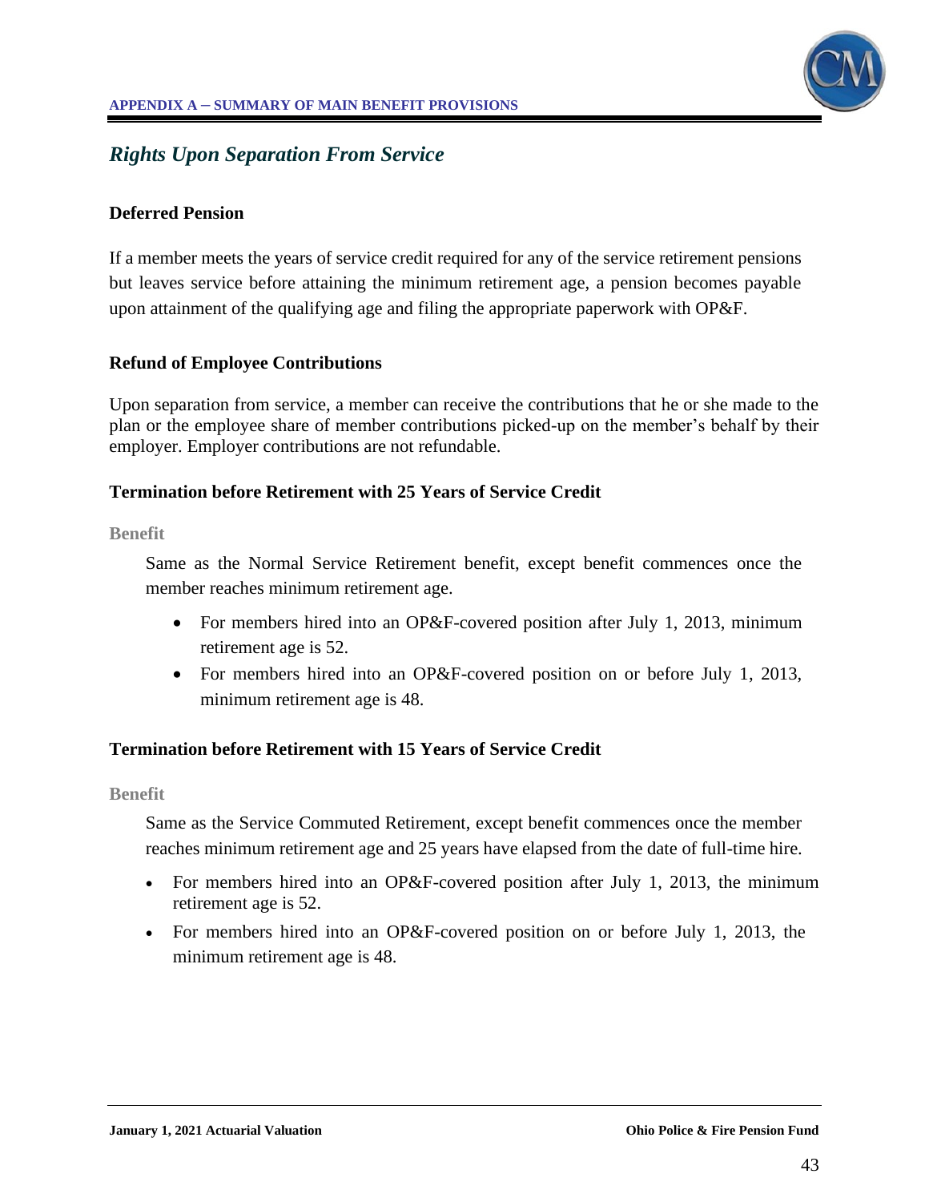## *Rights Upon Separation From Service*

### Deferred Pension

If a member meets the years of service credit required for any of the service retirement pensions but leaves service before attaining the minimum retirement age, a pension becomes payable upon attainment of the qualifying age and filing the appropriate paperwork with OP&F.

### Refund of Employee Contributions

Upon separation from service, a member can receive the contributions that he or she made to the plan or the employee share of member contributions picked-up on the member's behalf by their employer. Employer contributions are not refundable.

### Termination before Retirement with 25 Years of Service Credit

**Benefit**

Same as the Normal Service Retirement benefit, except benefit commences once the member reaches minimum retirement age.

- For members hired into an OP&F-covered position after July 1, 2013, minimum retirement age is 52.
- For members hired into an OP&F-covered position on or before July 1, 2013, minimum retirement age is 48.

### Termination before Retirement with 15 Years of Service Credit

**Benefit**

Same as the Service Commuted Retirement, except benefit commences once the member reaches minimum retirement age and 25 years have elapsed from the date of full-time hire.

- For members hired into an OP&F-covered position after July 1, 2013, the minimum retirement age is 52.
- For members hired into an OP&F-covered position on or before July 1, 2013, the minimum retirement age is 48.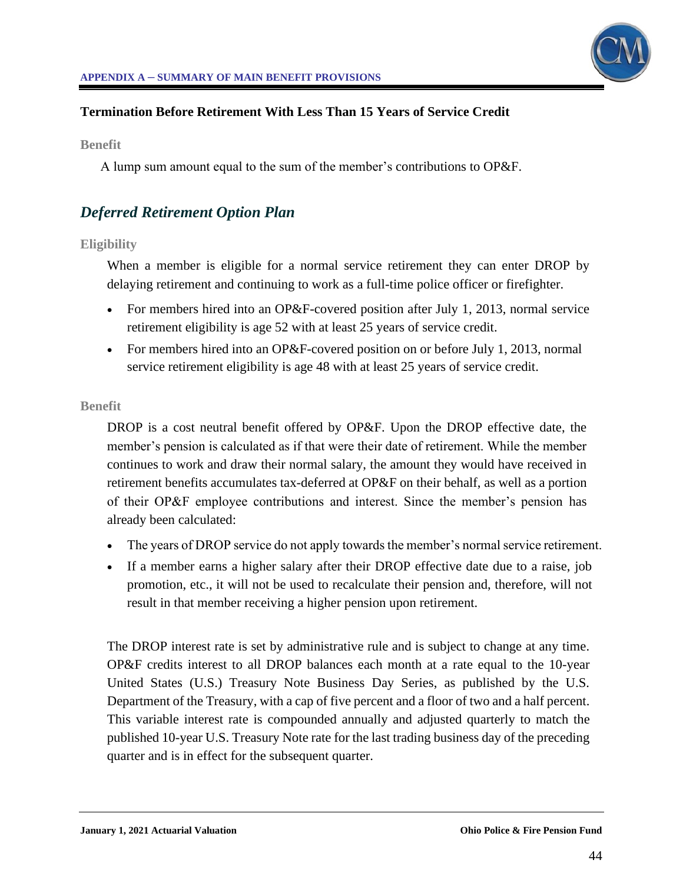### Termination Before Retirement With Less Than 15 Years of Service Credit

**Benefit**

A lump sum amount equal to the sum of the member's contributions to OP&F.

## *Deferred Retirement Option Plan*

**Eligibility**

When a member is eligible for a normal service retirement they can enter DROP by delaying retirement and continuing to work as a full-time police officer or firefighter.

- For members hired into an OP&F-covered position after July 1, 2013, normal service retirement eligibility is age 52 with at least 25 years of service credit.
- For members hired into an OP&F-covered position on or before July 1, 2013, normal service retirement eligibility is age 48 with at least 25 years of service credit.

**Benefit**

DROP is a cost neutral benefit offered by OP&F. Upon the DROP effective date, the member's pension is calculated as if that were their date of retirement. While the member continues to work and draw their normal salary, the amount they would have received in retirement benefits accumulates tax-deferred at OP&F on their behalf, as well as a portion of their OP&F employee contributions and interest. Since the member's pension has already been calculated:

- The years of DROP service do not apply towards the member's normal service retirement.
- If a member earns a higher salary after their DROP effective date due to a raise, job promotion, etc., it will not be used to recalculate their pension and, therefore, will not result in that member receiving a higher pension upon retirement.

The DROP interest rate is set by administrative rule and is subject to change at any time. OP&F credits interest to all DROP balances each month at a rate equal to the 10-year United States (U.S.) Treasury Note Business Day Series, as published by the U.S. Department of the Treasury, with a cap of five percent and a floor of two and a half percent. This variable interest rate is compounded annually and adjusted quarterly to match the published 10-year U.S. Treasury Note rate for the last trading business day of the preceding quarter and is in effect for the subsequent quarter.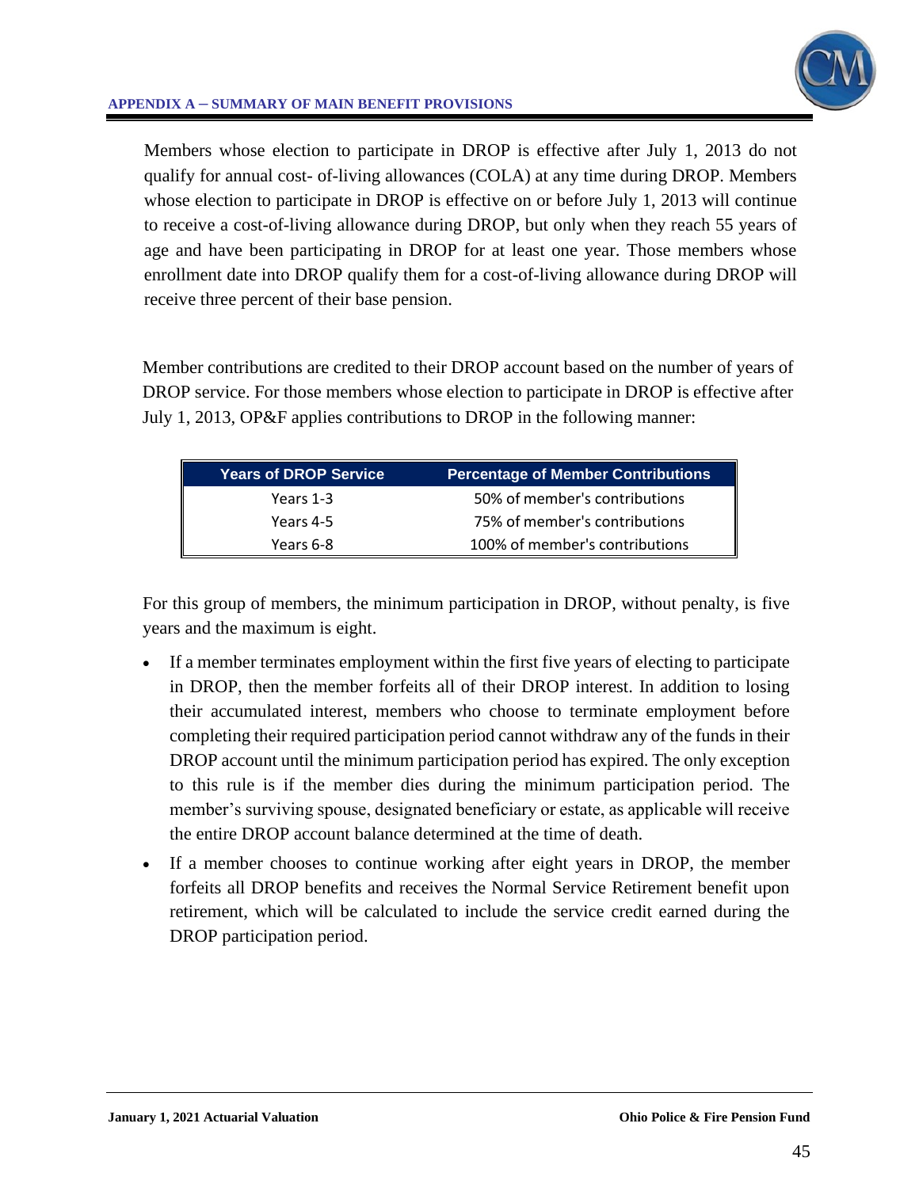Members whose election to participate in DROP is effective after July 1, 2013 do not qualify for annual cost- of-living allowances (COLA) at any time during DROP. Members whose election to participate in DROP is effective on or before July 1, 2013 will continue to receive a cost-of-living allowance during DROP, but only when they reach 55 years of age and have been participating in DROP for at least one year. Those members whose enrollment date into DROP qualify them for a cost-of-living allowance during DROP will receive three percent of their base pension.

Member contributions are credited to their DROP account based on the number of years of DROP service. For those members whose election to participate in DROP is effective after July 1, 2013, OP&F applies contributions to DROP in the following manner:

| Years of DROP Service | Percentage of Member Contributions |
|---|---|
| Years 1-3 | 50% of member's contributions |
| Years 4-5 | 75% of member's contributions |
| Years 6-8 | 100% of member's contributions |

For this group of members, the minimum participation in DROP, without penalty, is five years and the maximum is eight.

- If a member terminates employment within the first five years of electing to participate in DROP, then the member forfeits all of their DROP interest. In addition to losing their accumulated interest, members who choose to terminate employment before completing their required participation period cannot withdraw any of the funds in their DROP account until the minimum participation period has expired. The only exception to this rule is if the member dies during the minimum participation period. The member's surviving spouse, designated beneficiary or estate, as applicable will receive the entire DROP account balance determined at the time of death.
- If a member chooses to continue working after eight years in DROP, the member forfeits all DROP benefits and receives the Normal Service Retirement benefit upon retirement, which will be calculated to include the service credit earned during the DROP participation period.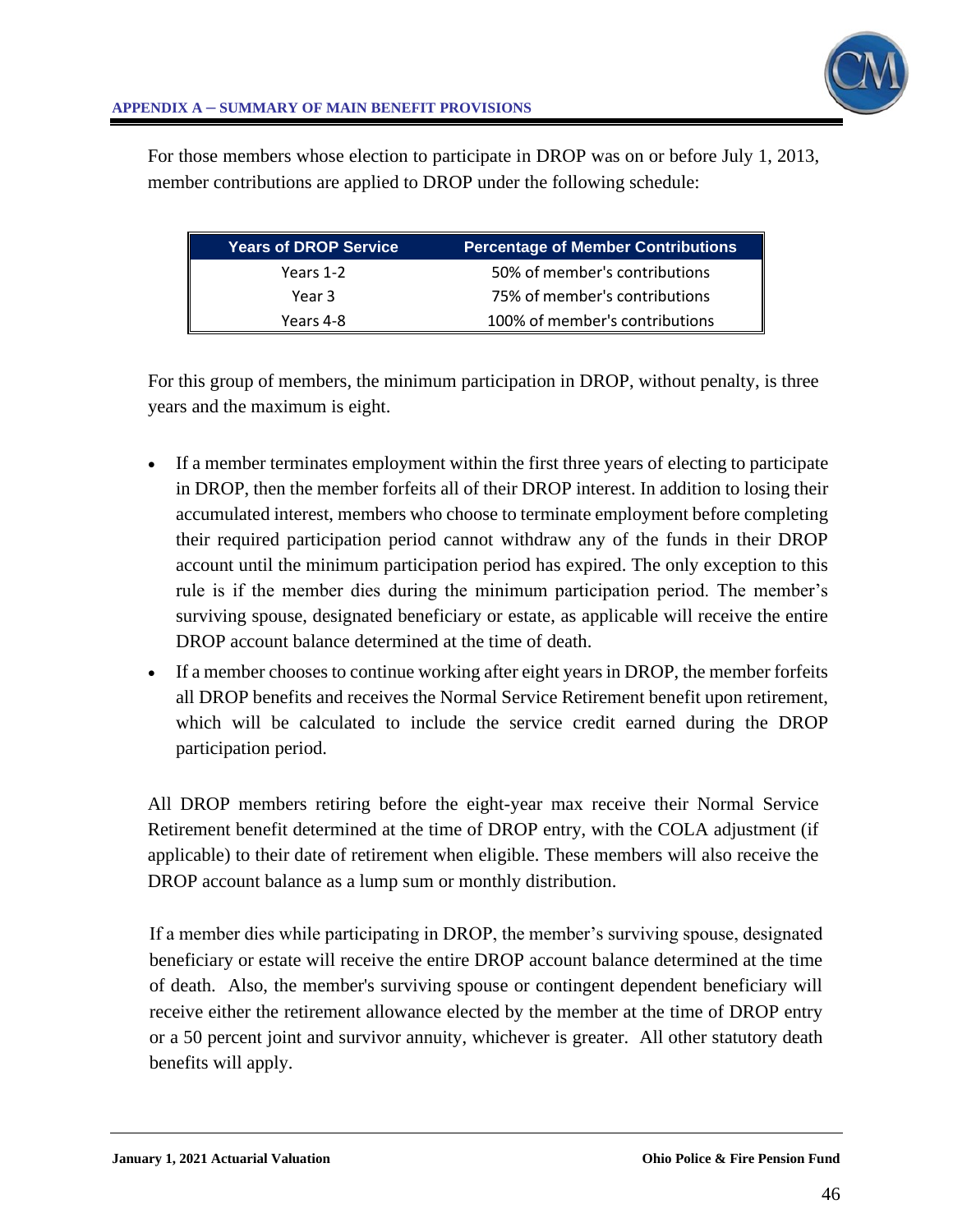For those members whose election to participate in DROP was on or before July 1, 2013, member contributions are applied to DROP under the following schedule:

| Years of DROP Service | Percentage of Member Contributions |
| --- | --- |
| Years 1-2 | 50% of member's contributions |
| Year 3 | 75% of member's contributions |
| Years 4-8 | 100% of member's contributions |

For this group of members, the minimum participation in DROP, without penalty, is three years and the maximum is eight.

- If a member terminates employment within the first three years of electing to participate in DROP, then the member forfeits all of their DROP interest. In addition to losing their accumulated interest, members who choose to terminate employment before completing their required participation period cannot withdraw any of the funds in their DROP account until the minimum participation period has expired. The only exception to this rule is if the member dies during the minimum participation period. The member's surviving spouse, designated beneficiary or estate, as applicable will receive the entire DROP account balance determined at the time of death.
- If a member chooses to continue working after eight years in DROP, the member forfeits all DROP benefits and receives the Normal Service Retirement benefit upon retirement, which will be calculated to include the service credit earned during the DROP participation period.

All DROP members retiring before the eight-year max receive their Normal Service Retirement benefit determined at the time of DROP entry, with the COLA adjustment (if applicable) to their date of retirement when eligible. These members will also receive the DROP account balance as a lump sum or monthly distribution.

If a member dies while participating in DROP, the member's surviving spouse, designated beneficiary or estate will receive the entire DROP account balance determined at the time of death. Also, the member's surviving spouse or contingent dependent beneficiary will receive either the retirement allowance elected by the member at the time of DROP entry or a 50 percent joint and survivor annuity, whichever is greater. All other statutory death benefits will apply.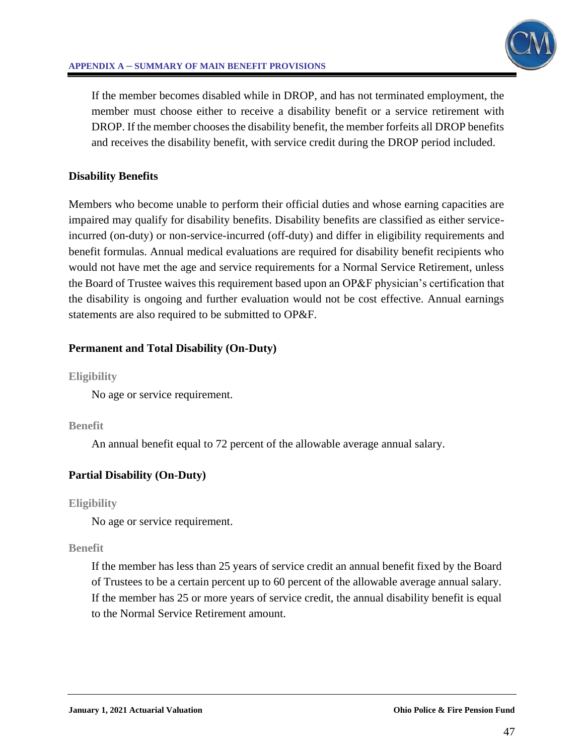If the member becomes disabled while in DROP, and has not terminated employment, the member must choose either to receive a disability benefit or a service retirement with DROP. If the member chooses the disability benefit, the member forfeits all DROP benefits and receives the disability benefit, with service credit during the DROP period included.

**Disability Benefits**

Members who become unable to perform their official duties and whose earning capacities are impaired may qualify for disability benefits. Disability benefits are classified as either service-incurred (on-duty) or non-service-incurred (off-duty) and differ in eligibility requirements and benefit formulas. Annual medical evaluations are required for disability benefit recipients who would not have met the age and service requirements for a Normal Service Retirement, unless the Board of Trustee waives this requirement based upon an OP&F physician's certification that the disability is ongoing and further evaluation would not be cost effective. Annual earnings statements are also required to be submitted to OP&F.

**Permanent and Total Disability (On-Duty)**

**Eligibility**

No age or service requirement.

**Benefit**

An annual benefit equal to 72 percent of the allowable average annual salary.

**Partial Disability (On-Duty)**

**Eligibility**

No age or service requirement.

**Benefit**

If the member has less than 25 years of service credit an annual benefit fixed by the Board of Trustees to be a certain percent up to 60 percent of the allowable average annual salary. If the member has 25 or more years of service credit, the annual disability benefit is equal to the Normal Service Retirement amount.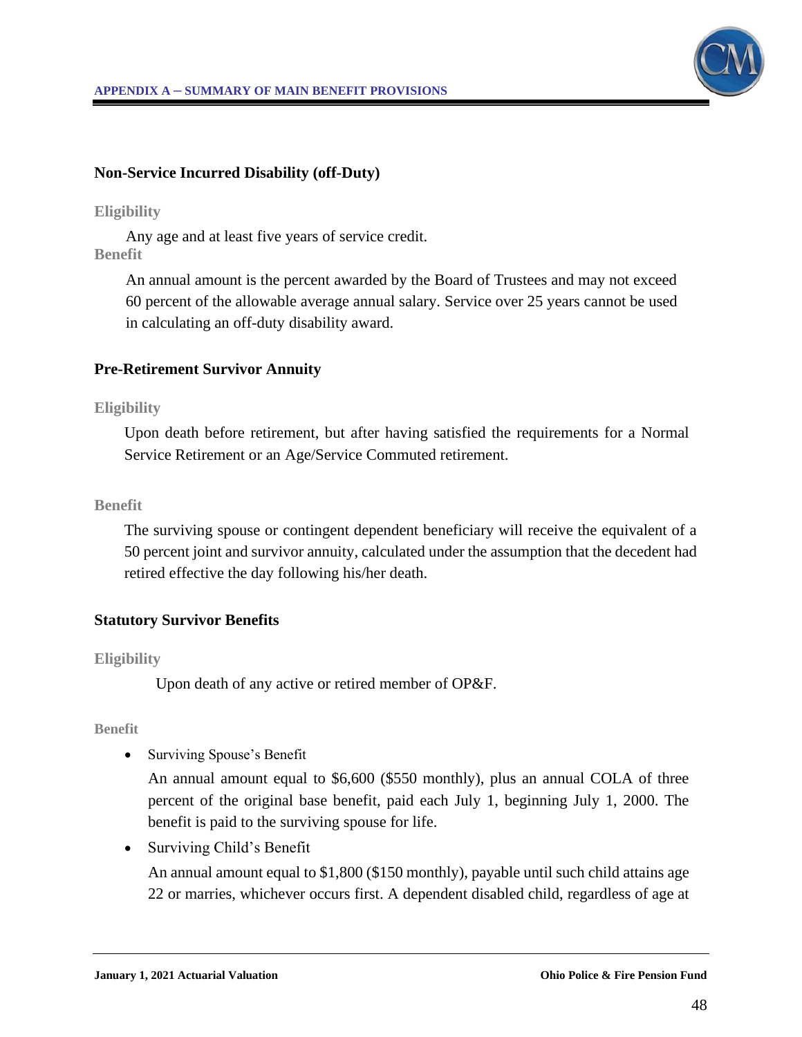### Non-Service Incurred Disability (off-Duty)

**Eligibility**

Any age and at least five years of service credit.

**Benefit**

An annual amount is the percent awarded by the Board of Trustees and may not exceed 60 percent of the allowable average annual salary. Service over 25 years cannot be used in calculating an off-duty disability award.

### Pre-Retirement Survivor Annuity

**Eligibility**

Upon death before retirement, but after having satisfied the requirements for a Normal Service Retirement or an Age/Service Commuted retirement.

**Benefit**

The surviving spouse or contingent dependent beneficiary will receive the equivalent of a 50 percent joint and survivor annuity, calculated under the assumption that the decedent had retired effective the day following his/her death.

### Statutory Survivor Benefits

**Eligibility**

Upon death of any active or retired member of OP&F.

**Benefit**

- Surviving Spouse's Benefit

  An annual amount equal to $6,600 ($550 monthly), plus an annual COLA of three percent of the original base benefit, paid each July 1, beginning July 1, 2000. The benefit is paid to the surviving spouse for life.

- Surviving Child's Benefit

  An annual amount equal to $1,800 ($150 monthly), payable until such child attains age 22 or marries, whichever occurs first. A dependent disabled child, regardless of age at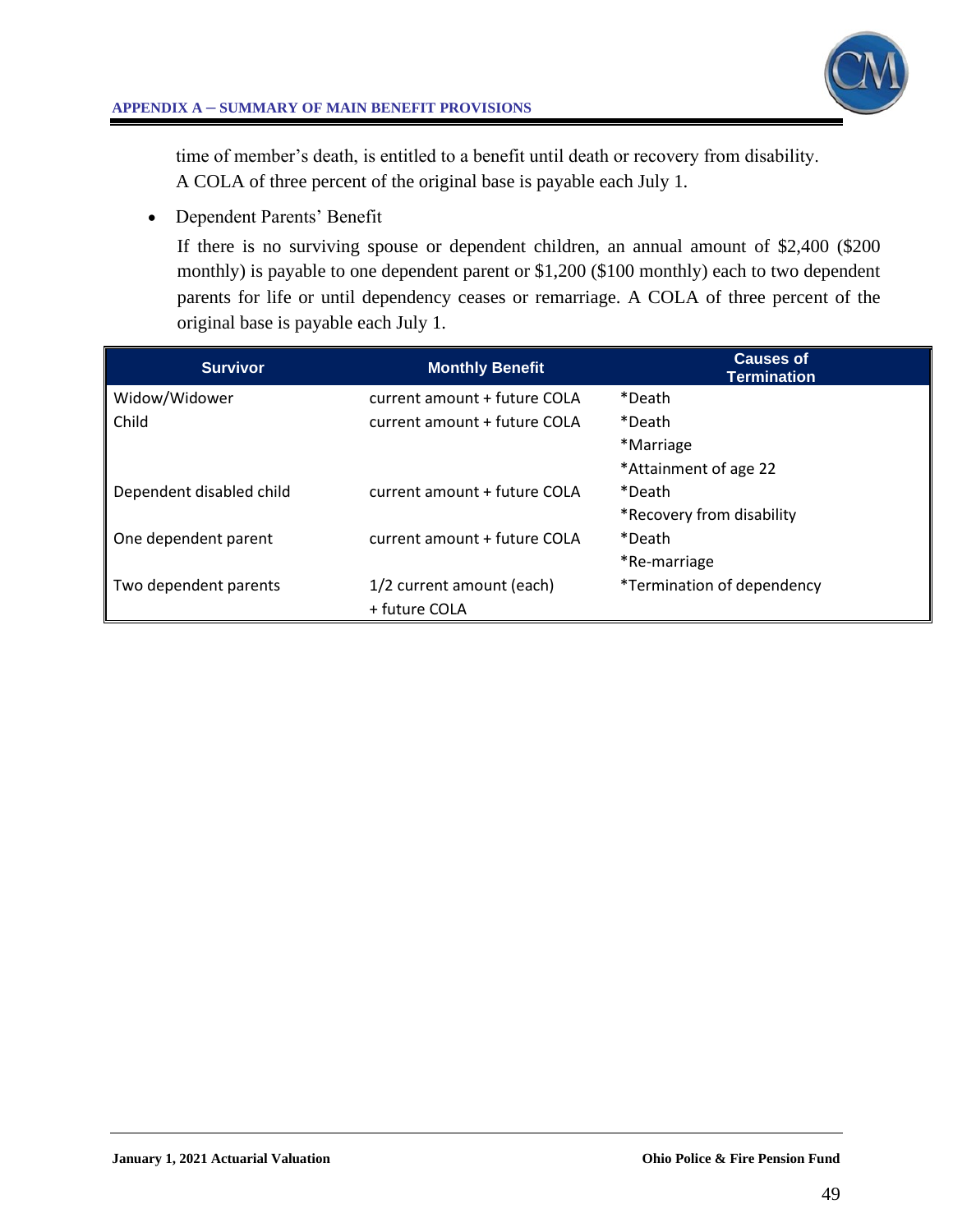time of member's death, is entitled to a benefit until death or recovery from disability. A COLA of three percent of the original base is payable each July 1.

- Dependent Parents' Benefit

  If there is no surviving spouse or dependent children, an annual amount of $2,400 ($200 monthly) is payable to one dependent parent or $1,200 ($100 monthly) each to two dependent parents for life or until dependency ceases or remarriage. A COLA of three percent of the original base is payable each July 1.

| Survivor | Monthly Benefit | Causes of Termination |
|---|---|---|
| Widow/Widower | current amount + future COLA | *Death |
| Child | current amount + future COLA | *Death<br>*Marriage<br>*Attainment of age 22 |
| Dependent disabled child | current amount + future COLA | *Death<br>*Recovery from disability |
| One dependent parent | current amount + future COLA | *Death<br>*Re-marriage |
| Two dependent parents | 1/2 current amount (each)<br>+ future COLA | *Termination of dependency |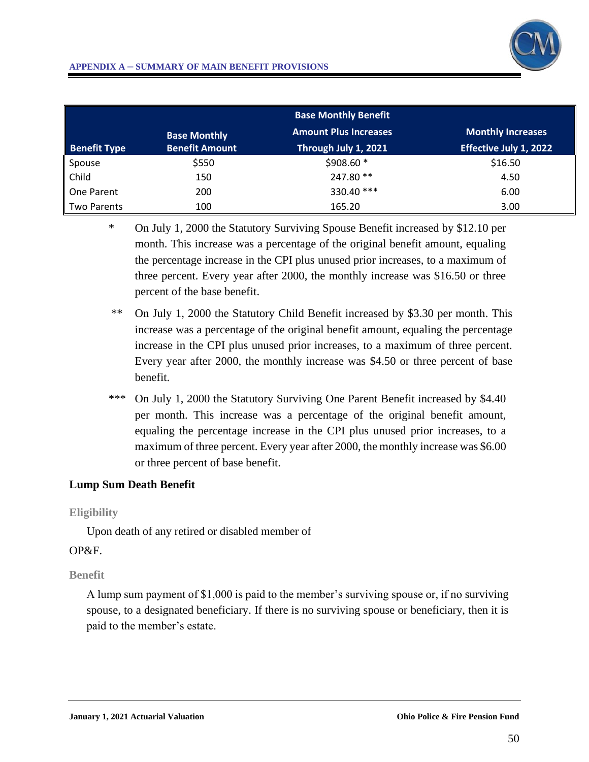| Benefit Type | Base Monthly Benefit Amount | Base Monthly Benefit Amount Plus Increases Through July 1, 2021 | Monthly Increases Effective July 1, 2022 |
|---|---|---|---|
| Spouse | $550 | $908.60 * | $16.50 |
| Child | 150 | 247.80 ** | 4.50 |
| One Parent | 200 | 330.40 *** | 6.00 |
| Two Parents | 100 | 165.20 | 3.00 |

\* On July 1, 2000 the Statutory Surviving Spouse Benefit increased by $12.10 per month. This increase was a percentage of the original benefit amount, equaling the percentage increase in the CPI plus unused prior increases, to a maximum of three percent. Every year after 2000, the monthly increase was $16.50 or three percent of the base benefit.

\** On July 1, 2000 the Statutory Child Benefit increased by $3.30 per month. This increase was a percentage of the original benefit amount, equaling the percentage increase in the CPI plus unused prior increases, to a maximum of three percent. Every year after 2000, the monthly increase was $4.50 or three percent of base benefit.

\*** On July 1, 2000 the Statutory Surviving One Parent Benefit increased by $4.40 per month. This increase was a percentage of the original benefit amount, equaling the percentage increase in the CPI plus unused prior increases, to a maximum of three percent. Every year after 2000, the monthly increase was $6.00 or three percent of base benefit.

### Lump Sum Death Benefit

#### Eligibility

Upon death of any retired or disabled member of OP&F.

#### Benefit

A lump sum payment of $1,000 is paid to the member's surviving spouse or, if no surviving spouse, to a designated beneficiary. If there is no surviving spouse or beneficiary, then it is paid to the member's estate.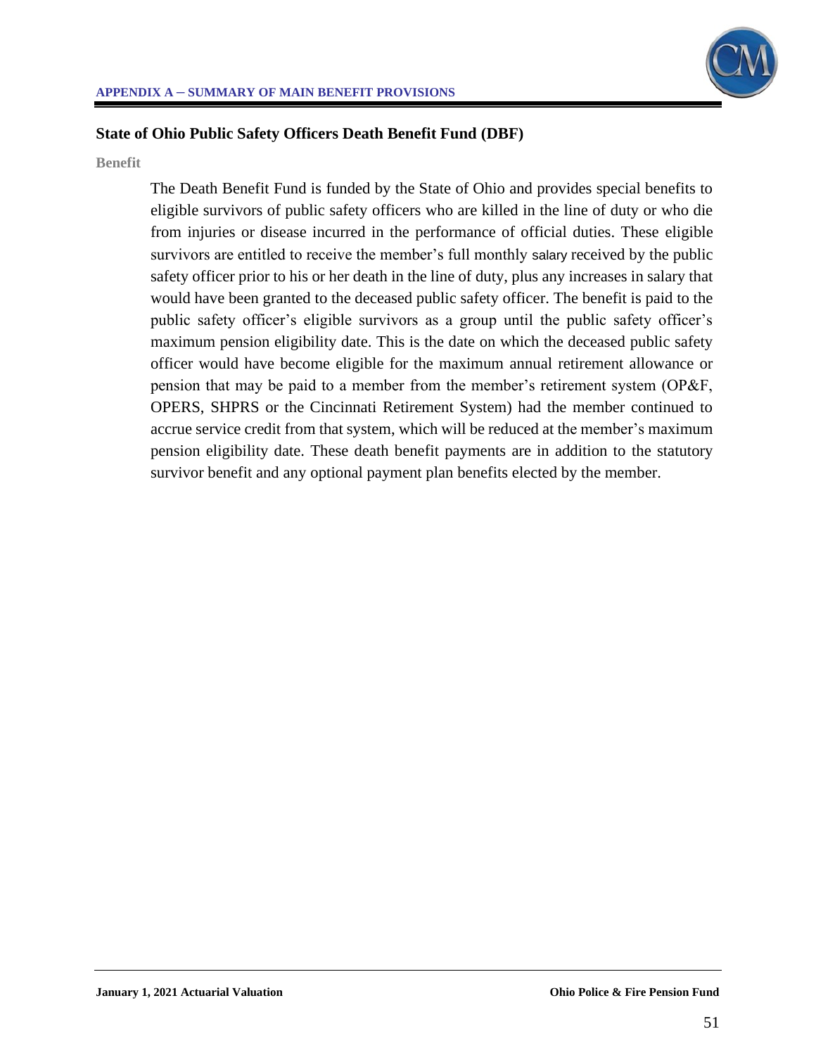## State of Ohio Public Safety Officers Death Benefit Fund (DBF)

**Benefit**

The Death Benefit Fund is funded by the State of Ohio and provides special benefits to eligible survivors of public safety officers who are killed in the line of duty or who die from injuries or disease incurred in the performance of official duties. These eligible survivors are entitled to receive the member's full monthly salary received by the public safety officer prior to his or her death in the line of duty, plus any increases in salary that would have been granted to the deceased public safety officer. The benefit is paid to the public safety officer's eligible survivors as a group until the public safety officer's maximum pension eligibility date. This is the date on which the deceased public safety officer would have become eligible for the maximum annual retirement allowance or pension that may be paid to a member from the member's retirement system (OP&F, OPERS, SHPRS or the Cincinnati Retirement System) had the member continued to accrue service credit from that system, which will be reduced at the member's maximum pension eligibility date. These death benefit payments are in addition to the statutory survivor benefit and any optional payment plan benefits elected by the member.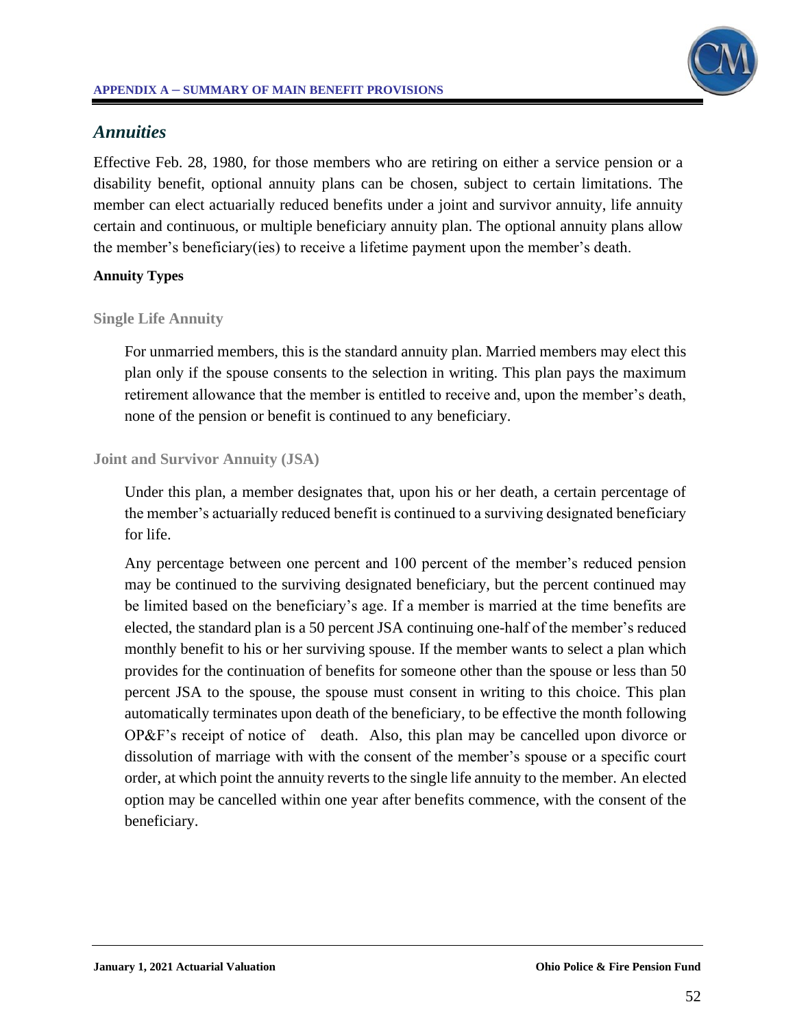## *Annuities*

Effective Feb. 28, 1980, for those members who are retiring on either a service pension or a disability benefit, optional annuity plans can be chosen, subject to certain limitations. The member can elect actuarially reduced benefits under a joint and survivor annuity, life annuity certain and continuous, or multiple beneficiary annuity plan. The optional annuity plans allow the member's beneficiary(ies) to receive a lifetime payment upon the member's death.

**Annuity Types**

#### Single Life Annuity

For unmarried members, this is the standard annuity plan. Married members may elect this plan only if the spouse consents to the selection in writing. This plan pays the maximum retirement allowance that the member is entitled to receive and, upon the member's death, none of the pension or benefit is continued to any beneficiary.

#### Joint and Survivor Annuity (JSA)

Under this plan, a member designates that, upon his or her death, a certain percentage of the member's actuarially reduced benefit is continued to a surviving designated beneficiary for life.

Any percentage between one percent and 100 percent of the member's reduced pension may be continued to the surviving designated beneficiary, but the percent continued may be limited based on the beneficiary's age. If a member is married at the time benefits are elected, the standard plan is a 50 percent JSA continuing one-half of the member's reduced monthly benefit to his or her surviving spouse. If the member wants to select a plan which provides for the continuation of benefits for someone other than the spouse or less than 50 percent JSA to the spouse, the spouse must consent in writing to this choice. This plan automatically terminates upon death of the beneficiary, to be effective the month following OP&F's receipt of notice of death. Also, this plan may be cancelled upon divorce or dissolution of marriage with with the consent of the member's spouse or a specific court order, at which point the annuity reverts to the single life annuity to the member. An elected option may be cancelled within one year after benefits commence, with the consent of the beneficiary.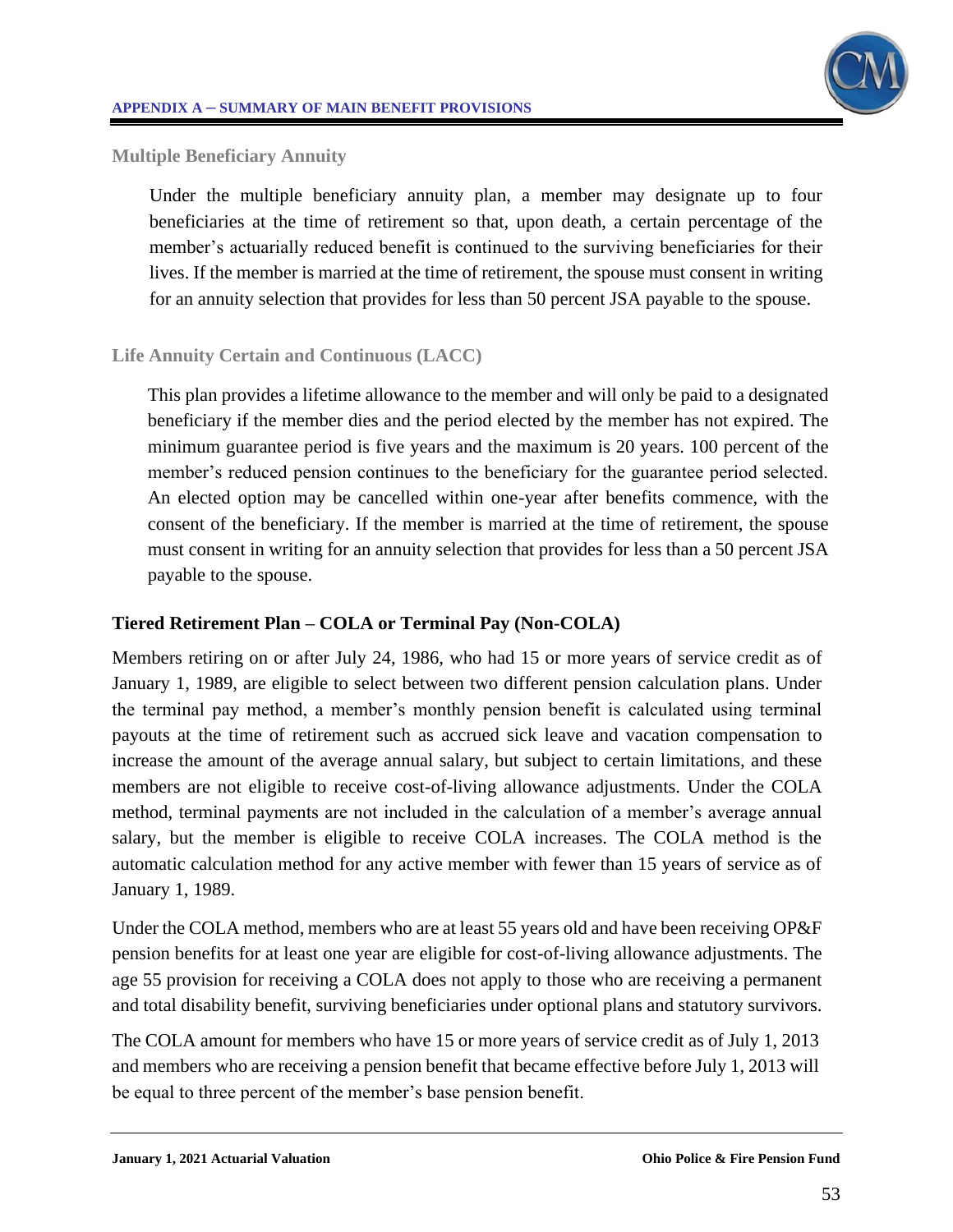### Multiple Beneficiary Annuity

Under the multiple beneficiary annuity plan, a member may designate up to four beneficiaries at the time of retirement so that, upon death, a certain percentage of the member's actuarially reduced benefit is continued to the surviving beneficiaries for their lives. If the member is married at the time of retirement, the spouse must consent in writing for an annuity selection that provides for less than 50 percent JSA payable to the spouse.

### Life Annuity Certain and Continuous (LACC)

This plan provides a lifetime allowance to the member and will only be paid to a designated beneficiary if the member dies and the period elected by the member has not expired. The minimum guarantee period is five years and the maximum is 20 years. 100 percent of the member's reduced pension continues to the beneficiary for the guarantee period selected. An elected option may be cancelled within one-year after benefits commence, with the consent of the beneficiary. If the member is married at the time of retirement, the spouse must consent in writing for an annuity selection that provides for less than a 50 percent JSA payable to the spouse.

## Tiered Retirement Plan – COLA or Terminal Pay (Non-COLA)

Members retiring on or after July 24, 1986, who had 15 or more years of service credit as of January 1, 1989, are eligible to select between two different pension calculation plans. Under the terminal pay method, a member's monthly pension benefit is calculated using terminal payouts at the time of retirement such as accrued sick leave and vacation compensation to increase the amount of the average annual salary, but subject to certain limitations, and these members are not eligible to receive cost-of-living allowance adjustments. Under the COLA method, terminal payments are not included in the calculation of a member's average annual salary, but the member is eligible to receive COLA increases. The COLA method is the automatic calculation method for any active member with fewer than 15 years of service as of January 1, 1989.

Under the COLA method, members who are at least 55 years old and have been receiving OP&F pension benefits for at least one year are eligible for cost-of-living allowance adjustments. The age 55 provision for receiving a COLA does not apply to those who are receiving a permanent and total disability benefit, surviving beneficiaries under optional plans and statutory survivors.

The COLA amount for members who have 15 or more years of service credit as of July 1, 2013 and members who are receiving a pension benefit that became effective before July 1, 2013 will be equal to three percent of the member's base pension benefit.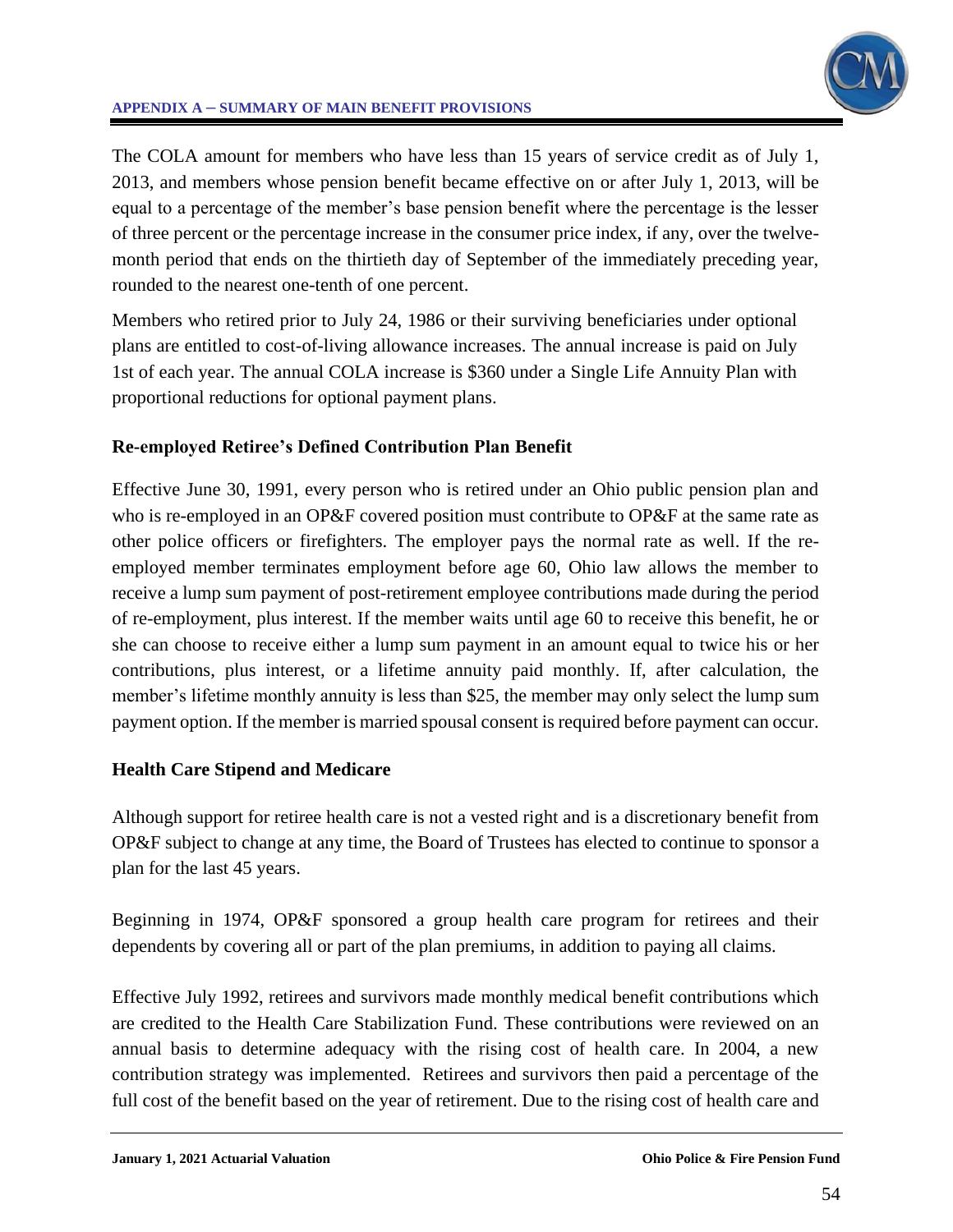The COLA amount for members who have less than 15 years of service credit as of July 1, 2013, and members whose pension benefit became effective on or after July 1, 2013, will be equal to a percentage of the member's base pension benefit where the percentage is the lesser of three percent or the percentage increase in the consumer price index, if any, over the twelve-month period that ends on the thirtieth day of September of the immediately preceding year, rounded to the nearest one-tenth of one percent.

Members who retired prior to July 24, 1986 or their surviving beneficiaries under optional plans are entitled to cost-of-living allowance increases. The annual increase is paid on July 1st of each year. The annual COLA increase is $360 under a Single Life Annuity Plan with proportional reductions for optional payment plans.

### Re-employed Retiree's Defined Contribution Plan Benefit

Effective June 30, 1991, every person who is retired under an Ohio public pension plan and who is re-employed in an OP&F covered position must contribute to OP&F at the same rate as other police officers or firefighters. The employer pays the normal rate as well. If the re-employed member terminates employment before age 60, Ohio law allows the member to receive a lump sum payment of post-retirement employee contributions made during the period of re-employment, plus interest. If the member waits until age 60 to receive this benefit, he or she can choose to receive either a lump sum payment in an amount equal to twice his or her contributions, plus interest, or a lifetime annuity paid monthly. If, after calculation, the member's lifetime monthly annuity is less than $25, the member may only select the lump sum payment option. If the member is married spousal consent is required before payment can occur.

### Health Care Stipend and Medicare

Although support for retiree health care is not a vested right and is a discretionary benefit from OP&F subject to change at any time, the Board of Trustees has elected to continue to sponsor a plan for the last 45 years.

Beginning in 1974, OP&F sponsored a group health care program for retirees and their dependents by covering all or part of the plan premiums, in addition to paying all claims.

Effective July 1992, retirees and survivors made monthly medical benefit contributions which are credited to the Health Care Stabilization Fund. These contributions were reviewed on an annual basis to determine adequacy with the rising cost of health care. In 2004, a new contribution strategy was implemented. Retirees and survivors then paid a percentage of the full cost of the benefit based on the year of retirement. Due to the rising cost of health care and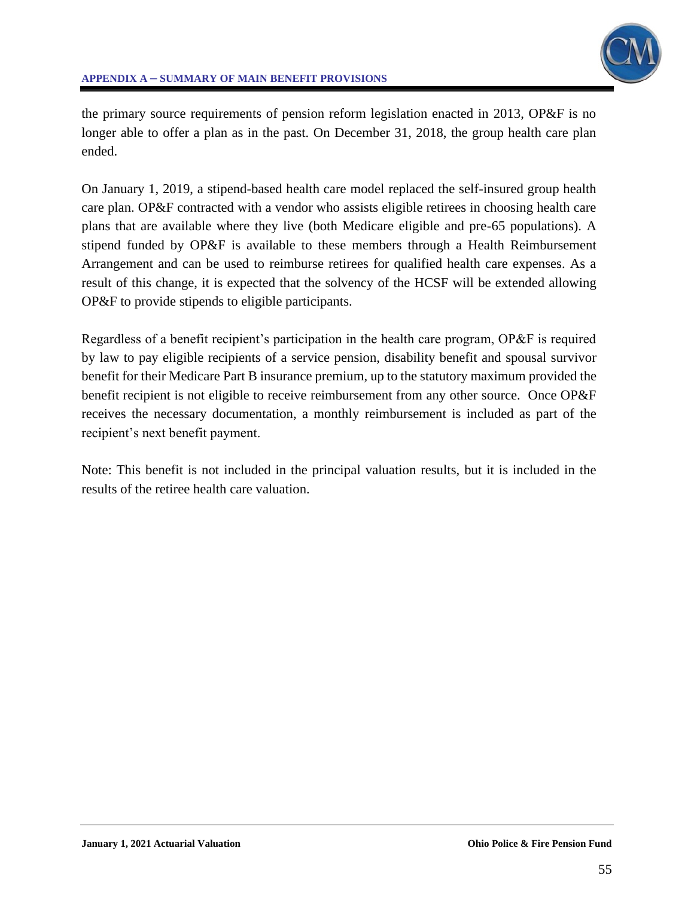the primary source requirements of pension reform legislation enacted in 2013, OP&F is no longer able to offer a plan as in the past. On December 31, 2018, the group health care plan ended.

On January 1, 2019, a stipend-based health care model replaced the self-insured group health care plan. OP&F contracted with a vendor who assists eligible retirees in choosing health care plans that are available where they live (both Medicare eligible and pre-65 populations). A stipend funded by OP&F is available to these members through a Health Reimbursement Arrangement and can be used to reimburse retirees for qualified health care expenses. As a result of this change, it is expected that the solvency of the HCSF will be extended allowing OP&F to provide stipends to eligible participants.

Regardless of a benefit recipient's participation in the health care program, OP&F is required by law to pay eligible recipients of a service pension, disability benefit and spousal survivor benefit for their Medicare Part B insurance premium, up to the statutory maximum provided the benefit recipient is not eligible to receive reimbursement from any other source. Once OP&F receives the necessary documentation, a monthly reimbursement is included as part of the recipient's next benefit payment.

Note: This benefit is not included in the principal valuation results, but it is included in the results of the retiree health care valuation.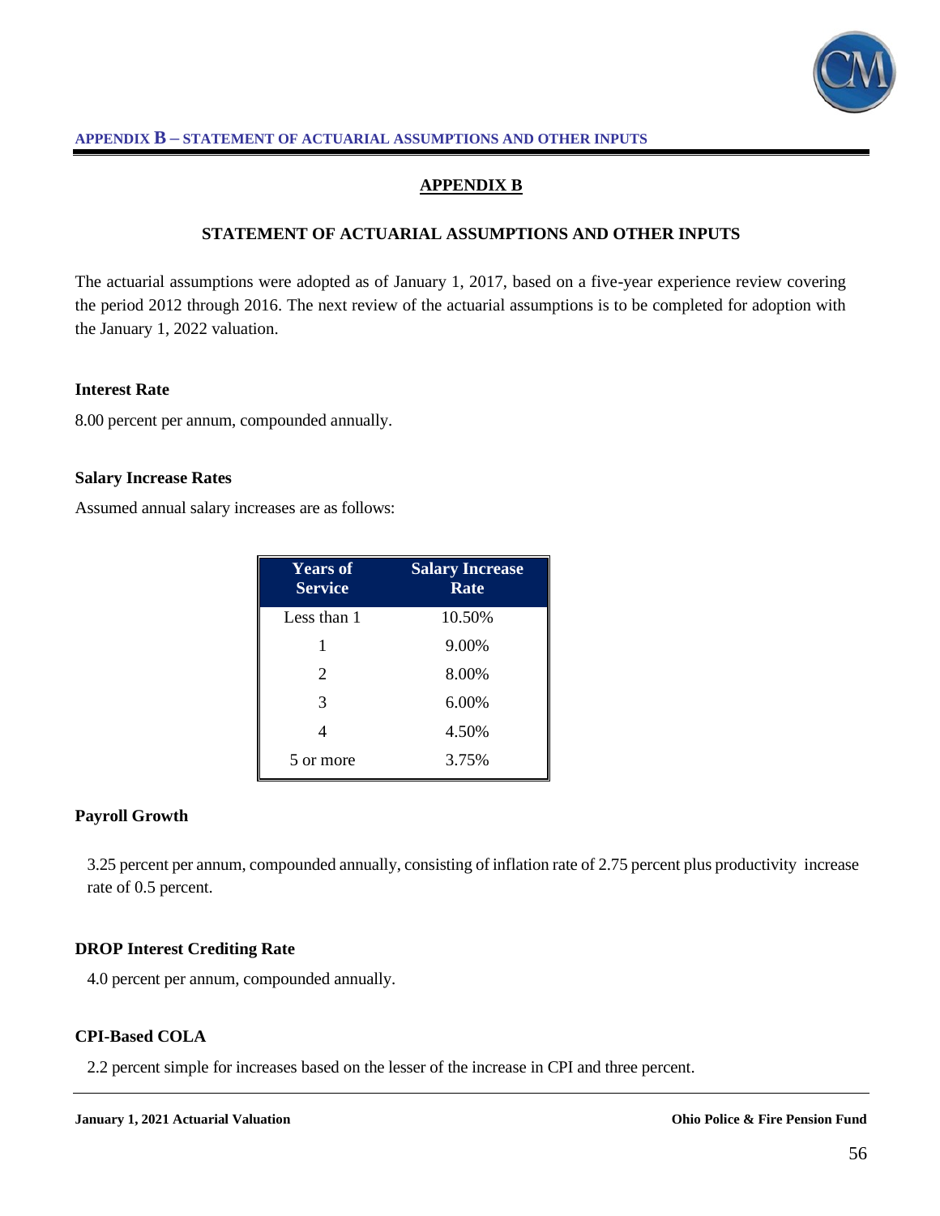## APPENDIX B

### STATEMENT OF ACTUARIAL ASSUMPTIONS AND OTHER INPUTS

The actuarial assumptions were adopted as of January 1, 2017, based on a five-year experience review covering the period 2012 through 2016. The next review of the actuarial assumptions is to be completed for adoption with the January 1, 2022 valuation.

**Interest Rate**

8.00 percent per annum, compounded annually.

**Salary Increase Rates**

Assumed annual salary increases are as follows:

| Years of Service | Salary Increase Rate |
|---|---|
| Less than 1 | 10.50% |
| 1 | 9.00% |
| 2 | 8.00% |
| 3 | 6.00% |
| 4 | 4.50% |
| 5 or more | 3.75% |

**Payroll Growth**

3.25 percent per annum, compounded annually, consisting of inflation rate of 2.75 percent plus productivity increase rate of 0.5 percent.

**DROP Interest Crediting Rate**

4.0 percent per annum, compounded annually.

**CPI-Based COLA**

2.2 percent simple for increases based on the lesser of the increase in CPI and three percent.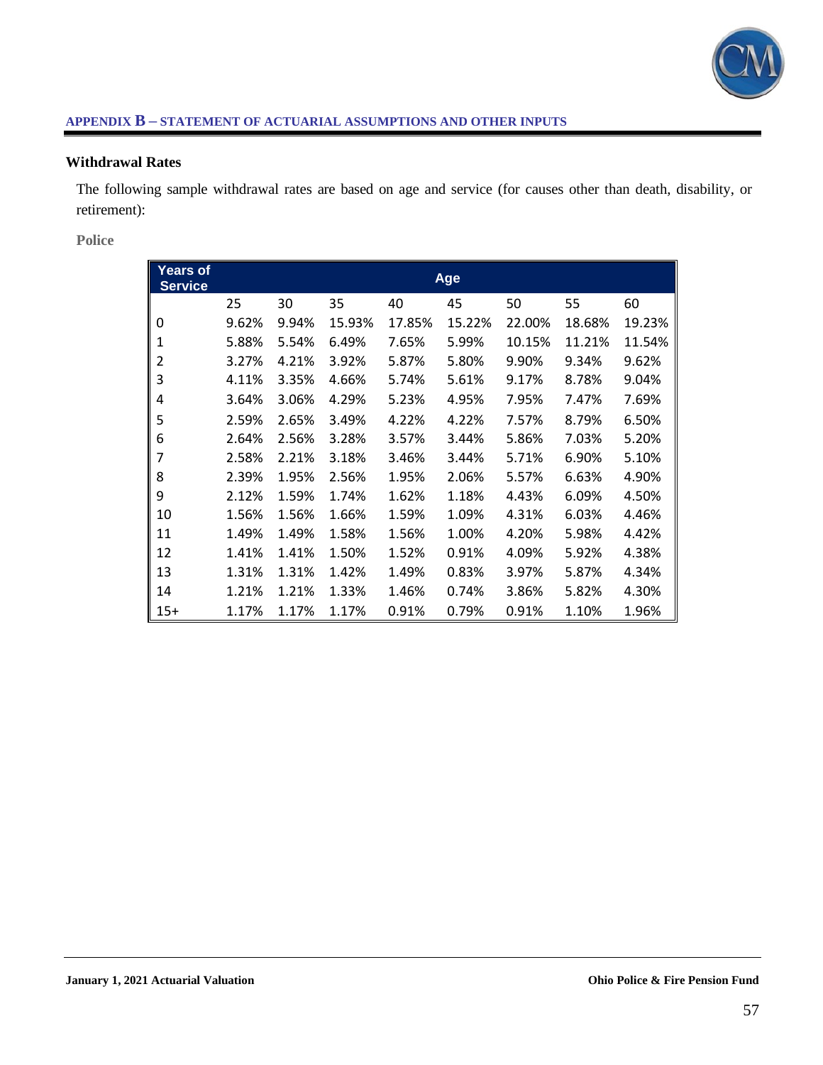APPENDIX B – STATEMENT OF ACTUARIAL ASSUMPTIONS AND OTHER INPUTS

### Withdrawal Rates

The following sample withdrawal rates are based on age and service (for causes other than death, disability, or retirement):

**Police**

| Years of Service | Age | | | | | | | |
|---|---|---|---|---|---|---|---|---|
| | 25 | 30 | 35 | 40 | 45 | 50 | 55 | 60 |
| 0 | 9.62% | 9.94% | 15.93% | 17.85% | 15.22% | 22.00% | 18.68% | 19.23% |
| 1 | 5.88% | 5.54% | 6.49% | 7.65% | 5.99% | 10.15% | 11.21% | 11.54% |
| 2 | 3.27% | 4.21% | 3.92% | 5.87% | 5.80% | 9.90% | 9.34% | 9.62% |
| 3 | 4.11% | 3.35% | 4.66% | 5.74% | 5.61% | 9.17% | 8.78% | 9.04% |
| 4 | 3.64% | 3.06% | 4.29% | 5.23% | 4.95% | 7.95% | 7.47% | 7.69% |
| 5 | 2.59% | 2.65% | 3.49% | 4.22% | 4.22% | 7.57% | 8.79% | 6.50% |
| 6 | 2.64% | 2.56% | 3.28% | 3.57% | 3.44% | 5.86% | 7.03% | 5.20% |
| 7 | 2.58% | 2.21% | 3.18% | 3.46% | 3.44% | 5.71% | 6.90% | 5.10% |
| 8 | 2.39% | 1.95% | 2.56% | 1.95% | 2.06% | 5.57% | 6.63% | 4.90% |
| 9 | 2.12% | 1.59% | 1.74% | 1.62% | 1.18% | 4.43% | 6.09% | 4.50% |
| 10 | 1.56% | 1.56% | 1.66% | 1.59% | 1.09% | 4.31% | 6.03% | 4.46% |
| 11 | 1.49% | 1.49% | 1.58% | 1.56% | 1.00% | 4.20% | 5.98% | 4.42% |
| 12 | 1.41% | 1.41% | 1.50% | 1.52% | 0.91% | 4.09% | 5.92% | 4.38% |
| 13 | 1.31% | 1.31% | 1.42% | 1.49% | 0.83% | 3.97% | 5.87% | 4.34% |
| 14 | 1.21% | 1.21% | 1.33% | 1.46% | 0.74% | 3.86% | 5.82% | 4.30% |
| 15+ | 1.17% | 1.17% | 1.17% | 0.91% | 0.79% | 0.91% | 1.10% | 1.96% |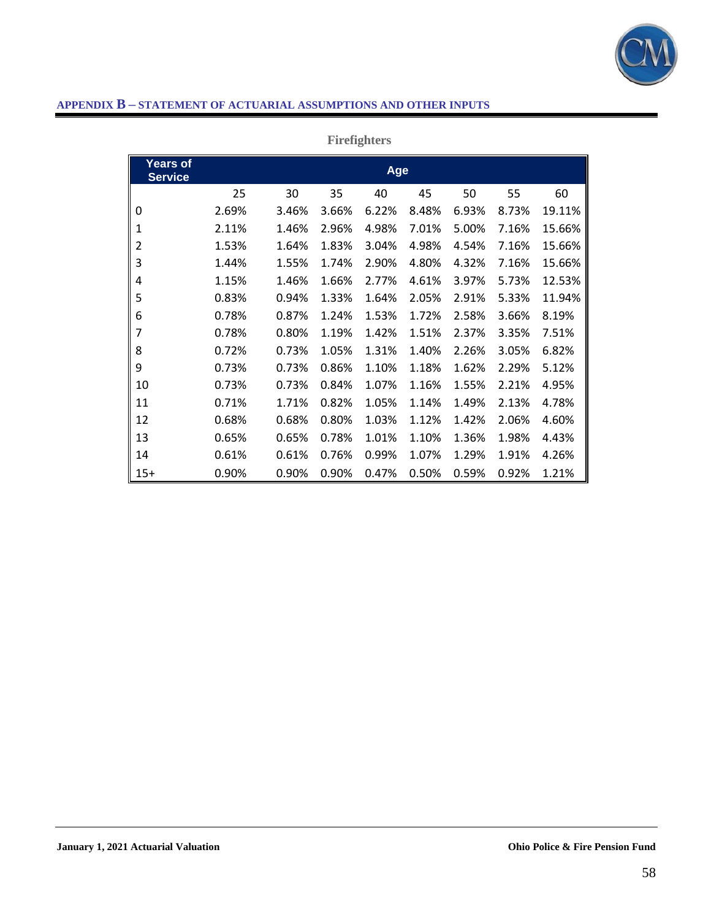## APPENDIX B – STATEMENT OF ACTUARIAL ASSUMPTIONS AND OTHER INPUTS

### Firefighters

| Years of Service | Age | | | | | | | |
|---|---|---|---|---|---|---|---|---|
| | 25 | 30 | 35 | 40 | 45 | 50 | 55 | 60 |
| 0 | 2.69% | 3.46% | 3.66% | 6.22% | 8.48% | 6.93% | 8.73% | 19.11% |
| 1 | 2.11% | 1.46% | 2.96% | 4.98% | 7.01% | 5.00% | 7.16% | 15.66% |
| 2 | 1.53% | 1.64% | 1.83% | 3.04% | 4.98% | 4.54% | 7.16% | 15.66% |
| 3 | 1.44% | 1.55% | 1.74% | 2.90% | 4.80% | 4.32% | 7.16% | 15.66% |
| 4 | 1.15% | 1.46% | 1.66% | 2.77% | 4.61% | 3.97% | 5.73% | 12.53% |
| 5 | 0.83% | 0.94% | 1.33% | 1.64% | 2.05% | 2.91% | 5.33% | 11.94% |
| 6 | 0.78% | 0.87% | 1.24% | 1.53% | 1.72% | 2.58% | 3.66% | 8.19% |
| 7 | 0.78% | 0.80% | 1.19% | 1.42% | 1.51% | 2.37% | 3.35% | 7.51% |
| 8 | 0.72% | 0.73% | 1.05% | 1.31% | 1.40% | 2.26% | 3.05% | 6.82% |
| 9 | 0.73% | 0.73% | 0.86% | 1.10% | 1.18% | 1.62% | 2.29% | 5.12% |
| 10 | 0.73% | 0.73% | 0.84% | 1.07% | 1.16% | 1.55% | 2.21% | 4.95% |
| 11 | 0.71% | 1.71% | 0.82% | 1.05% | 1.14% | 1.49% | 2.13% | 4.78% |
| 12 | 0.68% | 0.68% | 0.80% | 1.03% | 1.12% | 1.42% | 2.06% | 4.60% |
| 13 | 0.65% | 0.65% | 0.78% | 1.01% | 1.10% | 1.36% | 1.98% | 4.43% |
| 14 | 0.61% | 0.61% | 0.76% | 0.99% | 1.07% | 1.29% | 1.91% | 4.26% |
| 15+ | 0.90% | 0.90% | 0.90% | 0.47% | 0.50% | 0.59% | 0.92% | 1.21% |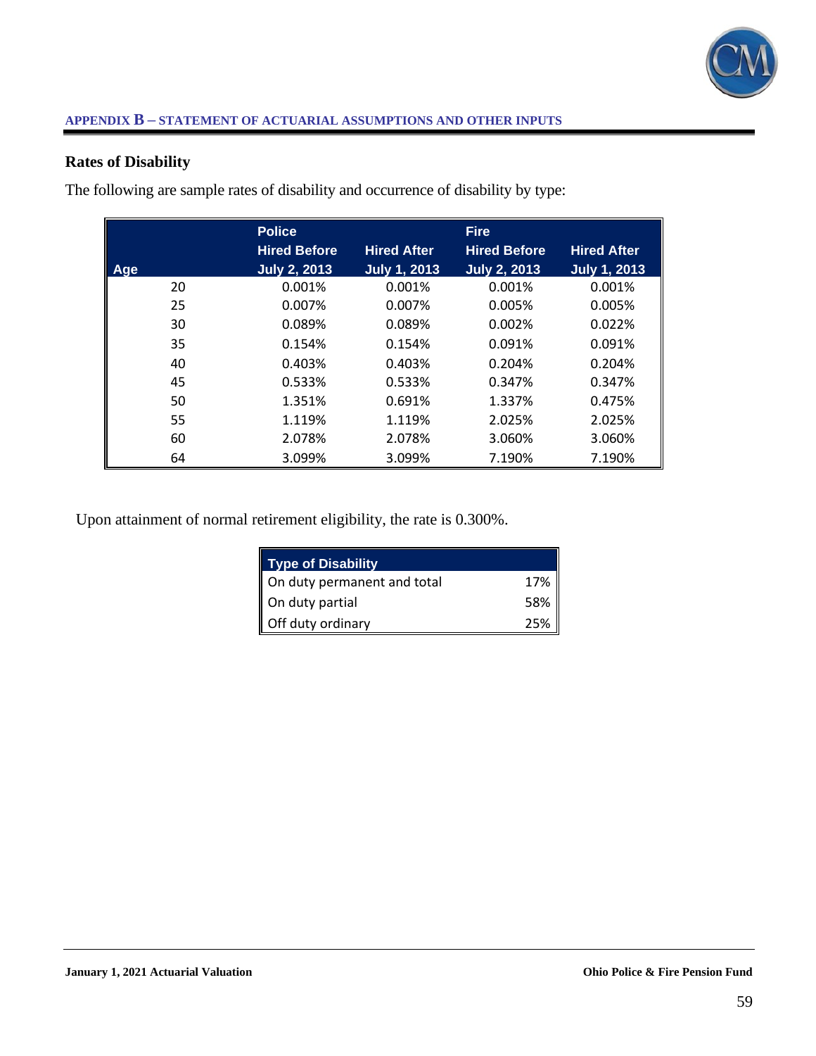## Rates of Disability

The following are sample rates of disability and occurrence of disability by type:

| Age | Police Hired Before July 2, 2013 | Police Hired After July 1, 2013 | Fire Hired Before July 2, 2013 | Fire Hired After July 1, 2013 |
|---|---|---|---|---|
| 20 | 0.001% | 0.001% | 0.001% | 0.001% |
| 25 | 0.007% | 0.007% | 0.005% | 0.005% |
| 30 | 0.089% | 0.089% | 0.002% | 0.022% |
| 35 | 0.154% | 0.154% | 0.091% | 0.091% |
| 40 | 0.403% | 0.403% | 0.204% | 0.204% |
| 45 | 0.533% | 0.533% | 0.347% | 0.347% |
| 50 | 1.351% | 0.691% | 1.337% | 0.475% |
| 55 | 1.119% | 1.119% | 2.025% | 2.025% |
| 60 | 2.078% | 2.078% | 3.060% | 3.060% |
| 64 | 3.099% | 3.099% | 7.190% | 7.190% |

Upon attainment of normal retirement eligibility, the rate is 0.300%.

| Type of Disability | |
|---|---|
| On duty permanent and total | 17% |
| On duty partial | 58% |
| Off duty ordinary | 25% |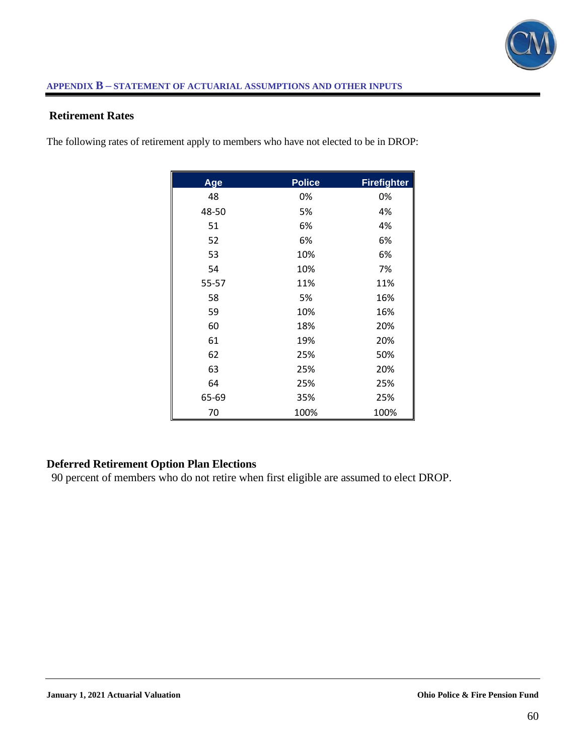## Retirement Rates

The following rates of retirement apply to members who have not elected to be in DROP:

| Age | Police | Firefighter |
|---|---|---|
| 48 | 0% | 0% |
| 48-50 | 5% | 4% |
| 51 | 6% | 4% |
| 52 | 6% | 6% |
| 53 | 10% | 6% |
| 54 | 10% | 7% |
| 55-57 | 11% | 11% |
| 58 | 5% | 16% |
| 59 | 10% | 16% |
| 60 | 18% | 20% |
| 61 | 19% | 20% |
| 62 | 25% | 50% |
| 63 | 25% | 20% |
| 64 | 25% | 25% |
| 65-69 | 35% | 25% |
| 70 | 100% | 100% |

## Deferred Retirement Option Plan Elections

90 percent of members who do not retire when first eligible are assumed to elect DROP.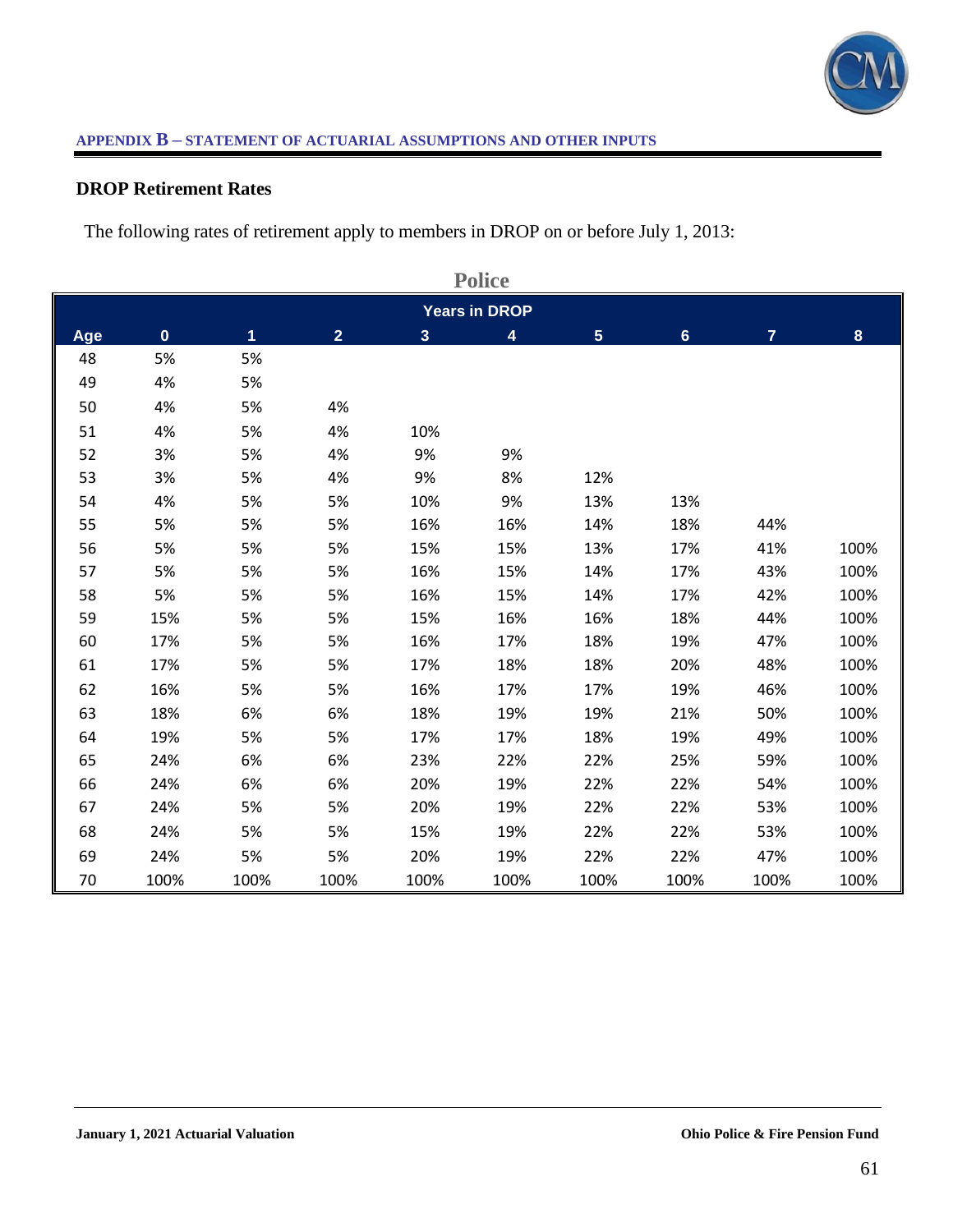## APPENDIX B – STATEMENT OF ACTUARIAL ASSUMPTIONS AND OTHER INPUTS

### DROP Retirement Rates

The following rates of retirement apply to members in DROP on or before July 1, 2013:

**Police**

| | Years in DROP | | | | | | | | |
|---|---|---|---|---|---|---|---|---|---|
| Age | 0 | 1 | 2 | 3 | 4 | 5 | 6 | 7 | 8 |
| 48 | 5% | 5% | | | | | | | |
| 49 | 4% | 5% | | | | | | | |
| 50 | 4% | 5% | 4% | | | | | | |
| 51 | 4% | 5% | 4% | 10% | | | | | |
| 52 | 3% | 5% | 4% | 9% | 9% | | | | |
| 53 | 3% | 5% | 4% | 9% | 8% | 12% | | | |
| 54 | 4% | 5% | 5% | 10% | 9% | 13% | 13% | | |
| 55 | 5% | 5% | 5% | 16% | 16% | 14% | 18% | 44% | |
| 56 | 5% | 5% | 5% | 15% | 15% | 13% | 17% | 41% | 100% |
| 57 | 5% | 5% | 5% | 16% | 15% | 14% | 17% | 43% | 100% |
| 58 | 5% | 5% | 5% | 16% | 15% | 14% | 17% | 42% | 100% |
| 59 | 15% | 5% | 5% | 15% | 16% | 16% | 18% | 44% | 100% |
| 60 | 17% | 5% | 5% | 16% | 17% | 18% | 19% | 47% | 100% |
| 61 | 17% | 5% | 5% | 17% | 18% | 18% | 20% | 48% | 100% |
| 62 | 16% | 5% | 5% | 16% | 17% | 17% | 19% | 46% | 100% |
| 63 | 18% | 6% | 6% | 18% | 19% | 19% | 21% | 50% | 100% |
| 64 | 19% | 5% | 5% | 17% | 17% | 18% | 19% | 49% | 100% |
| 65 | 24% | 6% | 6% | 23% | 22% | 22% | 25% | 59% | 100% |
| 66 | 24% | 6% | 6% | 20% | 19% | 22% | 22% | 54% | 100% |
| 67 | 24% | 5% | 5% | 20% | 19% | 22% | 22% | 53% | 100% |
| 68 | 24% | 5% | 5% | 15% | 19% | 22% | 22% | 53% | 100% |
| 69 | 24% | 5% | 5% | 20% | 19% | 22% | 22% | 47% | 100% |
| 70 | 100% | 100% | 100% | 100% | 100% | 100% | 100% | 100% | 100% |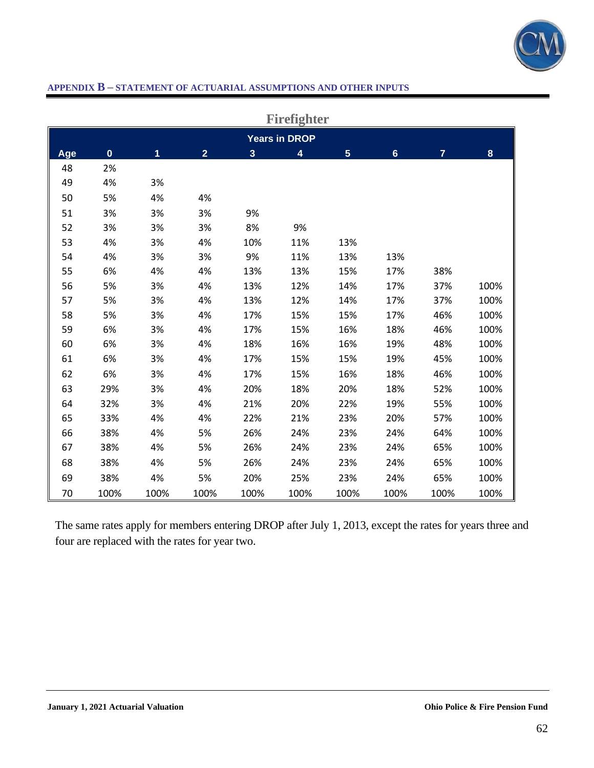## APPENDIX B – STATEMENT OF ACTUARIAL ASSUMPTIONS AND OTHER INPUTS

### Firefighter

| | Years in DROP | | | | | | | | |
|---|---|---|---|---|---|---|---|---|---|
| Age | 0 | 1 | 2 | 3 | 4 | 5 | 6 | 7 | 8 |
| 48 | 2% | | | | | | | | |
| 49 | 4% | 3% | | | | | | | |
| 50 | 5% | 4% | 4% | | | | | | |
| 51 | 3% | 3% | 3% | 9% | | | | | |
| 52 | 3% | 3% | 3% | 8% | 9% | | | | |
| 53 | 4% | 3% | 4% | 10% | 11% | 13% | | | |
| 54 | 4% | 3% | 3% | 9% | 11% | 13% | 13% | | |
| 55 | 6% | 4% | 4% | 13% | 13% | 15% | 17% | 38% | |
| 56 | 5% | 3% | 4% | 13% | 12% | 14% | 17% | 37% | 100% |
| 57 | 5% | 3% | 4% | 13% | 12% | 14% | 17% | 37% | 100% |
| 58 | 5% | 3% | 4% | 17% | 15% | 15% | 17% | 46% | 100% |
| 59 | 6% | 3% | 4% | 17% | 15% | 16% | 18% | 46% | 100% |
| 60 | 6% | 3% | 4% | 18% | 16% | 16% | 19% | 48% | 100% |
| 61 | 6% | 3% | 4% | 17% | 15% | 15% | 19% | 45% | 100% |
| 62 | 6% | 3% | 4% | 17% | 15% | 16% | 18% | 46% | 100% |
| 63 | 29% | 3% | 4% | 20% | 18% | 20% | 18% | 52% | 100% |
| 64 | 32% | 3% | 4% | 21% | 20% | 22% | 19% | 55% | 100% |
| 65 | 33% | 4% | 4% | 22% | 21% | 23% | 20% | 57% | 100% |
| 66 | 38% | 4% | 5% | 26% | 24% | 23% | 24% | 64% | 100% |
| 67 | 38% | 4% | 5% | 26% | 24% | 23% | 24% | 65% | 100% |
| 68 | 38% | 4% | 5% | 26% | 24% | 23% | 24% | 65% | 100% |
| 69 | 38% | 4% | 5% | 20% | 25% | 23% | 24% | 65% | 100% |
| 70 | 100% | 100% | 100% | 100% | 100% | 100% | 100% | 100% | 100% |

The same rates apply for members entering DROP after July 1, 2013, except the rates for years three and four are replaced with the rates for year two.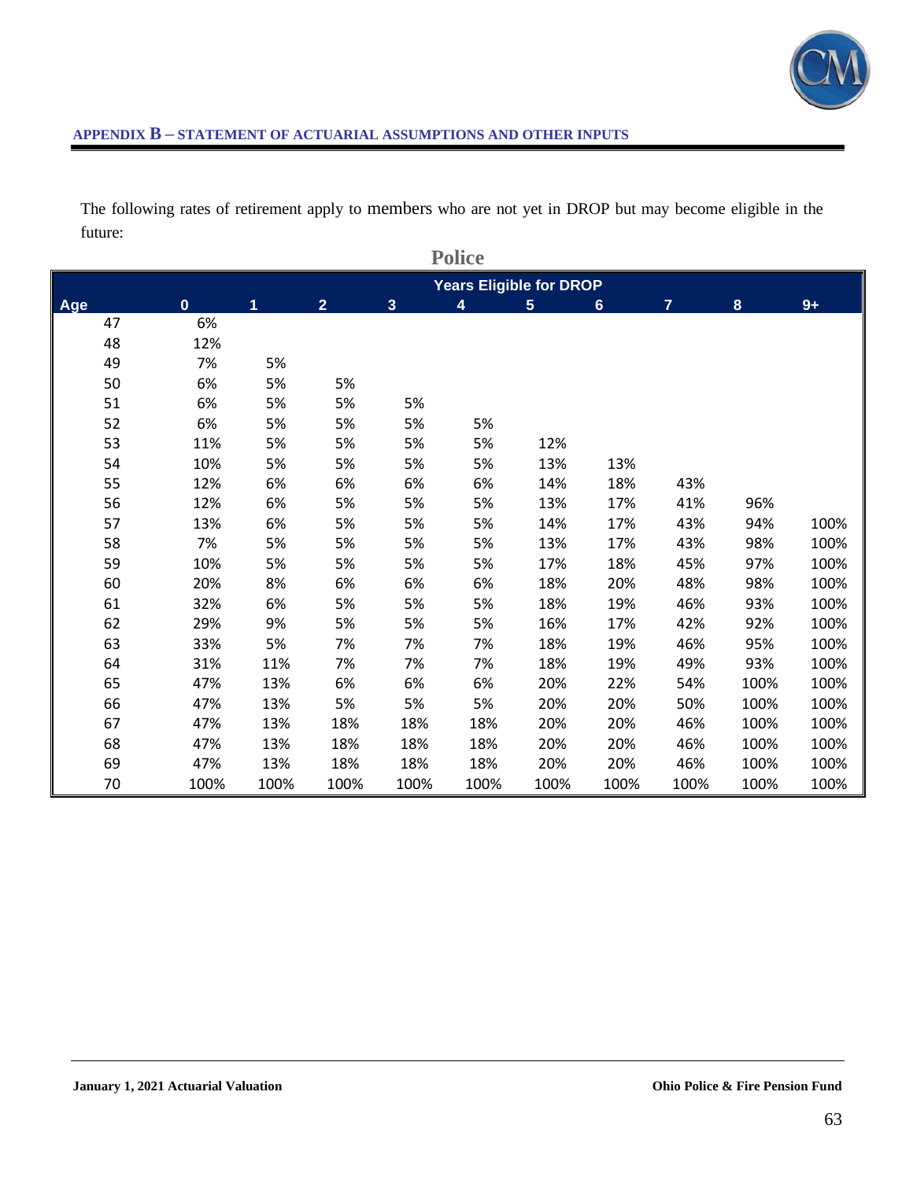## APPENDIX B – STATEMENT OF ACTUARIAL ASSUMPTIONS AND OTHER INPUTS

The following rates of retirement apply to members who are not yet in DROP but may become eligible in the future:

### Police

| Age | Years Eligible for DROP | | | | | | | | | |
|---|---|---|---|---|---|---|---|---|---|---|
| | 0 | 1 | 2 | 3 | 4 | 5 | 6 | 7 | 8 | 9+ |
| 47 | 6% | | | | | | | | | |
| 48 | 12% | | | | | | | | | |
| 49 | 7% | 5% | | | | | | | | |
| 50 | 6% | 5% | 5% | | | | | | | |
| 51 | 6% | 5% | 5% | 5% | | | | | | |
| 52 | 6% | 5% | 5% | 5% | 5% | | | | | |
| 53 | 11% | 5% | 5% | 5% | 5% | 12% | | | | |
| 54 | 10% | 5% | 5% | 5% | 5% | 13% | 13% | | | |
| 55 | 12% | 6% | 6% | 6% | 6% | 14% | 18% | 43% | | |
| 56 | 12% | 6% | 5% | 5% | 5% | 13% | 17% | 41% | 96% | |
| 57 | 13% | 6% | 5% | 5% | 5% | 14% | 17% | 43% | 94% | 100% |
| 58 | 7% | 5% | 5% | 5% | 5% | 13% | 17% | 43% | 98% | 100% |
| 59 | 10% | 5% | 5% | 5% | 5% | 17% | 18% | 45% | 97% | 100% |
| 60 | 20% | 8% | 6% | 6% | 6% | 18% | 20% | 48% | 98% | 100% |
| 61 | 32% | 6% | 5% | 5% | 5% | 18% | 19% | 46% | 93% | 100% |
| 62 | 29% | 9% | 5% | 5% | 5% | 16% | 17% | 42% | 92% | 100% |
| 63 | 33% | 5% | 7% | 7% | 7% | 18% | 19% | 46% | 95% | 100% |
| 64 | 31% | 11% | 7% | 7% | 7% | 18% | 19% | 49% | 93% | 100% |
| 65 | 47% | 13% | 6% | 6% | 6% | 20% | 22% | 54% | 100% | 100% |
| 66 | 47% | 13% | 5% | 5% | 5% | 20% | 20% | 50% | 100% | 100% |
| 67 | 47% | 13% | 18% | 18% | 18% | 20% | 20% | 46% | 100% | 100% |
| 68 | 47% | 13% | 18% | 18% | 18% | 20% | 20% | 46% | 100% | 100% |
| 69 | 47% | 13% | 18% | 18% | 18% | 20% | 20% | 46% | 100% | 100% |
| 70 | 100% | 100% | 100% | 100% | 100% | 100% | 100% | 100% | 100% | 100% |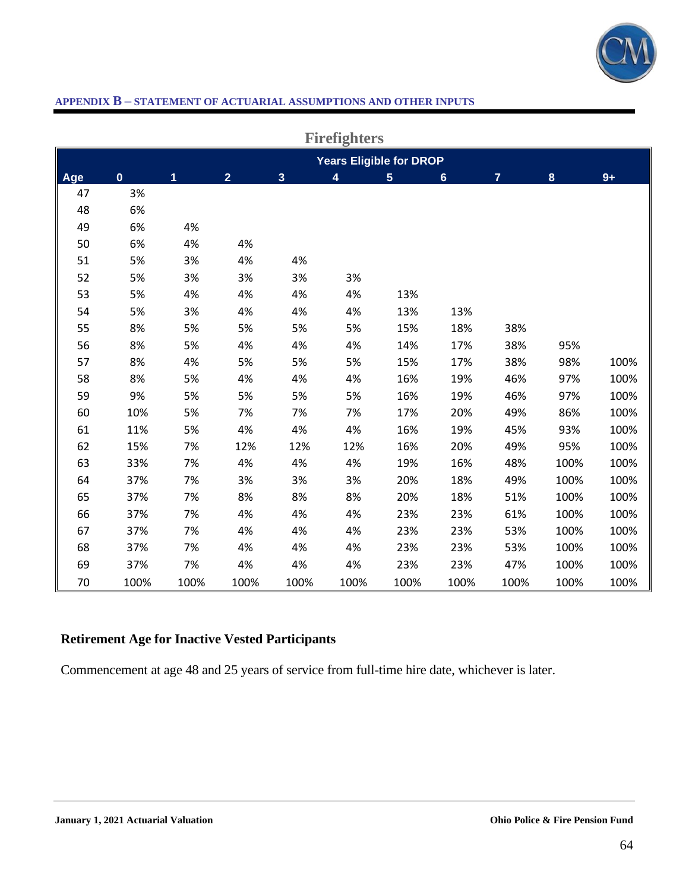**APPENDIX B – STATEMENT OF ACTUARIAL ASSUMPTIONS AND OTHER INPUTS**

**Firefighters**

| | Years Eligible for DROP | | | | | | | | | |
|---|---|---|---|---|---|---|---|---|---|---|
| Age | 0 | 1 | 2 | 3 | 4 | 5 | 6 | 7 | 8 | 9+ |
| 47 | 3% | | | | | | | | | |
| 48 | 6% | | | | | | | | | |
| 49 | 6% | 4% | | | | | | | | |
| 50 | 6% | 4% | 4% | | | | | | | |
| 51 | 5% | 3% | 4% | 4% | | | | | | |
| 52 | 5% | 3% | 3% | 3% | 3% | | | | | |
| 53 | 5% | 4% | 4% | 4% | 4% | 13% | | | | |
| 54 | 5% | 3% | 4% | 4% | 4% | 13% | 13% | | | |
| 55 | 8% | 5% | 5% | 5% | 5% | 15% | 18% | 38% | | |
| 56 | 8% | 5% | 4% | 4% | 4% | 14% | 17% | 38% | 95% | |
| 57 | 8% | 4% | 5% | 5% | 5% | 15% | 17% | 38% | 98% | 100% |
| 58 | 8% | 5% | 4% | 4% | 4% | 16% | 19% | 46% | 97% | 100% |
| 59 | 9% | 5% | 5% | 5% | 5% | 16% | 19% | 46% | 97% | 100% |
| 60 | 10% | 5% | 7% | 7% | 7% | 17% | 20% | 49% | 86% | 100% |
| 61 | 11% | 5% | 4% | 4% | 4% | 16% | 19% | 45% | 93% | 100% |
| 62 | 15% | 7% | 12% | 12% | 12% | 16% | 20% | 49% | 95% | 100% |
| 63 | 33% | 7% | 4% | 4% | 4% | 19% | 16% | 48% | 100% | 100% |
| 64 | 37% | 7% | 3% | 3% | 3% | 20% | 18% | 49% | 100% | 100% |
| 65 | 37% | 7% | 8% | 8% | 8% | 20% | 18% | 51% | 100% | 100% |
| 66 | 37% | 7% | 4% | 4% | 4% | 23% | 23% | 61% | 100% | 100% |
| 67 | 37% | 7% | 4% | 4% | 4% | 23% | 23% | 53% | 100% | 100% |
| 68 | 37% | 7% | 4% | 4% | 4% | 23% | 23% | 53% | 100% | 100% |
| 69 | 37% | 7% | 4% | 4% | 4% | 23% | 23% | 47% | 100% | 100% |
| 70 | 100% | 100% | 100% | 100% | 100% | 100% | 100% | 100% | 100% | 100% |

**Retirement Age for Inactive Vested Participants**

Commencement at age 48 and 25 years of service from full-time hire date, whichever is later.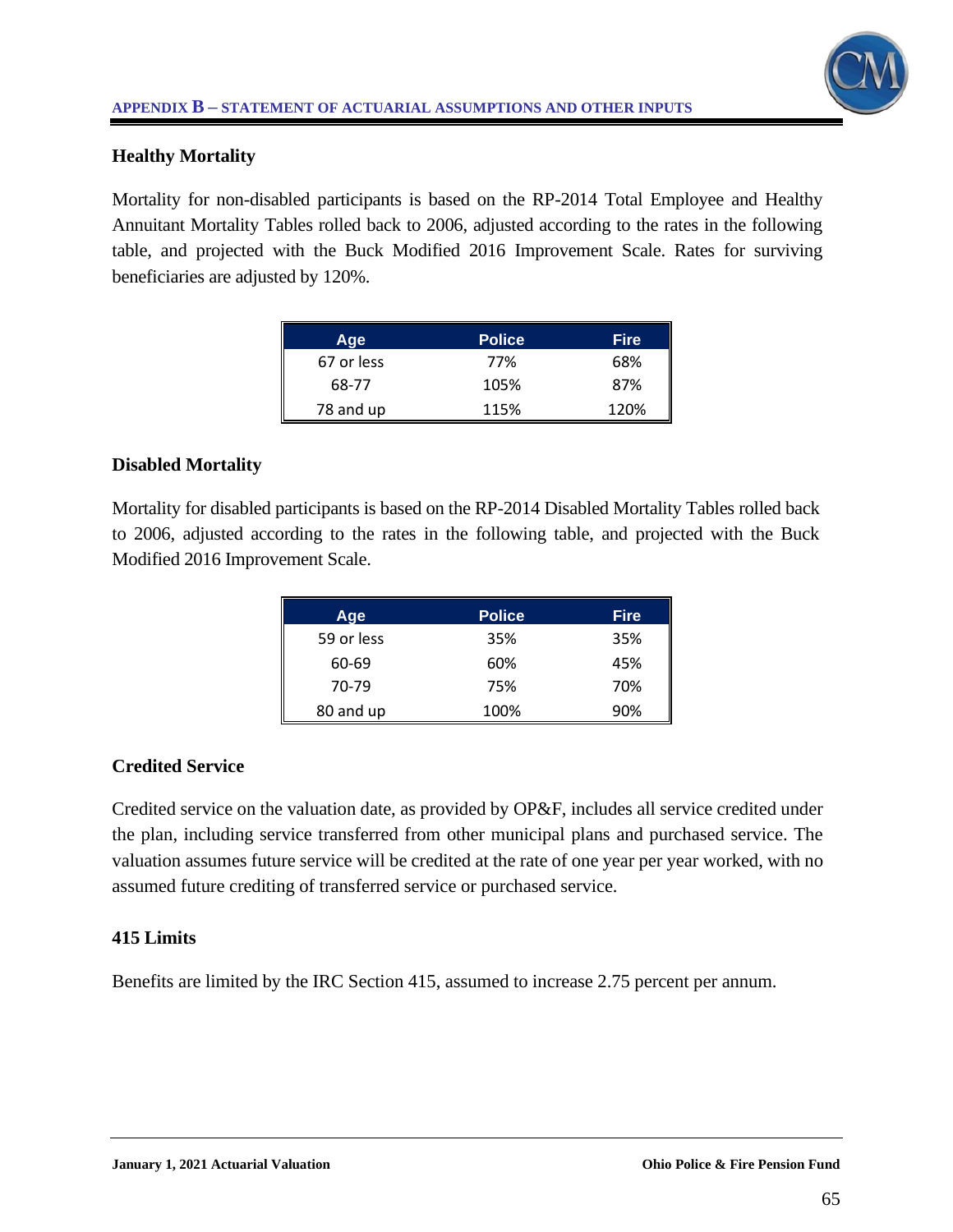### Healthy Mortality

Mortality for non-disabled participants is based on the RP-2014 Total Employee and Healthy Annuitant Mortality Tables rolled back to 2006, adjusted according to the rates in the following table, and projected with the Buck Modified 2016 Improvement Scale. Rates for surviving beneficiaries are adjusted by 120%.

| Age | Police | Fire |
|---|---|---|
| 67 or less | 77% | 68% |
| 68-77 | 105% | 87% |
| 78 and up | 115% | 120% |

### Disabled Mortality

Mortality for disabled participants is based on the RP-2014 Disabled Mortality Tables rolled back to 2006, adjusted according to the rates in the following table, and projected with the Buck Modified 2016 Improvement Scale.

| Age | Police | Fire |
|---|---|---|
| 59 or less | 35% | 35% |
| 60-69 | 60% | 45% |
| 70-79 | 75% | 70% |
| 80 and up | 100% | 90% |

### Credited Service

Credited service on the valuation date, as provided by OP&F, includes all service credited under the plan, including service transferred from other municipal plans and purchased service. The valuation assumes future service will be credited at the rate of one year per year worked, with no assumed future crediting of transferred service or purchased service.

### 415 Limits

Benefits are limited by the IRC Section 415, assumed to increase 2.75 percent per annum.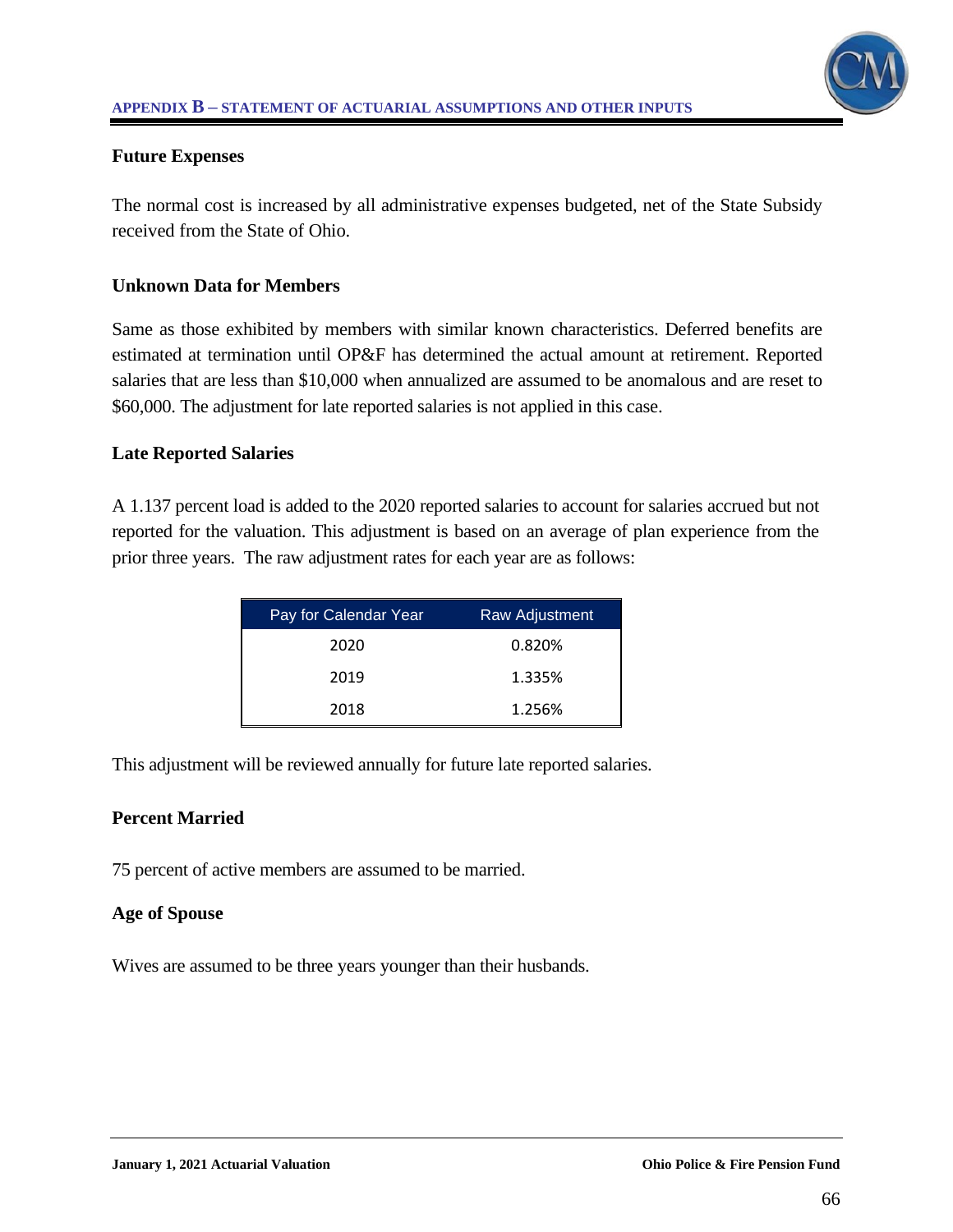### Future Expenses

The normal cost is increased by all administrative expenses budgeted, net of the State Subsidy received from the State of Ohio.

### Unknown Data for Members

Same as those exhibited by members with similar known characteristics. Deferred benefits are estimated at termination until OP&F has determined the actual amount at retirement. Reported salaries that are less than $10,000 when annualized are assumed to be anomalous and are reset to $60,000. The adjustment for late reported salaries is not applied in this case.

### Late Reported Salaries

A 1.137 percent load is added to the 2020 reported salaries to account for salaries accrued but not reported for the valuation. This adjustment is based on an average of plan experience from the prior three years. The raw adjustment rates for each year are as follows:

| Pay for Calendar Year | Raw Adjustment |
|---|---|
| 2020 | 0.820% |
| 2019 | 1.335% |
| 2018 | 1.256% |

This adjustment will be reviewed annually for future late reported salaries.

### Percent Married

75 percent of active members are assumed to be married.

### Age of Spouse

Wives are assumed to be three years younger than their husbands.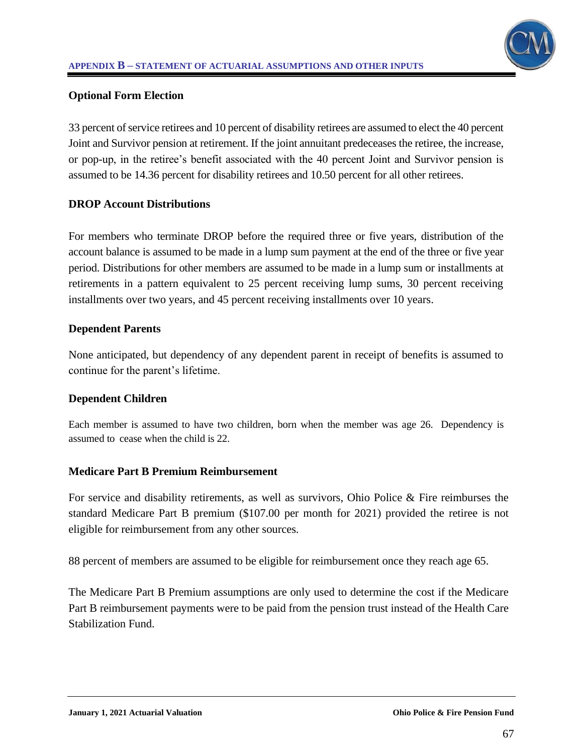### Optional Form Election

33 percent of service retirees and 10 percent of disability retirees are assumed to elect the 40 percent Joint and Survivor pension at retirement. If the joint annuitant predeceases the retiree, the increase, or pop-up, in the retiree's benefit associated with the 40 percent Joint and Survivor pension is assumed to be 14.36 percent for disability retirees and 10.50 percent for all other retirees.

### DROP Account Distributions

For members who terminate DROP before the required three or five years, distribution of the account balance is assumed to be made in a lump sum payment at the end of the three or five year period. Distributions for other members are assumed to be made in a lump sum or installments at retirements in a pattern equivalent to 25 percent receiving lump sums, 30 percent receiving installments over two years, and 45 percent receiving installments over 10 years.

### Dependent Parents

None anticipated, but dependency of any dependent parent in receipt of benefits is assumed to continue for the parent's lifetime.

### Dependent Children

Each member is assumed to have two children, born when the member was age 26. Dependency is assumed to cease when the child is 22.

### Medicare Part B Premium Reimbursement

For service and disability retirements, as well as survivors, Ohio Police & Fire reimburses the standard Medicare Part B premium ($107.00 per month for 2021) provided the retiree is not eligible for reimbursement from any other sources.

88 percent of members are assumed to be eligible for reimbursement once they reach age 65.

The Medicare Part B Premium assumptions are only used to determine the cost if the Medicare Part B reimbursement payments were to be paid from the pension trust instead of the Health Care Stabilization Fund.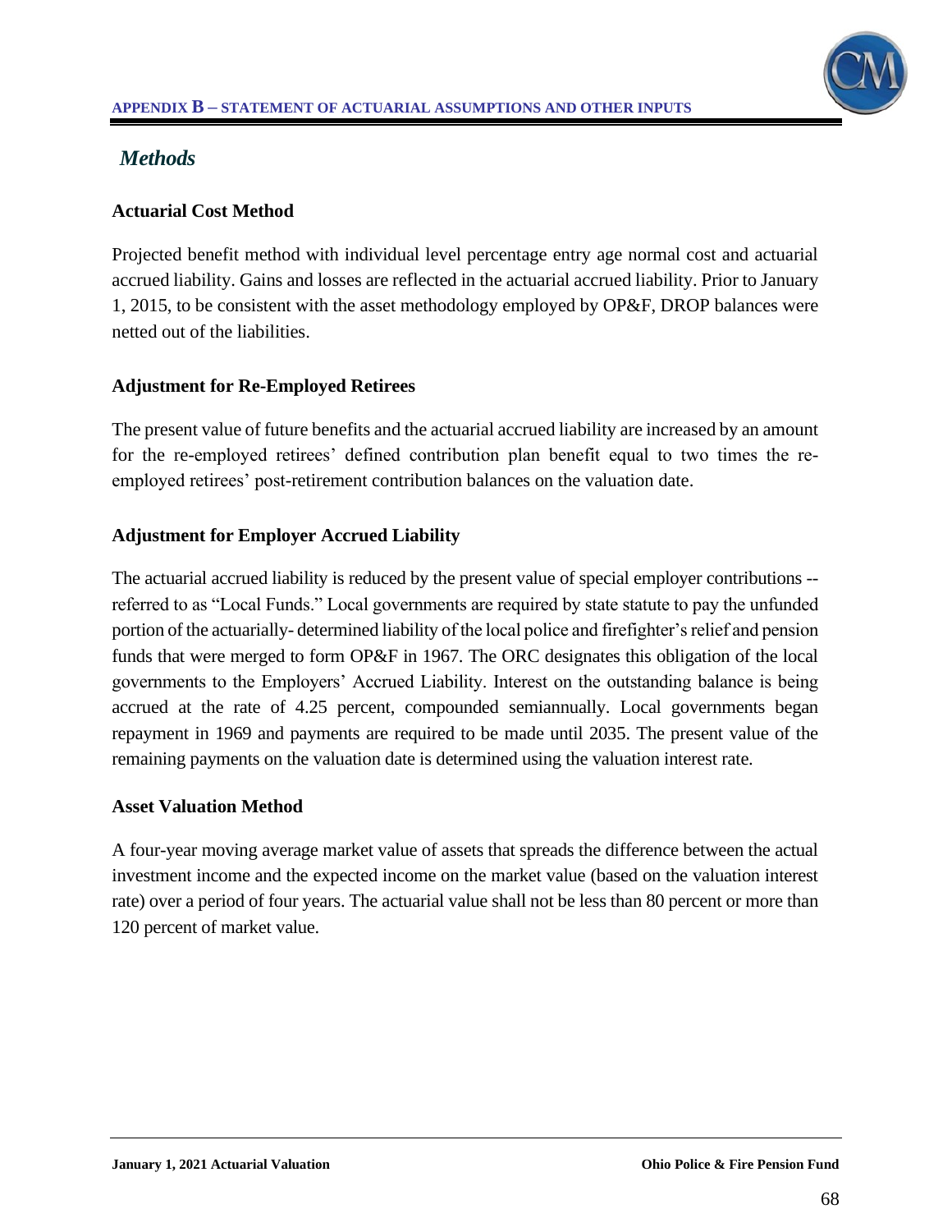## *Methods*

### Actuarial Cost Method

Projected benefit method with individual level percentage entry age normal cost and actuarial accrued liability. Gains and losses are reflected in the actuarial accrued liability. Prior to January 1, 2015, to be consistent with the asset methodology employed by OP&F, DROP balances were netted out of the liabilities.

### Adjustment for Re-Employed Retirees

The present value of future benefits and the actuarial accrued liability are increased by an amount for the re-employed retirees' defined contribution plan benefit equal to two times the re-employed retirees' post-retirement contribution balances on the valuation date.

### Adjustment for Employer Accrued Liability

The actuarial accrued liability is reduced by the present value of special employer contributions -- referred to as "Local Funds." Local governments are required by state statute to pay the unfunded portion of the actuarially- determined liability of the local police and firefighter's relief and pension funds that were merged to form OP&F in 1967. The ORC designates this obligation of the local governments to the Employers' Accrued Liability. Interest on the outstanding balance is being accrued at the rate of 4.25 percent, compounded semiannually. Local governments began repayment in 1969 and payments are required to be made until 2035. The present value of the remaining payments on the valuation date is determined using the valuation interest rate.

### Asset Valuation Method

A four-year moving average market value of assets that spreads the difference between the actual investment income and the expected income on the market value (based on the valuation interest rate) over a period of four years. The actuarial value shall not be less than 80 percent or more than 120 percent of market value.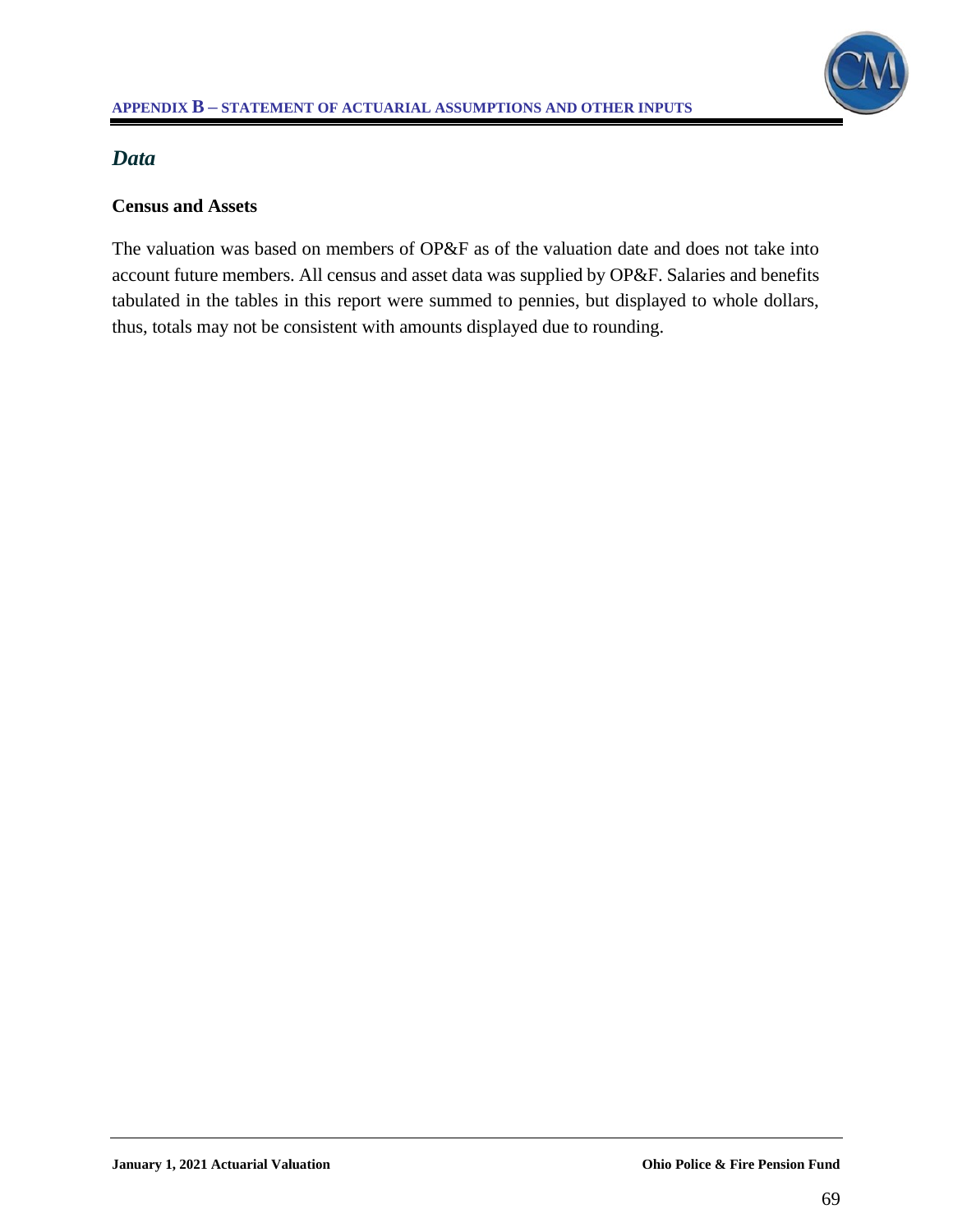## *Data*

### Census and Assets

The valuation was based on members of OP&F as of the valuation date and does not take into account future members. All census and asset data was supplied by OP&F. Salaries and benefits tabulated in the tables in this report were summed to pennies, but displayed to whole dollars, thus, totals may not be consistent with amounts displayed due to rounding.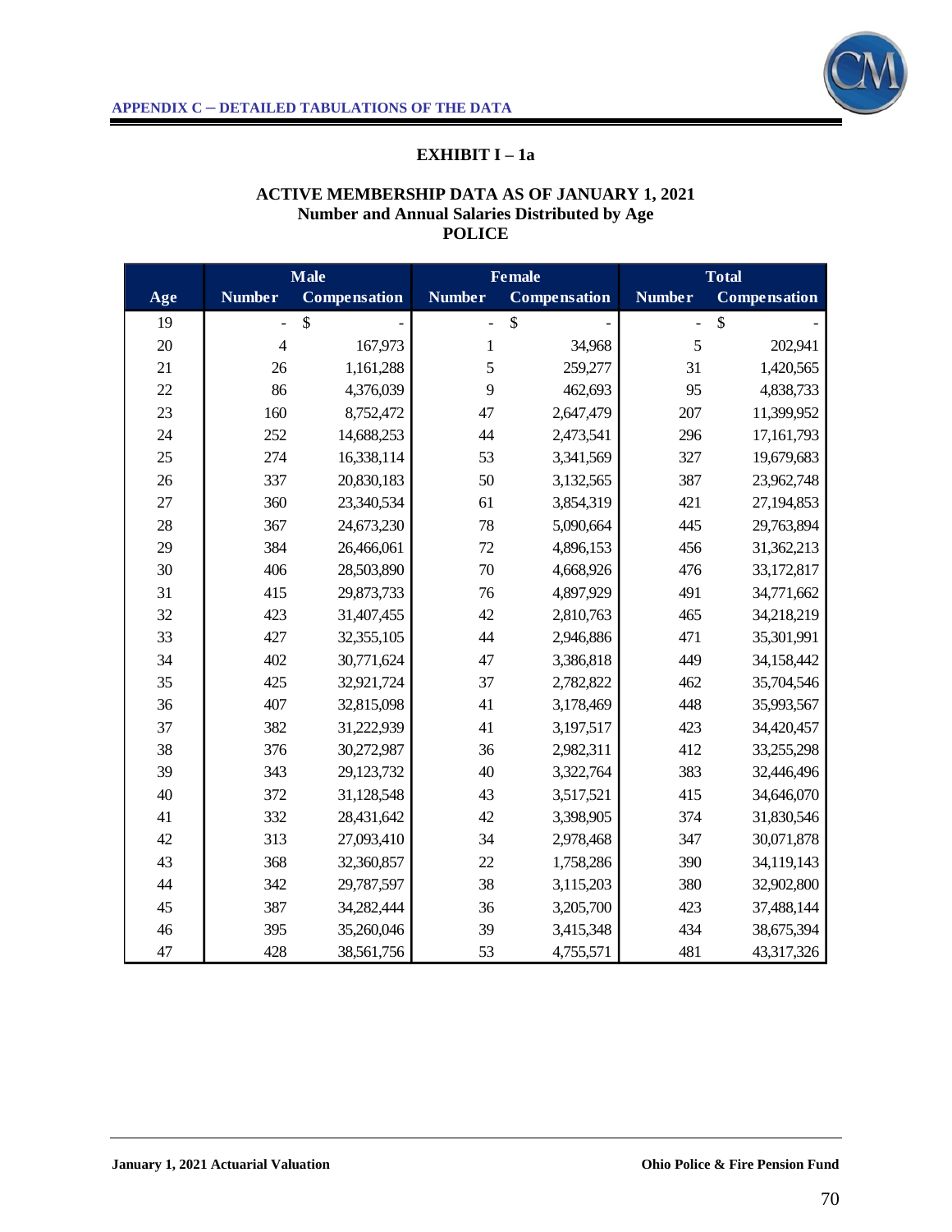APPENDIX C – DETAILED TABULATIONS OF THE DATA

## EXHIBIT I – 1a

### ACTIVE MEMBERSHIP DATA AS OF JANUARY 1, 2021
### Number and Annual Salaries Distributed by Age
### POLICE

| | Male | | Female | | Total | |
|---|---|---|---|---|---|---|
| Age | Number | Compensation | Number | Compensation | Number | Compensation |
| 19 | - | $ - | - | $ - | - | $ - |
| 20 | 4 | 167,973 | 1 | 34,968 | 5 | 202,941 |
| 21 | 26 | 1,161,288 | 5 | 259,277 | 31 | 1,420,565 |
| 22 | 86 | 4,376,039 | 9 | 462,693 | 95 | 4,838,733 |
| 23 | 160 | 8,752,472 | 47 | 2,647,479 | 207 | 11,399,952 |
| 24 | 252 | 14,688,253 | 44 | 2,473,541 | 296 | 17,161,793 |
| 25 | 274 | 16,338,114 | 53 | 3,341,569 | 327 | 19,679,683 |
| 26 | 337 | 20,830,183 | 50 | 3,132,565 | 387 | 23,962,748 |
| 27 | 360 | 23,340,534 | 61 | 3,854,319 | 421 | 27,194,853 |
| 28 | 367 | 24,673,230 | 78 | 5,090,664 | 445 | 29,763,894 |
| 29 | 384 | 26,466,061 | 72 | 4,896,153 | 456 | 31,362,213 |
| 30 | 406 | 28,503,890 | 70 | 4,668,926 | 476 | 33,172,817 |
| 31 | 415 | 29,873,733 | 76 | 4,897,929 | 491 | 34,771,662 |
| 32 | 423 | 31,407,455 | 42 | 2,810,763 | 465 | 34,218,219 |
| 33 | 427 | 32,355,105 | 44 | 2,946,886 | 471 | 35,301,991 |
| 34 | 402 | 30,771,624 | 47 | 3,386,818 | 449 | 34,158,442 |
| 35 | 425 | 32,921,724 | 37 | 2,782,822 | 462 | 35,704,546 |
| 36 | 407 | 32,815,098 | 41 | 3,178,469 | 448 | 35,993,567 |
| 37 | 382 | 31,222,939 | 41 | 3,197,517 | 423 | 34,420,457 |
| 38 | 376 | 30,272,987 | 36 | 2,982,311 | 412 | 33,255,298 |
| 39 | 343 | 29,123,732 | 40 | 3,322,764 | 383 | 32,446,496 |
| 40 | 372 | 31,128,548 | 43 | 3,517,521 | 415 | 34,646,070 |
| 41 | 332 | 28,431,642 | 42 | 3,398,905 | 374 | 31,830,546 |
| 42 | 313 | 27,093,410 | 34 | 2,978,468 | 347 | 30,071,878 |
| 43 | 368 | 32,360,857 | 22 | 1,758,286 | 390 | 34,119,143 |
| 44 | 342 | 29,787,597 | 38 | 3,115,203 | 380 | 32,902,800 |
| 45 | 387 | 34,282,444 | 36 | 3,205,700 | 423 | 37,488,144 |
| 46 | 395 | 35,260,046 | 39 | 3,415,348 | 434 | 38,675,394 |
| 47 | 428 | 38,561,756 | 53 | 4,755,571 | 481 | 43,317,326 |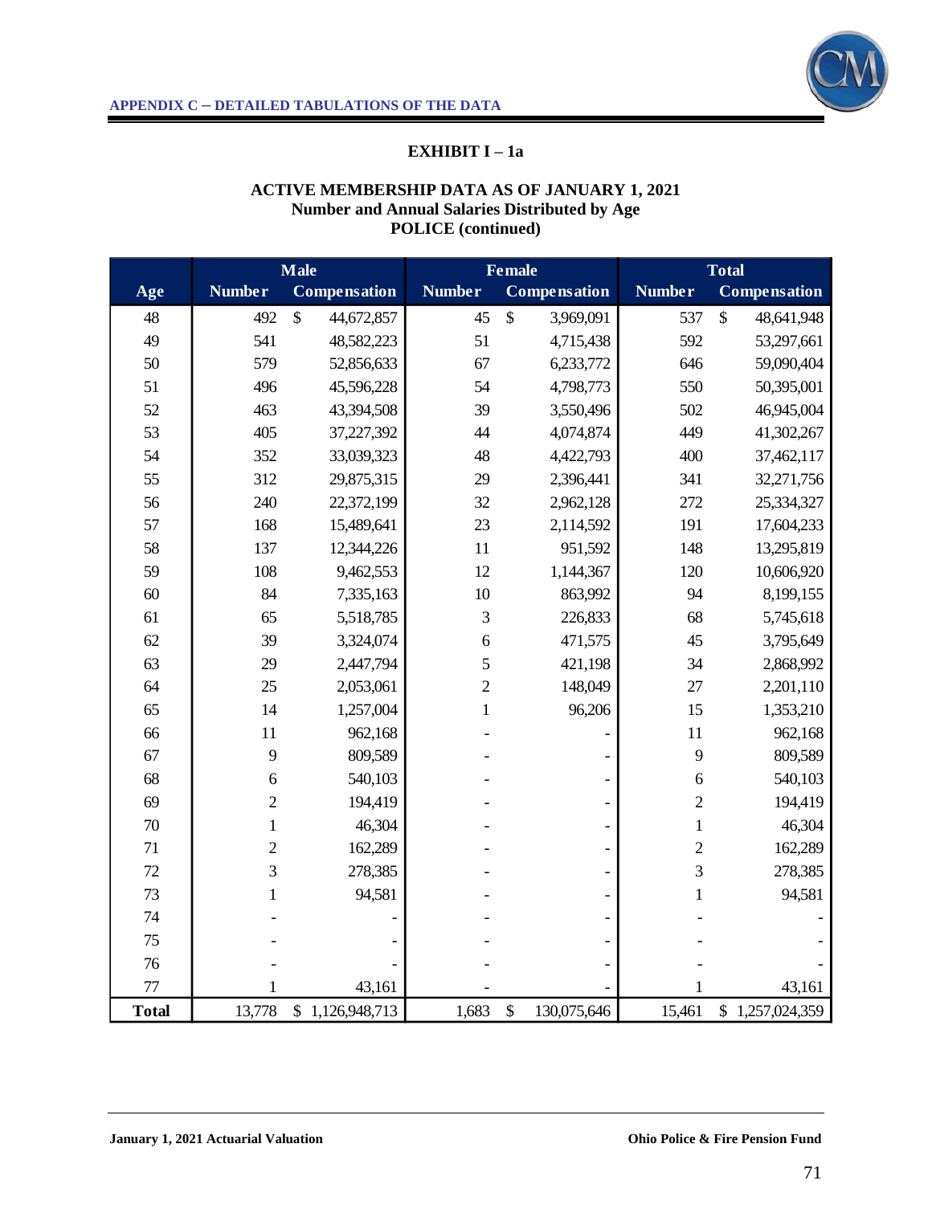APPENDIX C – DETAILED TABULATIONS OF THE DATA

## EXHIBIT I – 1a

### ACTIVE MEMBERSHIP DATA AS OF JANUARY 1, 2021
### Number and Annual Salaries Distributed by Age
### POLICE (continued)

| Age | Male | | Female | | Total | |
|---|---|---|---|---|---|---|
| | Number | Compensation | Number | Compensation | Number | Compensation |
| 48 | 492 | $ 44,672,857 | 45 | $ 3,969,091 | 537 | $ 48,641,948 |
| 49 | 541 | 48,582,223 | 51 | 4,715,438 | 592 | 53,297,661 |
| 50 | 579 | 52,856,633 | 67 | 6,233,772 | 646 | 59,090,404 |
| 51 | 496 | 45,596,228 | 54 | 4,798,773 | 550 | 50,395,001 |
| 52 | 463 | 43,394,508 | 39 | 3,550,496 | 502 | 46,945,004 |
| 53 | 405 | 37,227,392 | 44 | 4,074,874 | 449 | 41,302,267 |
| 54 | 352 | 33,039,323 | 48 | 4,422,793 | 400 | 37,462,117 |
| 55 | 312 | 29,875,315 | 29 | 2,396,441 | 341 | 32,271,756 |
| 56 | 240 | 22,372,199 | 32 | 2,962,128 | 272 | 25,334,327 |
| 57 | 168 | 15,489,641 | 23 | 2,114,592 | 191 | 17,604,233 |
| 58 | 137 | 12,344,226 | 11 | 951,592 | 148 | 13,295,819 |
| 59 | 108 | 9,462,553 | 12 | 1,144,367 | 120 | 10,606,920 |
| 60 | 84 | 7,335,163 | 10 | 863,992 | 94 | 8,199,155 |
| 61 | 65 | 5,518,785 | 3 | 226,833 | 68 | 5,745,618 |
| 62 | 39 | 3,324,074 | 6 | 471,575 | 45 | 3,795,649 |
| 63 | 29 | 2,447,794 | 5 | 421,198 | 34 | 2,868,992 |
| 64 | 25 | 2,053,061 | 2 | 148,049 | 27 | 2,201,110 |
| 65 | 14 | 1,257,004 | 1 | 96,206 | 15 | 1,353,210 |
| 66 | 11 | 962,168 | - | - | 11 | 962,168 |
| 67 | 9 | 809,589 | - | - | 9 | 809,589 |
| 68 | 6 | 540,103 | - | - | 6 | 540,103 |
| 69 | 2 | 194,419 | - | - | 2 | 194,419 |
| 70 | 1 | 46,304 | - | - | 1 | 46,304 |
| 71 | 2 | 162,289 | - | - | 2 | 162,289 |
| 72 | 3 | 278,385 | - | - | 3 | 278,385 |
| 73 | 1 | 94,581 | - | - | 1 | 94,581 |
| 74 | - | - | - | - | - | - |
| 75 | - | - | - | - | - | - |
| 76 | - | - | - | - | - | - |
| 77 | 1 | 43,161 | - | - | 1 | 43,161 |
| **Total** | 13,778 | $ 1,126,948,713 | 1,683 | $ 130,075,646 | 15,461 | $ 1,257,024,359 |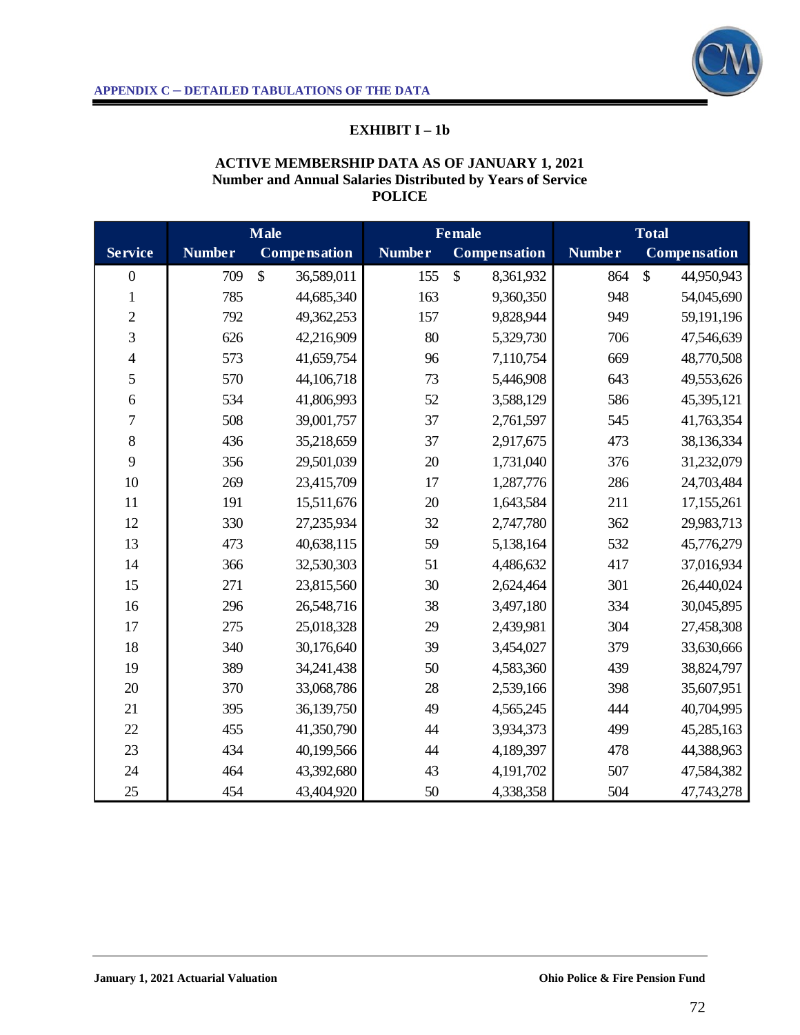APPENDIX C – DETAILED TABULATIONS OF THE DATA

## EXHIBIT I – 1b

### ACTIVE MEMBERSHIP DATA AS OF JANUARY 1, 2021
### Number and Annual Salaries Distributed by Years of Service
### POLICE

| | Male | | Female | | Total | |
|---|---|---|---|---|---|---|
| Service | Number | Compensation | Number | Compensation | Number | Compensation |
| 0 | 709 | $ 36,589,011 | 155 | $ 8,361,932 | 864 | $ 44,950,943 |
| 1 | 785 | 44,685,340 | 163 | 9,360,350 | 948 | 54,045,690 |
| 2 | 792 | 49,362,253 | 157 | 9,828,944 | 949 | 59,191,196 |
| 3 | 626 | 42,216,909 | 80 | 5,329,730 | 706 | 47,546,639 |
| 4 | 573 | 41,659,754 | 96 | 7,110,754 | 669 | 48,770,508 |
| 5 | 570 | 44,106,718 | 73 | 5,446,908 | 643 | 49,553,626 |
| 6 | 534 | 41,806,993 | 52 | 3,588,129 | 586 | 45,395,121 |
| 7 | 508 | 39,001,757 | 37 | 2,761,597 | 545 | 41,763,354 |
| 8 | 436 | 35,218,659 | 37 | 2,917,675 | 473 | 38,136,334 |
| 9 | 356 | 29,501,039 | 20 | 1,731,040 | 376 | 31,232,079 |
| 10 | 269 | 23,415,709 | 17 | 1,287,776 | 286 | 24,703,484 |
| 11 | 191 | 15,511,676 | 20 | 1,643,584 | 211 | 17,155,261 |
| 12 | 330 | 27,235,934 | 32 | 2,747,780 | 362 | 29,983,713 |
| 13 | 473 | 40,638,115 | 59 | 5,138,164 | 532 | 45,776,279 |
| 14 | 366 | 32,530,303 | 51 | 4,486,632 | 417 | 37,016,934 |
| 15 | 271 | 23,815,560 | 30 | 2,624,464 | 301 | 26,440,024 |
| 16 | 296 | 26,548,716 | 38 | 3,497,180 | 334 | 30,045,895 |
| 17 | 275 | 25,018,328 | 29 | 2,439,981 | 304 | 27,458,308 |
| 18 | 340 | 30,176,640 | 39 | 3,454,027 | 379 | 33,630,666 |
| 19 | 389 | 34,241,438 | 50 | 4,583,360 | 439 | 38,824,797 |
| 20 | 370 | 33,068,786 | 28 | 2,539,166 | 398 | 35,607,951 |
| 21 | 395 | 36,139,750 | 49 | 4,565,245 | 444 | 40,704,995 |
| 22 | 455 | 41,350,790 | 44 | 3,934,373 | 499 | 45,285,163 |
| 23 | 434 | 40,199,566 | 44 | 4,189,397 | 478 | 44,388,963 |
| 24 | 464 | 43,392,680 | 43 | 4,191,702 | 507 | 47,584,382 |
| 25 | 454 | 43,404,920 | 50 | 4,338,358 | 504 | 47,743,278 |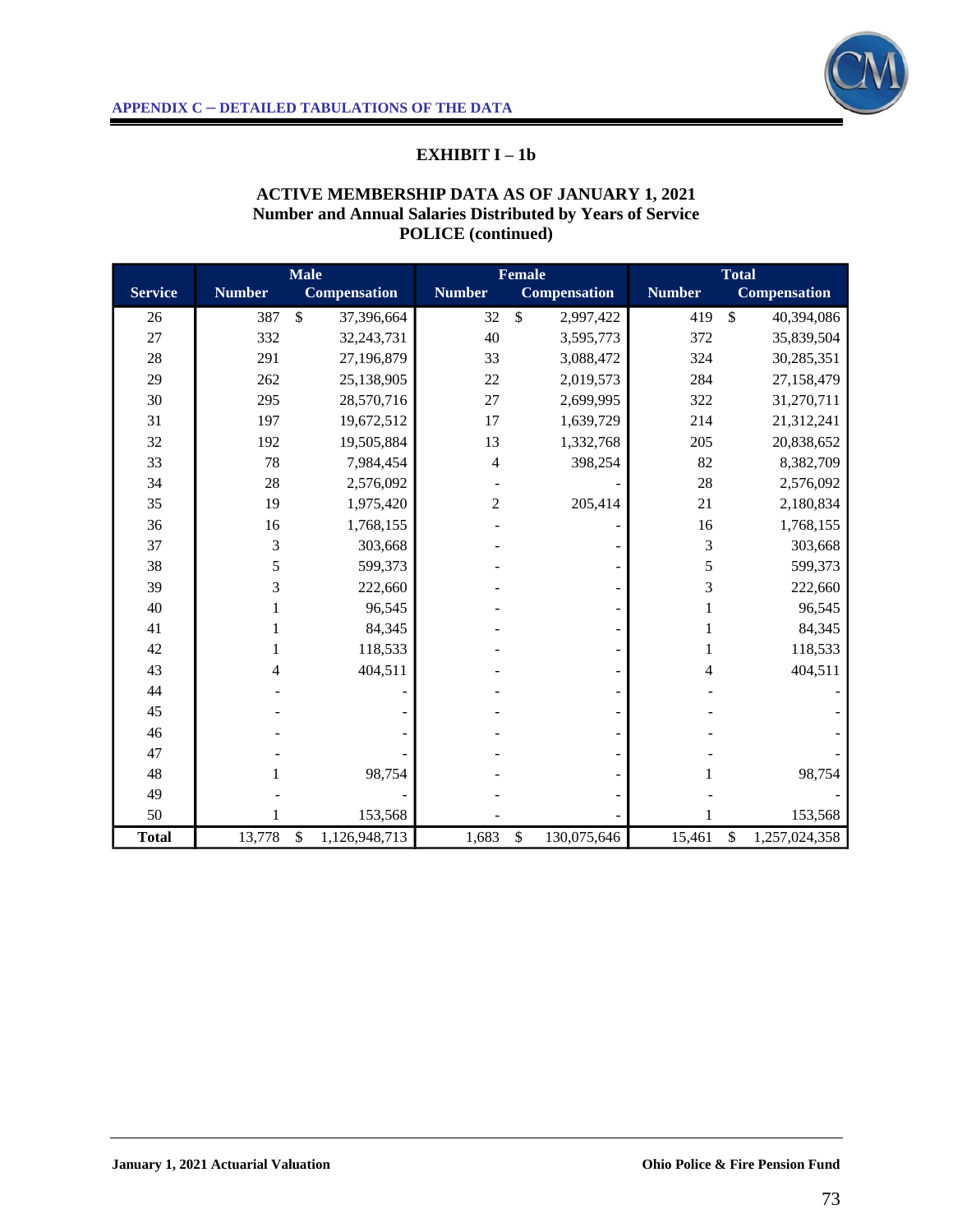APPENDIX C – DETAILED TABULATIONS OF THE DATA

## EXHIBIT I – 1b

### ACTIVE MEMBERSHIP DATA AS OF JANUARY 1, 2021
### Number and Annual Salaries Distributed by Years of Service
### POLICE (continued)

| Service | Male | | Female | | Total | |
|---|---|---|---|---|---|---|
| | Number | Compensation | Number | Compensation | Number | Compensation |
| 26 | 387 | $ 37,396,664 | 32 | $ 2,997,422 | 419 | $ 40,394,086 |
| 27 | 332 | 32,243,731 | 40 | 3,595,773 | 372 | 35,839,504 |
| 28 | 291 | 27,196,879 | 33 | 3,088,472 | 324 | 30,285,351 |
| 29 | 262 | 25,138,905 | 22 | 2,019,573 | 284 | 27,158,479 |
| 30 | 295 | 28,570,716 | 27 | 2,699,995 | 322 | 31,270,711 |
| 31 | 197 | 19,672,512 | 17 | 1,639,729 | 214 | 21,312,241 |
| 32 | 192 | 19,505,884 | 13 | 1,332,768 | 205 | 20,838,652 |
| 33 | 78 | 7,984,454 | 4 | 398,254 | 82 | 8,382,709 |
| 34 | 28 | 2,576,092 | - | - | 28 | 2,576,092 |
| 35 | 19 | 1,975,420 | 2 | 205,414 | 21 | 2,180,834 |
| 36 | 16 | 1,768,155 | - | - | 16 | 1,768,155 |
| 37 | 3 | 303,668 | - | - | 3 | 303,668 |
| 38 | 5 | 599,373 | - | - | 5 | 599,373 |
| 39 | 3 | 222,660 | - | - | 3 | 222,660 |
| 40 | 1 | 96,545 | - | - | 1 | 96,545 |
| 41 | 1 | 84,345 | - | - | 1 | 84,345 |
| 42 | 1 | 118,533 | - | - | 1 | 118,533 |
| 43 | 4 | 404,511 | - | - | 4 | 404,511 |
| 44 | - | - | - | - | - | - |
| 45 | - | - | - | - | - | - |
| 46 | - | - | - | - | - | - |
| 47 | - | - | - | - | - | - |
| 48 | 1 | 98,754 | - | - | 1 | 98,754 |
| 49 | - | - | - | - | - | - |
| 50 | 1 | 153,568 | - | - | 1 | 153,568 |
| **Total** | 13,778 | $ 1,126,948,713 | 1,683 | $ 130,075,646 | 15,461 | $ 1,257,024,358 |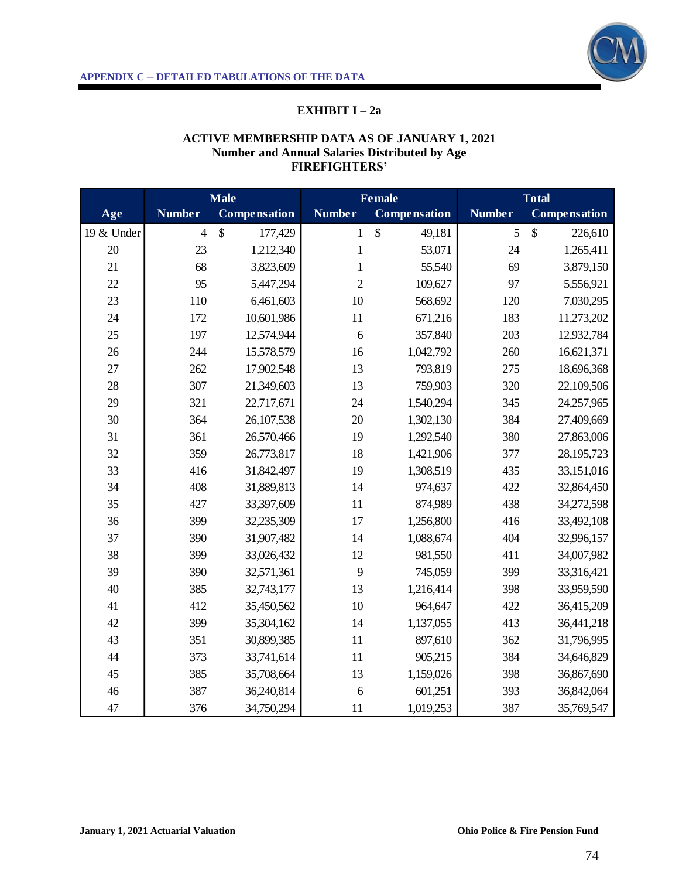APPENDIX C – DETAILED TABULATIONS OF THE DATA

## EXHIBIT I – 2a

### ACTIVE MEMBERSHIP DATA AS OF JANUARY 1, 2021
### Number and Annual Salaries Distributed by Age
### FIREFIGHTERS'

| | Male | | Female | | Total | |
|---|---|---|---|---|---|---|
| Age | Number | Compensation | Number | Compensation | Number | Compensation |
| 19 & Under | 4 | $ 177,429 | 1 | $ 49,181 | 5 | $ 226,610 |
| 20 | 23 | 1,212,340 | 1 | 53,071 | 24 | 1,265,411 |
| 21 | 68 | 3,823,609 | 1 | 55,540 | 69 | 3,879,150 |
| 22 | 95 | 5,447,294 | 2 | 109,627 | 97 | 5,556,921 |
| 23 | 110 | 6,461,603 | 10 | 568,692 | 120 | 7,030,295 |
| 24 | 172 | 10,601,986 | 11 | 671,216 | 183 | 11,273,202 |
| 25 | 197 | 12,574,944 | 6 | 357,840 | 203 | 12,932,784 |
| 26 | 244 | 15,578,579 | 16 | 1,042,792 | 260 | 16,621,371 |
| 27 | 262 | 17,902,548 | 13 | 793,819 | 275 | 18,696,368 |
| 28 | 307 | 21,349,603 | 13 | 759,903 | 320 | 22,109,506 |
| 29 | 321 | 22,717,671 | 24 | 1,540,294 | 345 | 24,257,965 |
| 30 | 364 | 26,107,538 | 20 | 1,302,130 | 384 | 27,409,669 |
| 31 | 361 | 26,570,466 | 19 | 1,292,540 | 380 | 27,863,006 |
| 32 | 359 | 26,773,817 | 18 | 1,421,906 | 377 | 28,195,723 |
| 33 | 416 | 31,842,497 | 19 | 1,308,519 | 435 | 33,151,016 |
| 34 | 408 | 31,889,813 | 14 | 974,637 | 422 | 32,864,450 |
| 35 | 427 | 33,397,609 | 11 | 874,989 | 438 | 34,272,598 |
| 36 | 399 | 32,235,309 | 17 | 1,256,800 | 416 | 33,492,108 |
| 37 | 390 | 31,907,482 | 14 | 1,088,674 | 404 | 32,996,157 |
| 38 | 399 | 33,026,432 | 12 | 981,550 | 411 | 34,007,982 |
| 39 | 390 | 32,571,361 | 9 | 745,059 | 399 | 33,316,421 |
| 40 | 385 | 32,743,177 | 13 | 1,216,414 | 398 | 33,959,590 |
| 41 | 412 | 35,450,562 | 10 | 964,647 | 422 | 36,415,209 |
| 42 | 399 | 35,304,162 | 14 | 1,137,055 | 413 | 36,441,218 |
| 43 | 351 | 30,899,385 | 11 | 897,610 | 362 | 31,796,995 |
| 44 | 373 | 33,741,614 | 11 | 905,215 | 384 | 34,646,829 |
| 45 | 385 | 35,708,664 | 13 | 1,159,026 | 398 | 36,867,690 |
| 46 | 387 | 36,240,814 | 6 | 601,251 | 393 | 36,842,064 |
| 47 | 376 | 34,750,294 | 11 | 1,019,253 | 387 | 35,769,547 |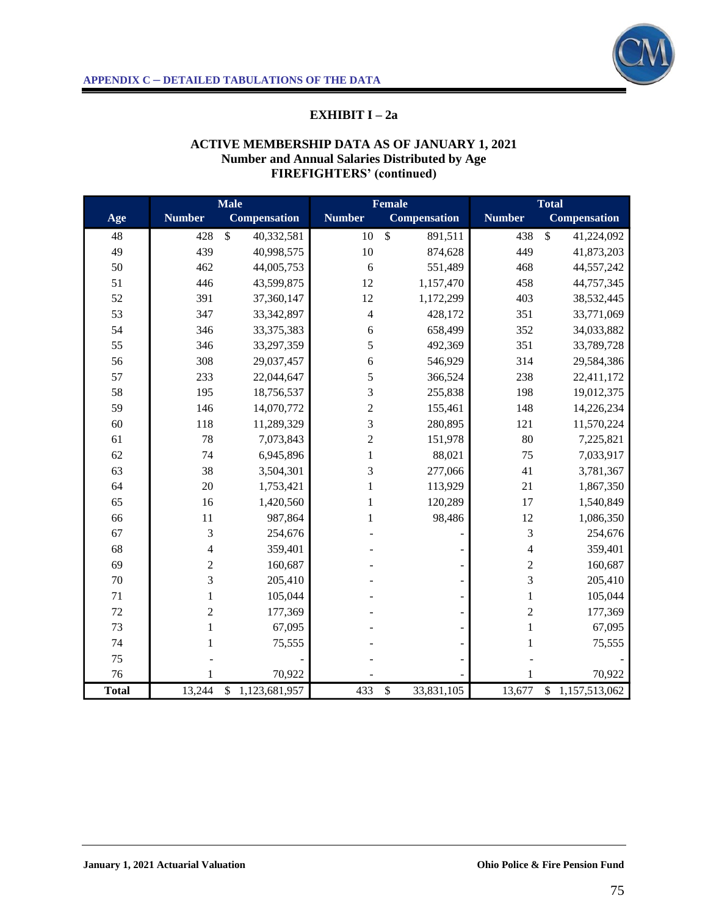APPENDIX C – DETAILED TABULATIONS OF THE DATA

## EXHIBIT I – 2a

### ACTIVE MEMBERSHIP DATA AS OF JANUARY 1, 2021
### Number and Annual Salaries Distributed by Age
### FIREFIGHTERS' (continued)

| Age | Male | | Female | | Total | |
|---|---|---|---|---|---|---|
| | Number | Compensation | Number | Compensation | Number | Compensation |
| 48 | 428 | $ 40,332,581 | 10 | $ 891,511 | 438 | $ 41,224,092 |
| 49 | 439 | 40,998,575 | 10 | 874,628 | 449 | 41,873,203 |
| 50 | 462 | 44,005,753 | 6 | 551,489 | 468 | 44,557,242 |
| 51 | 446 | 43,599,875 | 12 | 1,157,470 | 458 | 44,757,345 |
| 52 | 391 | 37,360,147 | 12 | 1,172,299 | 403 | 38,532,445 |
| 53 | 347 | 33,342,897 | 4 | 428,172 | 351 | 33,771,069 |
| 54 | 346 | 33,375,383 | 6 | 658,499 | 352 | 34,033,882 |
| 55 | 346 | 33,297,359 | 5 | 492,369 | 351 | 33,789,728 |
| 56 | 308 | 29,037,457 | 6 | 546,929 | 314 | 29,584,386 |
| 57 | 233 | 22,044,647 | 5 | 366,524 | 238 | 22,411,172 |
| 58 | 195 | 18,756,537 | 3 | 255,838 | 198 | 19,012,375 |
| 59 | 146 | 14,070,772 | 2 | 155,461 | 148 | 14,226,234 |
| 60 | 118 | 11,289,329 | 3 | 280,895 | 121 | 11,570,224 |
| 61 | 78 | 7,073,843 | 2 | 151,978 | 80 | 7,225,821 |
| 62 | 74 | 6,945,896 | 1 | 88,021 | 75 | 7,033,917 |
| 63 | 38 | 3,504,301 | 3 | 277,066 | 41 | 3,781,367 |
| 64 | 20 | 1,753,421 | 1 | 113,929 | 21 | 1,867,350 |
| 65 | 16 | 1,420,560 | 1 | 120,289 | 17 | 1,540,849 |
| 66 | 11 | 987,864 | 1 | 98,486 | 12 | 1,086,350 |
| 67 | 3 | 254,676 | - | - | 3 | 254,676 |
| 68 | 4 | 359,401 | - | - | 4 | 359,401 |
| 69 | 2 | 160,687 | - | - | 2 | 160,687 |
| 70 | 3 | 205,410 | - | - | 3 | 205,410 |
| 71 | 1 | 105,044 | - | - | 1 | 105,044 |
| 72 | 2 | 177,369 | - | - | 2 | 177,369 |
| 73 | 1 | 67,095 | - | - | 1 | 67,095 |
| 74 | 1 | 75,555 | - | - | 1 | 75,555 |
| 75 | - | - | - | - | - | - |
| 76 | 1 | 70,922 | - | - | 1 | 70,922 |
| **Total** | 13,244 | $ 1,123,681,957 | 433 | $ 33,831,105 | 13,677 | $ 1,157,513,062 |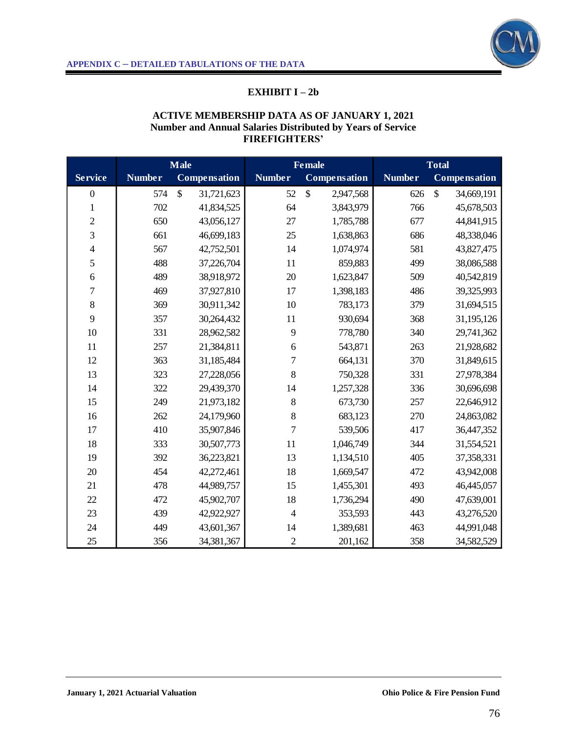APPENDIX C – DETAILED TABULATIONS OF THE DATA

## EXHIBIT I – 2b

### ACTIVE MEMBERSHIP DATA AS OF JANUARY 1, 2021
### Number and Annual Salaries Distributed by Years of Service
### FIREFIGHTERS'

| Service | Male | | Female | | Total | |
|---|---|---|---|---|---|---|
| | Number | Compensation | Number | Compensation | Number | Compensation |
| 0 | 574 | $ 31,721,623 | 52 | $ 2,947,568 | 626 | $ 34,669,191 |
| 1 | 702 | 41,834,525 | 64 | 3,843,979 | 766 | 45,678,503 |
| 2 | 650 | 43,056,127 | 27 | 1,785,788 | 677 | 44,841,915 |
| 3 | 661 | 46,699,183 | 25 | 1,638,863 | 686 | 48,338,046 |
| 4 | 567 | 42,752,501 | 14 | 1,074,974 | 581 | 43,827,475 |
| 5 | 488 | 37,226,704 | 11 | 859,883 | 499 | 38,086,588 |
| 6 | 489 | 38,918,972 | 20 | 1,623,847 | 509 | 40,542,819 |
| 7 | 469 | 37,927,810 | 17 | 1,398,183 | 486 | 39,325,993 |
| 8 | 369 | 30,911,342 | 10 | 783,173 | 379 | 31,694,515 |
| 9 | 357 | 30,264,432 | 11 | 930,694 | 368 | 31,195,126 |
| 10 | 331 | 28,962,582 | 9 | 778,780 | 340 | 29,741,362 |
| 11 | 257 | 21,384,811 | 6 | 543,871 | 263 | 21,928,682 |
| 12 | 363 | 31,185,484 | 7 | 664,131 | 370 | 31,849,615 |
| 13 | 323 | 27,228,056 | 8 | 750,328 | 331 | 27,978,384 |
| 14 | 322 | 29,439,370 | 14 | 1,257,328 | 336 | 30,696,698 |
| 15 | 249 | 21,973,182 | 8 | 673,730 | 257 | 22,646,912 |
| 16 | 262 | 24,179,960 | 8 | 683,123 | 270 | 24,863,082 |
| 17 | 410 | 35,907,846 | 7 | 539,506 | 417 | 36,447,352 |
| 18 | 333 | 30,507,773 | 11 | 1,046,749 | 344 | 31,554,521 |
| 19 | 392 | 36,223,821 | 13 | 1,134,510 | 405 | 37,358,331 |
| 20 | 454 | 42,272,461 | 18 | 1,669,547 | 472 | 43,942,008 |
| 21 | 478 | 44,989,757 | 15 | 1,455,301 | 493 | 46,445,057 |
| 22 | 472 | 45,902,707 | 18 | 1,736,294 | 490 | 47,639,001 |
| 23 | 439 | 42,922,927 | 4 | 353,593 | 443 | 43,276,520 |
| 24 | 449 | 43,601,367 | 14 | 1,389,681 | 463 | 44,991,048 |
| 25 | 356 | 34,381,367 | 2 | 201,162 | 358 | 34,582,529 |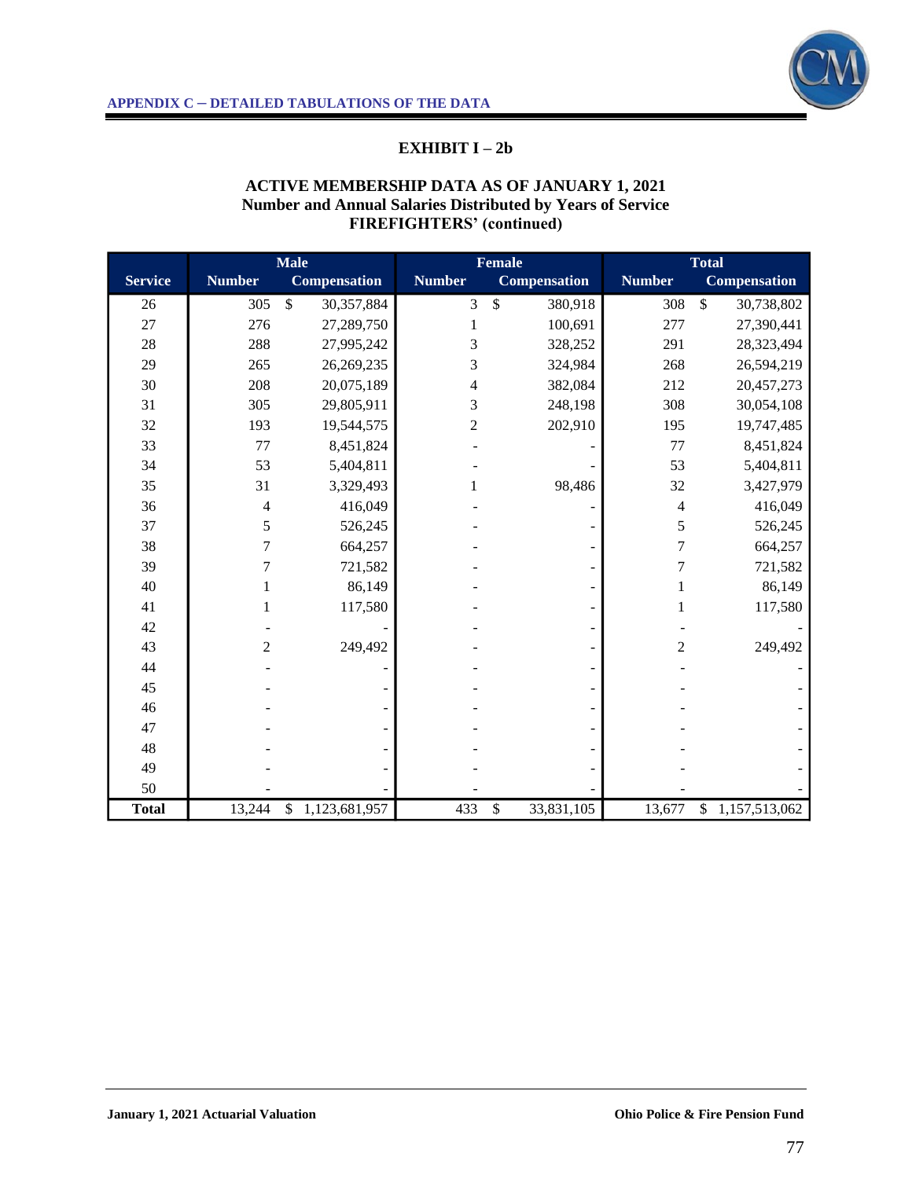## APPENDIX C – DETAILED TABULATIONS OF THE DATA

### EXHIBIT I – 2b

### ACTIVE MEMBERSHIP DATA AS OF JANUARY 1, 2021
### Number and Annual Salaries Distributed by Years of Service
### FIREFIGHTERS' (continued)

| Service | Male | | Female | | Total | |
|---|---|---|---|---|---|---|
| | Number | Compensation | Number | Compensation | Number | Compensation |
| 26 | 305 | $ 30,357,884 | 3 | $ 380,918 | 308 | $ 30,738,802 |
| 27 | 276 | 27,289,750 | 1 | 100,691 | 277 | 27,390,441 |
| 28 | 288 | 27,995,242 | 3 | 328,252 | 291 | 28,323,494 |
| 29 | 265 | 26,269,235 | 3 | 324,984 | 268 | 26,594,219 |
| 30 | 208 | 20,075,189 | 4 | 382,084 | 212 | 20,457,273 |
| 31 | 305 | 29,805,911 | 3 | 248,198 | 308 | 30,054,108 |
| 32 | 193 | 19,544,575 | 2 | 202,910 | 195 | 19,747,485 |
| 33 | 77 | 8,451,824 | - | - | 77 | 8,451,824 |
| 34 | 53 | 5,404,811 | - | - | 53 | 5,404,811 |
| 35 | 31 | 3,329,493 | 1 | 98,486 | 32 | 3,427,979 |
| 36 | 4 | 416,049 | - | - | 4 | 416,049 |
| 37 | 5 | 526,245 | - | - | 5 | 526,245 |
| 38 | 7 | 664,257 | - | - | 7 | 664,257 |
| 39 | 7 | 721,582 | - | - | 7 | 721,582 |
| 40 | 1 | 86,149 | - | - | 1 | 86,149 |
| 41 | 1 | 117,580 | - | - | 1 | 117,580 |
| 42 | - | - | - | - | - | - |
| 43 | 2 | 249,492 | - | - | 2 | 249,492 |
| 44 | - | - | - | - | - | - |
| 45 | - | - | - | - | - | - |
| 46 | - | - | - | - | - | - |
| 47 | - | - | - | - | - | - |
| 48 | - | - | - | - | - | - |
| 49 | - | - | - | - | - | - |
| 50 | - | - | - | - | - | - |
| **Total** | 13,244 | $ 1,123,681,957 | 433 | $ 33,831,105 | 13,677 | $ 1,157,513,062 |

January 1, 2021 Actuarial Valuation | Ohio Police & Fire Pension Fund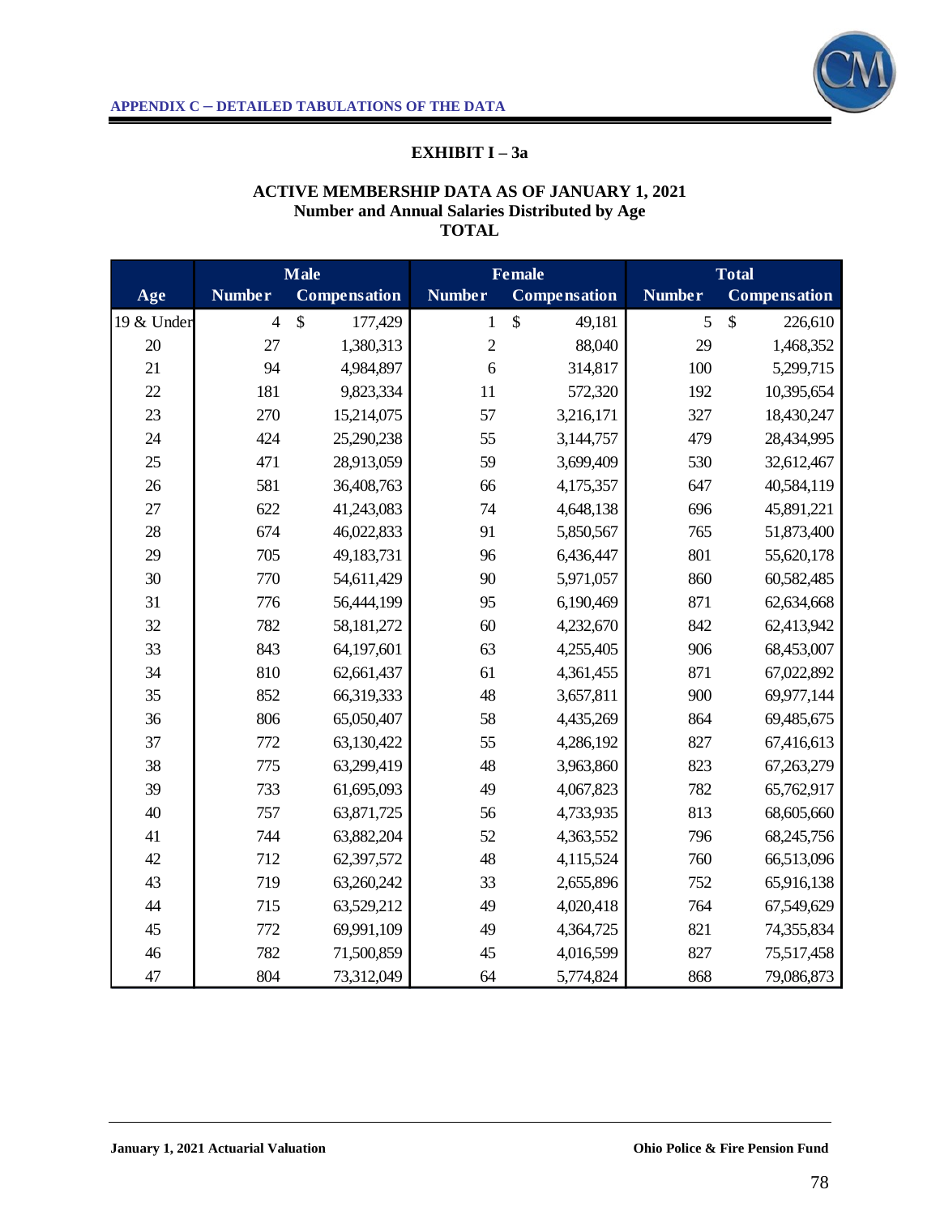APPENDIX C – DETAILED TABULATIONS OF THE DATA

## EXHIBIT I – 3a

### ACTIVE MEMBERSHIP DATA AS OF JANUARY 1, 2021
### Number and Annual Salaries Distributed by Age
### TOTAL

| | Male | | Female | | Total | |
|---|---|---|---|---|---|---|
| Age | Number | Compensation | Number | Compensation | Number | Compensation |
| 19 & Under | 4 | $ 177,429 | 1 | $ 49,181 | 5 | $ 226,610 |
| 20 | 27 | 1,380,313 | 2 | 88,040 | 29 | 1,468,352 |
| 21 | 94 | 4,984,897 | 6 | 314,817 | 100 | 5,299,715 |
| 22 | 181 | 9,823,334 | 11 | 572,320 | 192 | 10,395,654 |
| 23 | 270 | 15,214,075 | 57 | 3,216,171 | 327 | 18,430,247 |
| 24 | 424 | 25,290,238 | 55 | 3,144,757 | 479 | 28,434,995 |
| 25 | 471 | 28,913,059 | 59 | 3,699,409 | 530 | 32,612,467 |
| 26 | 581 | 36,408,763 | 66 | 4,175,357 | 647 | 40,584,119 |
| 27 | 622 | 41,243,083 | 74 | 4,648,138 | 696 | 45,891,221 |
| 28 | 674 | 46,022,833 | 91 | 5,850,567 | 765 | 51,873,400 |
| 29 | 705 | 49,183,731 | 96 | 6,436,447 | 801 | 55,620,178 |
| 30 | 770 | 54,611,429 | 90 | 5,971,057 | 860 | 60,582,485 |
| 31 | 776 | 56,444,199 | 95 | 6,190,469 | 871 | 62,634,668 |
| 32 | 782 | 58,181,272 | 60 | 4,232,670 | 842 | 62,413,942 |
| 33 | 843 | 64,197,601 | 63 | 4,255,405 | 906 | 68,453,007 |
| 34 | 810 | 62,661,437 | 61 | 4,361,455 | 871 | 67,022,892 |
| 35 | 852 | 66,319,333 | 48 | 3,657,811 | 900 | 69,977,144 |
| 36 | 806 | 65,050,407 | 58 | 4,435,269 | 864 | 69,485,675 |
| 37 | 772 | 63,130,422 | 55 | 4,286,192 | 827 | 67,416,613 |
| 38 | 775 | 63,299,419 | 48 | 3,963,860 | 823 | 67,263,279 |
| 39 | 733 | 61,695,093 | 49 | 4,067,823 | 782 | 65,762,917 |
| 40 | 757 | 63,871,725 | 56 | 4,733,935 | 813 | 68,605,660 |
| 41 | 744 | 63,882,204 | 52 | 4,363,552 | 796 | 68,245,756 |
| 42 | 712 | 62,397,572 | 48 | 4,115,524 | 760 | 66,513,096 |
| 43 | 719 | 63,260,242 | 33 | 2,655,896 | 752 | 65,916,138 |
| 44 | 715 | 63,529,212 | 49 | 4,020,418 | 764 | 67,549,629 |
| 45 | 772 | 69,991,109 | 49 | 4,364,725 | 821 | 74,355,834 |
| 46 | 782 | 71,500,859 | 45 | 4,016,599 | 827 | 75,517,458 |
| 47 | 804 | 73,312,049 | 64 | 5,774,824 | 868 | 79,086,873 |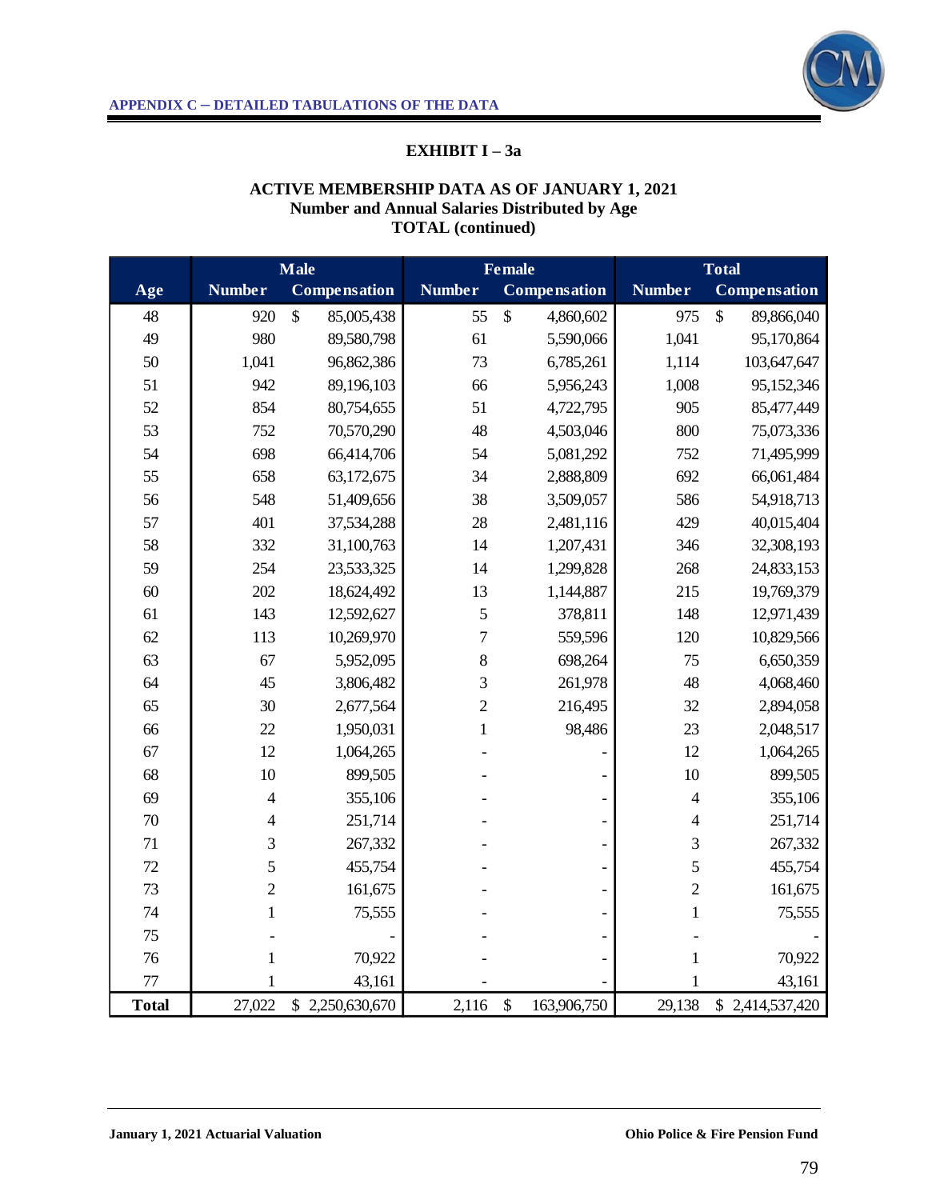APPENDIX C – DETAILED TABULATIONS OF THE DATA

## EXHIBIT I – 3a

### ACTIVE MEMBERSHIP DATA AS OF JANUARY 1, 2021
### Number and Annual Salaries Distributed by Age
### TOTAL (continued)

| Age | Male | | Female | | Total | |
|---|---|---|---|---|---|---|
| | Number | Compensation | Number | Compensation | Number | Compensation |
| 48 | 920 | $ 85,005,438 | 55 | $ 4,860,602 | 975 | $ 89,866,040 |
| 49 | 980 | 89,580,798 | 61 | 5,590,066 | 1,041 | 95,170,864 |
| 50 | 1,041 | 96,862,386 | 73 | 6,785,261 | 1,114 | 103,647,647 |
| 51 | 942 | 89,196,103 | 66 | 5,956,243 | 1,008 | 95,152,346 |
| 52 | 854 | 80,754,655 | 51 | 4,722,795 | 905 | 85,477,449 |
| 53 | 752 | 70,570,290 | 48 | 4,503,046 | 800 | 75,073,336 |
| 54 | 698 | 66,414,706 | 54 | 5,081,292 | 752 | 71,495,999 |
| 55 | 658 | 63,172,675 | 34 | 2,888,809 | 692 | 66,061,484 |
| 56 | 548 | 51,409,656 | 38 | 3,509,057 | 586 | 54,918,713 |
| 57 | 401 | 37,534,288 | 28 | 2,481,116 | 429 | 40,015,404 |
| 58 | 332 | 31,100,763 | 14 | 1,207,431 | 346 | 32,308,193 |
| 59 | 254 | 23,533,325 | 14 | 1,299,828 | 268 | 24,833,153 |
| 60 | 202 | 18,624,492 | 13 | 1,144,887 | 215 | 19,769,379 |
| 61 | 143 | 12,592,627 | 5 | 378,811 | 148 | 12,971,439 |
| 62 | 113 | 10,269,970 | 7 | 559,596 | 120 | 10,829,566 |
| 63 | 67 | 5,952,095 | 8 | 698,264 | 75 | 6,650,359 |
| 64 | 45 | 3,806,482 | 3 | 261,978 | 48 | 4,068,460 |
| 65 | 30 | 2,677,564 | 2 | 216,495 | 32 | 2,894,058 |
| 66 | 22 | 1,950,031 | 1 | 98,486 | 23 | 2,048,517 |
| 67 | 12 | 1,064,265 | - | - | 12 | 1,064,265 |
| 68 | 10 | 899,505 | - | - | 10 | 899,505 |
| 69 | 4 | 355,106 | - | - | 4 | 355,106 |
| 70 | 4 | 251,714 | - | - | 4 | 251,714 |
| 71 | 3 | 267,332 | - | - | 3 | 267,332 |
| 72 | 5 | 455,754 | - | - | 5 | 455,754 |
| 73 | 2 | 161,675 | - | - | 2 | 161,675 |
| 74 | 1 | 75,555 | - | - | 1 | 75,555 |
| 75 | - | - | - | - | - | - |
| 76 | 1 | 70,922 | - | - | 1 | 70,922 |
| 77 | 1 | 43,161 | - | - | 1 | 43,161 |
| **Total** | 27,022 | $ 2,250,630,670 | 2,116 | $ 163,906,750 | 29,138 | $ 2,414,537,420 |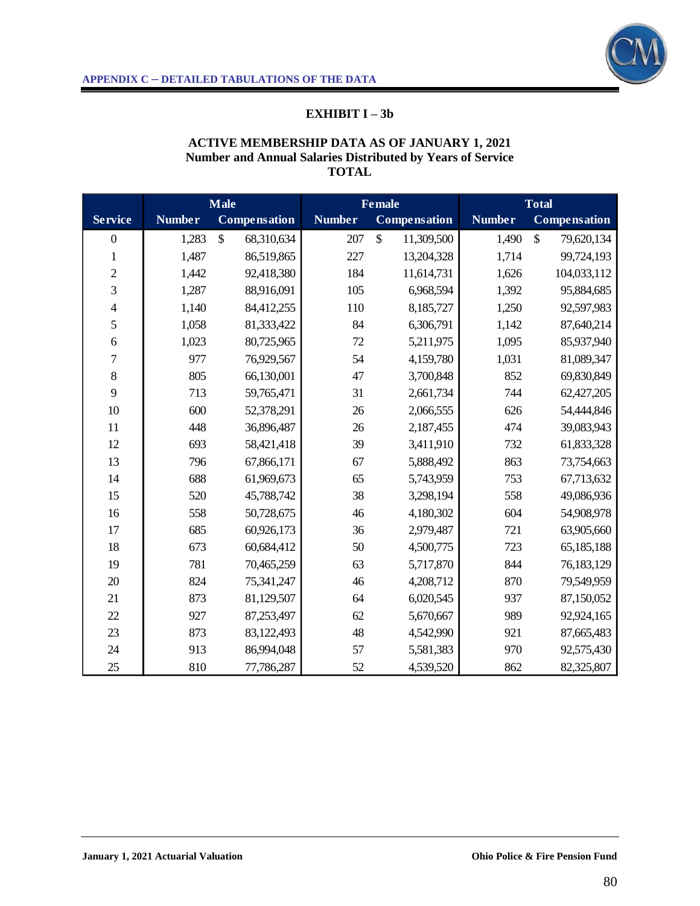APPENDIX C – DETAILED TABULATIONS OF THE DATA

## EXHIBIT I – 3b

### ACTIVE MEMBERSHIP DATA AS OF JANUARY 1, 2021
### Number and Annual Salaries Distributed by Years of Service
### TOTAL

| | Male | | Female | | Total | |
|---|---|---|---|---|---|---|
| Service | Number | Compensation | Number | Compensation | Number | Compensation |
| 0 | 1,283 | $ 68,310,634 | 207 | $ 11,309,500 | 1,490 | $ 79,620,134 |
| 1 | 1,487 | 86,519,865 | 227 | 13,204,328 | 1,714 | 99,724,193 |
| 2 | 1,442 | 92,418,380 | 184 | 11,614,731 | 1,626 | 104,033,112 |
| 3 | 1,287 | 88,916,091 | 105 | 6,968,594 | 1,392 | 95,884,685 |
| 4 | 1,140 | 84,412,255 | 110 | 8,185,727 | 1,250 | 92,597,983 |
| 5 | 1,058 | 81,333,422 | 84 | 6,306,791 | 1,142 | 87,640,214 |
| 6 | 1,023 | 80,725,965 | 72 | 5,211,975 | 1,095 | 85,937,940 |
| 7 | 977 | 76,929,567 | 54 | 4,159,780 | 1,031 | 81,089,347 |
| 8 | 805 | 66,130,001 | 47 | 3,700,848 | 852 | 69,830,849 |
| 9 | 713 | 59,765,471 | 31 | 2,661,734 | 744 | 62,427,205 |
| 10 | 600 | 52,378,291 | 26 | 2,066,555 | 626 | 54,444,846 |
| 11 | 448 | 36,896,487 | 26 | 2,187,455 | 474 | 39,083,943 |
| 12 | 693 | 58,421,418 | 39 | 3,411,910 | 732 | 61,833,328 |
| 13 | 796 | 67,866,171 | 67 | 5,888,492 | 863 | 73,754,663 |
| 14 | 688 | 61,969,673 | 65 | 5,743,959 | 753 | 67,713,632 |
| 15 | 520 | 45,788,742 | 38 | 3,298,194 | 558 | 49,086,936 |
| 16 | 558 | 50,728,675 | 46 | 4,180,302 | 604 | 54,908,978 |
| 17 | 685 | 60,926,173 | 36 | 2,979,487 | 721 | 63,905,660 |
| 18 | 673 | 60,684,412 | 50 | 4,500,775 | 723 | 65,185,188 |
| 19 | 781 | 70,465,259 | 63 | 5,717,870 | 844 | 76,183,129 |
| 20 | 824 | 75,341,247 | 46 | 4,208,712 | 870 | 79,549,959 |
| 21 | 873 | 81,129,507 | 64 | 6,020,545 | 937 | 87,150,052 |
| 22 | 927 | 87,253,497 | 62 | 5,670,667 | 989 | 92,924,165 |
| 23 | 873 | 83,122,493 | 48 | 4,542,990 | 921 | 87,665,483 |
| 24 | 913 | 86,994,048 | 57 | 5,581,383 | 970 | 92,575,430 |
| 25 | 810 | 77,786,287 | 52 | 4,539,520 | 862 | 82,325,807 |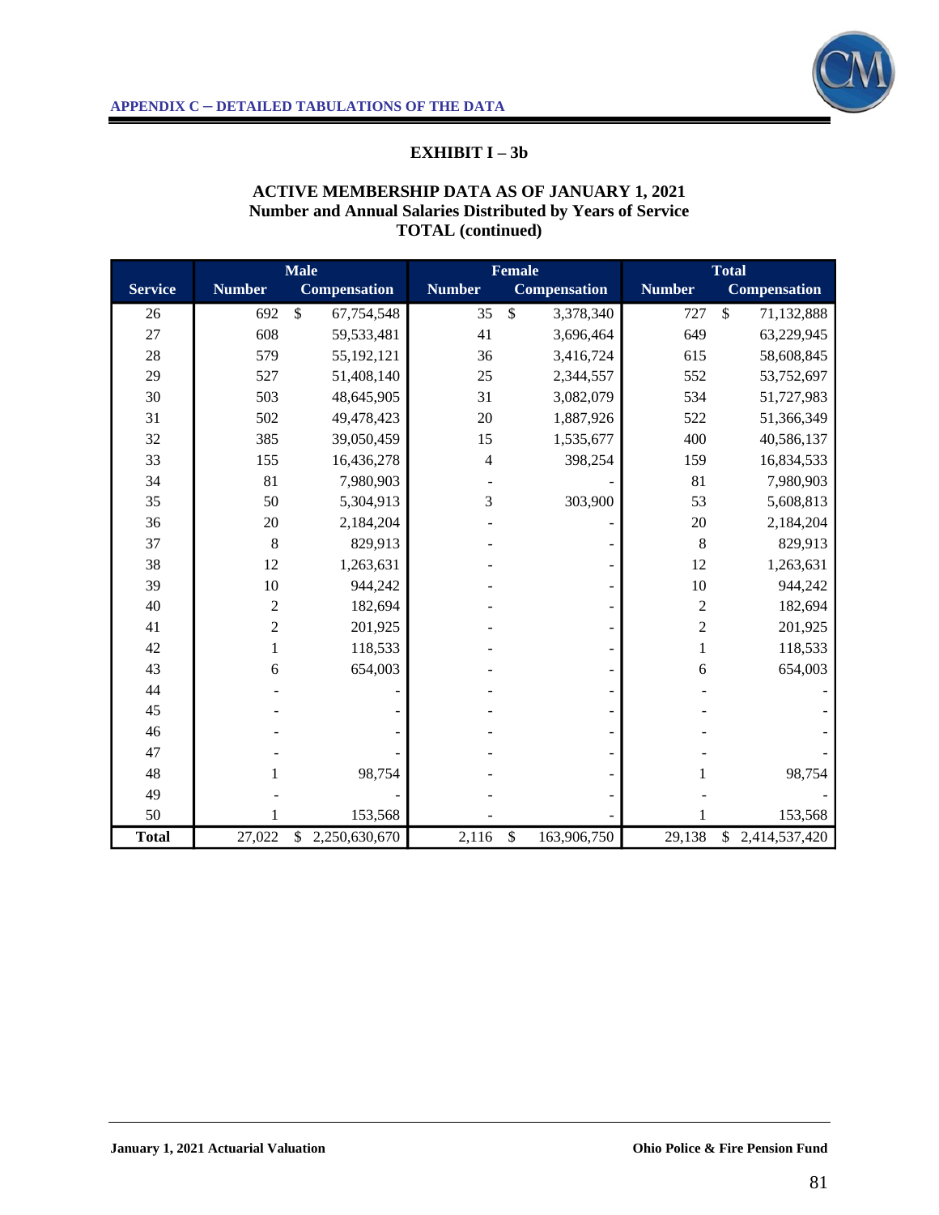APPENDIX C – DETAILED TABULATIONS OF THE DATA

## EXHIBIT I – 3b

### ACTIVE MEMBERSHIP DATA AS OF JANUARY 1, 2021
### Number and Annual Salaries Distributed by Years of Service
### TOTAL (continued)

| | Male | | Female | | Total | |
|---|---|---|---|---|---|---|
| Service | Number | Compensation | Number | Compensation | Number | Compensation |
| 26 | 692 | $ 67,754,548 | 35 | $ 3,378,340 | 727 | $ 71,132,888 |
| 27 | 608 | 59,533,481 | 41 | 3,696,464 | 649 | 63,229,945 |
| 28 | 579 | 55,192,121 | 36 | 3,416,724 | 615 | 58,608,845 |
| 29 | 527 | 51,408,140 | 25 | 2,344,557 | 552 | 53,752,697 |
| 30 | 503 | 48,645,905 | 31 | 3,082,079 | 534 | 51,727,983 |
| 31 | 502 | 49,478,423 | 20 | 1,887,926 | 522 | 51,366,349 |
| 32 | 385 | 39,050,459 | 15 | 1,535,677 | 400 | 40,586,137 |
| 33 | 155 | 16,436,278 | 4 | 398,254 | 159 | 16,834,533 |
| 34 | 81 | 7,980,903 | - | - | 81 | 7,980,903 |
| 35 | 50 | 5,304,913 | 3 | 303,900 | 53 | 5,608,813 |
| 36 | 20 | 2,184,204 | - | - | 20 | 2,184,204 |
| 37 | 8 | 829,913 | - | - | 8 | 829,913 |
| 38 | 12 | 1,263,631 | - | - | 12 | 1,263,631 |
| 39 | 10 | 944,242 | - | - | 10 | 944,242 |
| 40 | 2 | 182,694 | - | - | 2 | 182,694 |
| 41 | 2 | 201,925 | - | - | 2 | 201,925 |
| 42 | 1 | 118,533 | - | - | 1 | 118,533 |
| 43 | 6 | 654,003 | - | - | 6 | 654,003 |
| 44 | - | - | - | - | - | - |
| 45 | - | - | - | - | - | - |
| 46 | - | - | - | - | - | - |
| 47 | - | - | - | - | - | - |
| 48 | 1 | 98,754 | - | - | 1 | 98,754 |
| 49 | - | - | - | - | - | - |
| 50 | 1 | 153,568 | - | - | 1 | 153,568 |
| **Total** | 27,022 | $ 2,250,630,670 | 2,116 | $ 163,906,750 | 29,138 | $ 2,414,537,420 |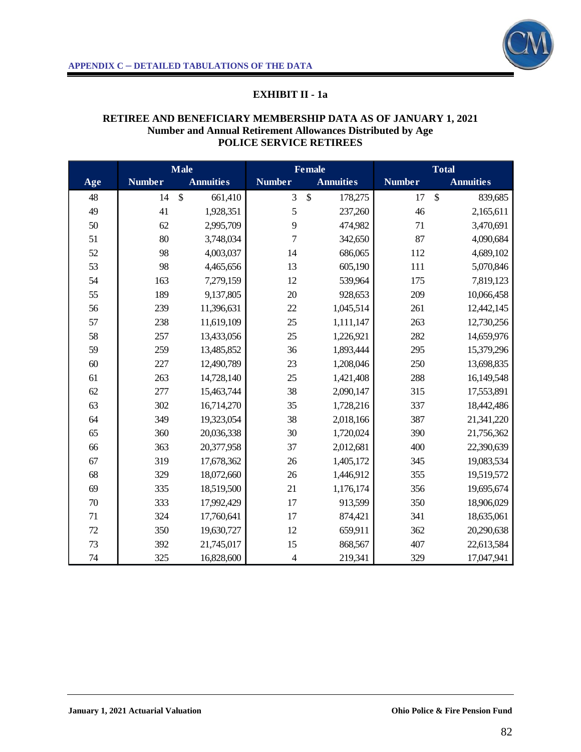APPENDIX C – DETAILED TABULATIONS OF THE DATA

## EXHIBIT II - 1a

### RETIREE AND BENEFICIARY MEMBERSHIP DATA AS OF JANUARY 1, 2021
### Number and Annual Retirement Allowances Distributed by Age
### POLICE SERVICE RETIREES

| Age | Male | | Female | | Total | |
|---|---|---|---|---|---|---|
| | Number | Annuities | Number | Annuities | Number | Annuities |
| 48 | 14 | $ 661,410 | 3 | $ 178,275 | 17 | $ 839,685 |
| 49 | 41 | 1,928,351 | 5 | 237,260 | 46 | 2,165,611 |
| 50 | 62 | 2,995,709 | 9 | 474,982 | 71 | 3,470,691 |
| 51 | 80 | 3,748,034 | 7 | 342,650 | 87 | 4,090,684 |
| 52 | 98 | 4,003,037 | 14 | 686,065 | 112 | 4,689,102 |
| 53 | 98 | 4,465,656 | 13 | 605,190 | 111 | 5,070,846 |
| 54 | 163 | 7,279,159 | 12 | 539,964 | 175 | 7,819,123 |
| 55 | 189 | 9,137,805 | 20 | 928,653 | 209 | 10,066,458 |
| 56 | 239 | 11,396,631 | 22 | 1,045,514 | 261 | 12,442,145 |
| 57 | 238 | 11,619,109 | 25 | 1,111,147 | 263 | 12,730,256 |
| 58 | 257 | 13,433,056 | 25 | 1,226,921 | 282 | 14,659,976 |
| 59 | 259 | 13,485,852 | 36 | 1,893,444 | 295 | 15,379,296 |
| 60 | 227 | 12,490,789 | 23 | 1,208,046 | 250 | 13,698,835 |
| 61 | 263 | 14,728,140 | 25 | 1,421,408 | 288 | 16,149,548 |
| 62 | 277 | 15,463,744 | 38 | 2,090,147 | 315 | 17,553,891 |
| 63 | 302 | 16,714,270 | 35 | 1,728,216 | 337 | 18,442,486 |
| 64 | 349 | 19,323,054 | 38 | 2,018,166 | 387 | 21,341,220 |
| 65 | 360 | 20,036,338 | 30 | 1,720,024 | 390 | 21,756,362 |
| 66 | 363 | 20,377,958 | 37 | 2,012,681 | 400 | 22,390,639 |
| 67 | 319 | 17,678,362 | 26 | 1,405,172 | 345 | 19,083,534 |
| 68 | 329 | 18,072,660 | 26 | 1,446,912 | 355 | 19,519,572 |
| 69 | 335 | 18,519,500 | 21 | 1,176,174 | 356 | 19,695,674 |
| 70 | 333 | 17,992,429 | 17 | 913,599 | 350 | 18,906,029 |
| 71 | 324 | 17,760,641 | 17 | 874,421 | 341 | 18,635,061 |
| 72 | 350 | 19,630,727 | 12 | 659,911 | 362 | 20,290,638 |
| 73 | 392 | 21,745,017 | 15 | 868,567 | 407 | 22,613,584 |
| 74 | 325 | 16,828,600 | 4 | 219,341 | 329 | 17,047,941 |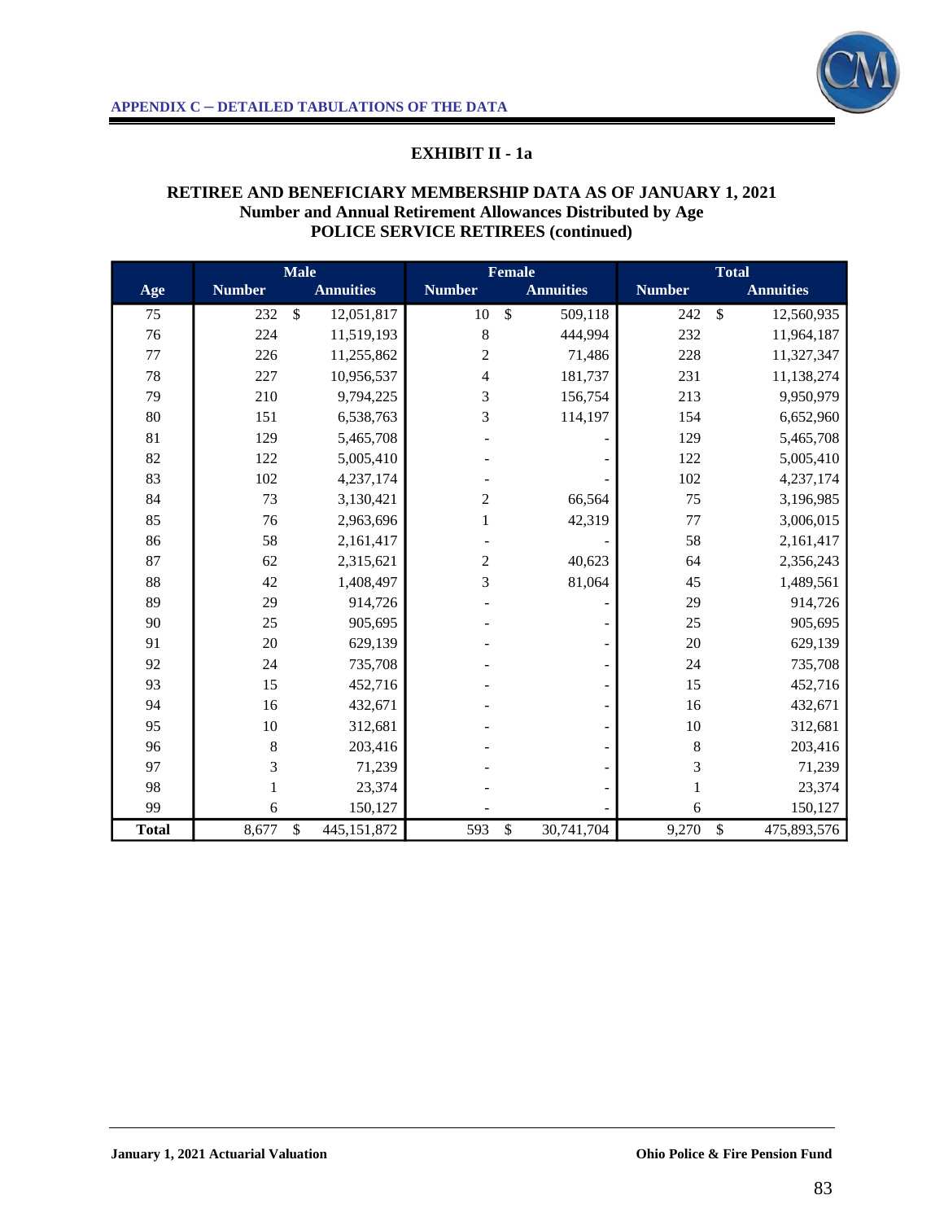APPENDIX C – DETAILED TABULATIONS OF THE DATA

## EXHIBIT II - 1a

### RETIREE AND BENEFICIARY MEMBERSHIP DATA AS OF JANUARY 1, 2021
### Number and Annual Retirement Allowances Distributed by Age
### POLICE SERVICE RETIREES (continued)

| Age | Male | | Female | | Total | |
|---|---|---|---|---|---|---|
| | Number | Annuities | Number | Annuities | Number | Annuities |
| 75 | 232 | $ 12,051,817 | 10 | $ 509,118 | 242 | $ 12,560,935 |
| 76 | 224 | 11,519,193 | 8 | 444,994 | 232 | 11,964,187 |
| 77 | 226 | 11,255,862 | 2 | 71,486 | 228 | 11,327,347 |
| 78 | 227 | 10,956,537 | 4 | 181,737 | 231 | 11,138,274 |
| 79 | 210 | 9,794,225 | 3 | 156,754 | 213 | 9,950,979 |
| 80 | 151 | 6,538,763 | 3 | 114,197 | 154 | 6,652,960 |
| 81 | 129 | 5,465,708 | - | - | 129 | 5,465,708 |
| 82 | 122 | 5,005,410 | - | - | 122 | 5,005,410 |
| 83 | 102 | 4,237,174 | - | - | 102 | 4,237,174 |
| 84 | 73 | 3,130,421 | 2 | 66,564 | 75 | 3,196,985 |
| 85 | 76 | 2,963,696 | 1 | 42,319 | 77 | 3,006,015 |
| 86 | 58 | 2,161,417 | - | - | 58 | 2,161,417 |
| 87 | 62 | 2,315,621 | 2 | 40,623 | 64 | 2,356,243 |
| 88 | 42 | 1,408,497 | 3 | 81,064 | 45 | 1,489,561 |
| 89 | 29 | 914,726 | - | - | 29 | 914,726 |
| 90 | 25 | 905,695 | - | - | 25 | 905,695 |
| 91 | 20 | 629,139 | - | - | 20 | 629,139 |
| 92 | 24 | 735,708 | - | - | 24 | 735,708 |
| 93 | 15 | 452,716 | - | - | 15 | 452,716 |
| 94 | 16 | 432,671 | - | - | 16 | 432,671 |
| 95 | 10 | 312,681 | - | - | 10 | 312,681 |
| 96 | 8 | 203,416 | - | - | 8 | 203,416 |
| 97 | 3 | 71,239 | - | - | 3 | 71,239 |
| 98 | 1 | 23,374 | - | - | 1 | 23,374 |
| 99 | 6 | 150,127 | - | - | 6 | 150,127 |
| **Total** | 8,677 | $ 445,151,872 | 593 | $ 30,741,704 | 9,270 | $ 475,893,576 |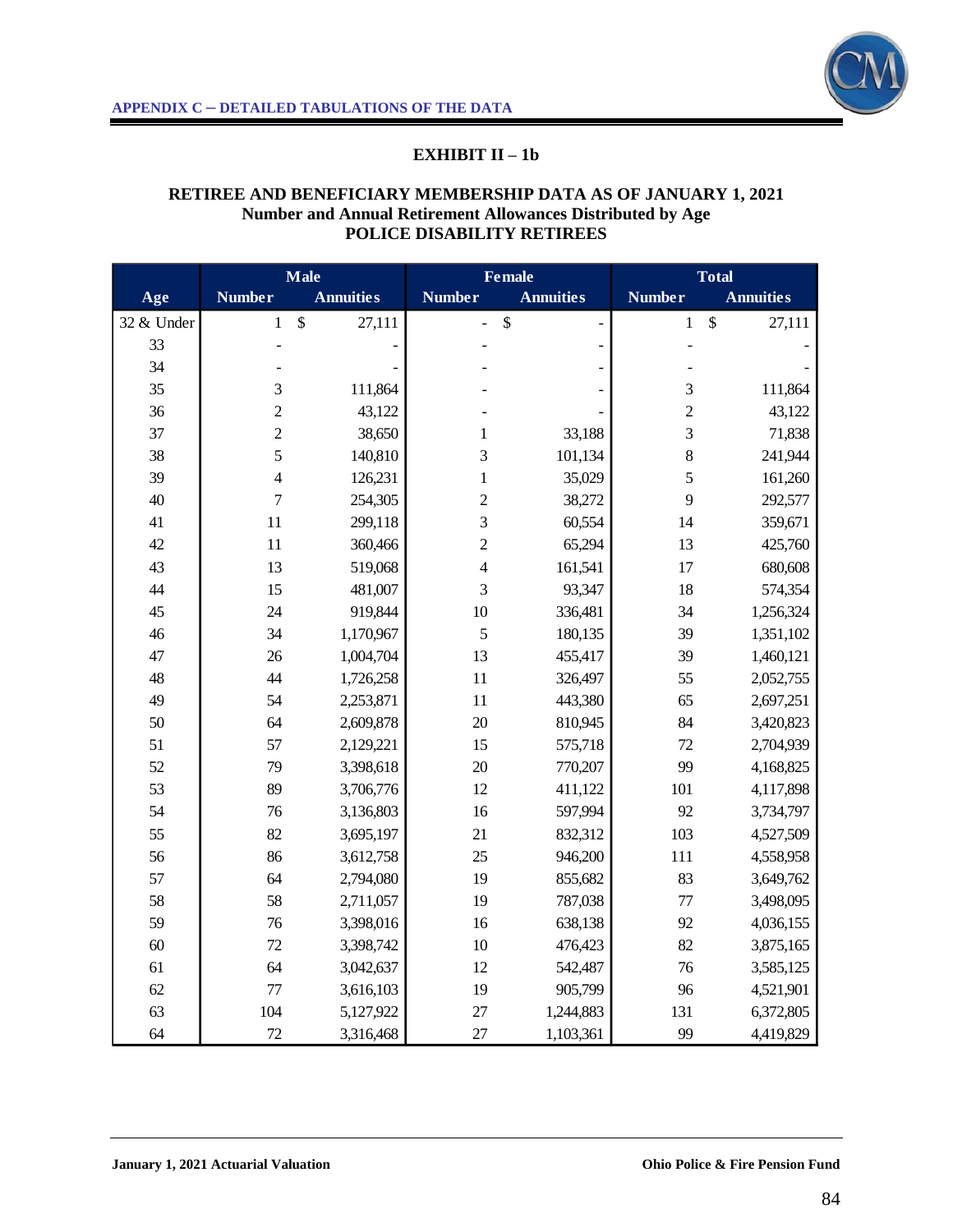APPENDIX C – DETAILED TABULATIONS OF THE DATA

## EXHIBIT II – 1b

### RETIREE AND BENEFICIARY MEMBERSHIP DATA AS OF JANUARY 1, 2021
### Number and Annual Retirement Allowances Distributed by Age
### POLICE DISABILITY RETIREES

| Age | Male | | Female | | Total | |
|---|---|---|---|---|---|---|
| | Number | Annuities | Number | Annuities | Number | Annuities |
| 32 & Under | 1 | $ 27,111 | - | $ - | 1 | $ 27,111 |
| 33 | - | - | - | - | - | - |
| 34 | - | - | - | - | - | - |
| 35 | 3 | 111,864 | - | - | 3 | 111,864 |
| 36 | 2 | 43,122 | - | - | 2 | 43,122 |
| 37 | 2 | 38,650 | 1 | 33,188 | 3 | 71,838 |
| 38 | 5 | 140,810 | 3 | 101,134 | 8 | 241,944 |
| 39 | 4 | 126,231 | 1 | 35,029 | 5 | 161,260 |
| 40 | 7 | 254,305 | 2 | 38,272 | 9 | 292,577 |
| 41 | 11 | 299,118 | 3 | 60,554 | 14 | 359,671 |
| 42 | 11 | 360,466 | 2 | 65,294 | 13 | 425,760 |
| 43 | 13 | 519,068 | 4 | 161,541 | 17 | 680,608 |
| 44 | 15 | 481,007 | 3 | 93,347 | 18 | 574,354 |
| 45 | 24 | 919,844 | 10 | 336,481 | 34 | 1,256,324 |
| 46 | 34 | 1,170,967 | 5 | 180,135 | 39 | 1,351,102 |
| 47 | 26 | 1,004,704 | 13 | 455,417 | 39 | 1,460,121 |
| 48 | 44 | 1,726,258 | 11 | 326,497 | 55 | 2,052,755 |
| 49 | 54 | 2,253,871 | 11 | 443,380 | 65 | 2,697,251 |
| 50 | 64 | 2,609,878 | 20 | 810,945 | 84 | 3,420,823 |
| 51 | 57 | 2,129,221 | 15 | 575,718 | 72 | 2,704,939 |
| 52 | 79 | 3,398,618 | 20 | 770,207 | 99 | 4,168,825 |
| 53 | 89 | 3,706,776 | 12 | 411,122 | 101 | 4,117,898 |
| 54 | 76 | 3,136,803 | 16 | 597,994 | 92 | 3,734,797 |
| 55 | 82 | 3,695,197 | 21 | 832,312 | 103 | 4,527,509 |
| 56 | 86 | 3,612,758 | 25 | 946,200 | 111 | 4,558,958 |
| 57 | 64 | 2,794,080 | 19 | 855,682 | 83 | 3,649,762 |
| 58 | 58 | 2,711,057 | 19 | 787,038 | 77 | 3,498,095 |
| 59 | 76 | 3,398,016 | 16 | 638,138 | 92 | 4,036,155 |
| 60 | 72 | 3,398,742 | 10 | 476,423 | 82 | 3,875,165 |
| 61 | 64 | 3,042,637 | 12 | 542,487 | 76 | 3,585,125 |
| 62 | 77 | 3,616,103 | 19 | 905,799 | 96 | 4,521,901 |
| 63 | 104 | 5,127,922 | 27 | 1,244,883 | 131 | 6,372,805 |
| 64 | 72 | 3,316,468 | 27 | 1,103,361 | 99 | 4,419,829 |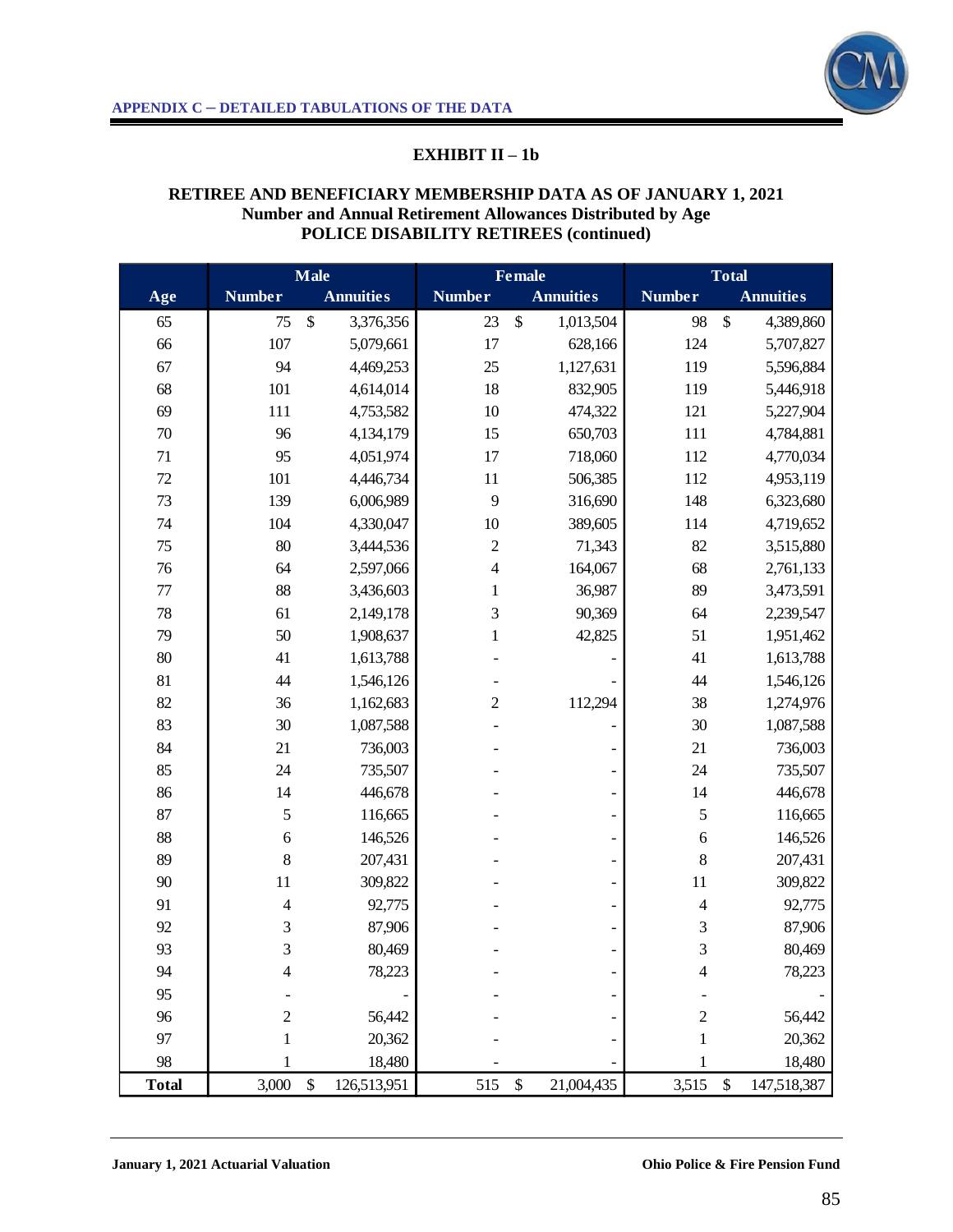APPENDIX C – DETAILED TABULATIONS OF THE DATA

## EXHIBIT II – 1b

### RETIREE AND BENEFICIARY MEMBERSHIP DATA AS OF JANUARY 1, 2021
### Number and Annual Retirement Allowances Distributed by Age
### POLICE DISABILITY RETIREES (continued)

| | Male | | Female | | Total | |
|---|---|---|---|---|---|---|
| Age | Number | Annuities | Number | Annuities | Number | Annuities |
| 65 | 75 | $ 3,376,356 | 23 | $ 1,013,504 | 98 | $ 4,389,860 |
| 66 | 107 | 5,079,661 | 17 | 628,166 | 124 | 5,707,827 |
| 67 | 94 | 4,469,253 | 25 | 1,127,631 | 119 | 5,596,884 |
| 68 | 101 | 4,614,014 | 18 | 832,905 | 119 | 5,446,918 |
| 69 | 111 | 4,753,582 | 10 | 474,322 | 121 | 5,227,904 |
| 70 | 96 | 4,134,179 | 15 | 650,703 | 111 | 4,784,881 |
| 71 | 95 | 4,051,974 | 17 | 718,060 | 112 | 4,770,034 |
| 72 | 101 | 4,446,734 | 11 | 506,385 | 112 | 4,953,119 |
| 73 | 139 | 6,006,989 | 9 | 316,690 | 148 | 6,323,680 |
| 74 | 104 | 4,330,047 | 10 | 389,605 | 114 | 4,719,652 |
| 75 | 80 | 3,444,536 | 2 | 71,343 | 82 | 3,515,880 |
| 76 | 64 | 2,597,066 | 4 | 164,067 | 68 | 2,761,133 |
| 77 | 88 | 3,436,603 | 1 | 36,987 | 89 | 3,473,591 |
| 78 | 61 | 2,149,178 | 3 | 90,369 | 64 | 2,239,547 |
| 79 | 50 | 1,908,637 | 1 | 42,825 | 51 | 1,951,462 |
| 80 | 41 | 1,613,788 | - | - | 41 | 1,613,788 |
| 81 | 44 | 1,546,126 | - | - | 44 | 1,546,126 |
| 82 | 36 | 1,162,683 | 2 | 112,294 | 38 | 1,274,976 |
| 83 | 30 | 1,087,588 | - | - | 30 | 1,087,588 |
| 84 | 21 | 736,003 | - | - | 21 | 736,003 |
| 85 | 24 | 735,507 | - | - | 24 | 735,507 |
| 86 | 14 | 446,678 | - | - | 14 | 446,678 |
| 87 | 5 | 116,665 | - | - | 5 | 116,665 |
| 88 | 6 | 146,526 | - | - | 6 | 146,526 |
| 89 | 8 | 207,431 | - | - | 8 | 207,431 |
| 90 | 11 | 309,822 | - | - | 11 | 309,822 |
| 91 | 4 | 92,775 | - | - | 4 | 92,775 |
| 92 | 3 | 87,906 | - | - | 3 | 87,906 |
| 93 | 3 | 80,469 | - | - | 3 | 80,469 |
| 94 | 4 | 78,223 | - | - | 4 | 78,223 |
| 95 | - | - | - | - | - | - |
| 96 | 2 | 56,442 | - | - | 2 | 56,442 |
| 97 | 1 | 20,362 | - | - | 1 | 20,362 |
| 98 | 1 | 18,480 | - | - | 1 | 18,480 |
| **Total** | 3,000 | $ 126,513,951 | 515 | $ 21,004,435 | 3,515 | $ 147,518,387 |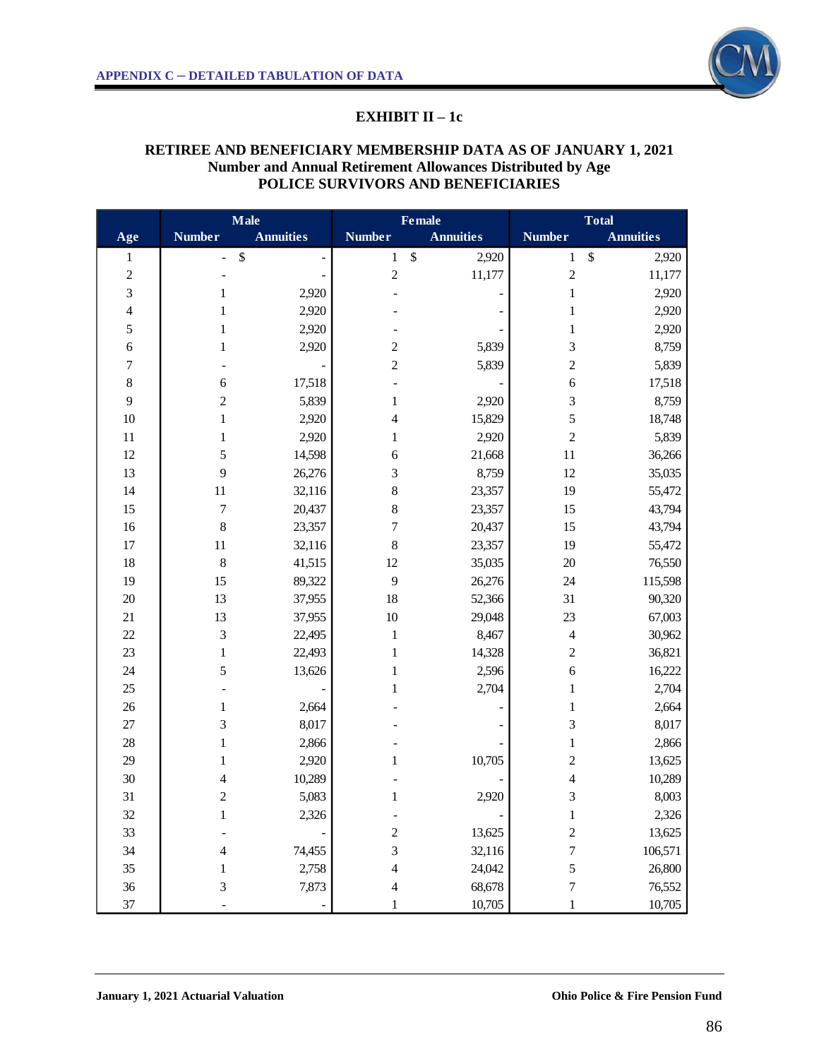APPENDIX C – DETAILED TABULATION OF DATA

## EXHIBIT II – 1c

### RETIREE AND BENEFICIARY MEMBERSHIP DATA AS OF JANUARY 1, 2021
### Number and Annual Retirement Allowances Distributed by Age
### POLICE SURVIVORS AND BENEFICIARIES

| | Male | | Female | | Total | |
|---|---|---|---|---|---|---|
| Age | Number | Annuities | Number | Annuities | Number | Annuities |
| 1 | - | $ - | 1 | $ 2,920 | 1 | $ 2,920 |
| 2 | - | - | 2 | 11,177 | 2 | 11,177 |
| 3 | 1 | 2,920 | - | - | 1 | 2,920 |
| 4 | 1 | 2,920 | - | - | 1 | 2,920 |
| 5 | 1 | 2,920 | - | - | 1 | 2,920 |
| 6 | 1 | 2,920 | 2 | 5,839 | 3 | 8,759 |
| 7 | - | - | 2 | 5,839 | 2 | 5,839 |
| 8 | 6 | 17,518 | - | - | 6 | 17,518 |
| 9 | 2 | 5,839 | 1 | 2,920 | 3 | 8,759 |
| 10 | 1 | 2,920 | 4 | 15,829 | 5 | 18,748 |
| 11 | 1 | 2,920 | 1 | 2,920 | 2 | 5,839 |
| 12 | 5 | 14,598 | 6 | 21,668 | 11 | 36,266 |
| 13 | 9 | 26,276 | 3 | 8,759 | 12 | 35,035 |
| 14 | 11 | 32,116 | 8 | 23,357 | 19 | 55,472 |
| 15 | 7 | 20,437 | 8 | 23,357 | 15 | 43,794 |
| 16 | 8 | 23,357 | 7 | 20,437 | 15 | 43,794 |
| 17 | 11 | 32,116 | 8 | 23,357 | 19 | 55,472 |
| 18 | 8 | 41,515 | 12 | 35,035 | 20 | 76,550 |
| 19 | 15 | 89,322 | 9 | 26,276 | 24 | 115,598 |
| 20 | 13 | 37,955 | 18 | 52,366 | 31 | 90,320 |
| 21 | 13 | 37,955 | 10 | 29,048 | 23 | 67,003 |
| 22 | 3 | 22,495 | 1 | 8,467 | 4 | 30,962 |
| 23 | 1 | 22,493 | 1 | 14,328 | 2 | 36,821 |
| 24 | 5 | 13,626 | 1 | 2,596 | 6 | 16,222 |
| 25 | - | - | 1 | 2,704 | 1 | 2,704 |
| 26 | 1 | 2,664 | - | - | 1 | 2,664 |
| 27 | 3 | 8,017 | - | - | 3 | 8,017 |
| 28 | 1 | 2,866 | - | - | 1 | 2,866 |
| 29 | 1 | 2,920 | 1 | 10,705 | 2 | 13,625 |
| 30 | 4 | 10,289 | - | - | 4 | 10,289 |
| 31 | 2 | 5,083 | 1 | 2,920 | 3 | 8,003 |
| 32 | 1 | 2,326 | - | - | 1 | 2,326 |
| 33 | - | - | 2 | 13,625 | 2 | 13,625 |
| 34 | 4 | 74,455 | 3 | 32,116 | 7 | 106,571 |
| 35 | 1 | 2,758 | 4 | 24,042 | 5 | 26,800 |
| 36 | 3 | 7,873 | 4 | 68,678 | 7 | 76,552 |
| 37 | - | - | 1 | 10,705 | 1 | 10,705 |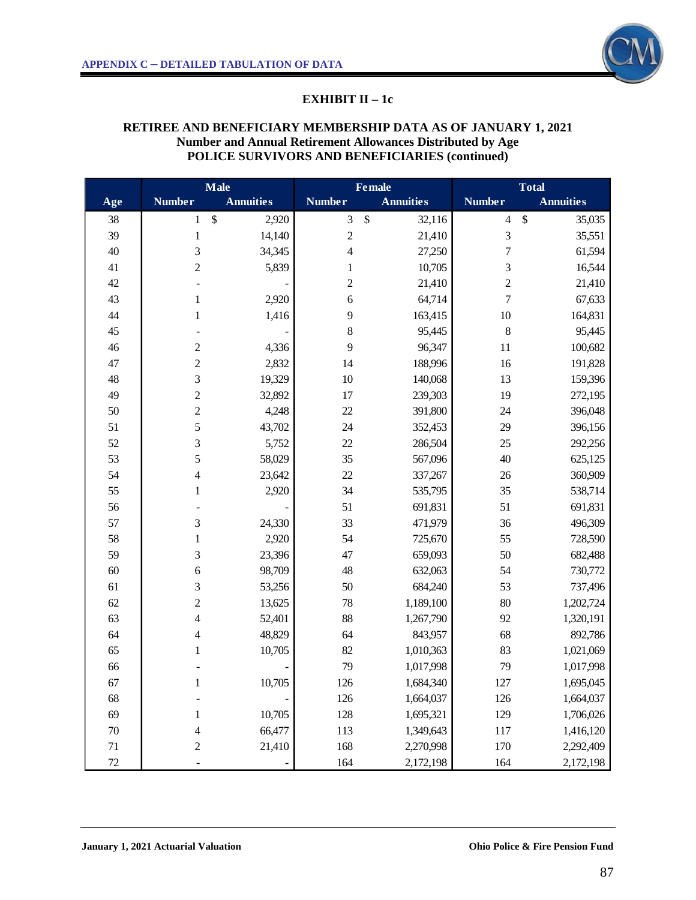## APPENDIX C – DETAILED TABULATION OF DATA

### EXHIBIT II – 1c

### RETIREE AND BENEFICIARY MEMBERSHIP DATA AS OF JANUARY 1, 2021
**Number and Annual Retirement Allowances Distributed by Age**
**POLICE SURVIVORS AND BENEFICIARIES (continued)**

| | Male | | Female | | Total | |
|---|---|---|---|---|---|---|
| Age | Number | Annuities | Number | Annuities | Number | Annuities |
| 38 | 1 | $ 2,920 | 3 | $ 32,116 | 4 | $ 35,035 |
| 39 | 1 | 14,140 | 2 | 21,410 | 3 | 35,551 |
| 40 | 3 | 34,345 | 4 | 27,250 | 7 | 61,594 |
| 41 | 2 | 5,839 | 1 | 10,705 | 3 | 16,544 |
| 42 | - | - | 2 | 21,410 | 2 | 21,410 |
| 43 | 1 | 2,920 | 6 | 64,714 | 7 | 67,633 |
| 44 | 1 | 1,416 | 9 | 163,415 | 10 | 164,831 |
| 45 | - | - | 8 | 95,445 | 8 | 95,445 |
| 46 | 2 | 4,336 | 9 | 96,347 | 11 | 100,682 |
| 47 | 2 | 2,832 | 14 | 188,996 | 16 | 191,828 |
| 48 | 3 | 19,329 | 10 | 140,068 | 13 | 159,396 |
| 49 | 2 | 32,892 | 17 | 239,303 | 19 | 272,195 |
| 50 | 2 | 4,248 | 22 | 391,800 | 24 | 396,048 |
| 51 | 5 | 43,702 | 24 | 352,453 | 29 | 396,156 |
| 52 | 3 | 5,752 | 22 | 286,504 | 25 | 292,256 |
| 53 | 5 | 58,029 | 35 | 567,096 | 40 | 625,125 |
| 54 | 4 | 23,642 | 22 | 337,267 | 26 | 360,909 |
| 55 | 1 | 2,920 | 34 | 535,795 | 35 | 538,714 |
| 56 | - | - | 51 | 691,831 | 51 | 691,831 |
| 57 | 3 | 24,330 | 33 | 471,979 | 36 | 496,309 |
| 58 | 1 | 2,920 | 54 | 725,670 | 55 | 728,590 |
| 59 | 3 | 23,396 | 47 | 659,093 | 50 | 682,488 |
| 60 | 6 | 98,709 | 48 | 632,063 | 54 | 730,772 |
| 61 | 3 | 53,256 | 50 | 684,240 | 53 | 737,496 |
| 62 | 2 | 13,625 | 78 | 1,189,100 | 80 | 1,202,724 |
| 63 | 4 | 52,401 | 88 | 1,267,790 | 92 | 1,320,191 |
| 64 | 4 | 48,829 | 64 | 843,957 | 68 | 892,786 |
| 65 | 1 | 10,705 | 82 | 1,010,363 | 83 | 1,021,069 |
| 66 | - | - | 79 | 1,017,998 | 79 | 1,017,998 |
| 67 | 1 | 10,705 | 126 | 1,684,340 | 127 | 1,695,045 |
| 68 | - | - | 126 | 1,664,037 | 126 | 1,664,037 |
| 69 | 1 | 10,705 | 128 | 1,695,321 | 129 | 1,706,026 |
| 70 | 4 | 66,477 | 113 | 1,349,643 | 117 | 1,416,120 |
| 71 | 2 | 21,410 | 168 | 2,270,998 | 170 | 2,292,409 |
| 72 | - | - | 164 | 2,172,198 | 164 | 2,172,198 |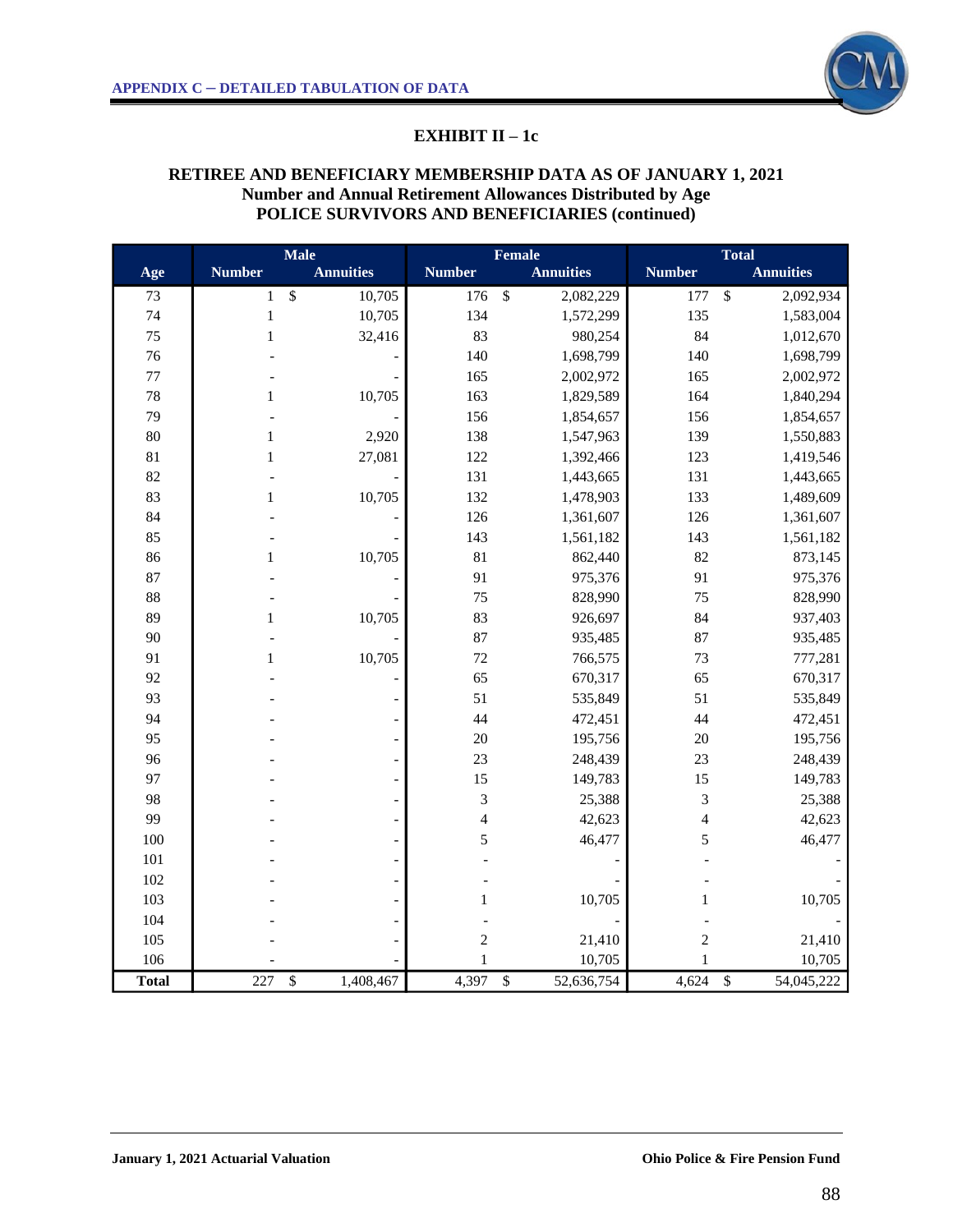**APPENDIX C – DETAILED TABULATION OF DATA**

## EXHIBIT II – 1c

### RETIREE AND BENEFICIARY MEMBERSHIP DATA AS OF JANUARY 1, 2021
### Number and Annual Retirement Allowances Distributed by Age
### POLICE SURVIVORS AND BENEFICIARIES (continued)

| | Male | | Female | | Total | |
|---|---|---|---|---|---|---|
| **Age** | **Number** | **Annuities** | **Number** | **Annuities** | **Number** | **Annuities** |
| 73 | 1 | $ 10,705 | 176 | $ 2,082,229 | 177 | $ 2,092,934 |
| 74 | 1 | 10,705 | 134 | 1,572,299 | 135 | 1,583,004 |
| 75 | 1 | 32,416 | 83 | 980,254 | 84 | 1,012,670 |
| 76 | - | - | 140 | 1,698,799 | 140 | 1,698,799 |
| 77 | - | - | 165 | 2,002,972 | 165 | 2,002,972 |
| 78 | 1 | 10,705 | 163 | 1,829,589 | 164 | 1,840,294 |
| 79 | - | - | 156 | 1,854,657 | 156 | 1,854,657 |
| 80 | 1 | 2,920 | 138 | 1,547,963 | 139 | 1,550,883 |
| 81 | 1 | 27,081 | 122 | 1,392,466 | 123 | 1,419,546 |
| 82 | - | - | 131 | 1,443,665 | 131 | 1,443,665 |
| 83 | 1 | 10,705 | 132 | 1,478,903 | 133 | 1,489,609 |
| 84 | - | - | 126 | 1,361,607 | 126 | 1,361,607 |
| 85 | - | - | 143 | 1,561,182 | 143 | 1,561,182 |
| 86 | 1 | 10,705 | 81 | 862,440 | 82 | 873,145 |
| 87 | - | - | 91 | 975,376 | 91 | 975,376 |
| 88 | - | - | 75 | 828,990 | 75 | 828,990 |
| 89 | 1 | 10,705 | 83 | 926,697 | 84 | 937,403 |
| 90 | - | - | 87 | 935,485 | 87 | 935,485 |
| 91 | 1 | 10,705 | 72 | 766,575 | 73 | 777,281 |
| 92 | - | - | 65 | 670,317 | 65 | 670,317 |
| 93 | - | - | 51 | 535,849 | 51 | 535,849 |
| 94 | - | - | 44 | 472,451 | 44 | 472,451 |
| 95 | - | - | 20 | 195,756 | 20 | 195,756 |
| 96 | - | - | 23 | 248,439 | 23 | 248,439 |
| 97 | - | - | 15 | 149,783 | 15 | 149,783 |
| 98 | - | - | 3 | 25,388 | 3 | 25,388 |
| 99 | - | - | 4 | 42,623 | 4 | 42,623 |
| 100 | - | - | 5 | 46,477 | 5 | 46,477 |
| 101 | - | - | - | - | - | - |
| 102 | - | - | - | - | - | - |
| 103 | - | - | 1 | 10,705 | 1 | 10,705 |
| 104 | - | - | - | - | - | - |
| 105 | - | - | 2 | 21,410 | 2 | 21,410 |
| 106 | - | - | 1 | 10,705 | 1 | 10,705 |
| **Total** | 227 | $ 1,408,467 | 4,397 | $ 52,636,754 | 4,624 | $ 54,045,222 |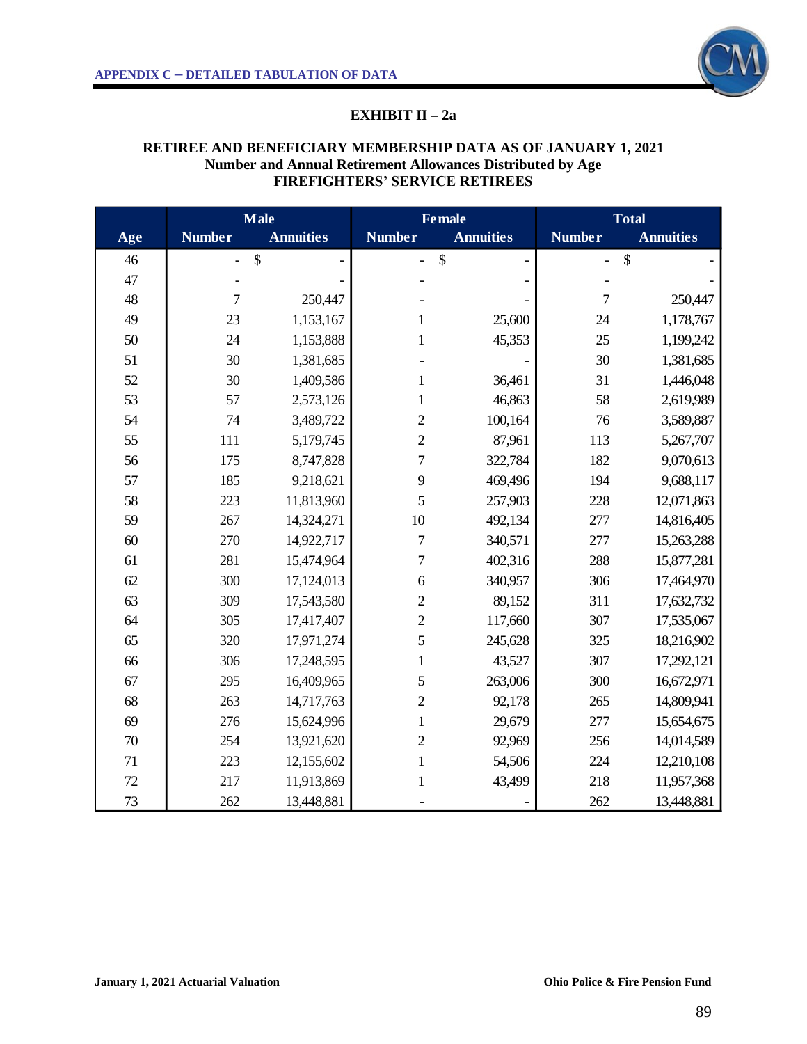## APPENDIX C – DETAILED TABULATION OF DATA

### EXHIBIT II – 2a

**RETIREE AND BENEFICIARY MEMBERSHIP DATA AS OF JANUARY 1, 2021**
**Number and Annual Retirement Allowances Distributed by Age**
**FIREFIGHTERS' SERVICE RETIREES**

| | Male | | Female | | Total | |
|---|---|---|---|---|---|---|
| **Age** | **Number** | **Annuities** | **Number** | **Annuities** | **Number** | **Annuities** |
| 46 | - | $ - | - | $ - | - | $ - |
| 47 | - | - | - | - | - | - |
| 48 | 7 | 250,447 | - | - | 7 | 250,447 |
| 49 | 23 | 1,153,167 | 1 | 25,600 | 24 | 1,178,767 |
| 50 | 24 | 1,153,888 | 1 | 45,353 | 25 | 1,199,242 |
| 51 | 30 | 1,381,685 | - | - | 30 | 1,381,685 |
| 52 | 30 | 1,409,586 | 1 | 36,461 | 31 | 1,446,048 |
| 53 | 57 | 2,573,126 | 1 | 46,863 | 58 | 2,619,989 |
| 54 | 74 | 3,489,722 | 2 | 100,164 | 76 | 3,589,887 |
| 55 | 111 | 5,179,745 | 2 | 87,961 | 113 | 5,267,707 |
| 56 | 175 | 8,747,828 | 7 | 322,784 | 182 | 9,070,613 |
| 57 | 185 | 9,218,621 | 9 | 469,496 | 194 | 9,688,117 |
| 58 | 223 | 11,813,960 | 5 | 257,903 | 228 | 12,071,863 |
| 59 | 267 | 14,324,271 | 10 | 492,134 | 277 | 14,816,405 |
| 60 | 270 | 14,922,717 | 7 | 340,571 | 277 | 15,263,288 |
| 61 | 281 | 15,474,964 | 7 | 402,316 | 288 | 15,877,281 |
| 62 | 300 | 17,124,013 | 6 | 340,957 | 306 | 17,464,970 |
| 63 | 309 | 17,543,580 | 2 | 89,152 | 311 | 17,632,732 |
| 64 | 305 | 17,417,407 | 2 | 117,660 | 307 | 17,535,067 |
| 65 | 320 | 17,971,274 | 5 | 245,628 | 325 | 18,216,902 |
| 66 | 306 | 17,248,595 | 1 | 43,527 | 307 | 17,292,121 |
| 67 | 295 | 16,409,965 | 5 | 263,006 | 300 | 16,672,971 |
| 68 | 263 | 14,717,763 | 2 | 92,178 | 265 | 14,809,941 |
| 69 | 276 | 15,624,996 | 1 | 29,679 | 277 | 15,654,675 |
| 70 | 254 | 13,921,620 | 2 | 92,969 | 256 | 14,014,589 |
| 71 | 223 | 12,155,602 | 1 | 54,506 | 224 | 12,210,108 |
| 72 | 217 | 11,913,869 | 1 | 43,499 | 218 | 11,957,368 |
| 73 | 262 | 13,448,881 | - | - | 262 | 13,448,881 |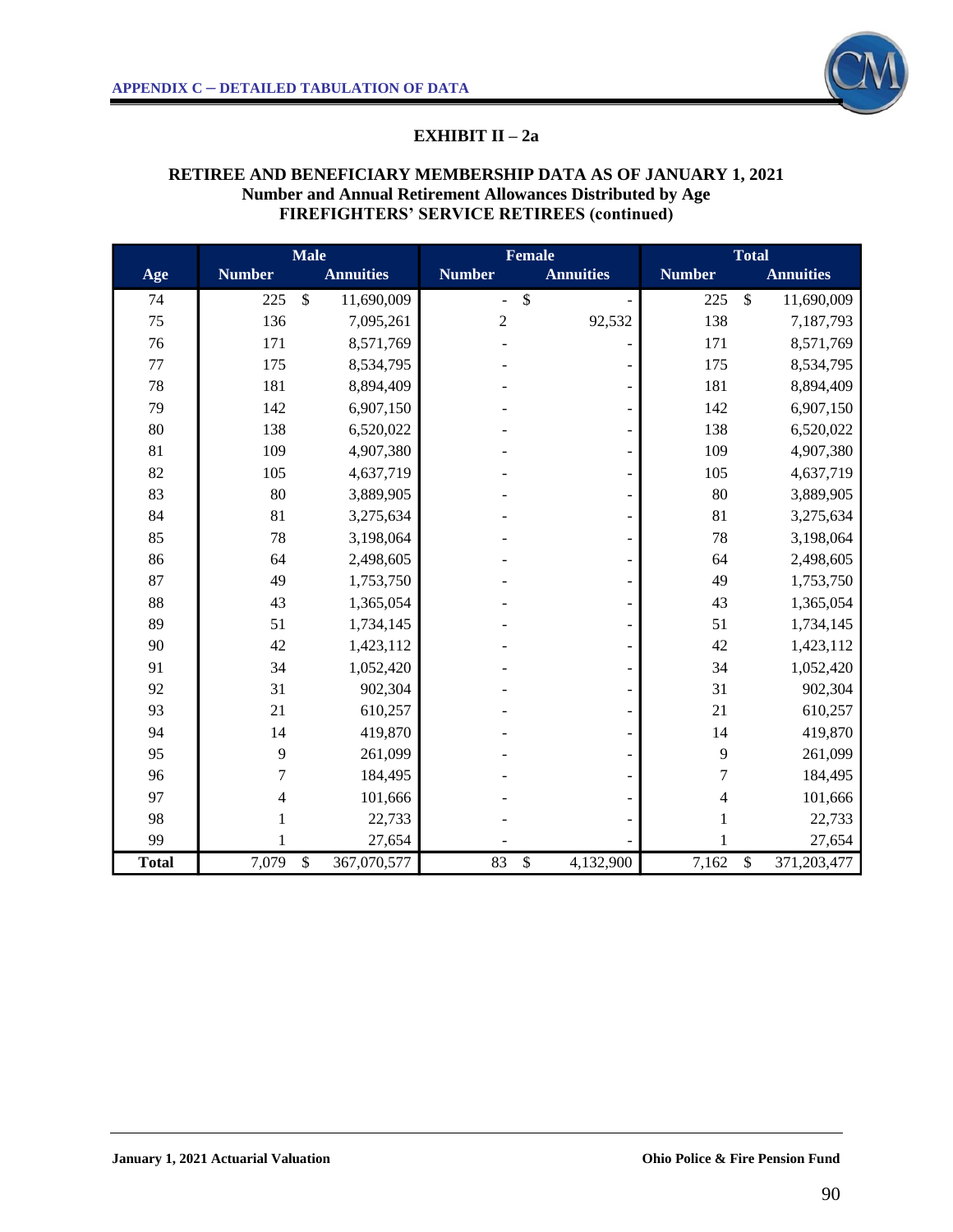## EXHIBIT II – 2a

### RETIREE AND BENEFICIARY MEMBERSHIP DATA AS OF JANUARY 1, 2021
### Number and Annual Retirement Allowances Distributed by Age
### FIREFIGHTERS' SERVICE RETIREES (continued)

| | Male | | Female | | Total | |
|---|---|---|---|---|---|---|
| Age | Number | Annuities | Number | Annuities | Number | Annuities |
| 74 | 225 | $ 11,690,009 | - | $ - | 225 | $ 11,690,009 |
| 75 | 136 | 7,095,261 | 2 | 92,532 | 138 | 7,187,793 |
| 76 | 171 | 8,571,769 | - | - | 171 | 8,571,769 |
| 77 | 175 | 8,534,795 | - | - | 175 | 8,534,795 |
| 78 | 181 | 8,894,409 | - | - | 181 | 8,894,409 |
| 79 | 142 | 6,907,150 | - | - | 142 | 6,907,150 |
| 80 | 138 | 6,520,022 | - | - | 138 | 6,520,022 |
| 81 | 109 | 4,907,380 | - | - | 109 | 4,907,380 |
| 82 | 105 | 4,637,719 | - | - | 105 | 4,637,719 |
| 83 | 80 | 3,889,905 | - | - | 80 | 3,889,905 |
| 84 | 81 | 3,275,634 | - | - | 81 | 3,275,634 |
| 85 | 78 | 3,198,064 | - | - | 78 | 3,198,064 |
| 86 | 64 | 2,498,605 | - | - | 64 | 2,498,605 |
| 87 | 49 | 1,753,750 | - | - | 49 | 1,753,750 |
| 88 | 43 | 1,365,054 | - | - | 43 | 1,365,054 |
| 89 | 51 | 1,734,145 | - | - | 51 | 1,734,145 |
| 90 | 42 | 1,423,112 | - | - | 42 | 1,423,112 |
| 91 | 34 | 1,052,420 | - | - | 34 | 1,052,420 |
| 92 | 31 | 902,304 | - | - | 31 | 902,304 |
| 93 | 21 | 610,257 | - | - | 21 | 610,257 |
| 94 | 14 | 419,870 | - | - | 14 | 419,870 |
| 95 | 9 | 261,099 | - | - | 9 | 261,099 |
| 96 | 7 | 184,495 | - | - | 7 | 184,495 |
| 97 | 4 | 101,666 | - | - | 4 | 101,666 |
| 98 | 1 | 22,733 | - | - | 1 | 22,733 |
| 99 | 1 | 27,654 | - | - | 1 | 27,654 |
| **Total** | 7,079 | $ 367,070,577 | 83 | $ 4,132,900 | 7,162 | $ 371,203,477 |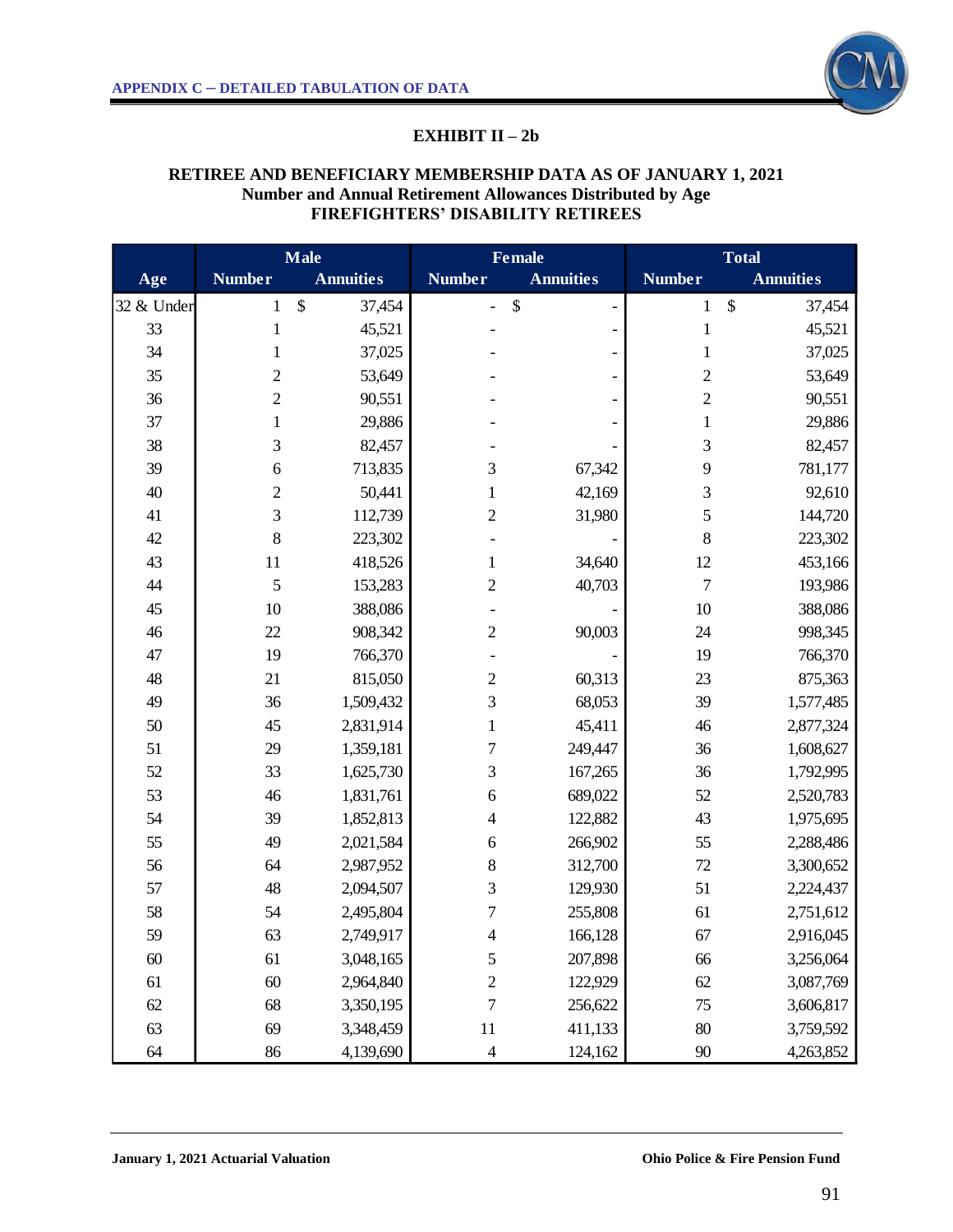## EXHIBIT II – 2b

### RETIREE AND BENEFICIARY MEMBERSHIP DATA AS OF JANUARY 1, 2021
**Number and Annual Retirement Allowances Distributed by Age**
**FIREFIGHTERS' DISABILITY RETIREES**

| | Male | | Female | | Total | |
|---|---|---|---|---|---|---|
| Age | Number | Annuities | Number | Annuities | Number | Annuities |
| 32 & Under | 1 | $ 37,454 | - | $ - | 1 | $ 37,454 |
| 33 | 1 | 45,521 | - | - | 1 | 45,521 |
| 34 | 1 | 37,025 | - | - | 1 | 37,025 |
| 35 | 2 | 53,649 | - | - | 2 | 53,649 |
| 36 | 2 | 90,551 | - | - | 2 | 90,551 |
| 37 | 1 | 29,886 | - | - | 1 | 29,886 |
| 38 | 3 | 82,457 | - | - | 3 | 82,457 |
| 39 | 6 | 713,835 | 3 | 67,342 | 9 | 781,177 |
| 40 | 2 | 50,441 | 1 | 42,169 | 3 | 92,610 |
| 41 | 3 | 112,739 | 2 | 31,980 | 5 | 144,720 |
| 42 | 8 | 223,302 | - | - | 8 | 223,302 |
| 43 | 11 | 418,526 | 1 | 34,640 | 12 | 453,166 |
| 44 | 5 | 153,283 | 2 | 40,703 | 7 | 193,986 |
| 45 | 10 | 388,086 | - | - | 10 | 388,086 |
| 46 | 22 | 908,342 | 2 | 90,003 | 24 | 998,345 |
| 47 | 19 | 766,370 | - | - | 19 | 766,370 |
| 48 | 21 | 815,050 | 2 | 60,313 | 23 | 875,363 |
| 49 | 36 | 1,509,432 | 3 | 68,053 | 39 | 1,577,485 |
| 50 | 45 | 2,831,914 | 1 | 45,411 | 46 | 2,877,324 |
| 51 | 29 | 1,359,181 | 7 | 249,447 | 36 | 1,608,627 |
| 52 | 33 | 1,625,730 | 3 | 167,265 | 36 | 1,792,995 |
| 53 | 46 | 1,831,761 | 6 | 689,022 | 52 | 2,520,783 |
| 54 | 39 | 1,852,813 | 4 | 122,882 | 43 | 1,975,695 |
| 55 | 49 | 2,021,584 | 6 | 266,902 | 55 | 2,288,486 |
| 56 | 64 | 2,987,952 | 8 | 312,700 | 72 | 3,300,652 |
| 57 | 48 | 2,094,507 | 3 | 129,930 | 51 | 2,224,437 |
| 58 | 54 | 2,495,804 | 7 | 255,808 | 61 | 2,751,612 |
| 59 | 63 | 2,749,917 | 4 | 166,128 | 67 | 2,916,045 |
| 60 | 61 | 3,048,165 | 5 | 207,898 | 66 | 3,256,064 |
| 61 | 60 | 2,964,840 | 2 | 122,929 | 62 | 3,087,769 |
| 62 | 68 | 3,350,195 | 7 | 256,622 | 75 | 3,606,817 |
| 63 | 69 | 3,348,459 | 11 | 411,133 | 80 | 3,759,592 |
| 64 | 86 | 4,139,690 | 4 | 124,162 | 90 | 4,263,852 |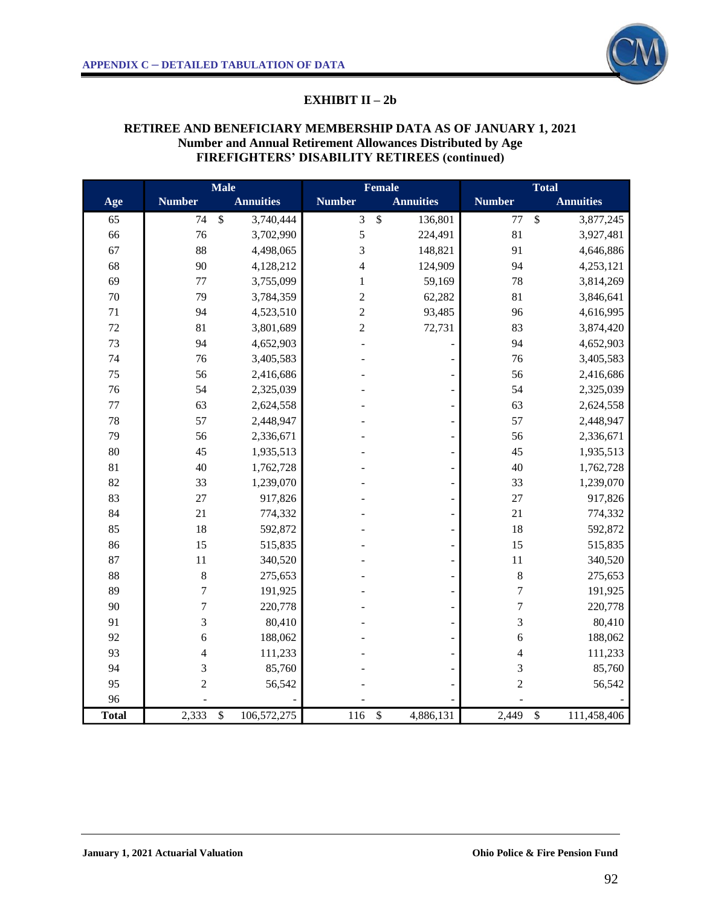## EXHIBIT II – 2b

### RETIREE AND BENEFICIARY MEMBERSHIP DATA AS OF JANUARY 1, 2021
### Number and Annual Retirement Allowances Distributed by Age
### FIREFIGHTERS' DISABILITY RETIREES (continued)

| | Male | | Female | | Total | |
|---|---|---|---|---|---|---|
| Age | Number | Annuities | Number | Annuities | Number | Annuities |
| 65 | 74 | $ 3,740,444 | 3 | $ 136,801 | 77 | $ 3,877,245 |
| 66 | 76 | 3,702,990 | 5 | 224,491 | 81 | 3,927,481 |
| 67 | 88 | 4,498,065 | 3 | 148,821 | 91 | 4,646,886 |
| 68 | 90 | 4,128,212 | 4 | 124,909 | 94 | 4,253,121 |
| 69 | 77 | 3,755,099 | 1 | 59,169 | 78 | 3,814,269 |
| 70 | 79 | 3,784,359 | 2 | 62,282 | 81 | 3,846,641 |
| 71 | 94 | 4,523,510 | 2 | 93,485 | 96 | 4,616,995 |
| 72 | 81 | 3,801,689 | 2 | 72,731 | 83 | 3,874,420 |
| 73 | 94 | 4,652,903 | - | - | 94 | 4,652,903 |
| 74 | 76 | 3,405,583 | - | - | 76 | 3,405,583 |
| 75 | 56 | 2,416,686 | - | - | 56 | 2,416,686 |
| 76 | 54 | 2,325,039 | - | - | 54 | 2,325,039 |
| 77 | 63 | 2,624,558 | - | - | 63 | 2,624,558 |
| 78 | 57 | 2,448,947 | - | - | 57 | 2,448,947 |
| 79 | 56 | 2,336,671 | - | - | 56 | 2,336,671 |
| 80 | 45 | 1,935,513 | - | - | 45 | 1,935,513 |
| 81 | 40 | 1,762,728 | - | - | 40 | 1,762,728 |
| 82 | 33 | 1,239,070 | - | - | 33 | 1,239,070 |
| 83 | 27 | 917,826 | - | - | 27 | 917,826 |
| 84 | 21 | 774,332 | - | - | 21 | 774,332 |
| 85 | 18 | 592,872 | - | - | 18 | 592,872 |
| 86 | 15 | 515,835 | - | - | 15 | 515,835 |
| 87 | 11 | 340,520 | - | - | 11 | 340,520 |
| 88 | 8 | 275,653 | - | - | 8 | 275,653 |
| 89 | 7 | 191,925 | - | - | 7 | 191,925 |
| 90 | 7 | 220,778 | - | - | 7 | 220,778 |
| 91 | 3 | 80,410 | - | - | 3 | 80,410 |
| 92 | 6 | 188,062 | - | - | 6 | 188,062 |
| 93 | 4 | 111,233 | - | - | 4 | 111,233 |
| 94 | 3 | 85,760 | - | - | 3 | 85,760 |
| 95 | 2 | 56,542 | - | - | 2 | 56,542 |
| 96 | - | - | - | - | - | - |
| **Total** | 2,333 | $ 106,572,275 | 116 | $ 4,886,131 | 2,449 | $ 111,458,406 |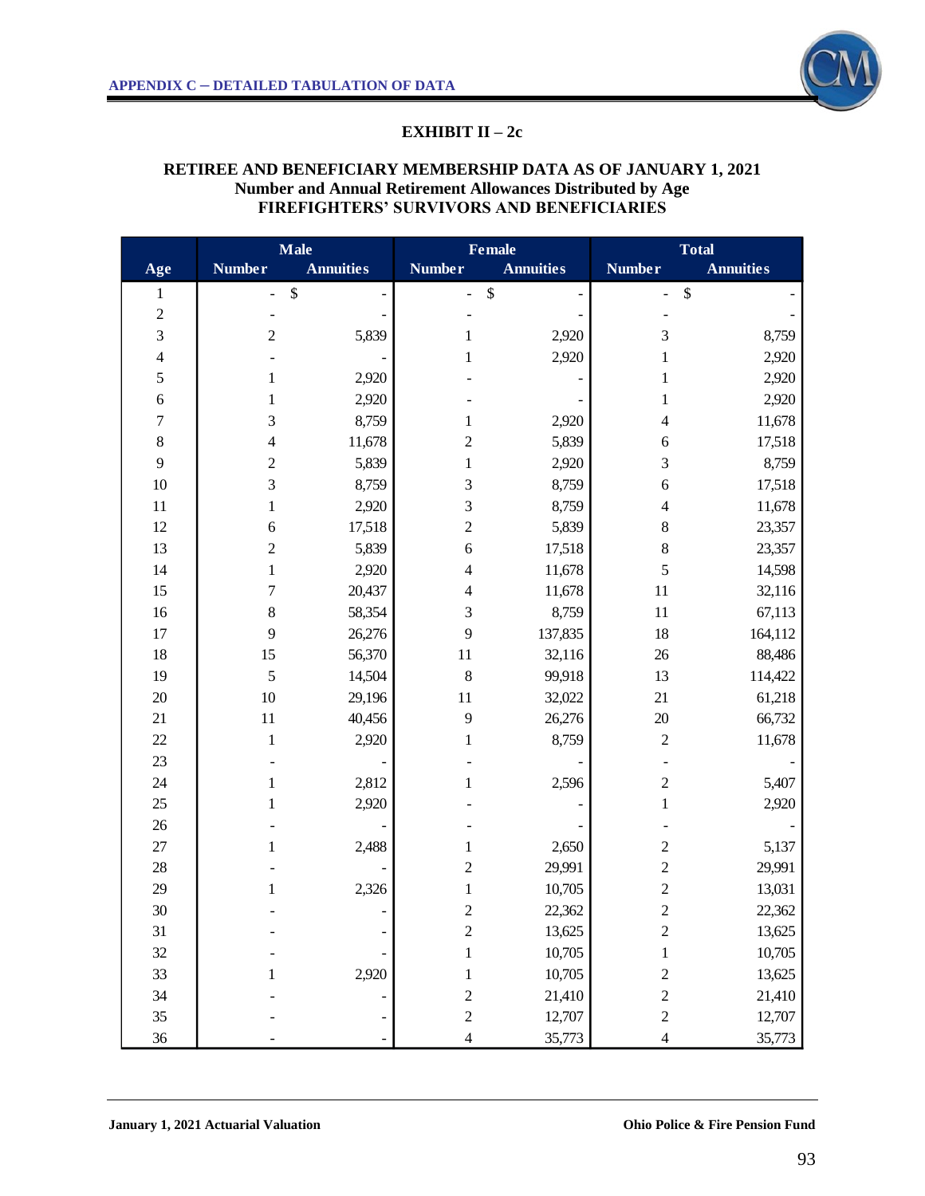**EXHIBIT II – 2c**

**RETIREE AND BENEFICIARY MEMBERSHIP DATA AS OF JANUARY 1, 2021**
**Number and Annual Retirement Allowances Distributed by Age**
**FIREFIGHTERS' SURVIVORS AND BENEFICIARIES**

| | Male | | Female | | Total | |
|---|---|---|---|---|---|---|
| Age | Number | Annuities | Number | Annuities | Number | Annuities |
| 1 | - | $ - | - | $ - | - | $ - |
| 2 | - | - | - | - | - | - |
| 3 | 2 | 5,839 | 1 | 2,920 | 3 | 8,759 |
| 4 | - | - | 1 | 2,920 | 1 | 2,920 |
| 5 | 1 | 2,920 | - | - | 1 | 2,920 |
| 6 | 1 | 2,920 | - | - | 1 | 2,920 |
| 7 | 3 | 8,759 | 1 | 2,920 | 4 | 11,678 |
| 8 | 4 | 11,678 | 2 | 5,839 | 6 | 17,518 |
| 9 | 2 | 5,839 | 1 | 2,920 | 3 | 8,759 |
| 10 | 3 | 8,759 | 3 | 8,759 | 6 | 17,518 |
| 11 | 1 | 2,920 | 3 | 8,759 | 4 | 11,678 |
| 12 | 6 | 17,518 | 2 | 5,839 | 8 | 23,357 |
| 13 | 2 | 5,839 | 6 | 17,518 | 8 | 23,357 |
| 14 | 1 | 2,920 | 4 | 11,678 | 5 | 14,598 |
| 15 | 7 | 20,437 | 4 | 11,678 | 11 | 32,116 |
| 16 | 8 | 58,354 | 3 | 8,759 | 11 | 67,113 |
| 17 | 9 | 26,276 | 9 | 137,835 | 18 | 164,112 |
| 18 | 15 | 56,370 | 11 | 32,116 | 26 | 88,486 |
| 19 | 5 | 14,504 | 8 | 99,918 | 13 | 114,422 |
| 20 | 10 | 29,196 | 11 | 32,022 | 21 | 61,218 |
| 21 | 11 | 40,456 | 9 | 26,276 | 20 | 66,732 |
| 22 | 1 | 2,920 | 1 | 8,759 | 2 | 11,678 |
| 23 | - | - | - | - | - | - |
| 24 | 1 | 2,812 | 1 | 2,596 | 2 | 5,407 |
| 25 | 1 | 2,920 | - | - | 1 | 2,920 |
| 26 | - | - | - | - | - | - |
| 27 | 1 | 2,488 | 1 | 2,650 | 2 | 5,137 |
| 28 | - | - | 2 | 29,991 | 2 | 29,991 |
| 29 | 1 | 2,326 | 1 | 10,705 | 2 | 13,031 |
| 30 | - | - | 2 | 22,362 | 2 | 22,362 |
| 31 | - | - | 2 | 13,625 | 2 | 13,625 |
| 32 | - | - | 1 | 10,705 | 1 | 10,705 |
| 33 | 1 | 2,920 | 1 | 10,705 | 2 | 13,625 |
| 34 | - | - | 2 | 21,410 | 2 | 21,410 |
| 35 | - | - | 2 | 12,707 | 2 | 12,707 |
| 36 | - | - | 4 | 35,773 | 4 | 35,773 |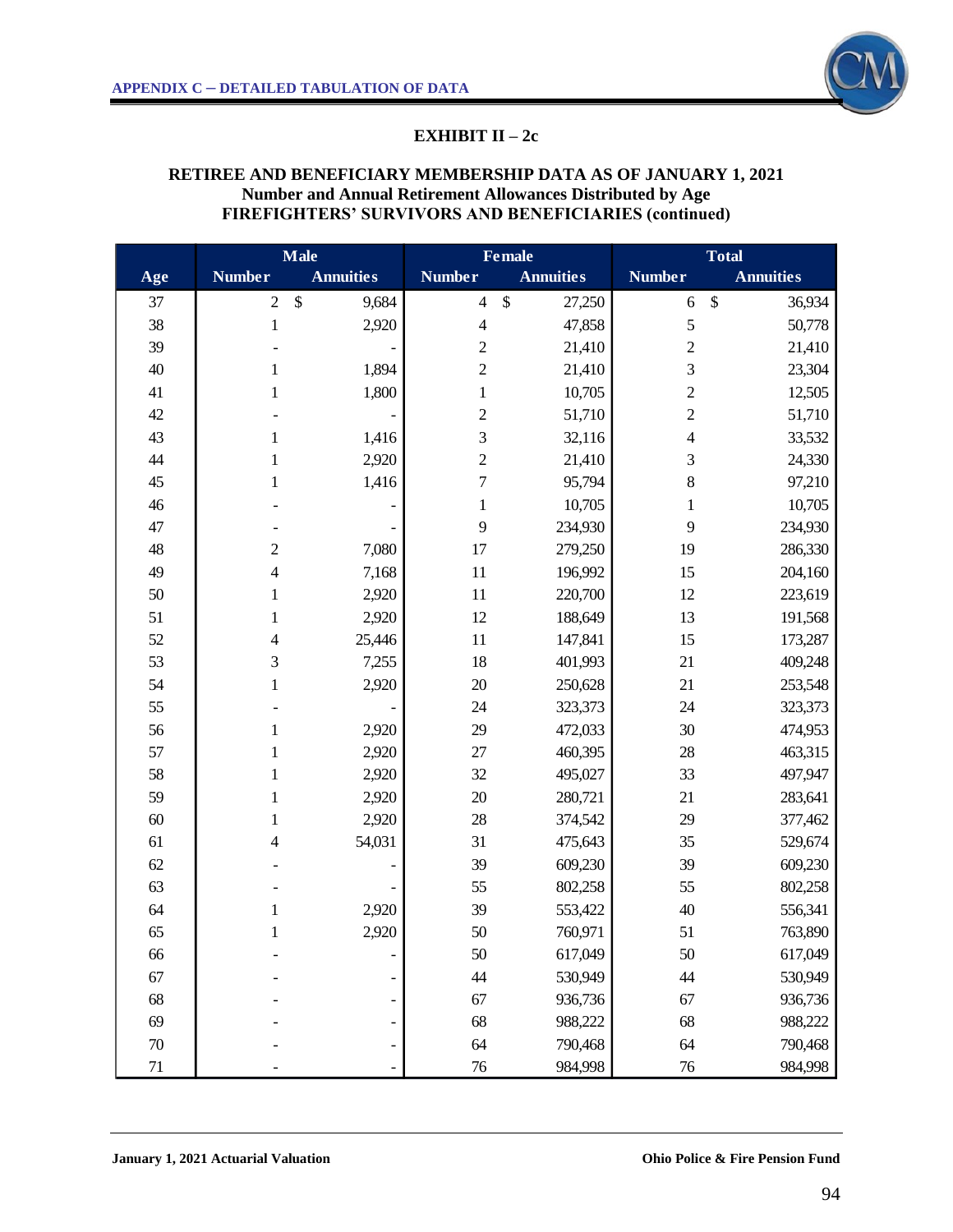APPENDIX C – DETAILED TABULATION OF DATA

## EXHIBIT II – 2c

### RETIREE AND BENEFICIARY MEMBERSHIP DATA AS OF JANUARY 1, 2021
### Number and Annual Retirement Allowances Distributed by Age
### FIREFIGHTERS' SURVIVORS AND BENEFICIARIES (continued)

| | Male | | Female | | Total | |
|---|---|---|---|---|---|---|
| Age | Number | Annuities | Number | Annuities | Number | Annuities |
| 37 | 2 | $ 9,684 | 4 | $ 27,250 | 6 | $ 36,934 |
| 38 | 1 | 2,920 | 4 | 47,858 | 5 | 50,778 |
| 39 | - | - | 2 | 21,410 | 2 | 21,410 |
| 40 | 1 | 1,894 | 2 | 21,410 | 3 | 23,304 |
| 41 | 1 | 1,800 | 1 | 10,705 | 2 | 12,505 |
| 42 | - | - | 2 | 51,710 | 2 | 51,710 |
| 43 | 1 | 1,416 | 3 | 32,116 | 4 | 33,532 |
| 44 | 1 | 2,920 | 2 | 21,410 | 3 | 24,330 |
| 45 | 1 | 1,416 | 7 | 95,794 | 8 | 97,210 |
| 46 | - | - | 1 | 10,705 | 1 | 10,705 |
| 47 | - | - | 9 | 234,930 | 9 | 234,930 |
| 48 | 2 | 7,080 | 17 | 279,250 | 19 | 286,330 |
| 49 | 4 | 7,168 | 11 | 196,992 | 15 | 204,160 |
| 50 | 1 | 2,920 | 11 | 220,700 | 12 | 223,619 |
| 51 | 1 | 2,920 | 12 | 188,649 | 13 | 191,568 |
| 52 | 4 | 25,446 | 11 | 147,841 | 15 | 173,287 |
| 53 | 3 | 7,255 | 18 | 401,993 | 21 | 409,248 |
| 54 | 1 | 2,920 | 20 | 250,628 | 21 | 253,548 |
| 55 | - | - | 24 | 323,373 | 24 | 323,373 |
| 56 | 1 | 2,920 | 29 | 472,033 | 30 | 474,953 |
| 57 | 1 | 2,920 | 27 | 460,395 | 28 | 463,315 |
| 58 | 1 | 2,920 | 32 | 495,027 | 33 | 497,947 |
| 59 | 1 | 2,920 | 20 | 280,721 | 21 | 283,641 |
| 60 | 1 | 2,920 | 28 | 374,542 | 29 | 377,462 |
| 61 | 4 | 54,031 | 31 | 475,643 | 35 | 529,674 |
| 62 | - | - | 39 | 609,230 | 39 | 609,230 |
| 63 | - | - | 55 | 802,258 | 55 | 802,258 |
| 64 | 1 | 2,920 | 39 | 553,422 | 40 | 556,341 |
| 65 | 1 | 2,920 | 50 | 760,971 | 51 | 763,890 |
| 66 | - | - | 50 | 617,049 | 50 | 617,049 |
| 67 | - | - | 44 | 530,949 | 44 | 530,949 |
| 68 | - | - | 67 | 936,736 | 67 | 936,736 |
| 69 | - | - | 68 | 988,222 | 68 | 988,222 |
| 70 | - | - | 64 | 790,468 | 64 | 790,468 |
| 71 | - | - | 76 | 984,998 | 76 | 984,998 |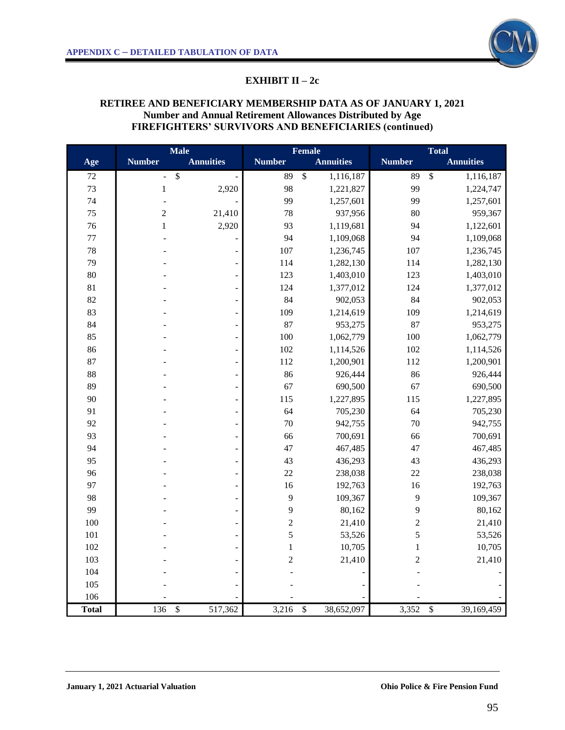## EXHIBIT II – 2c

### RETIREE AND BENEFICIARY MEMBERSHIP DATA AS OF JANUARY 1, 2021
### Number and Annual Retirement Allowances Distributed by Age
### FIREFIGHTERS' SURVIVORS AND BENEFICIARIES (continued)

| Age | Male | | Female | | Total | |
|---|---|---|---|---|---|---|
| | Number | Annuities | Number | Annuities | Number | Annuities |
| 72 | - | $ - | 89 | $ 1,116,187 | 89 | $ 1,116,187 |
| 73 | 1 | 2,920 | 98 | 1,221,827 | 99 | 1,224,747 |
| 74 | - | - | 99 | 1,257,601 | 99 | 1,257,601 |
| 75 | 2 | 21,410 | 78 | 937,956 | 80 | 959,367 |
| 76 | 1 | 2,920 | 93 | 1,119,681 | 94 | 1,122,601 |
| 77 | - | - | 94 | 1,109,068 | 94 | 1,109,068 |
| 78 | - | - | 107 | 1,236,745 | 107 | 1,236,745 |
| 79 | - | - | 114 | 1,282,130 | 114 | 1,282,130 |
| 80 | - | - | 123 | 1,403,010 | 123 | 1,403,010 |
| 81 | - | - | 124 | 1,377,012 | 124 | 1,377,012 |
| 82 | - | - | 84 | 902,053 | 84 | 902,053 |
| 83 | - | - | 109 | 1,214,619 | 109 | 1,214,619 |
| 84 | - | - | 87 | 953,275 | 87 | 953,275 |
| 85 | - | - | 100 | 1,062,779 | 100 | 1,062,779 |
| 86 | - | - | 102 | 1,114,526 | 102 | 1,114,526 |
| 87 | - | - | 112 | 1,200,901 | 112 | 1,200,901 |
| 88 | - | - | 86 | 926,444 | 86 | 926,444 |
| 89 | - | - | 67 | 690,500 | 67 | 690,500 |
| 90 | - | - | 115 | 1,227,895 | 115 | 1,227,895 |
| 91 | - | - | 64 | 705,230 | 64 | 705,230 |
| 92 | - | - | 70 | 942,755 | 70 | 942,755 |
| 93 | - | - | 66 | 700,691 | 66 | 700,691 |
| 94 | - | - | 47 | 467,485 | 47 | 467,485 |
| 95 | - | - | 43 | 436,293 | 43 | 436,293 |
| 96 | - | - | 22 | 238,038 | 22 | 238,038 |
| 97 | - | - | 16 | 192,763 | 16 | 192,763 |
| 98 | - | - | 9 | 109,367 | 9 | 109,367 |
| 99 | - | - | 9 | 80,162 | 9 | 80,162 |
| 100 | - | - | 2 | 21,410 | 2 | 21,410 |
| 101 | - | - | 5 | 53,526 | 5 | 53,526 |
| 102 | - | - | 1 | 10,705 | 1 | 10,705 |
| 103 | - | - | 2 | 21,410 | 2 | 21,410 |
| 104 | - | - | - | - | - | - |
| 105 | - | - | - | - | - | - |
| 106 | - | - | - | - | - | - |
| **Total** | 136 | $ 517,362 | 3,216 | $ 38,652,097 | 3,352 | $ 39,169,459 |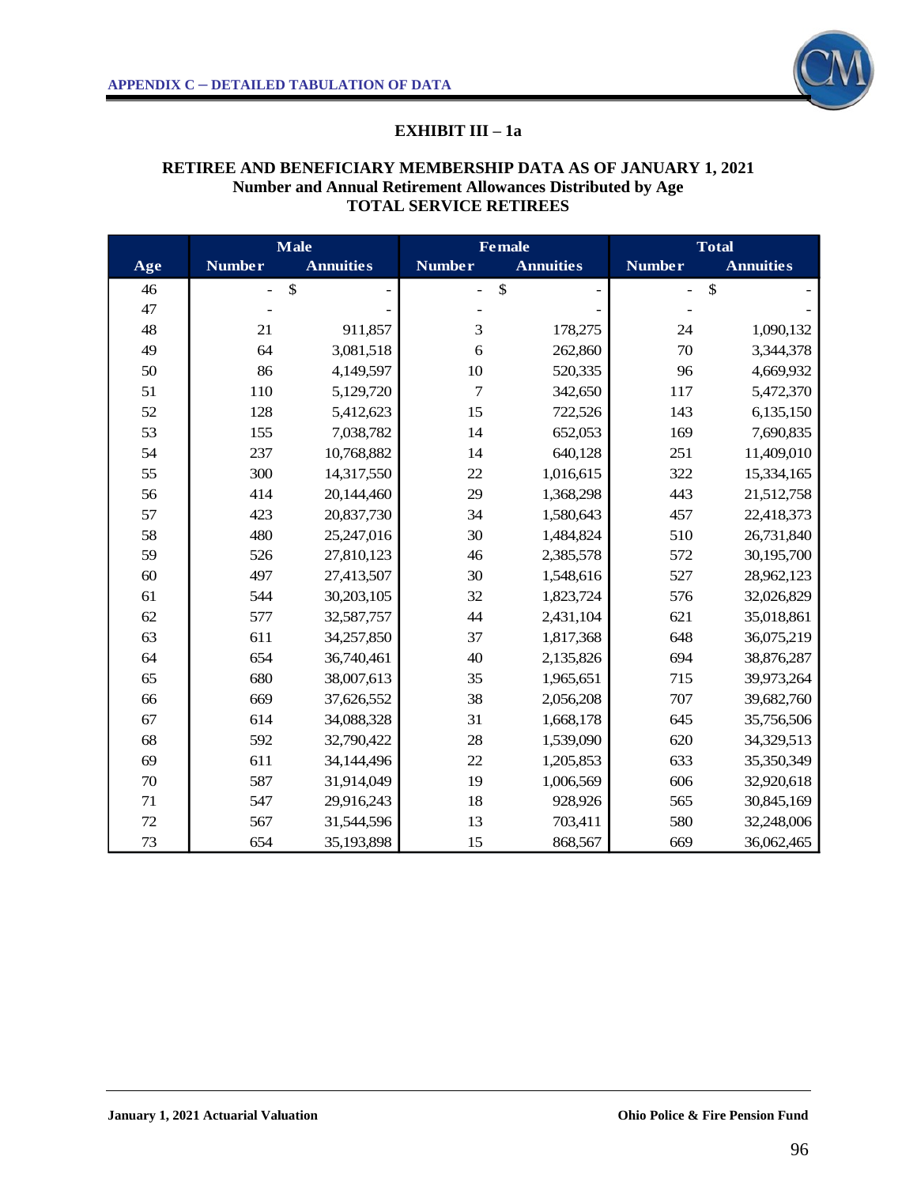APPENDIX C – DETAILED TABULATION OF DATA

## EXHIBIT III – 1a

### RETIREE AND BENEFICIARY MEMBERSHIP DATA AS OF JANUARY 1, 2021
### Number and Annual Retirement Allowances Distributed by Age
### TOTAL SERVICE RETIREES

| | Male | | Female | | Total | |
|---|---|---|---|---|---|---|
| Age | Number | Annuities | Number | Annuities | Number | Annuities |
| 46 | - | $ - | - | $ - | - | $ - |
| 47 | - | - | - | - | - | - |
| 48 | 21 | 911,857 | 3 | 178,275 | 24 | 1,090,132 |
| 49 | 64 | 3,081,518 | 6 | 262,860 | 70 | 3,344,378 |
| 50 | 86 | 4,149,597 | 10 | 520,335 | 96 | 4,669,932 |
| 51 | 110 | 5,129,720 | 7 | 342,650 | 117 | 5,472,370 |
| 52 | 128 | 5,412,623 | 15 | 722,526 | 143 | 6,135,150 |
| 53 | 155 | 7,038,782 | 14 | 652,053 | 169 | 7,690,835 |
| 54 | 237 | 10,768,882 | 14 | 640,128 | 251 | 11,409,010 |
| 55 | 300 | 14,317,550 | 22 | 1,016,615 | 322 | 15,334,165 |
| 56 | 414 | 20,144,460 | 29 | 1,368,298 | 443 | 21,512,758 |
| 57 | 423 | 20,837,730 | 34 | 1,580,643 | 457 | 22,418,373 |
| 58 | 480 | 25,247,016 | 30 | 1,484,824 | 510 | 26,731,840 |
| 59 | 526 | 27,810,123 | 46 | 2,385,578 | 572 | 30,195,700 |
| 60 | 497 | 27,413,507 | 30 | 1,548,616 | 527 | 28,962,123 |
| 61 | 544 | 30,203,105 | 32 | 1,823,724 | 576 | 32,026,829 |
| 62 | 577 | 32,587,757 | 44 | 2,431,104 | 621 | 35,018,861 |
| 63 | 611 | 34,257,850 | 37 | 1,817,368 | 648 | 36,075,219 |
| 64 | 654 | 36,740,461 | 40 | 2,135,826 | 694 | 38,876,287 |
| 65 | 680 | 38,007,613 | 35 | 1,965,651 | 715 | 39,973,264 |
| 66 | 669 | 37,626,552 | 38 | 2,056,208 | 707 | 39,682,760 |
| 67 | 614 | 34,088,328 | 31 | 1,668,178 | 645 | 35,756,506 |
| 68 | 592 | 32,790,422 | 28 | 1,539,090 | 620 | 34,329,513 |
| 69 | 611 | 34,144,496 | 22 | 1,205,853 | 633 | 35,350,349 |
| 70 | 587 | 31,914,049 | 19 | 1,006,569 | 606 | 32,920,618 |
| 71 | 547 | 29,916,243 | 18 | 928,926 | 565 | 30,845,169 |
| 72 | 567 | 31,544,596 | 13 | 703,411 | 580 | 32,248,006 |
| 73 | 654 | 35,193,898 | 15 | 868,567 | 669 | 36,062,465 |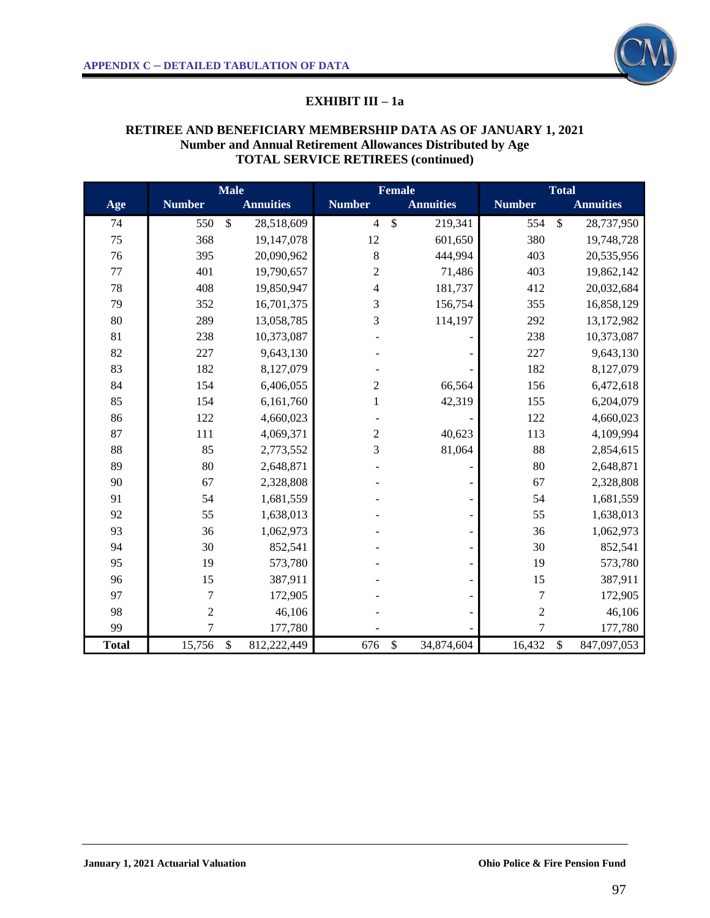## EXHIBIT III – 1a

### RETIREE AND BENEFICIARY MEMBERSHIP DATA AS OF JANUARY 1, 2021
### Number and Annual Retirement Allowances Distributed by Age
### TOTAL SERVICE RETIREES (continued)

| | Male | | Female | | Total | |
|---|---|---|---|---|---|---|
| **Age** | **Number** | **Annuities** | **Number** | **Annuities** | **Number** | **Annuities** |
| 74 | 550 | $ 28,518,609 | 4 | $ 219,341 | 554 | $ 28,737,950 |
| 75 | 368 | 19,147,078 | 12 | 601,650 | 380 | 19,748,728 |
| 76 | 395 | 20,090,962 | 8 | 444,994 | 403 | 20,535,956 |
| 77 | 401 | 19,790,657 | 2 | 71,486 | 403 | 19,862,142 |
| 78 | 408 | 19,850,947 | 4 | 181,737 | 412 | 20,032,684 |
| 79 | 352 | 16,701,375 | 3 | 156,754 | 355 | 16,858,129 |
| 80 | 289 | 13,058,785 | 3 | 114,197 | 292 | 13,172,982 |
| 81 | 238 | 10,373,087 | - | - | 238 | 10,373,087 |
| 82 | 227 | 9,643,130 | - | - | 227 | 9,643,130 |
| 83 | 182 | 8,127,079 | - | - | 182 | 8,127,079 |
| 84 | 154 | 6,406,055 | 2 | 66,564 | 156 | 6,472,618 |
| 85 | 154 | 6,161,760 | 1 | 42,319 | 155 | 6,204,079 |
| 86 | 122 | 4,660,023 | - | - | 122 | 4,660,023 |
| 87 | 111 | 4,069,371 | 2 | 40,623 | 113 | 4,109,994 |
| 88 | 85 | 2,773,552 | 3 | 81,064 | 88 | 2,854,615 |
| 89 | 80 | 2,648,871 | - | - | 80 | 2,648,871 |
| 90 | 67 | 2,328,808 | - | - | 67 | 2,328,808 |
| 91 | 54 | 1,681,559 | - | - | 54 | 1,681,559 |
| 92 | 55 | 1,638,013 | - | - | 55 | 1,638,013 |
| 93 | 36 | 1,062,973 | - | - | 36 | 1,062,973 |
| 94 | 30 | 852,541 | - | - | 30 | 852,541 |
| 95 | 19 | 573,780 | - | - | 19 | 573,780 |
| 96 | 15 | 387,911 | - | - | 15 | 387,911 |
| 97 | 7 | 172,905 | - | - | 7 | 172,905 |
| 98 | 2 | 46,106 | - | - | 2 | 46,106 |
| 99 | 7 | 177,780 | - | - | 7 | 177,780 |
| **Total** | 15,756 | $ 812,222,449 | 676 | $ 34,874,604 | 16,432 | $ 847,097,053 |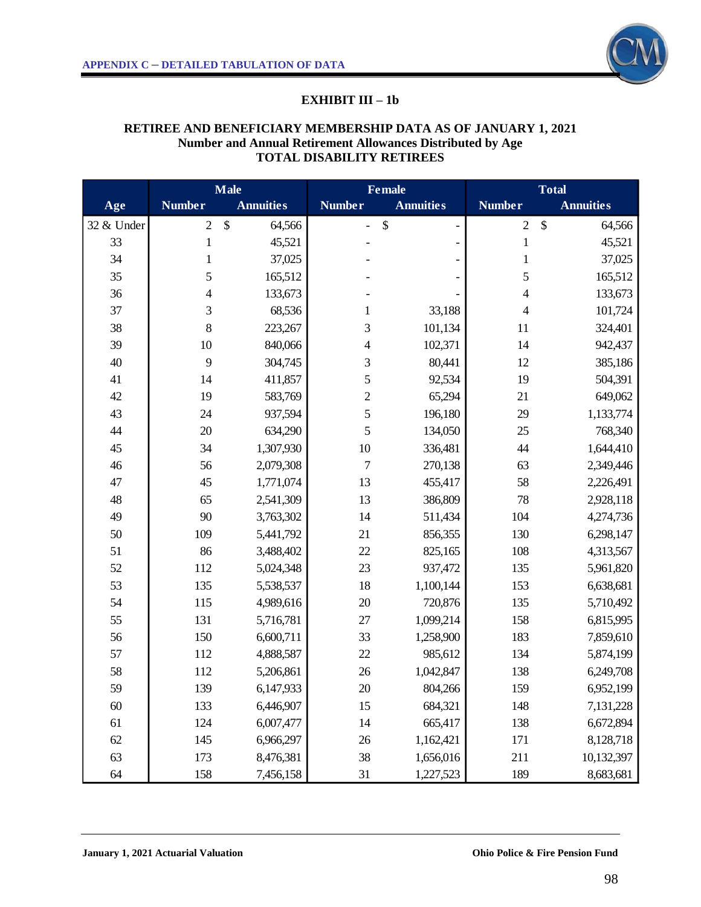## EXHIBIT III – 1b

**RETIREE AND BENEFICIARY MEMBERSHIP DATA AS OF JANUARY 1, 2021**
**Number and Annual Retirement Allowances Distributed by Age**
**TOTAL DISABILITY RETIREES**

| | Male | | Female | | Total | |
|---|---|---|---|---|---|---|
| Age | Number | Annuities | Number | Annuities | Number | Annuities |
| 32 & Under | 2 | $ 64,566 | - | $ - | 2 | $ 64,566 |
| 33 | 1 | 45,521 | - | - | 1 | 45,521 |
| 34 | 1 | 37,025 | - | - | 1 | 37,025 |
| 35 | 5 | 165,512 | - | - | 5 | 165,512 |
| 36 | 4 | 133,673 | - | - | 4 | 133,673 |
| 37 | 3 | 68,536 | 1 | 33,188 | 4 | 101,724 |
| 38 | 8 | 223,267 | 3 | 101,134 | 11 | 324,401 |
| 39 | 10 | 840,066 | 4 | 102,371 | 14 | 942,437 |
| 40 | 9 | 304,745 | 3 | 80,441 | 12 | 385,186 |
| 41 | 14 | 411,857 | 5 | 92,534 | 19 | 504,391 |
| 42 | 19 | 583,769 | 2 | 65,294 | 21 | 649,062 |
| 43 | 24 | 937,594 | 5 | 196,180 | 29 | 1,133,774 |
| 44 | 20 | 634,290 | 5 | 134,050 | 25 | 768,340 |
| 45 | 34 | 1,307,930 | 10 | 336,481 | 44 | 1,644,410 |
| 46 | 56 | 2,079,308 | 7 | 270,138 | 63 | 2,349,446 |
| 47 | 45 | 1,771,074 | 13 | 455,417 | 58 | 2,226,491 |
| 48 | 65 | 2,541,309 | 13 | 386,809 | 78 | 2,928,118 |
| 49 | 90 | 3,763,302 | 14 | 511,434 | 104 | 4,274,736 |
| 50 | 109 | 5,441,792 | 21 | 856,355 | 130 | 6,298,147 |
| 51 | 86 | 3,488,402 | 22 | 825,165 | 108 | 4,313,567 |
| 52 | 112 | 5,024,348 | 23 | 937,472 | 135 | 5,961,820 |
| 53 | 135 | 5,538,537 | 18 | 1,100,144 | 153 | 6,638,681 |
| 54 | 115 | 4,989,616 | 20 | 720,876 | 135 | 5,710,492 |
| 55 | 131 | 5,716,781 | 27 | 1,099,214 | 158 | 6,815,995 |
| 56 | 150 | 6,600,711 | 33 | 1,258,900 | 183 | 7,859,610 |
| 57 | 112 | 4,888,587 | 22 | 985,612 | 134 | 5,874,199 |
| 58 | 112 | 5,206,861 | 26 | 1,042,847 | 138 | 6,249,708 |
| 59 | 139 | 6,147,933 | 20 | 804,266 | 159 | 6,952,199 |
| 60 | 133 | 6,446,907 | 15 | 684,321 | 148 | 7,131,228 |
| 61 | 124 | 6,007,477 | 14 | 665,417 | 138 | 6,672,894 |
| 62 | 145 | 6,966,297 | 26 | 1,162,421 | 171 | 8,128,718 |
| 63 | 173 | 8,476,381 | 38 | 1,656,016 | 211 | 10,132,397 |
| 64 | 158 | 7,456,158 | 31 | 1,227,523 | 189 | 8,683,681 |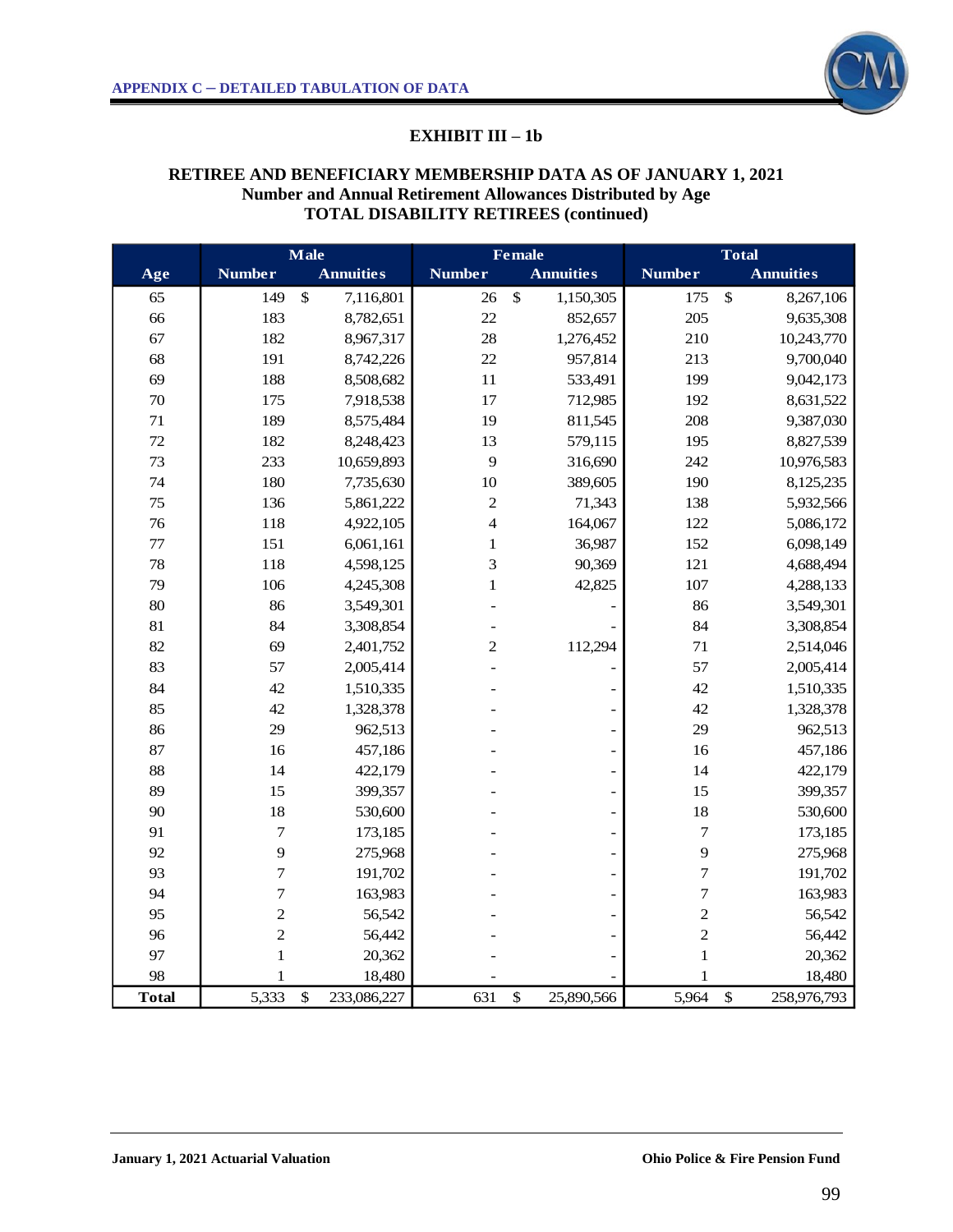## APPENDIX C – DETAILED TABULATION OF DATA

### EXHIBIT III – 1b

**RETIREE AND BENEFICIARY MEMBERSHIP DATA AS OF JANUARY 1, 2021**
**Number and Annual Retirement Allowances Distributed by Age**
**TOTAL DISABILITY RETIREES (continued)**

| | Male | | Female | | Total | |
|---|---|---|---|---|---|---|
| Age | Number | Annuities | Number | Annuities | Number | Annuities |
| 65 | 149 | $ 7,116,801 | 26 | $ 1,150,305 | 175 | $ 8,267,106 |
| 66 | 183 | 8,782,651 | 22 | 852,657 | 205 | 9,635,308 |
| 67 | 182 | 8,967,317 | 28 | 1,276,452 | 210 | 10,243,770 |
| 68 | 191 | 8,742,226 | 22 | 957,814 | 213 | 9,700,040 |
| 69 | 188 | 8,508,682 | 11 | 533,491 | 199 | 9,042,173 |
| 70 | 175 | 7,918,538 | 17 | 712,985 | 192 | 8,631,522 |
| 71 | 189 | 8,575,484 | 19 | 811,545 | 208 | 9,387,030 |
| 72 | 182 | 8,248,423 | 13 | 579,115 | 195 | 8,827,539 |
| 73 | 233 | 10,659,893 | 9 | 316,690 | 242 | 10,976,583 |
| 74 | 180 | 7,735,630 | 10 | 389,605 | 190 | 8,125,235 |
| 75 | 136 | 5,861,222 | 2 | 71,343 | 138 | 5,932,566 |
| 76 | 118 | 4,922,105 | 4 | 164,067 | 122 | 5,086,172 |
| 77 | 151 | 6,061,161 | 1 | 36,987 | 152 | 6,098,149 |
| 78 | 118 | 4,598,125 | 3 | 90,369 | 121 | 4,688,494 |
| 79 | 106 | 4,245,308 | 1 | 42,825 | 107 | 4,288,133 |
| 80 | 86 | 3,549,301 | - | - | 86 | 3,549,301 |
| 81 | 84 | 3,308,854 | - | - | 84 | 3,308,854 |
| 82 | 69 | 2,401,752 | 2 | 112,294 | 71 | 2,514,046 |
| 83 | 57 | 2,005,414 | - | - | 57 | 2,005,414 |
| 84 | 42 | 1,510,335 | - | - | 42 | 1,510,335 |
| 85 | 42 | 1,328,378 | - | - | 42 | 1,328,378 |
| 86 | 29 | 962,513 | - | - | 29 | 962,513 |
| 87 | 16 | 457,186 | - | - | 16 | 457,186 |
| 88 | 14 | 422,179 | - | - | 14 | 422,179 |
| 89 | 15 | 399,357 | - | - | 15 | 399,357 |
| 90 | 18 | 530,600 | - | - | 18 | 530,600 |
| 91 | 7 | 173,185 | - | - | 7 | 173,185 |
| 92 | 9 | 275,968 | - | - | 9 | 275,968 |
| 93 | 7 | 191,702 | - | - | 7 | 191,702 |
| 94 | 7 | 163,983 | - | - | 7 | 163,983 |
| 95 | 2 | 56,542 | - | - | 2 | 56,542 |
| 96 | 2 | 56,442 | - | - | 2 | 56,442 |
| 97 | 1 | 20,362 | - | - | 1 | 20,362 |
| 98 | 1 | 18,480 | - | - | 1 | 18,480 |
| **Total** | 5,333 | $ 233,086,227 | 631 | $ 25,890,566 | 5,964 | $ 258,976,793 |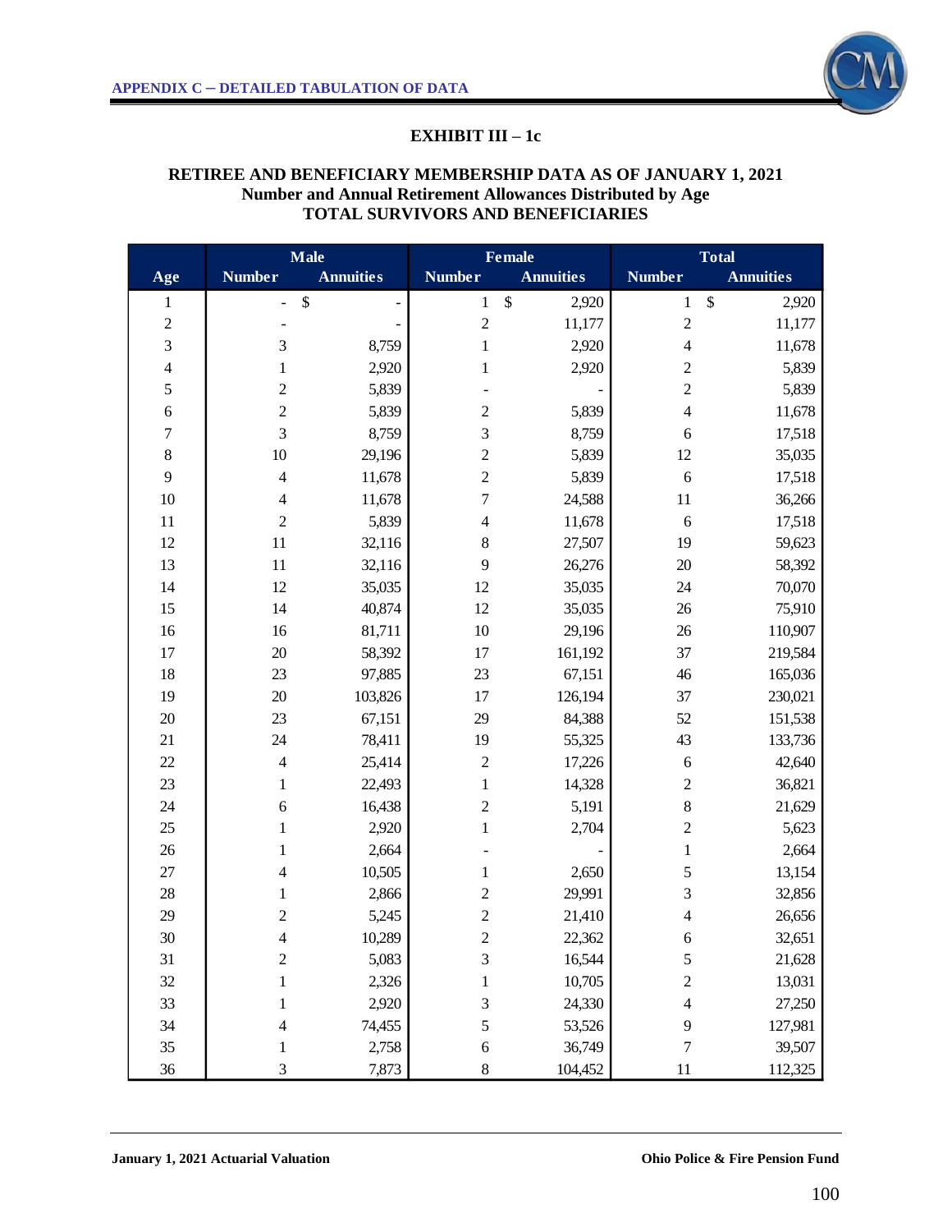APPENDIX C – DETAILED TABULATION OF DATA

## EXHIBIT III – 1c

### RETIREE AND BENEFICIARY MEMBERSHIP DATA AS OF JANUARY 1, 2021
### Number and Annual Retirement Allowances Distributed by Age
### TOTAL SURVIVORS AND BENEFICIARIES

| | Male | | Female | | Total | |
|---|---|---|---|---|---|---|
| Age | Number | Annuities | Number | Annuities | Number | Annuities |
| 1 | - | $ - | 1 | $ 2,920 | 1 | $ 2,920 |
| 2 | - | - | 2 | 11,177 | 2 | 11,177 |
| 3 | 3 | 8,759 | 1 | 2,920 | 4 | 11,678 |
| 4 | 1 | 2,920 | 1 | 2,920 | 2 | 5,839 |
| 5 | 2 | 5,839 | - | - | 2 | 5,839 |
| 6 | 2 | 5,839 | 2 | 5,839 | 4 | 11,678 |
| 7 | 3 | 8,759 | 3 | 8,759 | 6 | 17,518 |
| 8 | 10 | 29,196 | 2 | 5,839 | 12 | 35,035 |
| 9 | 4 | 11,678 | 2 | 5,839 | 6 | 17,518 |
| 10 | 4 | 11,678 | 7 | 24,588 | 11 | 36,266 |
| 11 | 2 | 5,839 | 4 | 11,678 | 6 | 17,518 |
| 12 | 11 | 32,116 | 8 | 27,507 | 19 | 59,623 |
| 13 | 11 | 32,116 | 9 | 26,276 | 20 | 58,392 |
| 14 | 12 | 35,035 | 12 | 35,035 | 24 | 70,070 |
| 15 | 14 | 40,874 | 12 | 35,035 | 26 | 75,910 |
| 16 | 16 | 81,711 | 10 | 29,196 | 26 | 110,907 |
| 17 | 20 | 58,392 | 17 | 161,192 | 37 | 219,584 |
| 18 | 23 | 97,885 | 23 | 67,151 | 46 | 165,036 |
| 19 | 20 | 103,826 | 17 | 126,194 | 37 | 230,021 |
| 20 | 23 | 67,151 | 29 | 84,388 | 52 | 151,538 |
| 21 | 24 | 78,411 | 19 | 55,325 | 43 | 133,736 |
| 22 | 4 | 25,414 | 2 | 17,226 | 6 | 42,640 |
| 23 | 1 | 22,493 | 1 | 14,328 | 2 | 36,821 |
| 24 | 6 | 16,438 | 2 | 5,191 | 8 | 21,629 |
| 25 | 1 | 2,920 | 1 | 2,704 | 2 | 5,623 |
| 26 | 1 | 2,664 | - | - | 1 | 2,664 |
| 27 | 4 | 10,505 | 1 | 2,650 | 5 | 13,154 |
| 28 | 1 | 2,866 | 2 | 29,991 | 3 | 32,856 |
| 29 | 2 | 5,245 | 2 | 21,410 | 4 | 26,656 |
| 30 | 4 | 10,289 | 2 | 22,362 | 6 | 32,651 |
| 31 | 2 | 5,083 | 3 | 16,544 | 5 | 21,628 |
| 32 | 1 | 2,326 | 1 | 10,705 | 2 | 13,031 |
| 33 | 1 | 2,920 | 3 | 24,330 | 4 | 27,250 |
| 34 | 4 | 74,455 | 5 | 53,526 | 9 | 127,981 |
| 35 | 1 | 2,758 | 6 | 36,749 | 7 | 39,507 |
| 36 | 3 | 7,873 | 8 | 104,452 | 11 | 112,325 |

January 1, 2021 Actuarial Valuation — Ohio Police & Fire Pension Fund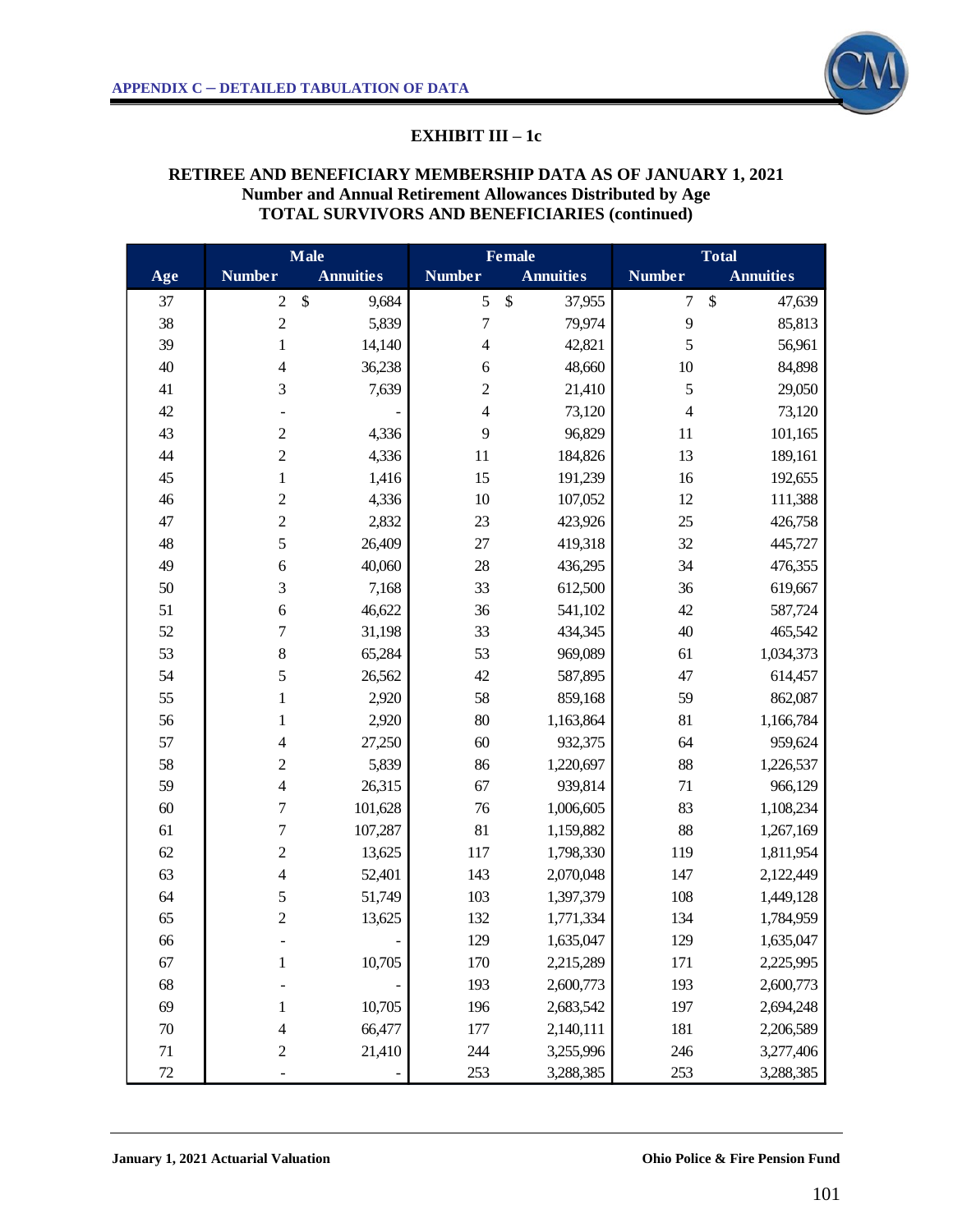## EXHIBIT III – 1c

### RETIREE AND BENEFICIARY MEMBERSHIP DATA AS OF JANUARY 1, 2021
### Number and Annual Retirement Allowances Distributed by Age
### TOTAL SURVIVORS AND BENEFICIARIES (continued)

| | Male | | Female | | Total | |
|---|---|---|---|---|---|---|
| Age | Number | Annuities | Number | Annuities | Number | Annuities |
| 37 | 2 | $ 9,684 | 5 | $ 37,955 | 7 | $ 47,639 |
| 38 | 2 | 5,839 | 7 | 79,974 | 9 | 85,813 |
| 39 | 1 | 14,140 | 4 | 42,821 | 5 | 56,961 |
| 40 | 4 | 36,238 | 6 | 48,660 | 10 | 84,898 |
| 41 | 3 | 7,639 | 2 | 21,410 | 5 | 29,050 |
| 42 | - | - | 4 | 73,120 | 4 | 73,120 |
| 43 | 2 | 4,336 | 9 | 96,829 | 11 | 101,165 |
| 44 | 2 | 4,336 | 11 | 184,826 | 13 | 189,161 |
| 45 | 1 | 1,416 | 15 | 191,239 | 16 | 192,655 |
| 46 | 2 | 4,336 | 10 | 107,052 | 12 | 111,388 |
| 47 | 2 | 2,832 | 23 | 423,926 | 25 | 426,758 |
| 48 | 5 | 26,409 | 27 | 419,318 | 32 | 445,727 |
| 49 | 6 | 40,060 | 28 | 436,295 | 34 | 476,355 |
| 50 | 3 | 7,168 | 33 | 612,500 | 36 | 619,667 |
| 51 | 6 | 46,622 | 36 | 541,102 | 42 | 587,724 |
| 52 | 7 | 31,198 | 33 | 434,345 | 40 | 465,542 |
| 53 | 8 | 65,284 | 53 | 969,089 | 61 | 1,034,373 |
| 54 | 5 | 26,562 | 42 | 587,895 | 47 | 614,457 |
| 55 | 1 | 2,920 | 58 | 859,168 | 59 | 862,087 |
| 56 | 1 | 2,920 | 80 | 1,163,864 | 81 | 1,166,784 |
| 57 | 4 | 27,250 | 60 | 932,375 | 64 | 959,624 |
| 58 | 2 | 5,839 | 86 | 1,220,697 | 88 | 1,226,537 |
| 59 | 4 | 26,315 | 67 | 939,814 | 71 | 966,129 |
| 60 | 7 | 101,628 | 76 | 1,006,605 | 83 | 1,108,234 |
| 61 | 7 | 107,287 | 81 | 1,159,882 | 88 | 1,267,169 |
| 62 | 2 | 13,625 | 117 | 1,798,330 | 119 | 1,811,954 |
| 63 | 4 | 52,401 | 143 | 2,070,048 | 147 | 2,122,449 |
| 64 | 5 | 51,749 | 103 | 1,397,379 | 108 | 1,449,128 |
| 65 | 2 | 13,625 | 132 | 1,771,334 | 134 | 1,784,959 |
| 66 | - | - | 129 | 1,635,047 | 129 | 1,635,047 |
| 67 | 1 | 10,705 | 170 | 2,215,289 | 171 | 2,225,995 |
| 68 | - | - | 193 | 2,600,773 | 193 | 2,600,773 |
| 69 | 1 | 10,705 | 196 | 2,683,542 | 197 | 2,694,248 |
| 70 | 4 | 66,477 | 177 | 2,140,111 | 181 | 2,206,589 |
| 71 | 2 | 21,410 | 244 | 3,255,996 | 246 | 3,277,406 |
| 72 | - | - | 253 | 3,288,385 | 253 | 3,288,385 |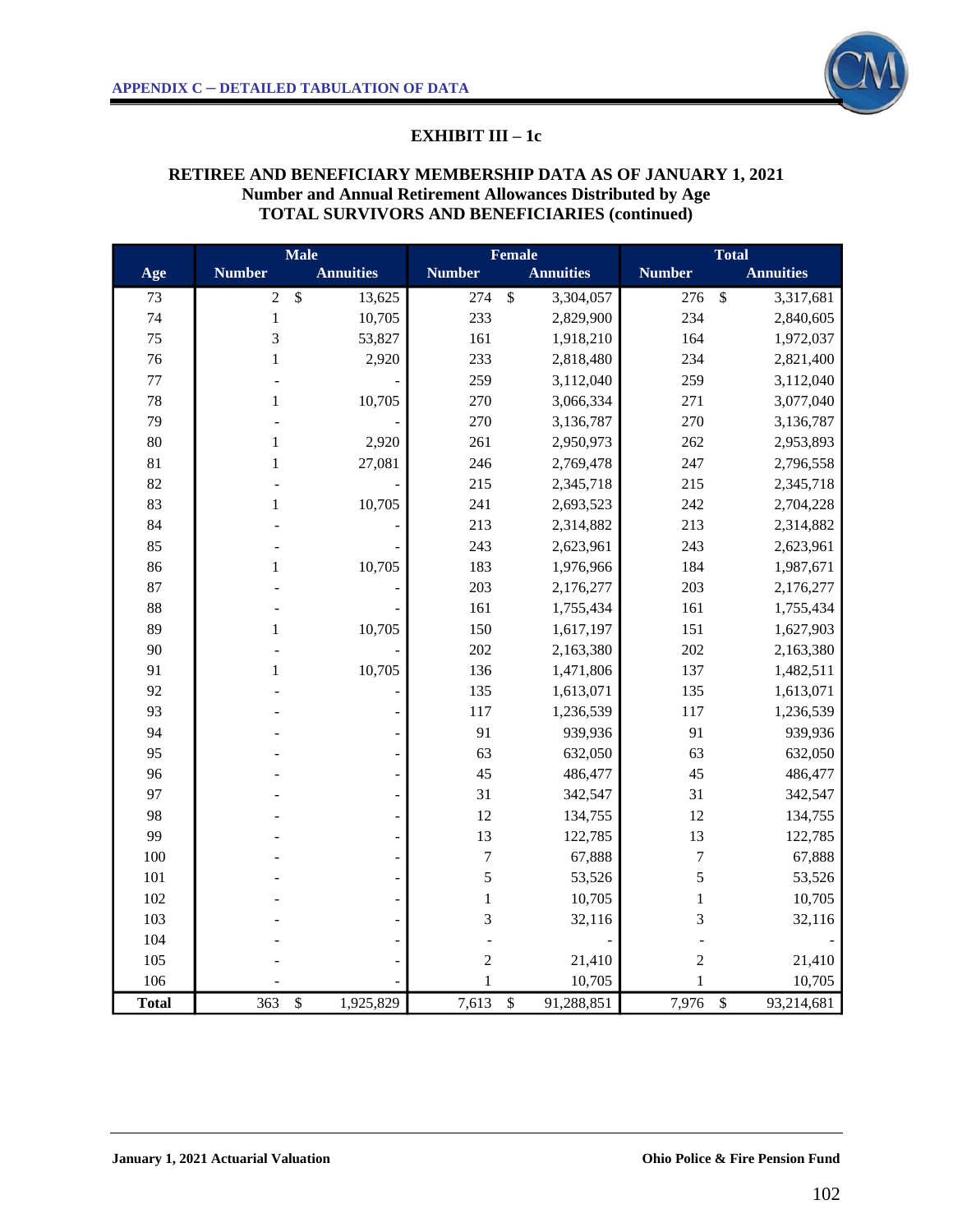## EXHIBIT III – 1c

### RETIREE AND BENEFICIARY MEMBERSHIP DATA AS OF JANUARY 1, 2021
### Number and Annual Retirement Allowances Distributed by Age
### TOTAL SURVIVORS AND BENEFICIARIES (continued)

| | Male | | Female | | Total | |
|---|---|---|---|---|---|---|
| Age | Number | Annuities | Number | Annuities | Number | Annuities |
| 73 | 2 | $ 13,625 | 274 | $ 3,304,057 | 276 | $ 3,317,681 |
| 74 | 1 | 10,705 | 233 | 2,829,900 | 234 | 2,840,605 |
| 75 | 3 | 53,827 | 161 | 1,918,210 | 164 | 1,972,037 |
| 76 | 1 | 2,920 | 233 | 2,818,480 | 234 | 2,821,400 |
| 77 | - | - | 259 | 3,112,040 | 259 | 3,112,040 |
| 78 | 1 | 10,705 | 270 | 3,066,334 | 271 | 3,077,040 |
| 79 | - | - | 270 | 3,136,787 | 270 | 3,136,787 |
| 80 | 1 | 2,920 | 261 | 2,950,973 | 262 | 2,953,893 |
| 81 | 1 | 27,081 | 246 | 2,769,478 | 247 | 2,796,558 |
| 82 | - | - | 215 | 2,345,718 | 215 | 2,345,718 |
| 83 | 1 | 10,705 | 241 | 2,693,523 | 242 | 2,704,228 |
| 84 | - | - | 213 | 2,314,882 | 213 | 2,314,882 |
| 85 | - | - | 243 | 2,623,961 | 243 | 2,623,961 |
| 86 | 1 | 10,705 | 183 | 1,976,966 | 184 | 1,987,671 |
| 87 | - | - | 203 | 2,176,277 | 203 | 2,176,277 |
| 88 | - | - | 161 | 1,755,434 | 161 | 1,755,434 |
| 89 | 1 | 10,705 | 150 | 1,617,197 | 151 | 1,627,903 |
| 90 | - | - | 202 | 2,163,380 | 202 | 2,163,380 |
| 91 | 1 | 10,705 | 136 | 1,471,806 | 137 | 1,482,511 |
| 92 | - | - | 135 | 1,613,071 | 135 | 1,613,071 |
| 93 | - | - | 117 | 1,236,539 | 117 | 1,236,539 |
| 94 | - | - | 91 | 939,936 | 91 | 939,936 |
| 95 | - | - | 63 | 632,050 | 63 | 632,050 |
| 96 | - | - | 45 | 486,477 | 45 | 486,477 |
| 97 | - | - | 31 | 342,547 | 31 | 342,547 |
| 98 | - | - | 12 | 134,755 | 12 | 134,755 |
| 99 | - | - | 13 | 122,785 | 13 | 122,785 |
| 100 | - | - | 7 | 67,888 | 7 | 67,888 |
| 101 | - | - | 5 | 53,526 | 5 | 53,526 |
| 102 | - | - | 1 | 10,705 | 1 | 10,705 |
| 103 | - | - | 3 | 32,116 | 3 | 32,116 |
| 104 | - | - | - | - | - | - |
| 105 | - | - | 2 | 21,410 | 2 | 21,410 |
| 106 | - | - | 1 | 10,705 | 1 | 10,705 |
| **Total** | 363 | $ 1,925,829 | 7,613 | $ 91,288,851 | 7,976 | $ 93,214,681 |